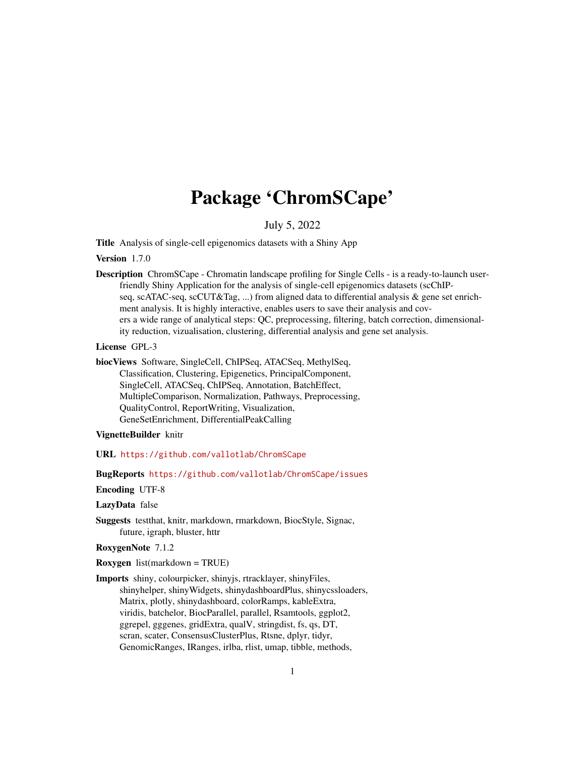# Package 'ChromSCape'

July 5, 2022

**Title** Analysis of single-cell epigenomics datasets with a Shiny App

**Version** 1.7.0

**Description** ChromSCape - Chromatin landscape profiling for Single Cells - is a ready-to-launch user-friendly Shiny Application for the analysis of single-cell epigenomics datasets (scChIP-seq, scATAC-seq, scCUT&Tag, ...) from aligned data to differential analysis & gene set enrichment analysis. It is highly interactive, enables users to save their analysis and covers a wide range of analytical steps: QC, preprocessing, filtering, batch correction, dimensionality reduction, vizualisation, clustering, differential analysis and gene set analysis.

**License** GPL-3

**biocViews** Software, SingleCell, ChIPSeq, ATACSeq, MethylSeq, Classification, Clustering, Epigenetics, PrincipalComponent, SingleCell, ATACSeq, ChIPSeq, Annotation, BatchEffect, MultipleComparison, Normalization, Pathways, Preprocessing, QualityControl, ReportWriting, Visualization, GeneSetEnrichment, DifferentialPeakCalling

**VignetteBuilder** knitr

**URL** https://github.com/vallotlab/ChromSCape

**BugReports** https://github.com/vallotlab/ChromSCape/issues

**Encoding** UTF-8

**LazyData** false

**Suggests** testthat, knitr, markdown, rmarkdown, BiocStyle, Signac, future, igraph, bluster, httr

**RoxygenNote** 7.1.2

**Roxygen** list(markdown = TRUE)

**Imports** shiny, colourpicker, shinyjs, rtracklayer, shinyFiles, shinyhelper, shinyWidgets, shinydashboardPlus, shinycssloaders, Matrix, plotly, shinydashboard, colorRamps, kableExtra, viridis, batchelor, BiocParallel, parallel, Rsamtools, ggplot2, ggrepel, gggenes, gridExtra, qualV, stringdist, fs, qs, DT, scran, scater, ConsensusClusterPlus, Rtsne, dplyr, tidyr, GenomicRanges, IRanges, irlba, rlist, umap, tibble, methods,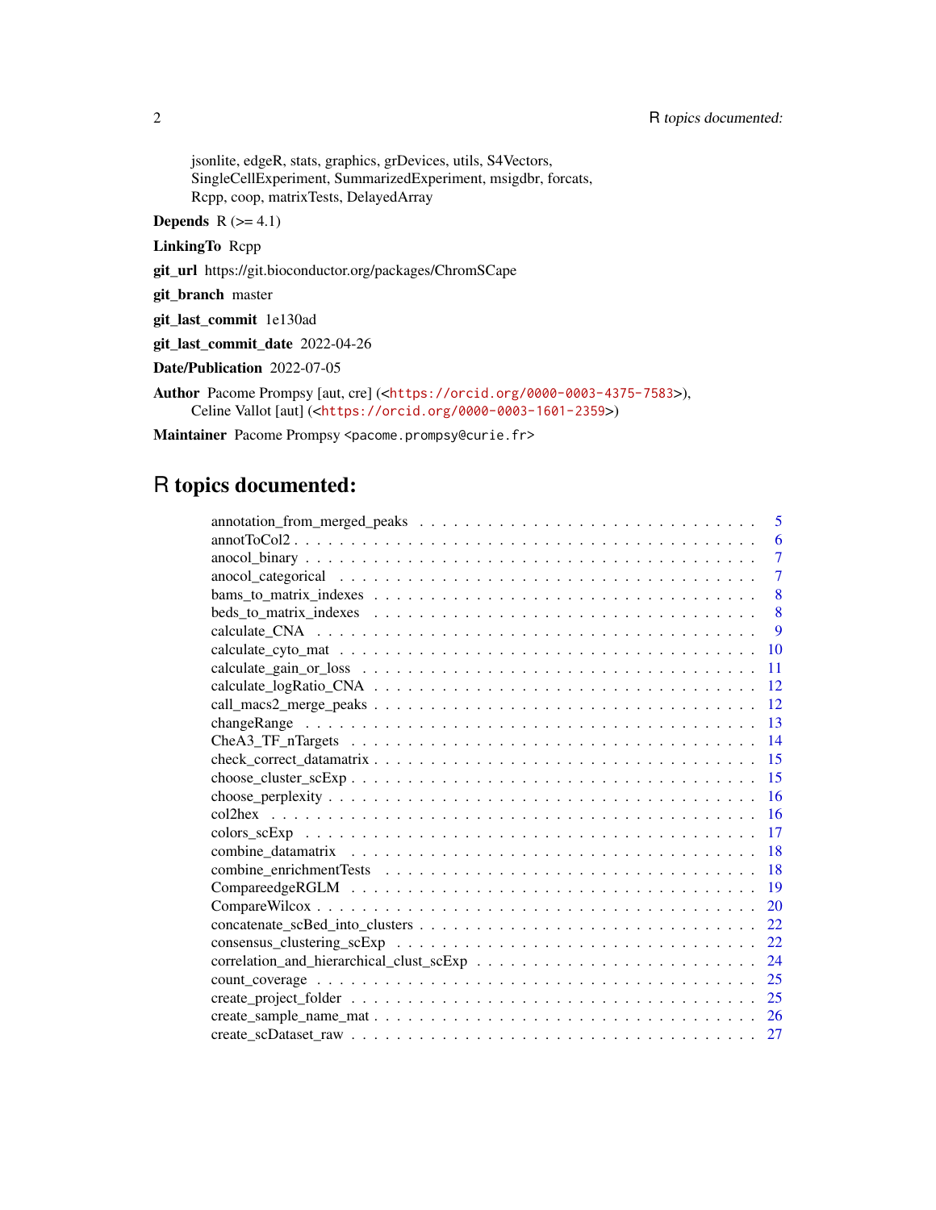jsonlite, edgeR, stats, graphics, grDevices, utils, S4Vectors, SingleCellExperiment, SummarizedExperiment, msigdbr, forcats, Rcpp, coop, matrixTests, DelayedArray

**Depends** R (>= 4.1)

**LinkingTo** Rcpp

**git_url** https://git.bioconductor.org/packages/ChromSCape

**git_branch** master

**git_last_commit** 1e130ad

**git_last_commit_date** 2022-04-26

**Date/Publication** 2022-07-05

**Author** Pacome Prompsy [aut, cre] (<https://orcid.org/0000-0003-4375-7583>), Celine Vallot [aut] (<https://orcid.org/0000-0003-1601-2359>)

**Maintainer** Pacome Prompsy <pacome.prompsy@curie.fr>

# R topics documented:

| | |
|---|---|
| annotation_from_merged_peaks | 5 |
| annotToCol2 | 6 |
| anocol_binary | 7 |
| anocol_categorical | 7 |
| bams_to_matrix_indexes | 8 |
| beds_to_matrix_indexes | 8 |
| calculate_CNA | 9 |
| calculate_cyto_mat | 10 |
| calculate_gain_or_loss | 11 |
| calculate_logRatio_CNA | 12 |
| call_macs2_merge_peaks | 12 |
| changeRange | 13 |
| CheA3_TF_nTargets | 14 |
| check_correct_datamatrix | 15 |
| choose_cluster_scExp | 15 |
| choose_perplexity | 16 |
| col2hex | 16 |
| colors_scExp | 17 |
| combine_datamatrix | 18 |
| combine_enrichmentTests | 18 |
| CompareedgeRGLM | 19 |
| CompareWilcox | 20 |
| concatenate_scBed_into_clusters | 22 |
| consensus_clustering_scExp | 22 |
| correlation_and_hierarchical_clust_scExp | 24 |
| count_coverage | 25 |
| create_project_folder | 25 |
| create_sample_name_mat | 26 |
| create_scDataset_raw | 27 |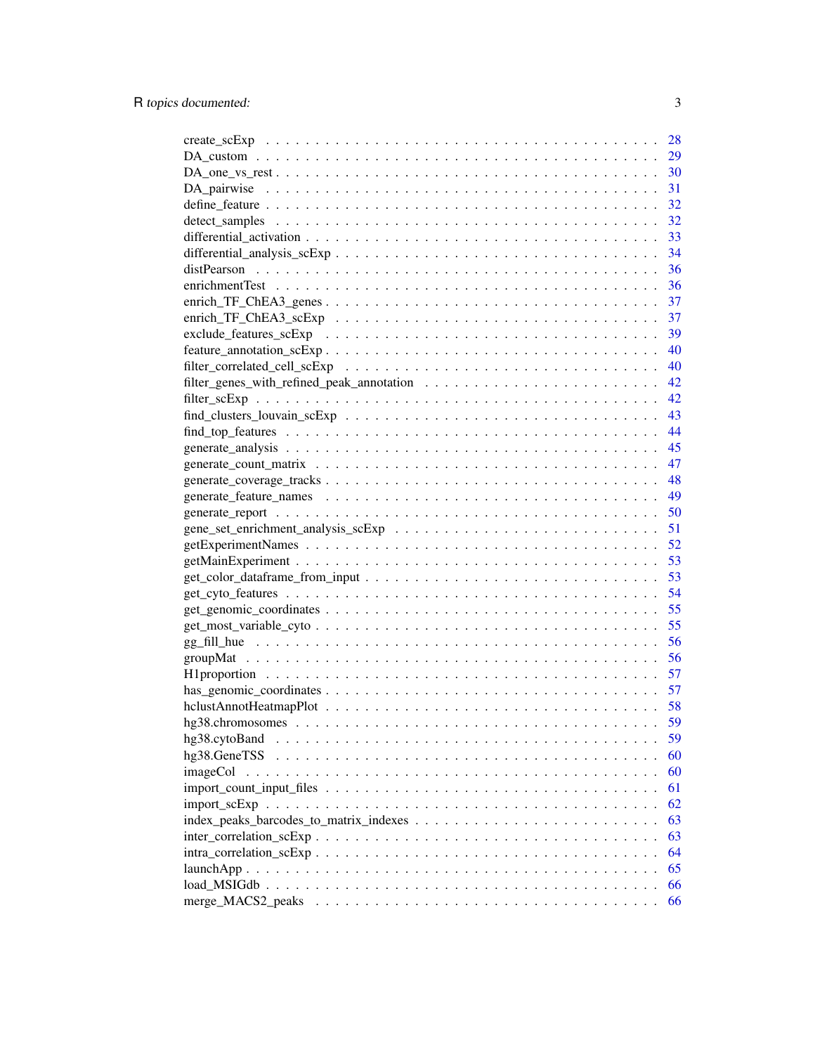create_scExp . . . . . . . . . . . . . . . . . . . . . . . . . . . . . . . . . . . . 28
DA_custom . . . . . . . . . . . . . . . . . . . . . . . . . . . . . . . . . . . . . 29
DA_one_vs_rest . . . . . . . . . . . . . . . . . . . . . . . . . . . . . . . . . . 30
DA_pairwise . . . . . . . . . . . . . . . . . . . . . . . . . . . . . . . . . . . . 31
define_feature . . . . . . . . . . . . . . . . . . . . . . . . . . . . . . . . . . . 32
detect_samples . . . . . . . . . . . . . . . . . . . . . . . . . . . . . . . . . . . 32
differential_activation . . . . . . . . . . . . . . . . . . . . . . . . . . . . . . 33
differential_analysis_scExp . . . . . . . . . . . . . . . . . . . . . . . . . . . . 34
distPearson . . . . . . . . . . . . . . . . . . . . . . . . . . . . . . . . . . . . 36
enrichmentTest . . . . . . . . . . . . . . . . . . . . . . . . . . . . . . . . . . . 36
enrich_TF_ChEA3_genes . . . . . . . . . . . . . . . . . . . . . . . . . . . . . . 37
enrich_TF_ChEA3_scExp . . . . . . . . . . . . . . . . . . . . . . . . . . . . . . 37
exclude_features_scExp . . . . . . . . . . . . . . . . . . . . . . . . . . . . . . 39
feature_annotation_scExp . . . . . . . . . . . . . . . . . . . . . . . . . . . . . 40
filter_correlated_cell_scExp . . . . . . . . . . . . . . . . . . . . . . . . . . . 40
filter_genes_with_refined_peak_annotation . . . . . . . . . . . . . . . . . . . . 42
filter_scExp . . . . . . . . . . . . . . . . . . . . . . . . . . . . . . . . . . . . 42
find_clusters_louvain_scExp . . . . . . . . . . . . . . . . . . . . . . . . . . . 43
find_top_features . . . . . . . . . . . . . . . . . . . . . . . . . . . . . . . . . 44
generate_analysis . . . . . . . . . . . . . . . . . . . . . . . . . . . . . . . . . 45
generate_count_matrix . . . . . . . . . . . . . . . . . . . . . . . . . . . . . . . 47
generate_coverage_tracks . . . . . . . . . . . . . . . . . . . . . . . . . . . . . 48
generate_feature_names . . . . . . . . . . . . . . . . . . . . . . . . . . . . . . 49
generate_report . . . . . . . . . . . . . . . . . . . . . . . . . . . . . . . . . . 50
gene_set_enrichment_analysis_scExp . . . . . . . . . . . . . . . . . . . . . . . . 51
getExperimentNames . . . . . . . . . . . . . . . . . . . . . . . . . . . . . . . . 52
getMainExperiment . . . . . . . . . . . . . . . . . . . . . . . . . . . . . . . . . 53
get_color_dataframe_from_input . . . . . . . . . . . . . . . . . . . . . . . . . . 53
get_cyto_features . . . . . . . . . . . . . . . . . . . . . . . . . . . . . . . . . 54
get_genomic_coordinates . . . . . . . . . . . . . . . . . . . . . . . . . . . . . . 55
get_most_variable_cyto . . . . . . . . . . . . . . . . . . . . . . . . . . . . . . 55
gg_fill_hue . . . . . . . . . . . . . . . . . . . . . . . . . . . . . . . . . . . . 56
groupMat . . . . . . . . . . . . . . . . . . . . . . . . . . . . . . . . . . . . . . 56
H1proportion . . . . . . . . . . . . . . . . . . . . . . . . . . . . . . . . . . . 57
has_genomic_coordinates . . . . . . . . . . . . . . . . . . . . . . . . . . . . . . 57
hclustAnnotHeatmapPlot . . . . . . . . . . . . . . . . . . . . . . . . . . . . . . 58
hg38.chromosomes . . . . . . . . . . . . . . . . . . . . . . . . . . . . . . . . . 59
hg38.cytoBand . . . . . . . . . . . . . . . . . . . . . . . . . . . . . . . . . . . 59
hg38.GeneTSS . . . . . . . . . . . . . . . . . . . . . . . . . . . . . . . . . . . 60
imageCol . . . . . . . . . . . . . . . . . . . . . . . . . . . . . . . . . . . . . . 60
import_count_input_files . . . . . . . . . . . . . . . . . . . . . . . . . . . . . 61
import_scExp . . . . . . . . . . . . . . . . . . . . . . . . . . . . . . . . . . . 62
index_peaks_barcodes_to_matrix_indexes . . . . . . . . . . . . . . . . . . . . . 63
inter_correlation_scExp . . . . . . . . . . . . . . . . . . . . . . . . . . . . . . 63
intra_correlation_scExp . . . . . . . . . . . . . . . . . . . . . . . . . . . . . . 64
launchApp . . . . . . . . . . . . . . . . . . . . . . . . . . . . . . . . . . . . . 65
load_MSIGdb . . . . . . . . . . . . . . . . . . . . . . . . . . . . . . . . . . . . 66
merge_MACS2_peaks . . . . . . . . . . . . . . . . . . . . . . . . . . . . . . . . 66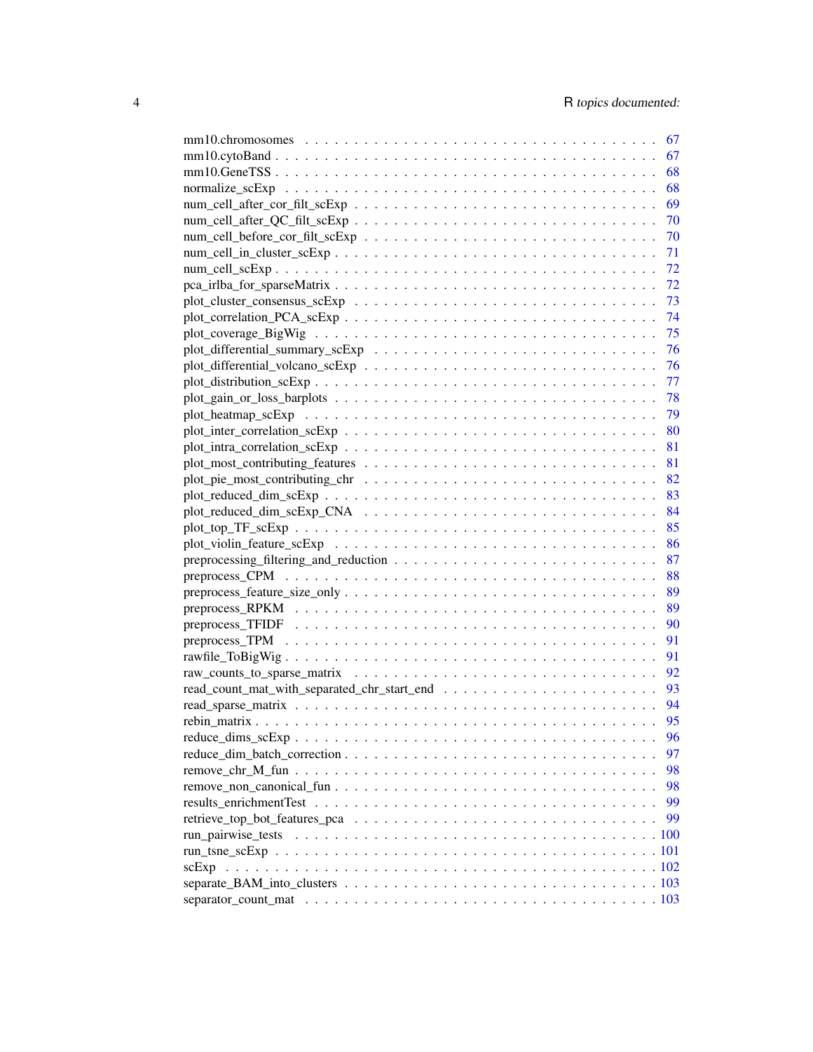mm10.chromosomes . . . . . . . . . . . . . . . . . . . . . . . . . . . . . . . . . 67
mm10.cytoBand . . . . . . . . . . . . . . . . . . . . . . . . . . . . . . . . . . . 67
mm10.GeneTSS . . . . . . . . . . . . . . . . . . . . . . . . . . . . . . . . . . . 68
normalize_scExp . . . . . . . . . . . . . . . . . . . . . . . . . . . . . . . . . . 68
num_cell_after_cor_filt_scExp . . . . . . . . . . . . . . . . . . . . . . . . . . . 69
num_cell_after_QC_filt_scExp . . . . . . . . . . . . . . . . . . . . . . . . . . . 70
num_cell_before_cor_filt_scExp . . . . . . . . . . . . . . . . . . . . . . . . . . 70
num_cell_in_cluster_scExp . . . . . . . . . . . . . . . . . . . . . . . . . . . . 71
num_cell_scExp . . . . . . . . . . . . . . . . . . . . . . . . . . . . . . . . . . 72
pca_irlba_for_sparseMatrix . . . . . . . . . . . . . . . . . . . . . . . . . . . . 72
plot_cluster_consensus_scExp . . . . . . . . . . . . . . . . . . . . . . . . . . . 73
plot_correlation_PCA_scExp . . . . . . . . . . . . . . . . . . . . . . . . . . . . 74
plot_coverage_BigWig . . . . . . . . . . . . . . . . . . . . . . . . . . . . . . . 75
plot_differential_summary_scExp . . . . . . . . . . . . . . . . . . . . . . . . . 76
plot_differential_volcano_scExp . . . . . . . . . . . . . . . . . . . . . . . . . . 76
plot_distribution_scExp . . . . . . . . . . . . . . . . . . . . . . . . . . . . . . 77
plot_gain_or_loss_barplots . . . . . . . . . . . . . . . . . . . . . . . . . . . . 78
plot_heatmap_scExp . . . . . . . . . . . . . . . . . . . . . . . . . . . . . . . . 79
plot_inter_correlation_scExp . . . . . . . . . . . . . . . . . . . . . . . . . . . 80
plot_intra_correlation_scExp . . . . . . . . . . . . . . . . . . . . . . . . . . . 81
plot_most_contributing_features . . . . . . . . . . . . . . . . . . . . . . . . . . 81
plot_pie_most_contributing_chr . . . . . . . . . . . . . . . . . . . . . . . . . . 82
plot_reduced_dim_scExp . . . . . . . . . . . . . . . . . . . . . . . . . . . . . . 83
plot_reduced_dim_scExp_CNA . . . . . . . . . . . . . . . . . . . . . . . . . . . 84
plot_top_TF_scExp . . . . . . . . . . . . . . . . . . . . . . . . . . . . . . . . 85
plot_violin_feature_scExp . . . . . . . . . . . . . . . . . . . . . . . . . . . . . 86
preprocessing_filtering_and_reduction . . . . . . . . . . . . . . . . . . . . . . . 87
preprocess_CPM . . . . . . . . . . . . . . . . . . . . . . . . . . . . . . . . . . 88
preprocess_feature_size_only . . . . . . . . . . . . . . . . . . . . . . . . . . . 89
preprocess_RPKM . . . . . . . . . . . . . . . . . . . . . . . . . . . . . . . . . 89
preprocess_TFIDF . . . . . . . . . . . . . . . . . . . . . . . . . . . . . . . . . 90
preprocess_TPM . . . . . . . . . . . . . . . . . . . . . . . . . . . . . . . . . . 91
rawfile_ToBigWig . . . . . . . . . . . . . . . . . . . . . . . . . . . . . . . . . 91
raw_counts_to_sparse_matrix . . . . . . . . . . . . . . . . . . . . . . . . . . . 92
read_count_mat_with_separated_chr_start_end . . . . . . . . . . . . . . . . . . . 93
read_sparse_matrix . . . . . . . . . . . . . . . . . . . . . . . . . . . . . . . . 94
rebin_matrix . . . . . . . . . . . . . . . . . . . . . . . . . . . . . . . . . . . 95
reduce_dims_scExp . . . . . . . . . . . . . . . . . . . . . . . . . . . . . . . . 96
reduce_dim_batch_correction . . . . . . . . . . . . . . . . . . . . . . . . . . . 97
remove_chr_M_fun . . . . . . . . . . . . . . . . . . . . . . . . . . . . . . . . 98
remove_non_canonical_fun . . . . . . . . . . . . . . . . . . . . . . . . . . . . . 98
results_enrichmentTest . . . . . . . . . . . . . . . . . . . . . . . . . . . . . . 99
retrieve_top_bot_features_pca . . . . . . . . . . . . . . . . . . . . . . . . . . . 99
run_pairwise_tests . . . . . . . . . . . . . . . . . . . . . . . . . . . . . . . . 100
run_tsne_scExp . . . . . . . . . . . . . . . . . . . . . . . . . . . . . . . . . . 101
scExp . . . . . . . . . . . . . . . . . . . . . . . . . . . . . . . . . . . . . . . 102
separate_BAM_into_clusters . . . . . . . . . . . . . . . . . . . . . . . . . . . . 103
separator_count_mat . . . . . . . . . . . . . . . . . . . . . . . . . . . . . . . 103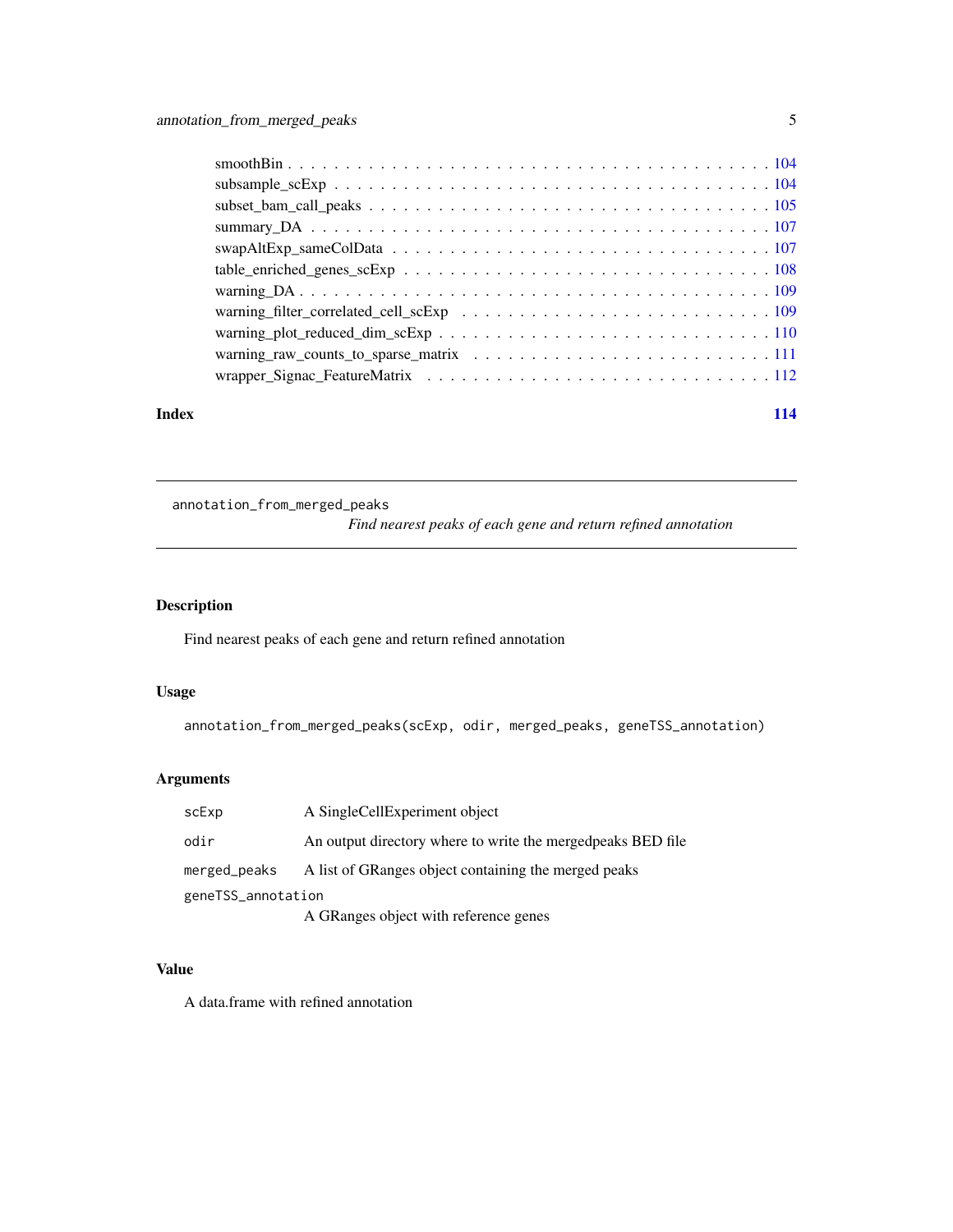smoothBin . . . . . . . . . . . . . . . . . . . . . . . . . . . . . . . . . . . . . . . . 104
subsample_scExp . . . . . . . . . . . . . . . . . . . . . . . . . . . . . . . . . . . . . 104
subset_bam_call_peaks . . . . . . . . . . . . . . . . . . . . . . . . . . . . . . . . . . 105
summary_DA . . . . . . . . . . . . . . . . . . . . . . . . . . . . . . . . . . . . . . . 107
swapAltExp_sameColData . . . . . . . . . . . . . . . . . . . . . . . . . . . . . . . . . 107
table_enriched_genes_scExp . . . . . . . . . . . . . . . . . . . . . . . . . . . . . . . 108
warning_DA . . . . . . . . . . . . . . . . . . . . . . . . . . . . . . . . . . . . . . . 109
warning_filter_correlated_cell_scExp . . . . . . . . . . . . . . . . . . . . . . . . . . 109
warning_plot_reduced_dim_scExp . . . . . . . . . . . . . . . . . . . . . . . . . . . . . 110
warning_raw_counts_to_sparse_matrix . . . . . . . . . . . . . . . . . . . . . . . . . . 111
wrapper_Signac_FeatureMatrix . . . . . . . . . . . . . . . . . . . . . . . . . . . . . . 112

**Index** 114

---

`annotation_from_merged_peaks` *Find nearest peaks of each gene and return refined annotation*

---

### Description

Find nearest peaks of each gene and return refined annotation

### Usage

```
annotation_from_merged_peaks(scExp, odir, merged_peaks, geneTSS_annotation)
```

### Arguments

| | |
|---|---|
| `scExp` | A SingleCellExperiment object |
| `odir` | An output directory where to write the mergedpeaks BED file |
| `merged_peaks` | A list of GRanges object containing the merged peaks |
| `geneTSS_annotation` | A GRanges object with reference genes |

### Value

A data.frame with refined annotation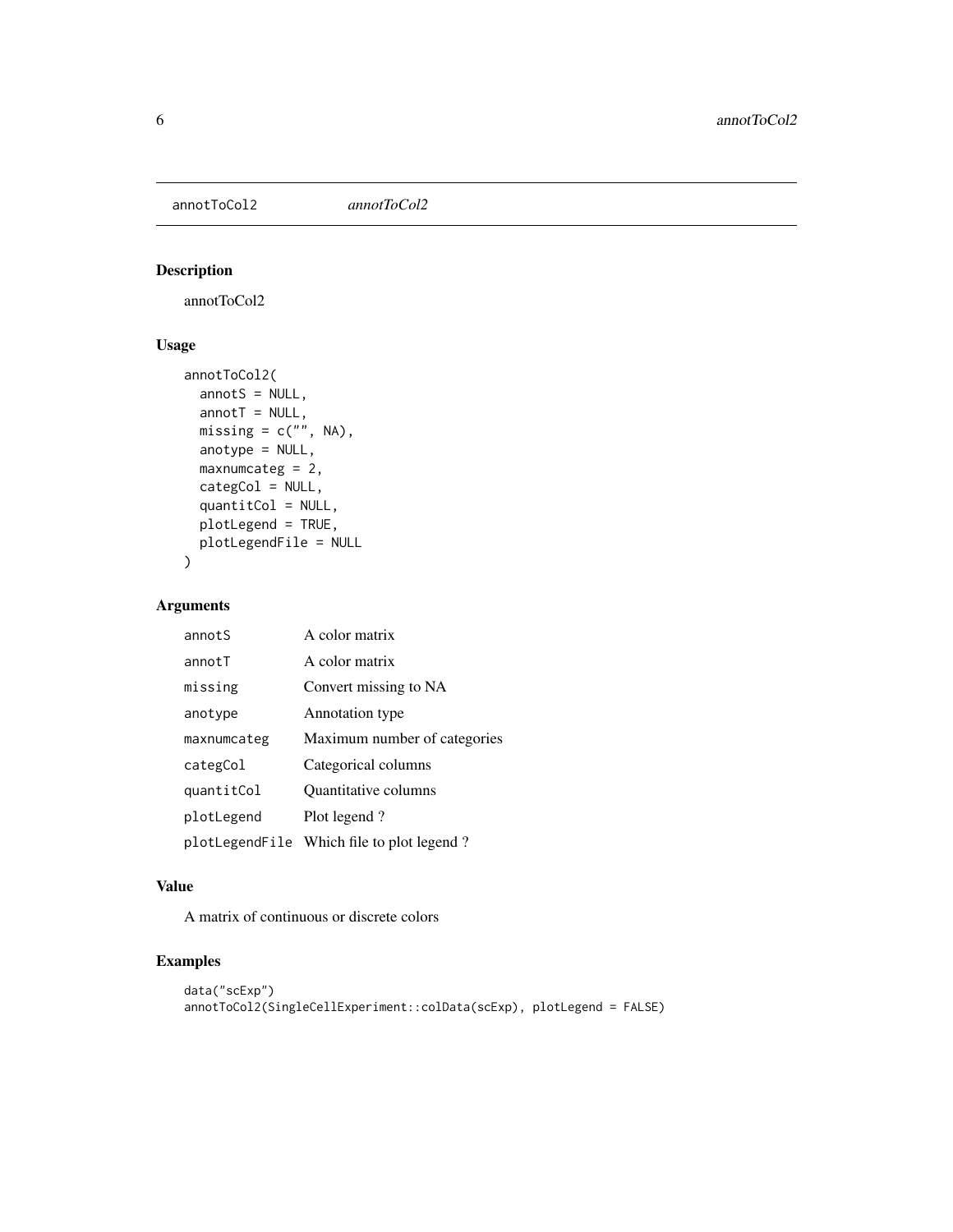# annotToCol2 *annotToCol2*

## Description

annotToCol2

## Usage

```
annotToCol2(
  annotS = NULL,
  annotT = NULL,
  missing = c("", NA),
  anotype = NULL,
  maxnumcateg = 2,
  categCol = NULL,
  quantitCol = NULL,
  plotLegend = TRUE,
  plotLegendFile = NULL
)
```

## Arguments

| | |
|---|---|
| annotS | A color matrix |
| annotT | A color matrix |
| missing | Convert missing to NA |
| anotype | Annotation type |
| maxnumcateg | Maximum number of categories |
| categCol | Categorical columns |
| quantitCol | Quantitative columns |
| plotLegend | Plot legend ? |
| plotLegendFile | Which file to plot legend ? |

## Value

A matrix of continuous or discrete colors

## Examples

```
data("scExp")
annotToCol2(SingleCellExperiment::colData(scExp), plotLegend = FALSE)
```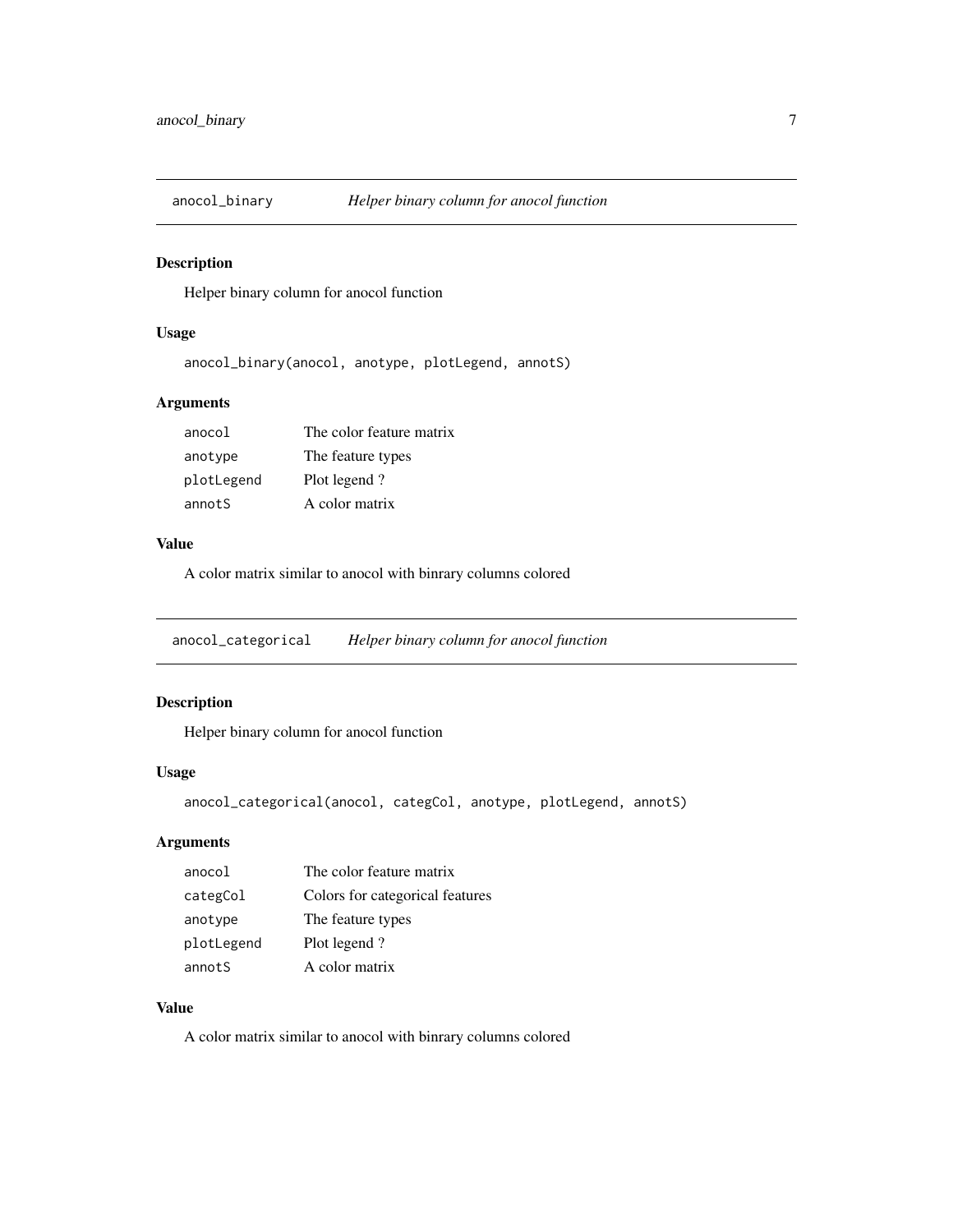## anocol_binary — *Helper binary column for anocol function*

### Description

Helper binary column for anocol function

### Usage

```
anocol_binary(anocol, anotype, plotLegend, annotS)
```

### Arguments

| | |
|---|---|
| anocol | The color feature matrix |
| anotype | The feature types |
| plotLegend | Plot legend ? |
| annotS | A color matrix |

### Value

A color matrix similar to anocol with binrary columns colored

## anocol_categorical — *Helper binary column for anocol function*

### Description

Helper binary column for anocol function

### Usage

```
anocol_categorical(anocol, categCol, anotype, plotLegend, annotS)
```

### Arguments

| | |
|---|---|
| anocol | The color feature matrix |
| categCol | Colors for categorical features |
| anotype | The feature types |
| plotLegend | Plot legend ? |
| annotS | A color matrix |

### Value

A color matrix similar to anocol with binrary columns colored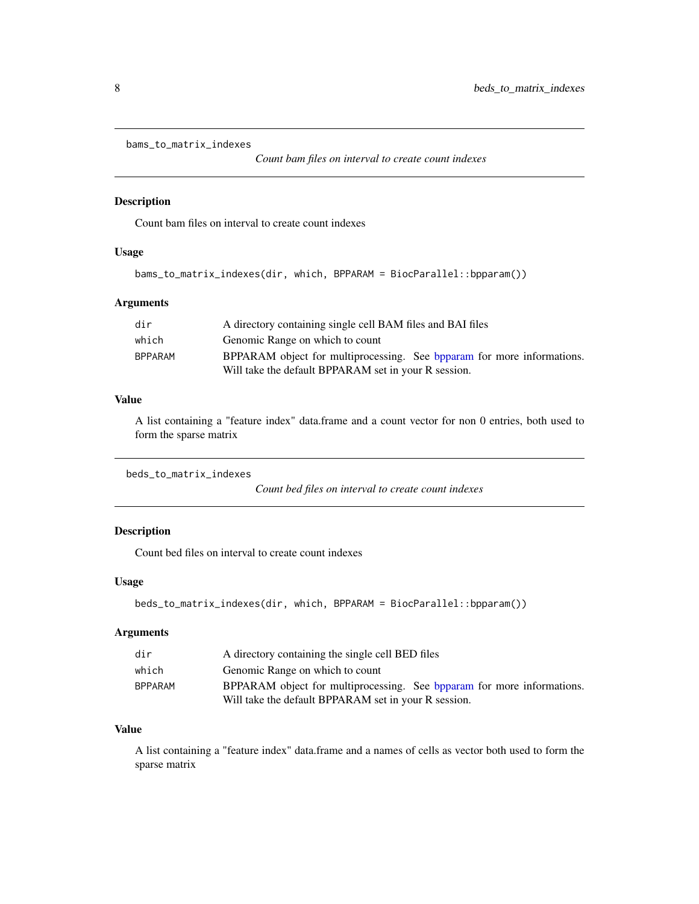## bams_to_matrix_indexes

*Count bam files on interval to create count indexes*

### Description

Count bam files on interval to create count indexes

### Usage

```
bams_to_matrix_indexes(dir, which, BPPARAM = BiocParallel::bpparam())
```

### Arguments

| | |
|---|---|
| dir | A directory containing single cell BAM files and BAI files |
| which | Genomic Range on which to count |
| BPPARAM | BPPARAM object for multiprocessing. See bpparam for more informations. Will take the default BPPARAM set in your R session. |

### Value

A list containing a "feature index" data.frame and a count vector for non 0 entries, both used to form the sparse matrix

## beds_to_matrix_indexes

*Count bed files on interval to create count indexes*

### Description

Count bed files on interval to create count indexes

### Usage

```
beds_to_matrix_indexes(dir, which, BPPARAM = BiocParallel::bpparam())
```

### Arguments

| | |
|---|---|
| dir | A directory containing the single cell BED files |
| which | Genomic Range on which to count |
| BPPARAM | BPPARAM object for multiprocessing. See bpparam for more informations. Will take the default BPPARAM set in your R session. |

### Value

A list containing a "feature index" data.frame and a names of cells as vector both used to form the sparse matrix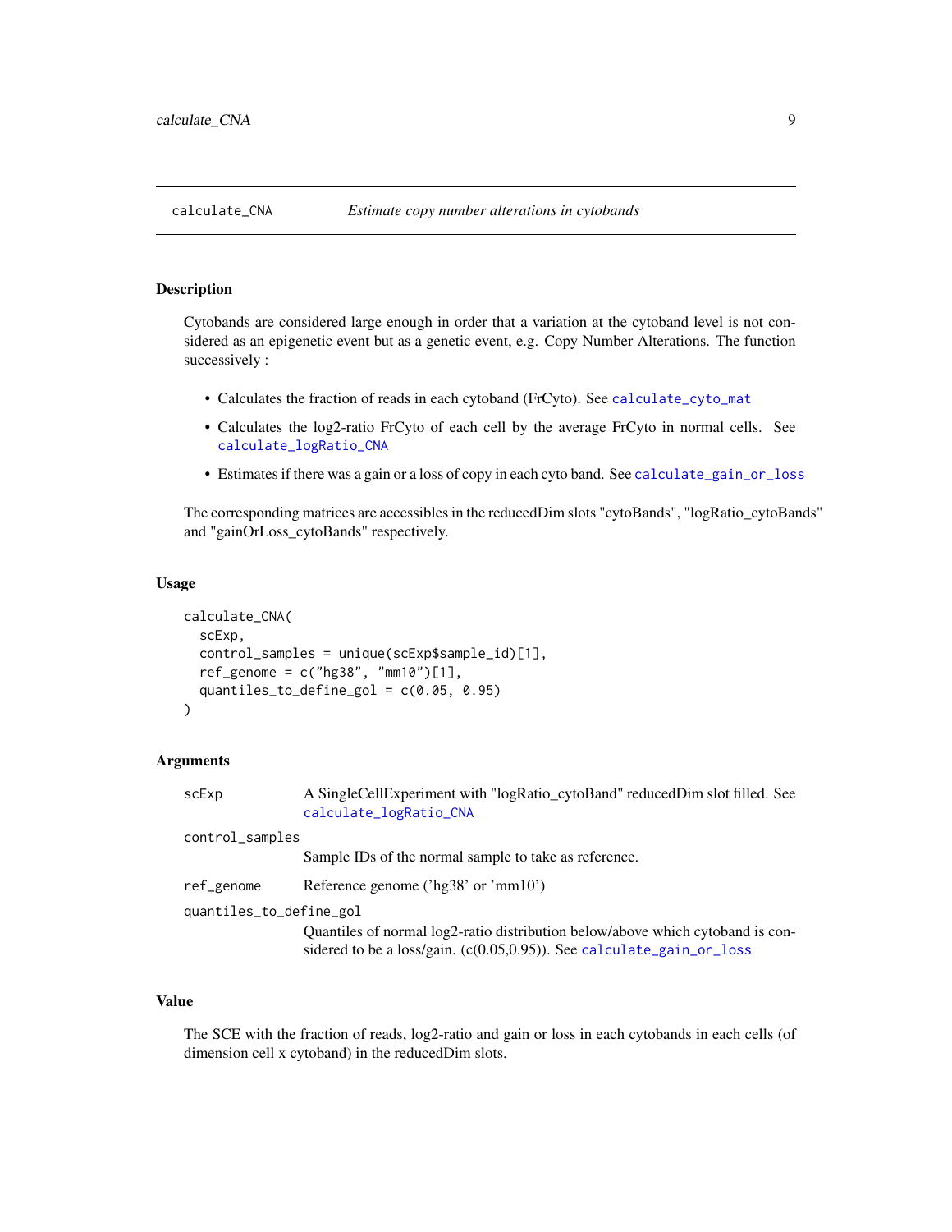calculate_CNA *Estimate copy number alterations in cytobands*

## Description

Cytobands are considered large enough in order that a variation at the cytoband level is not considered as an epigenetic event but as a genetic event, e.g. Copy Number Alterations. The function successively :

- Calculates the fraction of reads in each cytoband (FrCyto). See calculate_cyto_mat
- Calculates the log2-ratio FrCyto of each cell by the average FrCyto in normal cells. See calculate_logRatio_CNA
- Estimates if there was a gain or a loss of copy in each cyto band. See calculate_gain_or_loss

The corresponding matrices are accessibles in the reducedDim slots "cytoBands", "logRatio_cytoBands" and "gainOrLoss_cytoBands" respectively.

## Usage

```
calculate_CNA(
  scExp,
  control_samples = unique(scExp$sample_id)[1],
  ref_genome = c("hg38", "mm10")[1],
  quantiles_to_define_gol = c(0.05, 0.95)
)
```

## Arguments

| | |
|---|---|
| scExp | A SingleCellExperiment with "logRatio_cytoBand" reducedDim slot filled. See calculate_logRatio_CNA |
| control_samples | Sample IDs of the normal sample to take as reference. |
| ref_genome | Reference genome ('hg38' or 'mm10') |
| quantiles_to_define_gol | Quantiles of normal log2-ratio distribution below/above which cytoband is considered to be a loss/gain. (c(0.05,0.95)). See calculate_gain_or_loss |

## Value

The SCE with the fraction of reads, log2-ratio and gain or loss in each cytobands in each cells (of dimension cell x cytoband) in the reducedDim slots.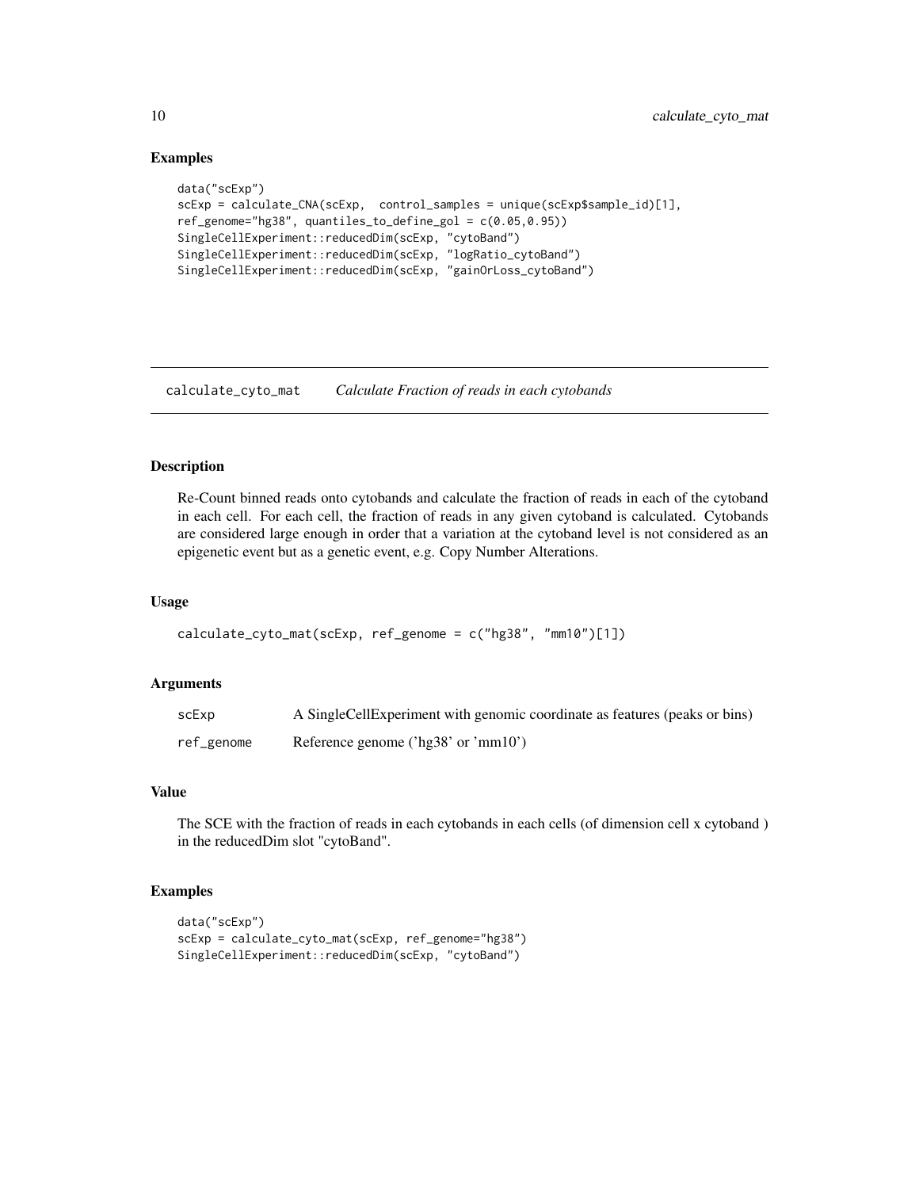### Examples

```
data("scExp")
scExp = calculate_CNA(scExp,  control_samples = unique(scExp$sample_id)[1],
ref_genome="hg38", quantiles_to_define_gol = c(0.05,0.95))
SingleCellExperiment::reducedDim(scExp, "cytoBand")
SingleCellExperiment::reducedDim(scExp, "logRatio_cytoBand")
SingleCellExperiment::reducedDim(scExp, "gainOrLoss_cytoBand")
```

---

## calculate_cyto_mat    *Calculate Fraction of reads in each cytobands*

---

### Description

Re-Count binned reads onto cytobands and calculate the fraction of reads in each of the cytoband in each cell. For each cell, the fraction of reads in any given cytoband is calculated. Cytobands are considered large enough in order that a variation at the cytoband level is not considered as an epigenetic event but as a genetic event, e.g. Copy Number Alterations.

### Usage

```
calculate_cyto_mat(scExp, ref_genome = c("hg38", "mm10")[1])
```

### Arguments

| | |
|---|---|
| scExp | A SingleCellExperiment with genomic coordinate as features (peaks or bins) |
| ref_genome | Reference genome ('hg38' or 'mm10') |

### Value

The SCE with the fraction of reads in each cytobands in each cells (of dimension cell x cytoband ) in the reducedDim slot "cytoBand".

### Examples

```
data("scExp")
scExp = calculate_cyto_mat(scExp, ref_genome="hg38")
SingleCellExperiment::reducedDim(scExp, "cytoBand")
```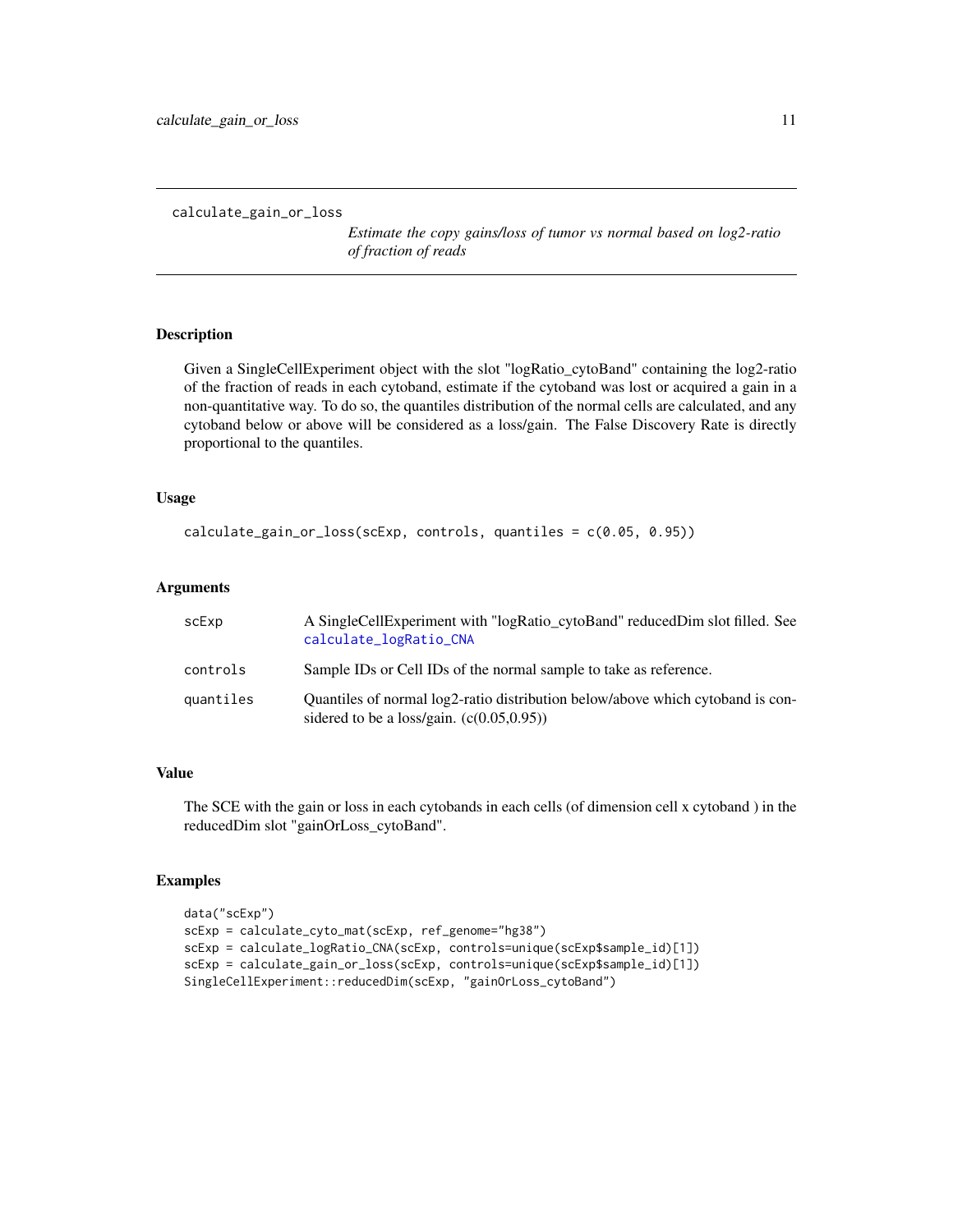calculate_gain_or_loss

*Estimate the copy gains/loss of tumor vs normal based on log2-ratio of fraction of reads*

## Description

Given a SingleCellExperiment object with the slot "logRatio_cytoBand" containing the log2-ratio of the fraction of reads in each cytoband, estimate if the cytoband was lost or acquired a gain in a non-quantitative way. To do so, the quantiles distribution of the normal cells are calculated, and any cytoband below or above will be considered as a loss/gain. The False Discovery Rate is directly proportional to the quantiles.

## Usage

```
calculate_gain_or_loss(scExp, controls, quantiles = c(0.05, 0.95))
```

## Arguments

| | |
|---|---|
| scExp | A SingleCellExperiment with "logRatio_cytoBand" reducedDim slot filled. See calculate_logRatio_CNA |
| controls | Sample IDs or Cell IDs of the normal sample to take as reference. |
| quantiles | Quantiles of normal log2-ratio distribution below/above which cytoband is considered to be a loss/gain. (c(0.05,0.95)) |

## Value

The SCE with the gain or loss in each cytobands in each cells (of dimension cell x cytoband ) in the reducedDim slot "gainOrLoss_cytoBand".

## Examples

```
data("scExp")
scExp = calculate_cyto_mat(scExp, ref_genome="hg38")
scExp = calculate_logRatio_CNA(scExp, controls=unique(scExp$sample_id)[1])
scExp = calculate_gain_or_loss(scExp, controls=unique(scExp$sample_id)[1])
SingleCellExperiment::reducedDim(scExp, "gainOrLoss_cytoBand")
```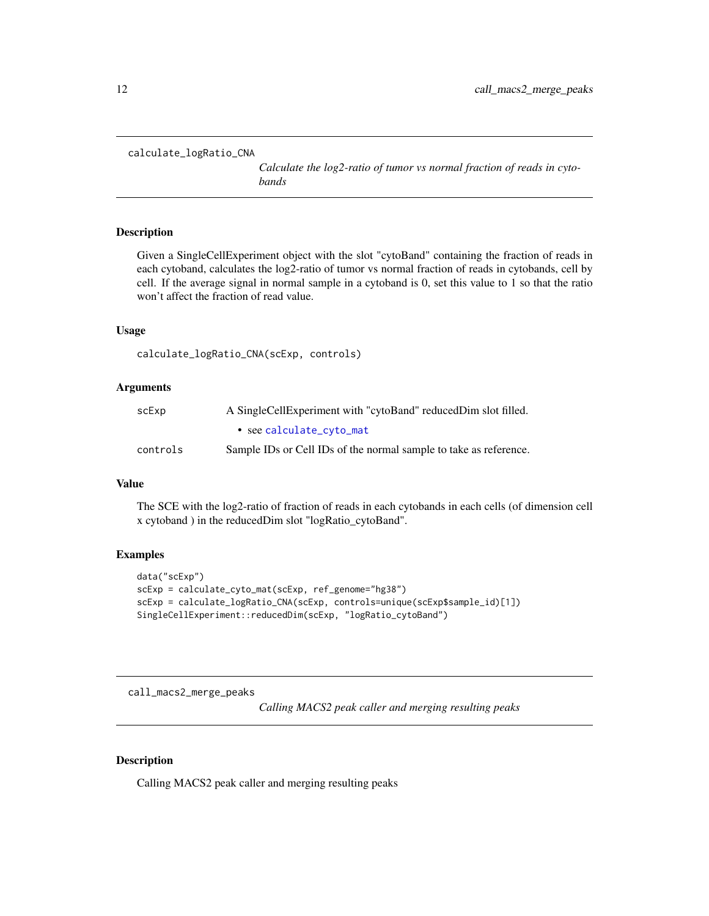## calculate_logRatio_CNA

*Calculate the log2-ratio of tumor vs normal fraction of reads in cytobands*

### Description

Given a SingleCellExperiment object with the slot "cytoBand" containing the fraction of reads in each cytoband, calculates the log2-ratio of tumor vs normal fraction of reads in cytobands, cell by cell. If the average signal in normal sample in a cytoband is 0, set this value to 1 so that the ratio won't affect the fraction of read value.

### Usage

```
calculate_logRatio_CNA(scExp, controls)
```

### Arguments

| | |
|---|---|
| scExp | A SingleCellExperiment with "cytoBand" reducedDim slot filled.<br>• see calculate_cyto_mat |
| controls | Sample IDs or Cell IDs of the normal sample to take as reference. |

### Value

The SCE with the log2-ratio of fraction of reads in each cytobands in each cells (of dimension cell x cytoband ) in the reducedDim slot "logRatio_cytoBand".

### Examples

```
data("scExp")
scExp = calculate_cyto_mat(scExp, ref_genome="hg38")
scExp = calculate_logRatio_CNA(scExp, controls=unique(scExp$sample_id)[1])
SingleCellExperiment::reducedDim(scExp, "logRatio_cytoBand")
```

## call_macs2_merge_peaks

*Calling MACS2 peak caller and merging resulting peaks*

### Description

Calling MACS2 peak caller and merging resulting peaks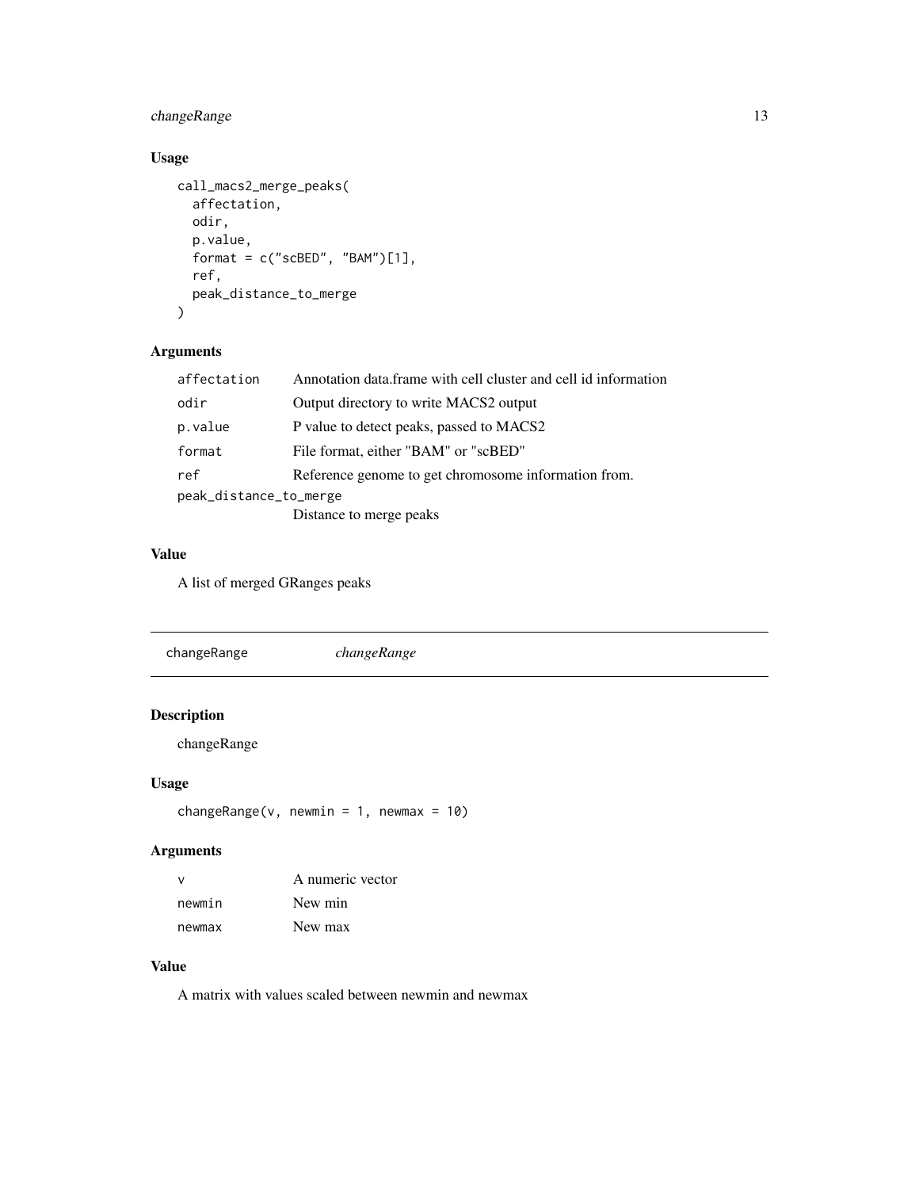## Usage

```
call_macs2_merge_peaks(
  affectation,
  odir,
  p.value,
  format = c("scBED", "BAM")[1],
  ref,
  peak_distance_to_merge
)
```

## Arguments

| | |
|---|---|
| affectation | Annotation data.frame with cell cluster and cell id information |
| odir | Output directory to write MACS2 output |
| p.value | P value to detect peaks, passed to MACS2 |
| format | File format, either "BAM" or "scBED" |
| ref | Reference genome to get chromosome information from. |
| peak_distance_to_merge | Distance to merge peaks |

## Value

A list of merged GRanges peaks

---

# changeRange — *changeRange*

## Description

changeRange

## Usage

```
changeRange(v, newmin = 1, newmax = 10)
```

## Arguments

| | |
|---|---|
| v | A numeric vector |
| newmin | New min |
| newmax | New max |

## Value

A matrix with values scaled between newmin and newmax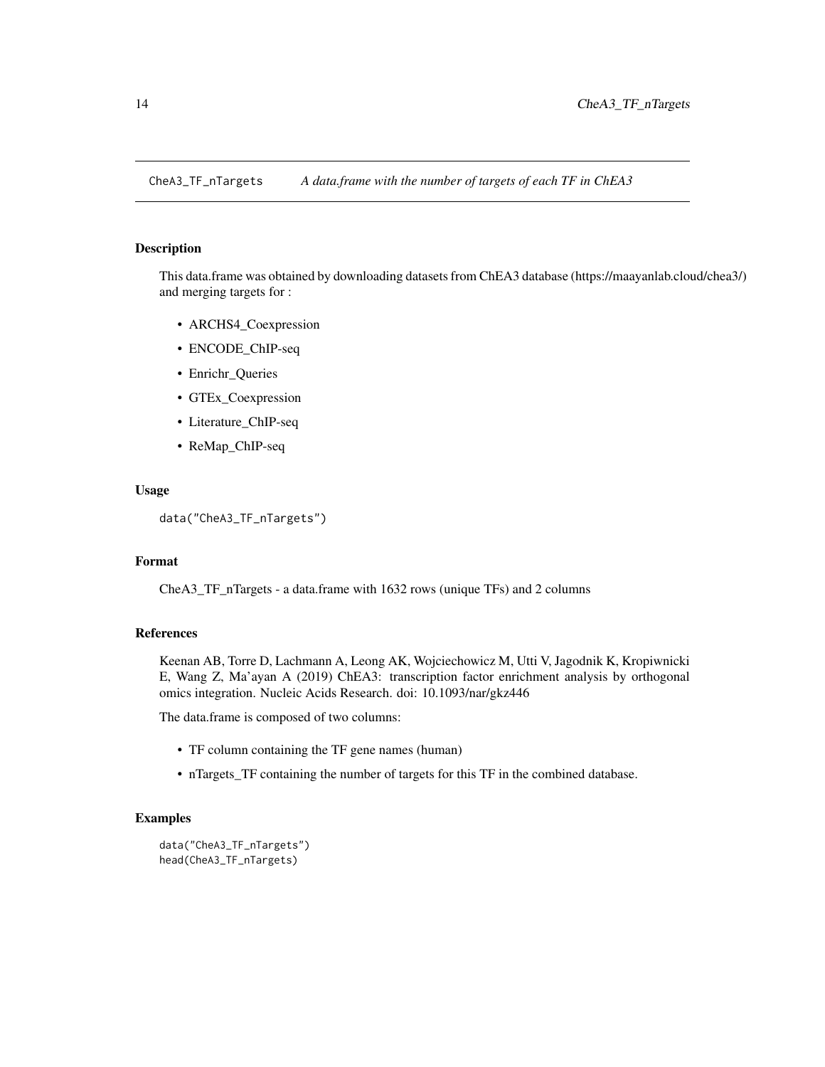# CheA3_TF_nTargets *A data.frame with the number of targets of each TF in ChEA3*

## Description

This data.frame was obtained by downloading datasets from ChEA3 database (https://maayanlab.cloud/chea3/) and merging targets for :

- ARCHS4_Coexpression
- ENCODE_ChIP-seq
- Enrichr_Queries
- GTEx_Coexpression
- Literature_ChIP-seq
- ReMap_ChIP-seq

## Usage

```
data("CheA3_TF_nTargets")
```

## Format

CheA3_TF_nTargets - a data.frame with 1632 rows (unique TFs) and 2 columns

## References

Keenan AB, Torre D, Lachmann A, Leong AK, Wojciechowicz M, Utti V, Jagodnik K, Kropiwnicki E, Wang Z, Ma'ayan A (2019) ChEA3: transcription factor enrichment analysis by orthogonal omics integration. Nucleic Acids Research. doi: 10.1093/nar/gkz446

The data.frame is composed of two columns:

- TF column containing the TF gene names (human)
- nTargets_TF containing the number of targets for this TF in the combined database.

## Examples

```
data("CheA3_TF_nTargets")
head(CheA3_TF_nTargets)
```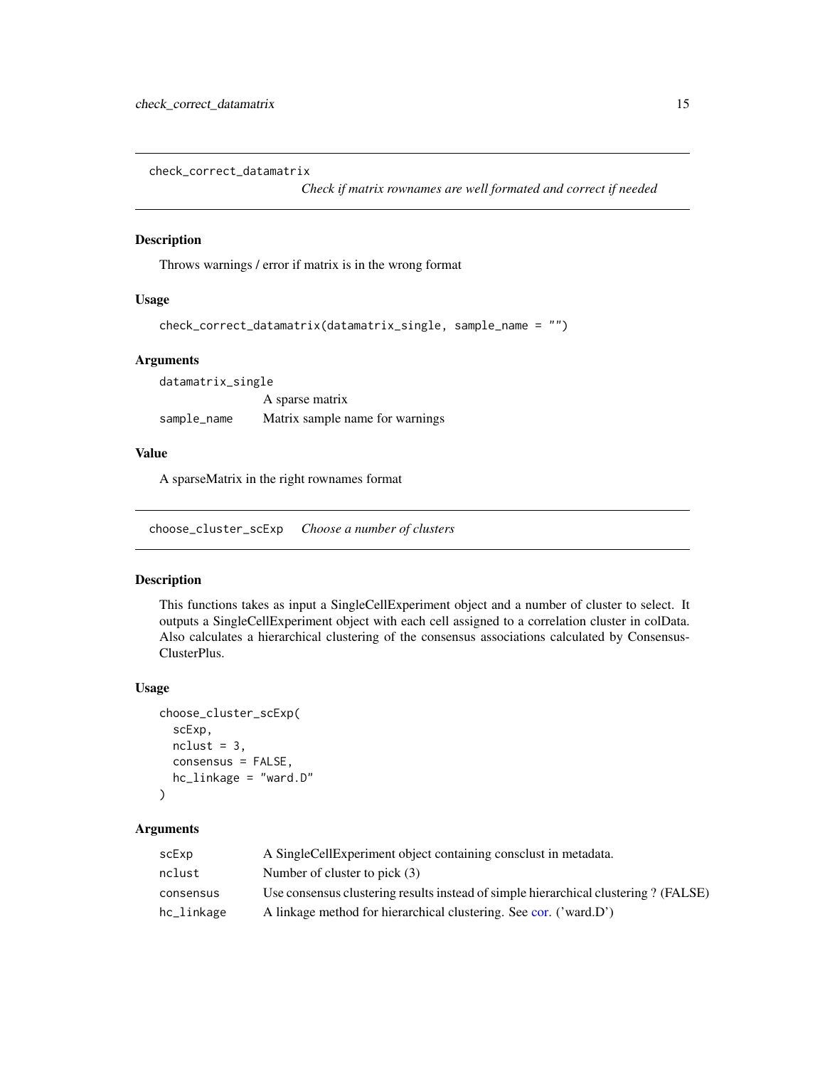## check_correct_datamatrix

*Check if matrix rownames are well formated and correct if needed*

### Description

Throws warnings / error if matrix is in the wrong format

### Usage

```
check_correct_datamatrix(datamatrix_single, sample_name = "")
```

### Arguments

| | |
|---|---|
| datamatrix_single | A sparse matrix |
| sample_name | Matrix sample name for warnings |

### Value

A sparseMatrix in the right rownames format

## choose_cluster_scExp

*Choose a number of clusters*

### Description

This functions takes as input a SingleCellExperiment object and a number of cluster to select. It outputs a SingleCellExperiment object with each cell assigned to a correlation cluster in colData. Also calculates a hierarchical clustering of the consensus associations calculated by ConsensusClusterPlus.

### Usage

```
choose_cluster_scExp(
  scExp,
  nclust = 3,
  consensus = FALSE,
  hc_linkage = "ward.D"
)
```

### Arguments

| | |
|---|---|
| scExp | A SingleCellExperiment object containing consclust in metadata. |
| nclust | Number of cluster to pick (3) |
| consensus | Use consensus clustering results instead of simple hierarchical clustering ? (FALSE) |
| hc_linkage | A linkage method for hierarchical clustering. See cor. ('ward.D') |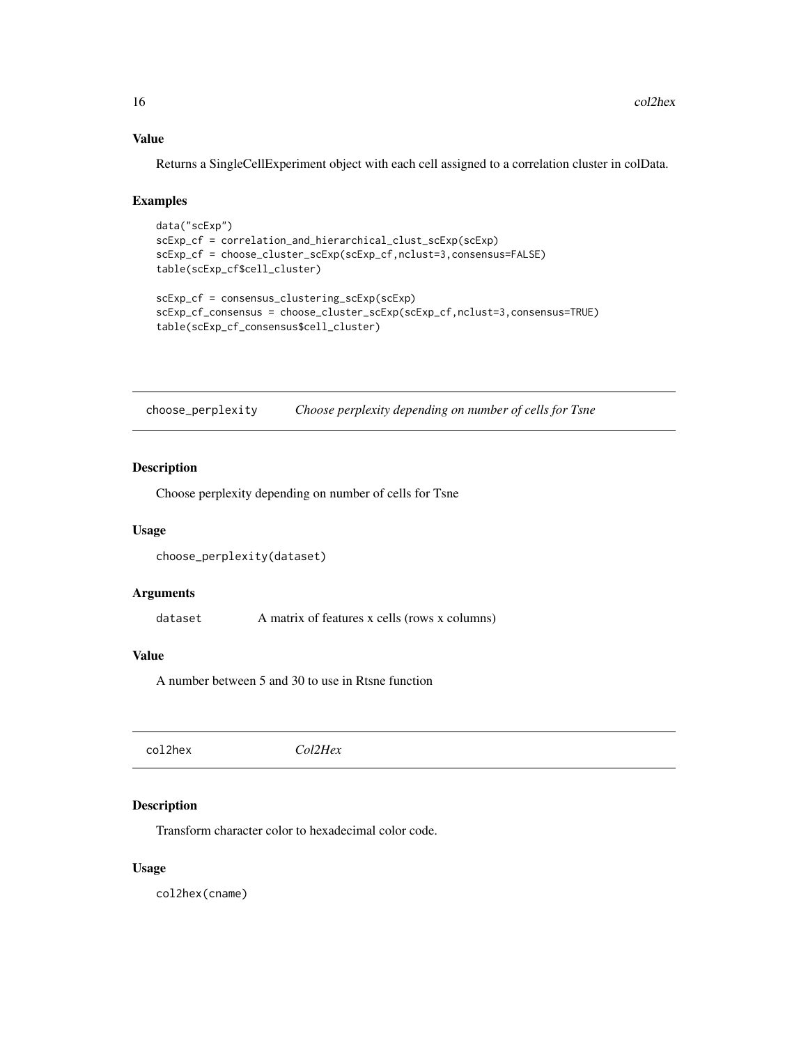### Value

Returns a SingleCellExperiment object with each cell assigned to a correlation cluster in colData.

### Examples

```
data("scExp")
scExp_cf = correlation_and_hierarchical_clust_scExp(scExp)
scExp_cf = choose_cluster_scExp(scExp_cf,nclust=3,consensus=FALSE)
table(scExp_cf$cell_cluster)

scExp_cf = consensus_clustering_scExp(scExp)
scExp_cf_consensus = choose_cluster_scExp(scExp_cf,nclust=3,consensus=TRUE)
table(scExp_cf_consensus$cell_cluster)
```

---

## choose_perplexity    *Choose perplexity depending on number of cells for Tsne*

---

### Description

Choose perplexity depending on number of cells for Tsne

### Usage

```
choose_perplexity(dataset)
```

### Arguments

| | |
|---|---|
| dataset | A matrix of features x cells (rows x columns) |

### Value

A number between 5 and 30 to use in Rtsne function

---

## col2hex    *Col2Hex*

---

### Description

Transform character color to hexadecimal color code.

### Usage

```
col2hex(cname)
```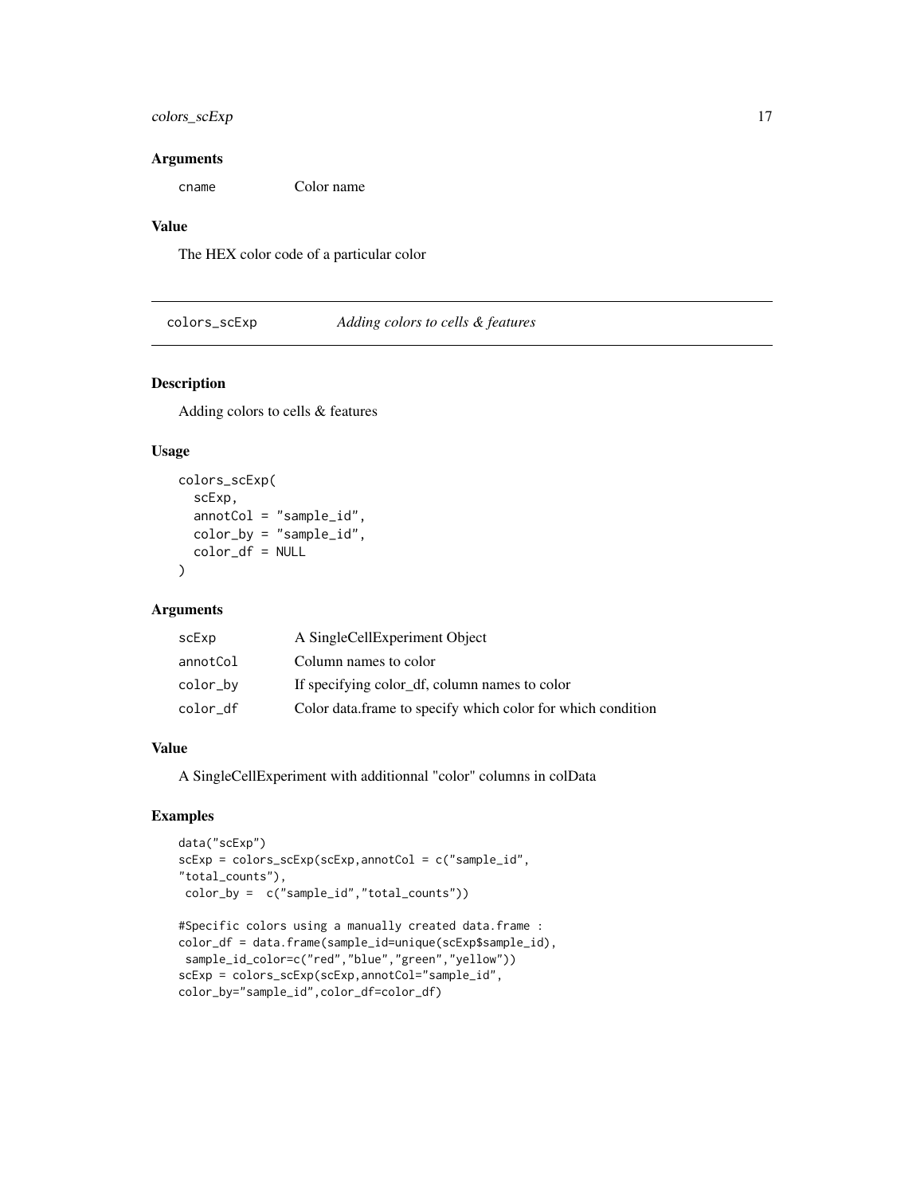### Arguments

| | |
|---|---|
| cname | Color name |

### Value

The HEX color code of a particular color

## colors_scExp *Adding colors to cells & features*

### Description

Adding colors to cells & features

### Usage

```
colors_scExp(
  scExp,
  annotCol = "sample_id",
  color_by = "sample_id",
  color_df = NULL
)
```

### Arguments

| | |
|---|---|
| scExp | A SingleCellExperiment Object |
| annotCol | Column names to color |
| color_by | If specifying color_df, column names to color |
| color_df | Color data.frame to specify which color for which condition |

### Value

A SingleCellExperiment with additionnal "color" columns in colData

### Examples

```
data("scExp")
scExp = colors_scExp(scExp,annotCol = c("sample_id",
"total_counts"),
 color_by =  c("sample_id","total_counts"))

#Specific colors using a manually created data.frame :
color_df = data.frame(sample_id=unique(scExp$sample_id),
 sample_id_color=c("red","blue","green","yellow"))
scExp = colors_scExp(scExp,annotCol="sample_id",
color_by="sample_id",color_df=color_df)
```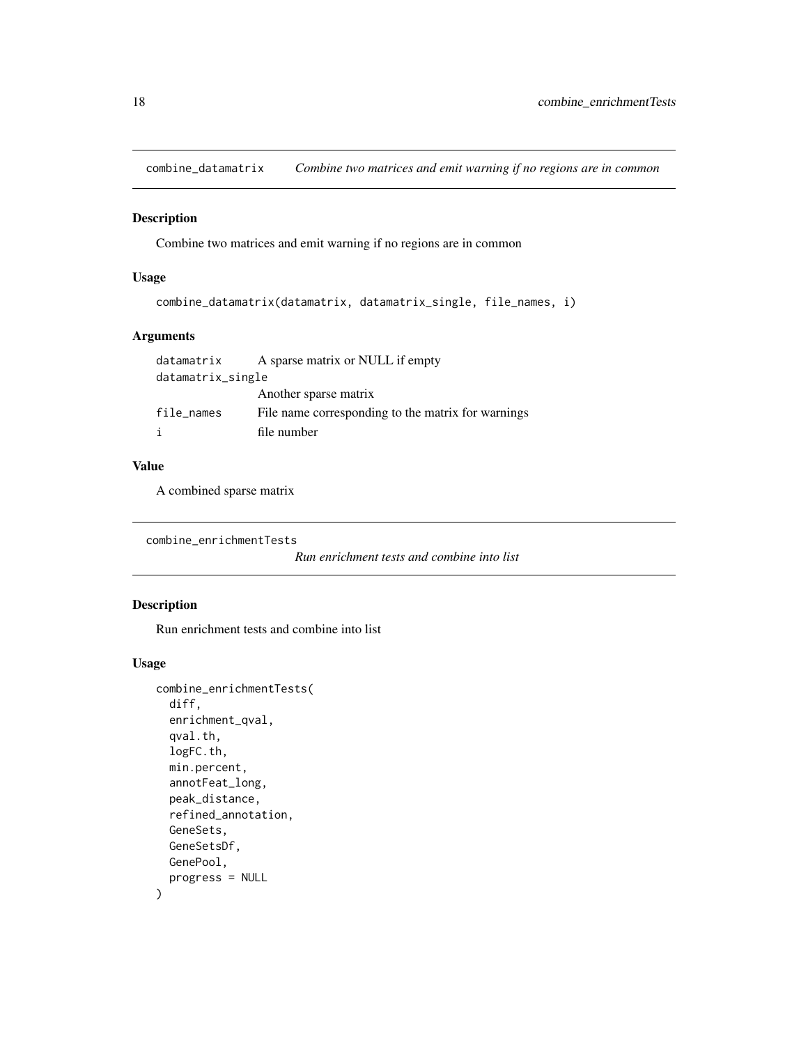## combine_datamatrix    *Combine two matrices and emit warning if no regions are in common*

### Description

Combine two matrices and emit warning if no regions are in common

### Usage

```
combine_datamatrix(datamatrix, datamatrix_single, file_names, i)
```

### Arguments

| | |
|---|---|
| datamatrix | A sparse matrix or NULL if empty |
| datamatrix_single | Another sparse matrix |
| file_names | File name corresponding to the matrix for warnings |
| i | file number |

### Value

A combined sparse matrix

## combine_enrichmentTests    *Run enrichment tests and combine into list*

### Description

Run enrichment tests and combine into list

### Usage

```
combine_enrichmentTests(
  diff,
  enrichment_qval,
  qval.th,
  logFC.th,
  min.percent,
  annotFeat_long,
  peak_distance,
  refined_annotation,
  GeneSets,
  GeneSetsDf,
  GenePool,
  progress = NULL
)
```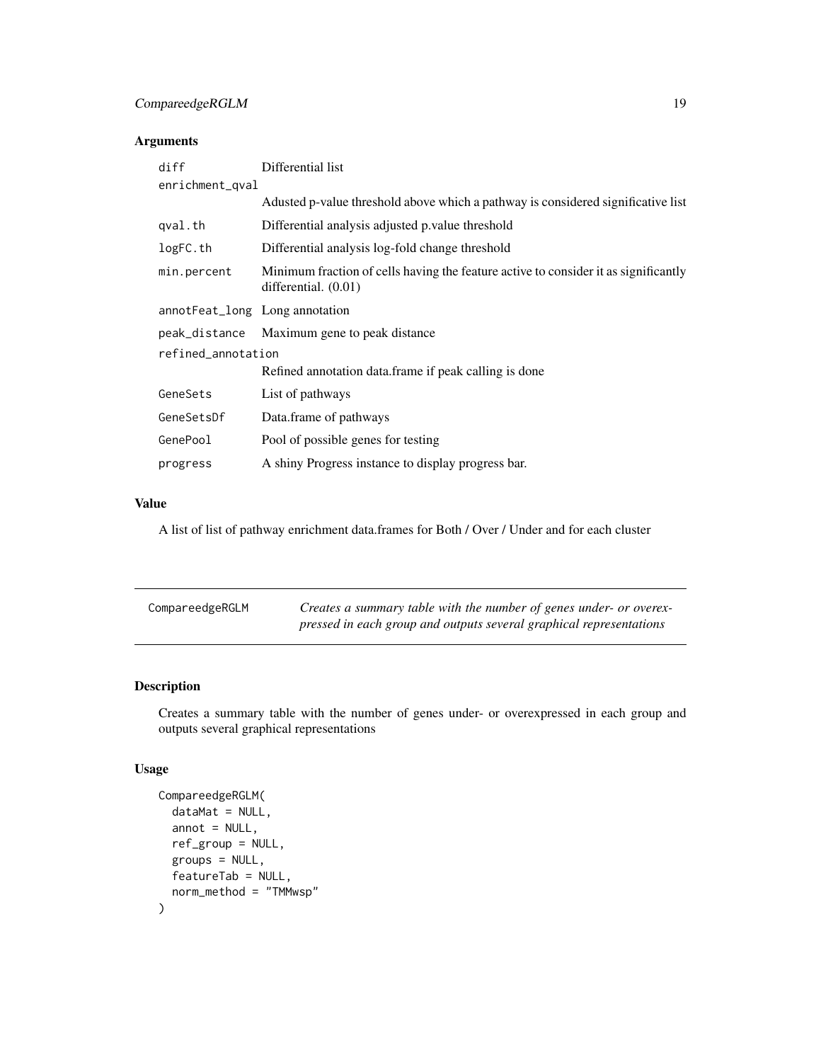## Arguments

| | |
|---|---|
| diff | Differential list |
| enrichment_qval | Adusted p-value threshold above which a pathway is considered significative list |
| qval.th | Differential analysis adjusted p.value threshold |
| logFC.th | Differential analysis log-fold change threshold |
| min.percent | Minimum fraction of cells having the feature active to consider it as significantly differential. (0.01) |
| annotFeat_long | Long annotation |
| peak_distance | Maximum gene to peak distance |
| refined_annotation | Refined annotation data.frame if peak calling is done |
| GeneSets | List of pathways |
| GeneSetsDf | Data.frame of pathways |
| GenePool | Pool of possible genes for testing |
| progress | A shiny Progress instance to display progress bar. |

## Value

A list of list of pathway enrichment data.frames for Both / Over / Under and for each cluster

---

# CompareedgeRGLM

*Creates a summary table with the number of genes under- or overexpressed in each group and outputs several graphical representations*

## Description

Creates a summary table with the number of genes under- or overexpressed in each group and outputs several graphical representations

## Usage

```
CompareedgeRGLM(
  dataMat = NULL,
  annot = NULL,
  ref_group = NULL,
  groups = NULL,
  featureTab = NULL,
  norm_method = "TMMwsp"
)
```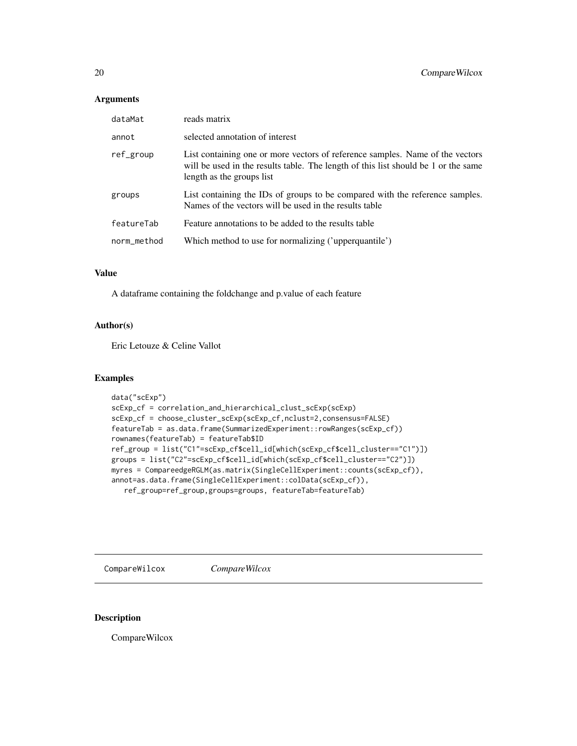### Arguments

| | |
|---|---|
| dataMat | reads matrix |
| annot | selected annotation of interest |
| ref_group | List containing one or more vectors of reference samples. Name of the vectors will be used in the results table. The length of this list should be 1 or the same length as the groups list |
| groups | List containing the IDs of groups to be compared with the reference samples. Names of the vectors will be used in the results table |
| featureTab | Feature annotations to be added to the results table |
| norm_method | Which method to use for normalizing ('upperquantile') |

### Value

A dataframe containing the foldchange and p.value of each feature

### Author(s)

Eric Letouze & Celine Vallot

### Examples

```
data("scExp")
scExp_cf = correlation_and_hierarchical_clust_scExp(scExp)
scExp_cf = choose_cluster_scExp(scExp_cf,nclust=2,consensus=FALSE)
featureTab = as.data.frame(SummarizedExperiment::rowRanges(scExp_cf))
rownames(featureTab) = featureTab$ID
ref_group = list("C1"=scExp_cf$cell_id[which(scExp_cf$cell_cluster=="C1")])
groups = list("C2"=scExp_cf$cell_id[which(scExp_cf$cell_cluster=="C2")])
myres = CompareedgeRGLM(as.matrix(SingleCellExperiment::counts(scExp_cf)),
annot=as.data.frame(SingleCellExperiment::colData(scExp_cf)),
   ref_group=ref_group,groups=groups, featureTab=featureTab)
```

---

## CompareWilcox *CompareWilcox*

### Description

CompareWilcox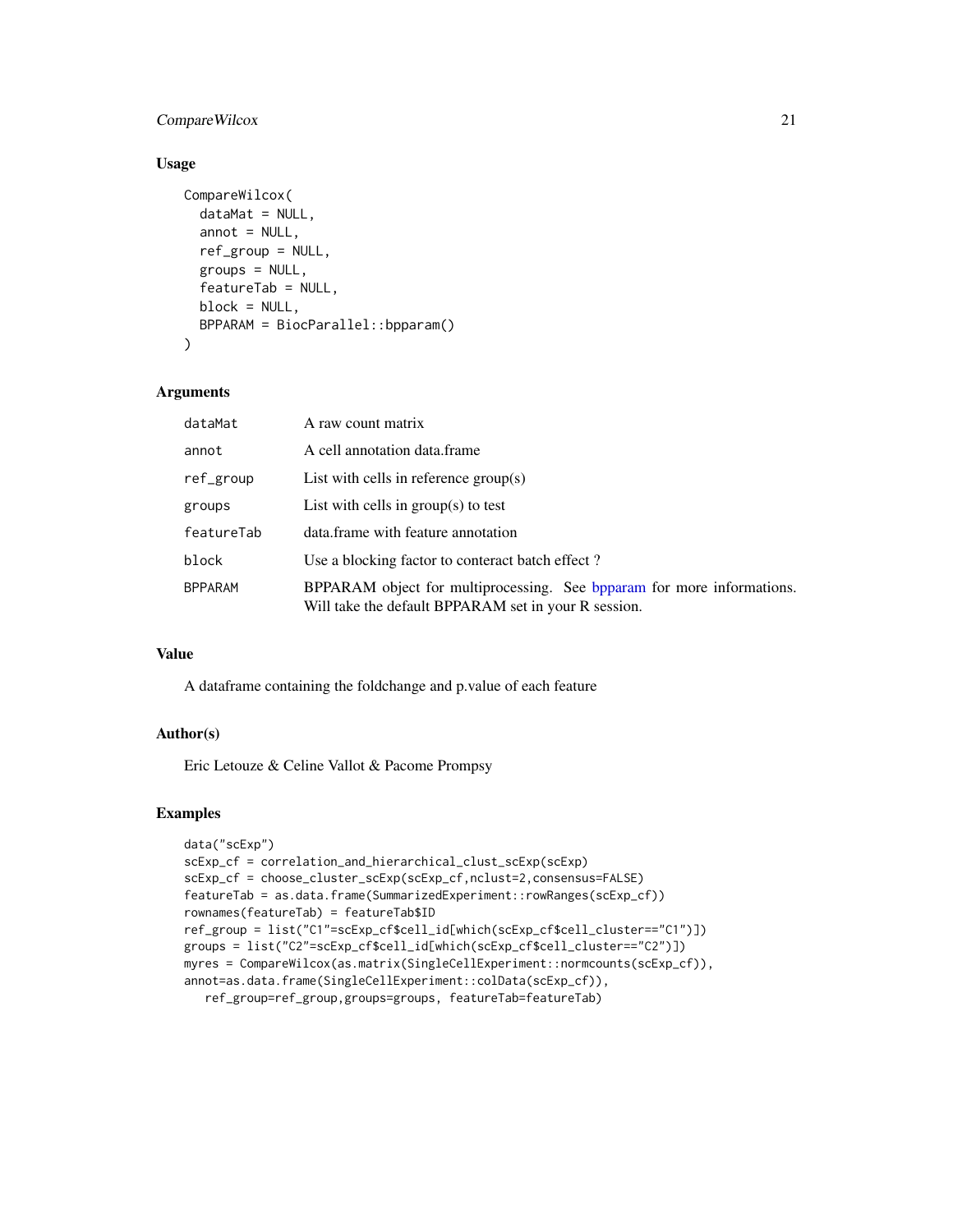## Usage

```
CompareWilcox(
  dataMat = NULL,
  annot = NULL,
  ref_group = NULL,
  groups = NULL,
  featureTab = NULL,
  block = NULL,
  BPPARAM = BiocParallel::bpparam()
)
```

## Arguments

| | |
|---|---|
| dataMat | A raw count matrix |
| annot | A cell annotation data.frame |
| ref_group | List with cells in reference group(s) |
| groups | List with cells in group(s) to test |
| featureTab | data.frame with feature annotation |
| block | Use a blocking factor to conteract batch effect ? |
| BPPARAM | BPPARAM object for multiprocessing. See bpparam for more informations. Will take the default BPPARAM set in your R session. |

## Value

A dataframe containing the foldchange and p.value of each feature

## Author(s)

Eric Letouze & Celine Vallot & Pacome Prompsy

## Examples

```
data("scExp")
scExp_cf = correlation_and_hierarchical_clust_scExp(scExp)
scExp_cf = choose_cluster_scExp(scExp_cf,nclust=2,consensus=FALSE)
featureTab = as.data.frame(SummarizedExperiment::rowRanges(scExp_cf))
rownames(featureTab) = featureTab$ID
ref_group = list("C1"=scExp_cf$cell_id[which(scExp_cf$cell_cluster=="C1")])
groups = list("C2"=scExp_cf$cell_id[which(scExp_cf$cell_cluster=="C2")])
myres = CompareWilcox(as.matrix(SingleCellExperiment::normcounts(scExp_cf)),
annot=as.data.frame(SingleCellExperiment::colData(scExp_cf)),
   ref_group=ref_group,groups=groups, featureTab=featureTab)
```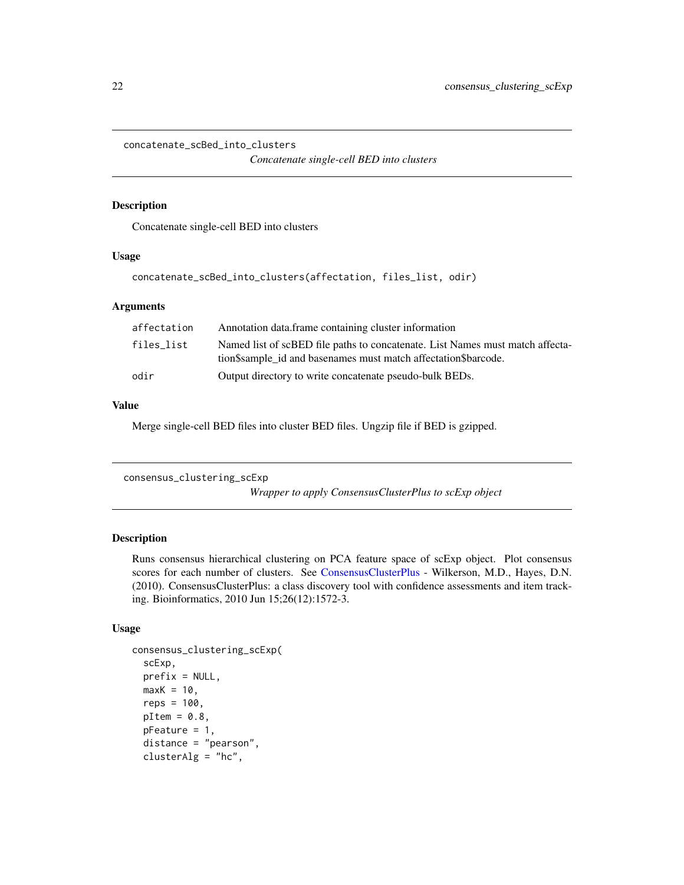## concatenate_scBed_into_clusters

*Concatenate single-cell BED into clusters*

### Description

Concatenate single-cell BED into clusters

### Usage

```
concatenate_scBed_into_clusters(affectation, files_list, odir)
```

### Arguments

| | |
|---|---|
| affectation | Annotation data.frame containing cluster information |
| files_list | Named list of scBED file paths to concatenate. List Names must match affectation$sample_id and basenames must match affectation$barcode. |
| odir | Output directory to write concatenate pseudo-bulk BEDs. |

### Value

Merge single-cell BED files into cluster BED files. Ungzip file if BED is gzipped.

## consensus_clustering_scExp

*Wrapper to apply ConsensusClusterPlus to scExp object*

### Description

Runs consensus hierarchical clustering on PCA feature space of scExp object. Plot consensus scores for each number of clusters. See ConsensusClusterPlus - Wilkerson, M.D., Hayes, D.N. (2010). ConsensusClusterPlus: a class discovery tool with confidence assessments and item tracking. Bioinformatics, 2010 Jun 15;26(12):1572-3.

### Usage

```
consensus_clustering_scExp(
  scExp,
  prefix = NULL,
  maxK = 10,
  reps = 100,
  pItem = 0.8,
  pFeature = 1,
  distance = "pearson",
  clusterAlg = "hc",
```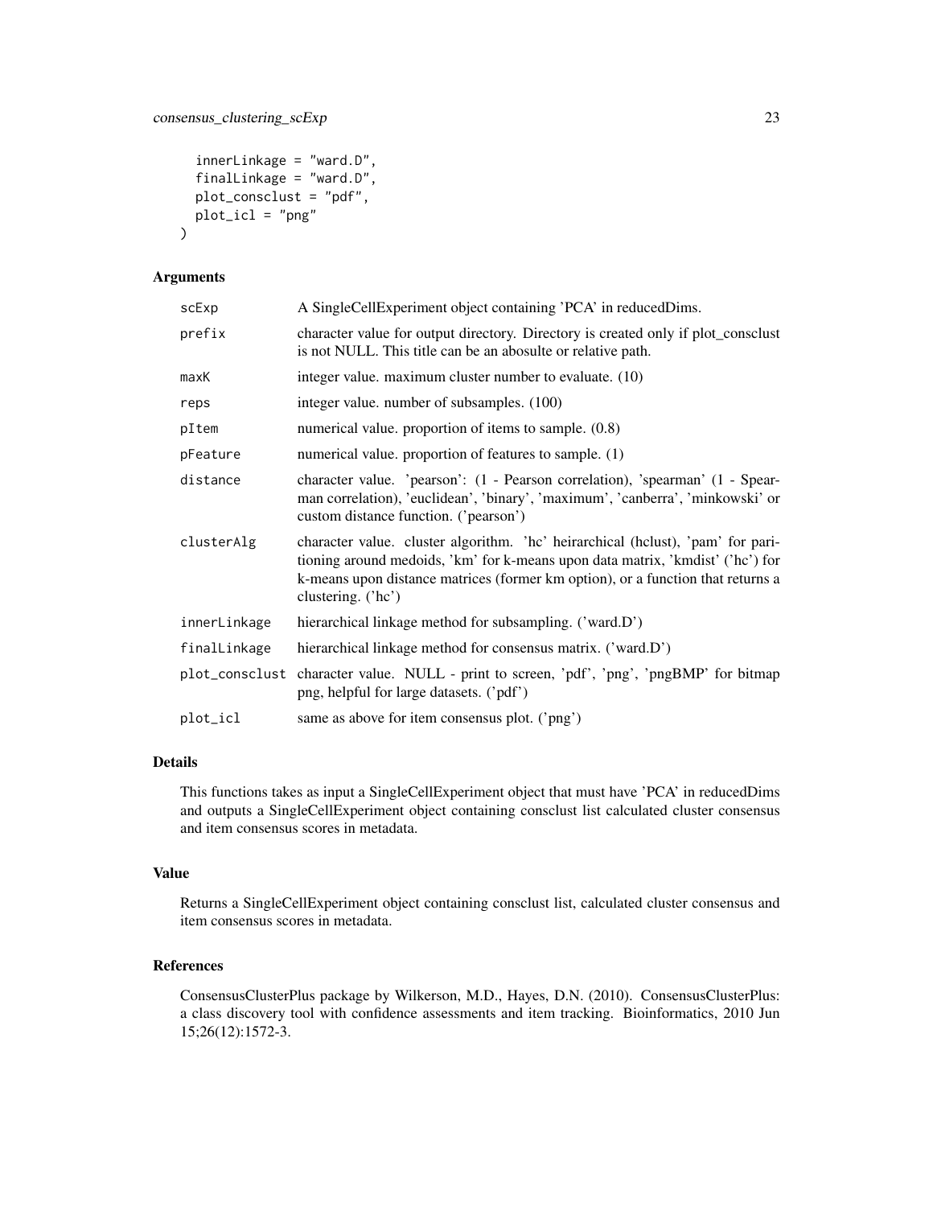```
  innerLinkage = "ward.D",
  finalLinkage = "ward.D",
  plot_consclust = "pdf",
  plot_icl = "png"
)
```

## Arguments

| | |
|---|---|
| scExp | A SingleCellExperiment object containing 'PCA' in reducedDims. |
| prefix | character value for output directory. Directory is created only if plot_consclust is not NULL. This title can be an abosulte or relative path. |
| maxK | integer value. maximum cluster number to evaluate. (10) |
| reps | integer value. number of subsamples. (100) |
| pItem | numerical value. proportion of items to sample. (0.8) |
| pFeature | numerical value. proportion of features to sample. (1) |
| distance | character value. 'pearson': (1 - Pearson correlation), 'spearman' (1 - Spearman correlation), 'euclidean', 'binary', 'maximum', 'canberra', 'minkowski' or custom distance function. ('pearson') |
| clusterAlg | character value. cluster algorithm. 'hc' heirarchical (hclust), 'pam' for paritioning around medoids, 'km' for k-means upon data matrix, 'kmdist' ('hc') for k-means upon distance matrices (former km option), or a function that returns a clustering. ('hc') |
| innerLinkage | hierarchical linkage method for subsampling. ('ward.D') |
| finalLinkage | hierarchical linkage method for consensus matrix. ('ward.D') |
| plot_consclust | character value. NULL - print to screen, 'pdf', 'png', 'pngBMP' for bitmap png, helpful for large datasets. ('pdf') |
| plot_icl | same as above for item consensus plot. ('png') |

## Details

This functions takes as input a SingleCellExperiment object that must have 'PCA' in reducedDims and outputs a SingleCellExperiment object containing consclust list calculated cluster consensus and item consensus scores in metadata.

## Value

Returns a SingleCellExperiment object containing consclust list, calculated cluster consensus and item consensus scores in metadata.

## References

ConsensusClusterPlus package by Wilkerson, M.D., Hayes, D.N. (2010). ConsensusClusterPlus: a class discovery tool with confidence assessments and item tracking. Bioinformatics, 2010 Jun 15;26(12):1572-3.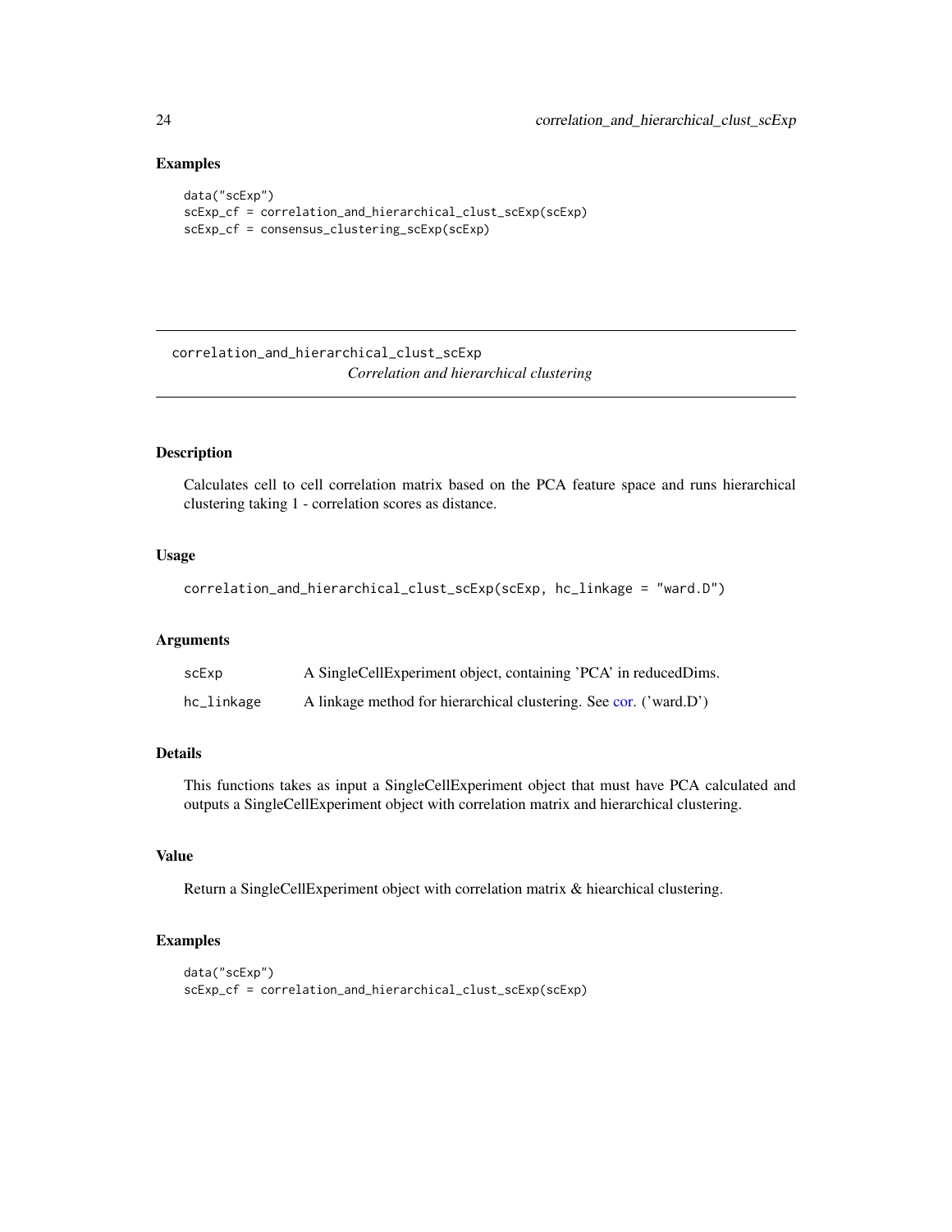## Examples

```
data("scExp")
scExp_cf = correlation_and_hierarchical_clust_scExp(scExp)
scExp_cf = consensus_clustering_scExp(scExp)
```

---

# correlation_and_hierarchical_clust_scExp

*Correlation and hierarchical clustering*

---

## Description

Calculates cell to cell correlation matrix based on the PCA feature space and runs hierarchical clustering taking 1 - correlation scores as distance.

## Usage

```
correlation_and_hierarchical_clust_scExp(scExp, hc_linkage = "ward.D")
```

## Arguments

| | |
|---|---|
| scExp | A SingleCellExperiment object, containing 'PCA' in reducedDims. |
| hc_linkage | A linkage method for hierarchical clustering. See cor. ('ward.D') |

## Details

This functions takes as input a SingleCellExperiment object that must have PCA calculated and outputs a SingleCellExperiment object with correlation matrix and hierarchical clustering.

## Value

Return a SingleCellExperiment object with correlation matrix & hiearchical clustering.

## Examples

```
data("scExp")
scExp_cf = correlation_and_hierarchical_clust_scExp(scExp)
```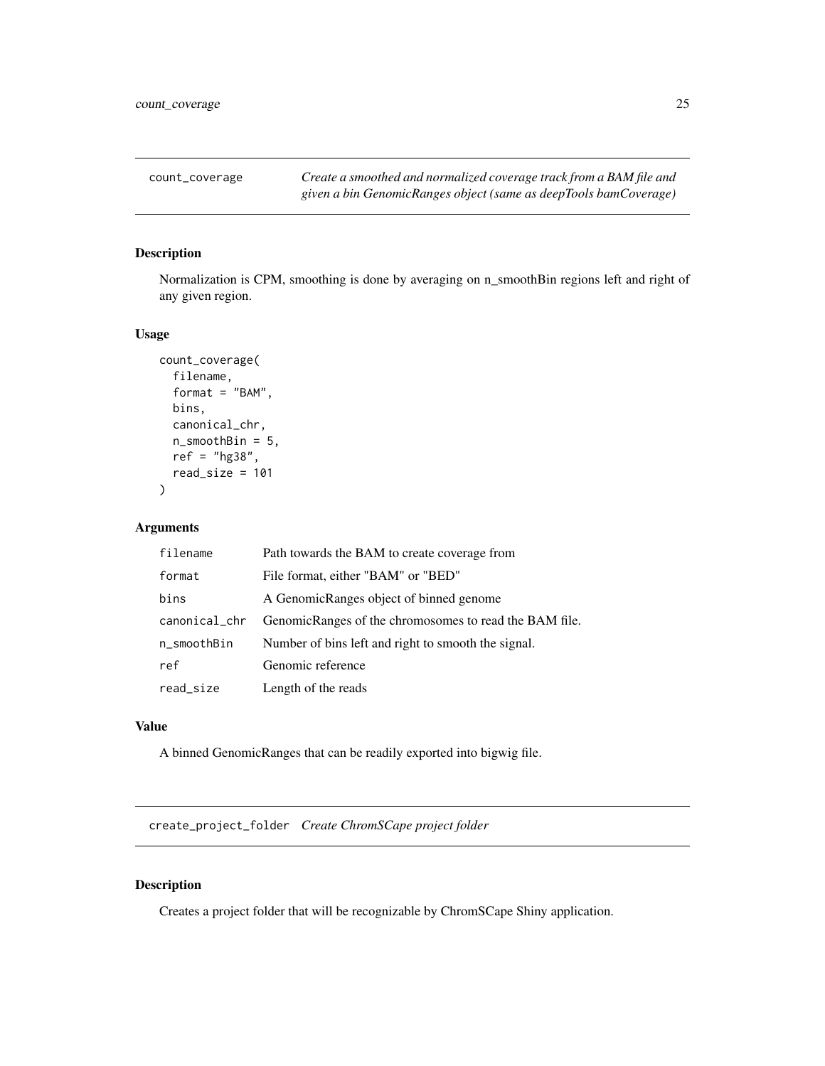## count_coverage — *Create a smoothed and normalized coverage track from a BAM file and given a bin GenomicRanges object (same as deepTools bamCoverage)*

### Description

Normalization is CPM, smoothing is done by averaging on n_smoothBin regions left and right of any given region.

### Usage

```
count_coverage(
  filename,
  format = "BAM",
  bins,
  canonical_chr,
  n_smoothBin = 5,
  ref = "hg38",
  read_size = 101
)
```

### Arguments

| | |
|---|---|
| filename | Path towards the BAM to create coverage from |
| format | File format, either "BAM" or "BED" |
| bins | A GenomicRanges object of binned genome |
| canonical_chr | GenomicRanges of the chromosomes to read the BAM file. |
| n_smoothBin | Number of bins left and right to smooth the signal. |
| ref | Genomic reference |
| read_size | Length of the reads |

### Value

A binned GenomicRanges that can be readily exported into bigwig file.

## create_project_folder — *Create ChromSCape project folder*

### Description

Creates a project folder that will be recognizable by ChromSCape Shiny application.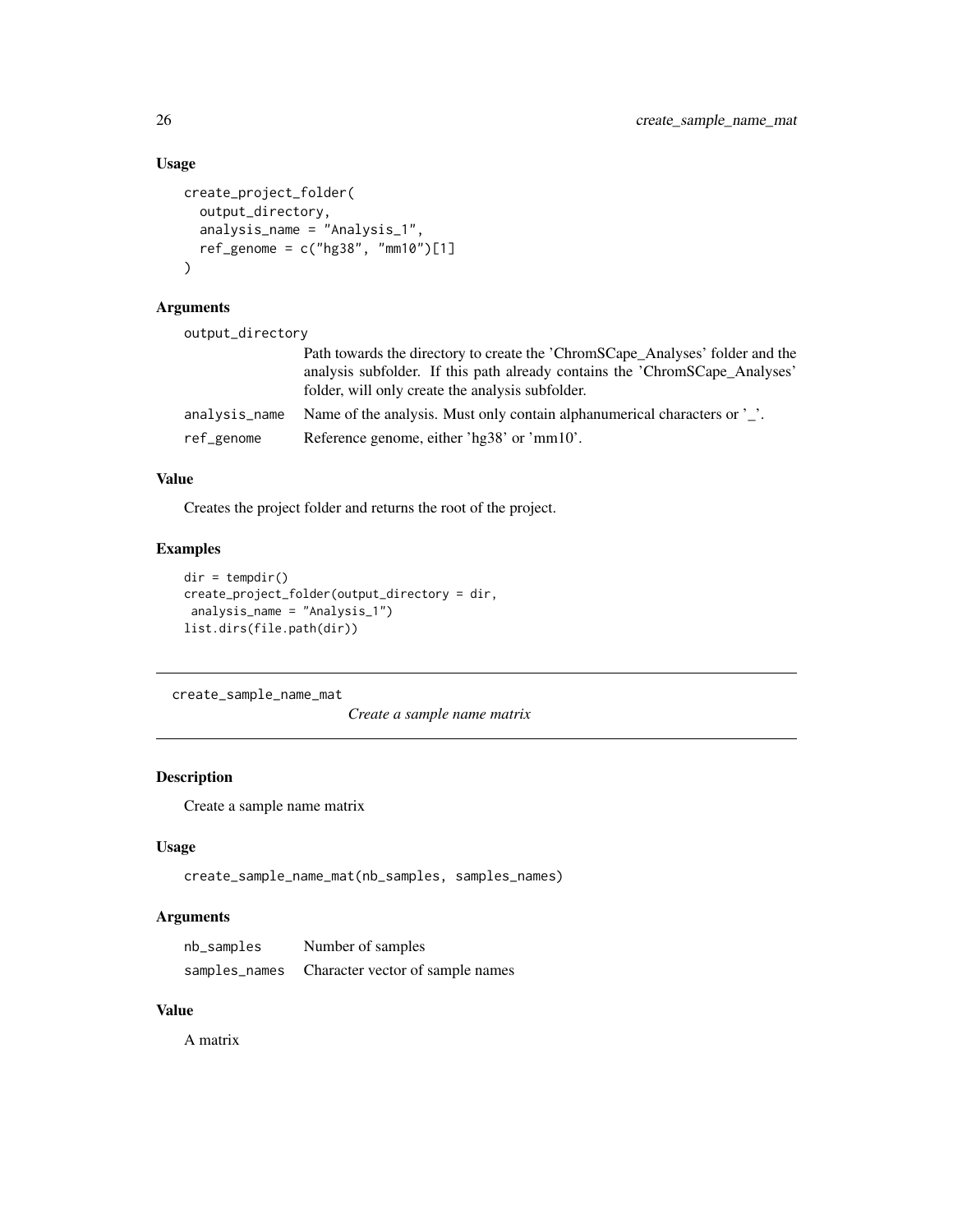### Usage

```
create_project_folder(
  output_directory,
  analysis_name = "Analysis_1",
  ref_genome = c("hg38", "mm10")[1]
)
```

### Arguments

| | |
|---|---|
| output_directory | Path towards the directory to create the 'ChromSCape_Analyses' folder and the analysis subfolder. If this path already contains the 'ChromSCape_Analyses' folder, will only create the analysis subfolder. |
| analysis_name | Name of the analysis. Must only contain alphanumerical characters or '_'. |
| ref_genome | Reference genome, either 'hg38' or 'mm10'. |

### Value

Creates the project folder and returns the root of the project.

### Examples

```
dir = tempdir()
create_project_folder(output_directory = dir,
 analysis_name = "Analysis_1")
list.dirs(file.path(dir))
```

---

## create_sample_name_mat

*Create a sample name matrix*

---

### Description

Create a sample name matrix

### Usage

```
create_sample_name_mat(nb_samples, samples_names)
```

### Arguments

| | |
|---|---|
| nb_samples | Number of samples |
| samples_names | Character vector of sample names |

### Value

A matrix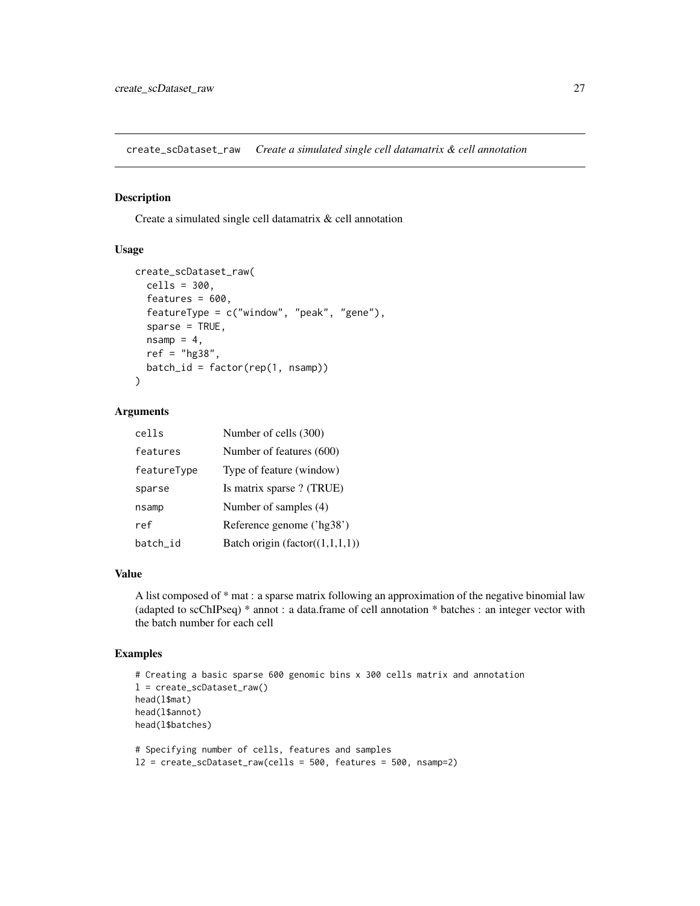## create_scDataset_raw *Create a simulated single cell datamatrix & cell annotation*

### Description

Create a simulated single cell datamatrix & cell annotation

### Usage

```
create_scDataset_raw(
  cells = 300,
  features = 600,
  featureType = c("window", "peak", "gene"),
  sparse = TRUE,
  nsamp = 4,
  ref = "hg38",
  batch_id = factor(rep(1, nsamp))
)
```

### Arguments

| | |
|---|---|
| cells | Number of cells (300) |
| features | Number of features (600) |
| featureType | Type of feature (window) |
| sparse | Is matrix sparse ? (TRUE) |
| nsamp | Number of samples (4) |
| ref | Reference genome ('hg38') |
| batch_id | Batch origin (factor((1,1,1,1)) |

### Value

A list composed of * mat : a sparse matrix following an approximation of the negative binomial law (adapted to scChIPseq) * annot : a data.frame of cell annotation * batches : an integer vector with the batch number for each cell

### Examples

```
# Creating a basic sparse 600 genomic bins x 300 cells matrix and annotation
l = create_scDataset_raw()
head(l$mat)
head(l$annot)
head(l$batches)

# Specifying number of cells, features and samples
l2 = create_scDataset_raw(cells = 500, features = 500, nsamp=2)
```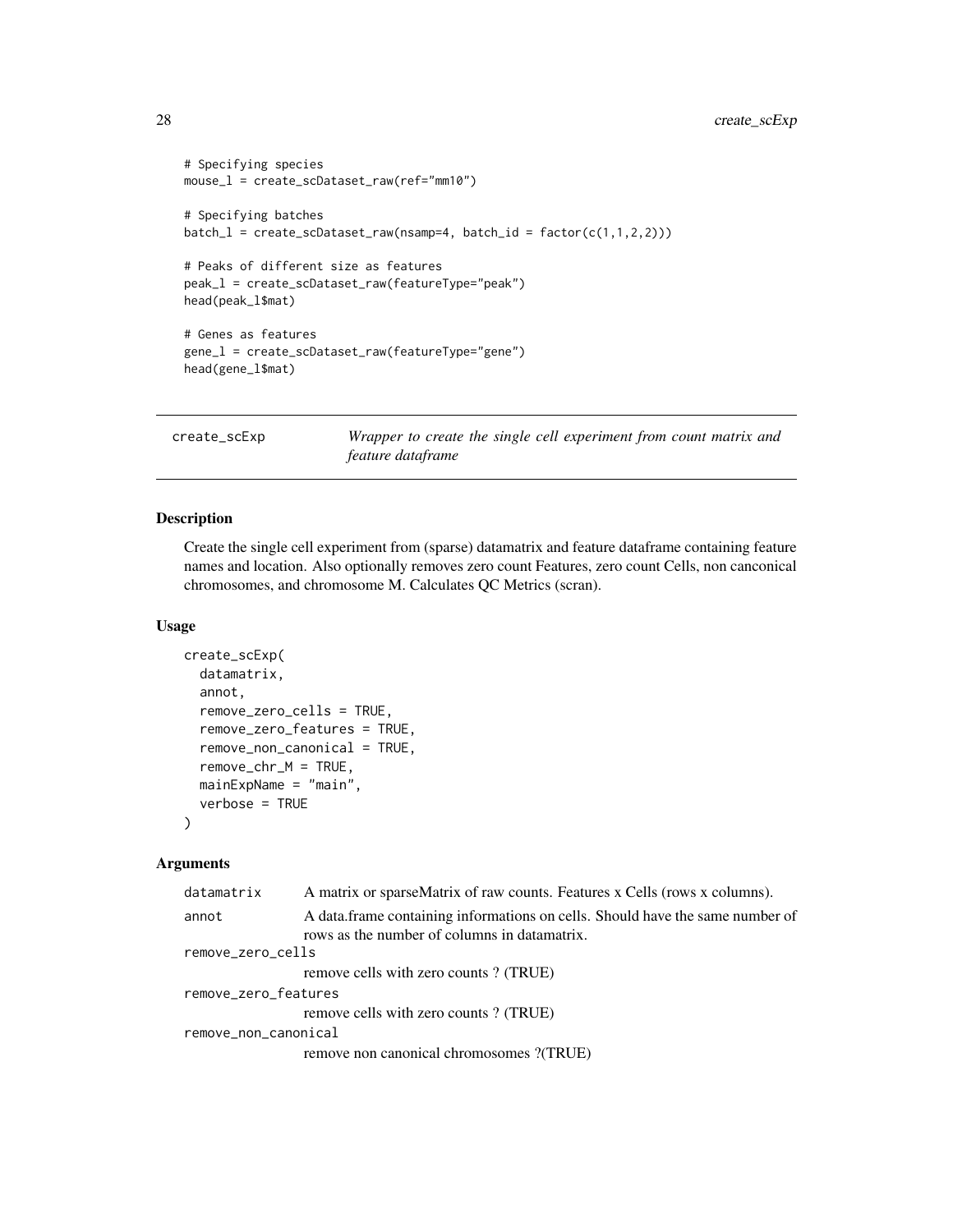```
# Specifying species
mouse_l = create_scDataset_raw(ref="mm10")

# Specifying batches
batch_l = create_scDataset_raw(nsamp=4, batch_id = factor(c(1,1,2,2)))

# Peaks of different size as features
peak_l = create_scDataset_raw(featureType="peak")
head(peak_l$mat)

# Genes as features
gene_l = create_scDataset_raw(featureType="gene")
head(gene_l$mat)
```

---

## create_scExp — *Wrapper to create the single cell experiment from count matrix and feature dataframe*

---

### Description

Create the single cell experiment from (sparse) datamatrix and feature dataframe containing feature names and location. Also optionally removes zero count Features, zero count Cells, non canconical chromosomes, and chromosome M. Calculates QC Metrics (scran).

### Usage

```
create_scExp(
  datamatrix,
  annot,
  remove_zero_cells = TRUE,
  remove_zero_features = TRUE,
  remove_non_canonical = TRUE,
  remove_chr_M = TRUE,
  mainExpName = "main",
  verbose = TRUE
)
```

### Arguments

| | |
|---|---|
| datamatrix | A matrix or sparseMatrix of raw counts. Features x Cells (rows x columns). |
| annot | A data.frame containing informations on cells. Should have the same number of rows as the number of columns in datamatrix. |
| remove_zero_cells | remove cells with zero counts ? (TRUE) |
| remove_zero_features | remove cells with zero counts ? (TRUE) |
| remove_non_canonical | remove non canonical chromosomes ?(TRUE) |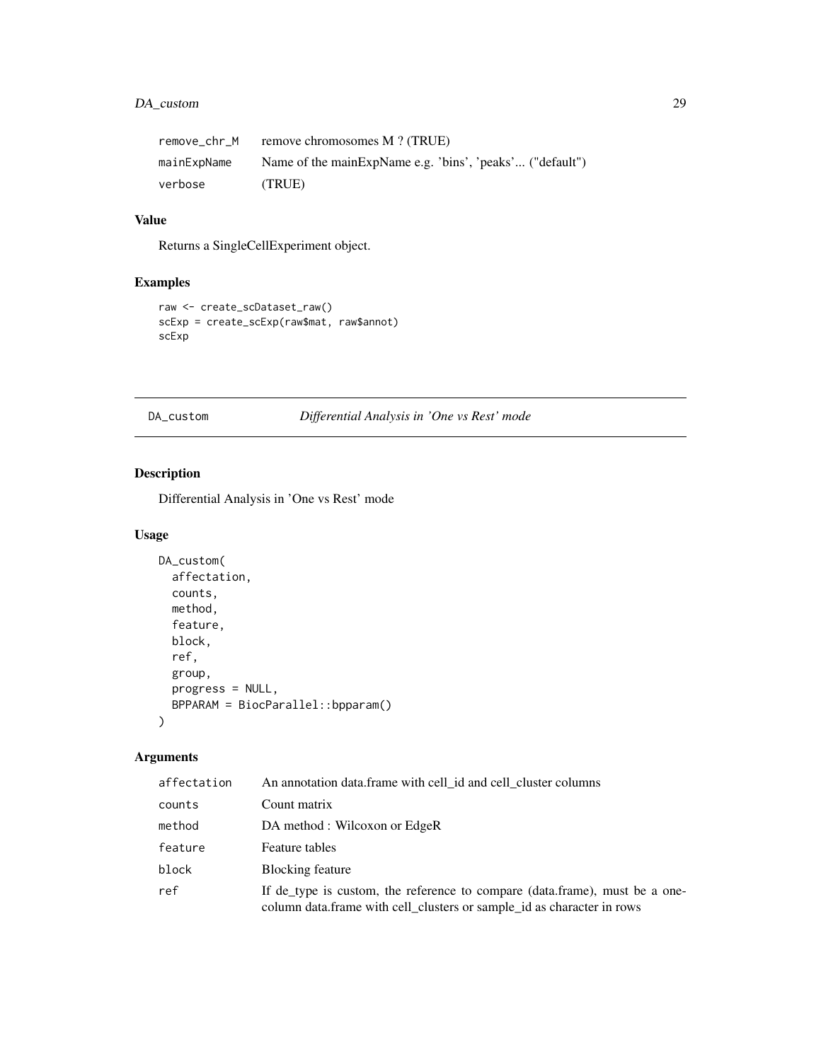| | |
|---|---|
| remove_chr_M | remove chromosomes M ? (TRUE) |
| mainExpName | Name of the mainExpName e.g. 'bins', 'peaks'... ("default") |
| verbose | (TRUE) |

### Value

Returns a SingleCellExperiment object.

### Examples

```
raw <- create_scDataset_raw()
scExp = create_scExp(raw$mat, raw$annot)
scExp
```

---

## DA_custom — *Differential Analysis in 'One vs Rest' mode*

---

### Description

Differential Analysis in 'One vs Rest' mode

### Usage

```
DA_custom(
  affectation,
  counts,
  method,
  feature,
  block,
  ref,
  group,
  progress = NULL,
  BPPARAM = BiocParallel::bpparam()
)
```

### Arguments

| | |
|---|---|
| affectation | An annotation data.frame with cell_id and cell_cluster columns |
| counts | Count matrix |
| method | DA method : Wilcoxon or EdgeR |
| feature | Feature tables |
| block | Blocking feature |
| ref | If de_type is custom, the reference to compare (data.frame), must be a one-column data.frame with cell_clusters or sample_id as character in rows |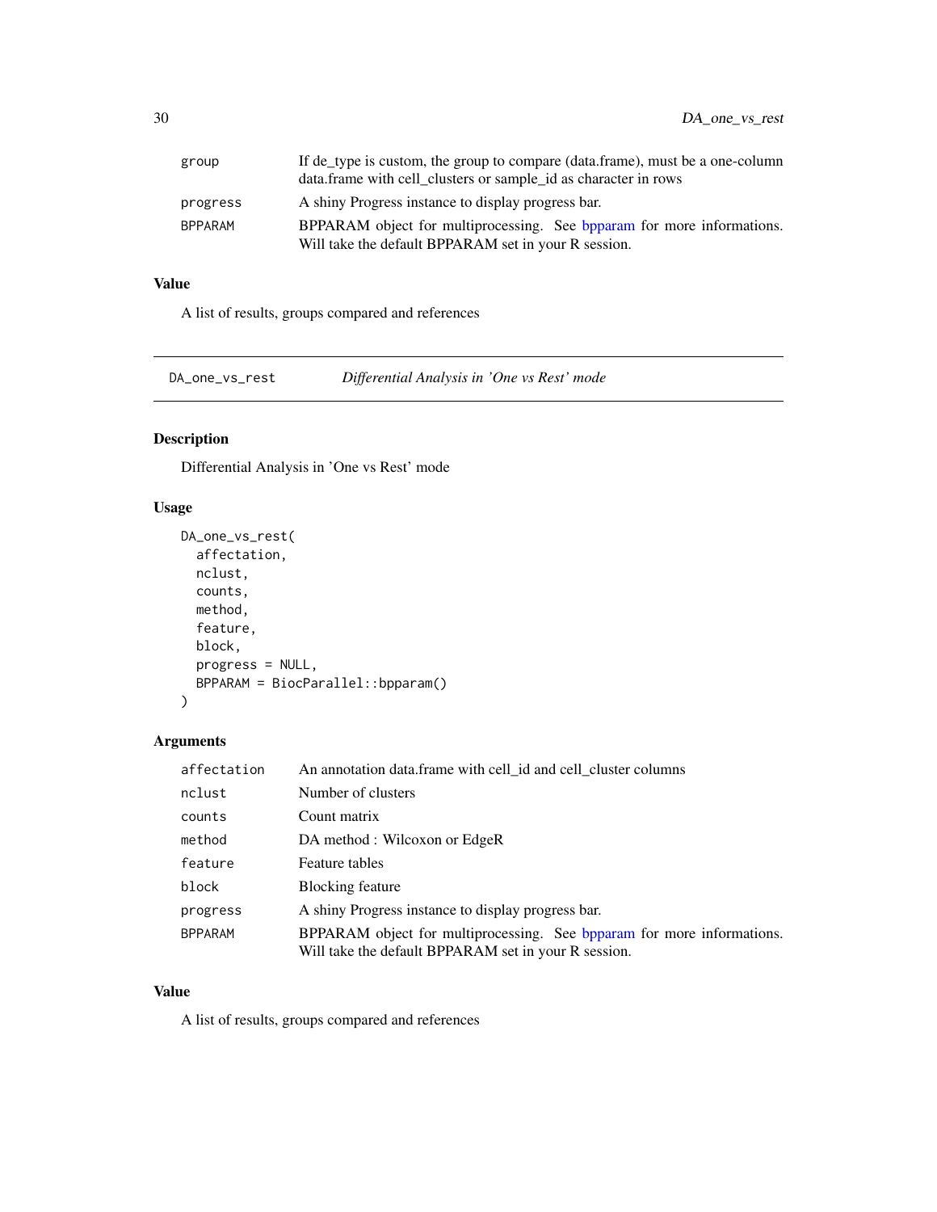| | |
|---|---|
| group | If de_type is custom, the group to compare (data.frame), must be a one-column data.frame with cell_clusters or sample_id as character in rows |
| progress | A shiny Progress instance to display progress bar. |
| BPPARAM | BPPARAM object for multiprocessing. See bpparam for more informations. Will take the default BPPARAM set in your R session. |

### Value

A list of results, groups compared and references

---

## DA_one_vs_rest — *Differential Analysis in 'One vs Rest' mode*

### Description

Differential Analysis in 'One vs Rest' mode

### Usage

```
DA_one_vs_rest(
  affectation,
  nclust,
  counts,
  method,
  feature,
  block,
  progress = NULL,
  BPPARAM = BiocParallel::bpparam()
)
```

### Arguments

| | |
|---|---|
| affectation | An annotation data.frame with cell_id and cell_cluster columns |
| nclust | Number of clusters |
| counts | Count matrix |
| method | DA method : Wilcoxon or EdgeR |
| feature | Feature tables |
| block | Blocking feature |
| progress | A shiny Progress instance to display progress bar. |
| BPPARAM | BPPARAM object for multiprocessing. See bpparam for more informations. Will take the default BPPARAM set in your R session. |

### Value

A list of results, groups compared and references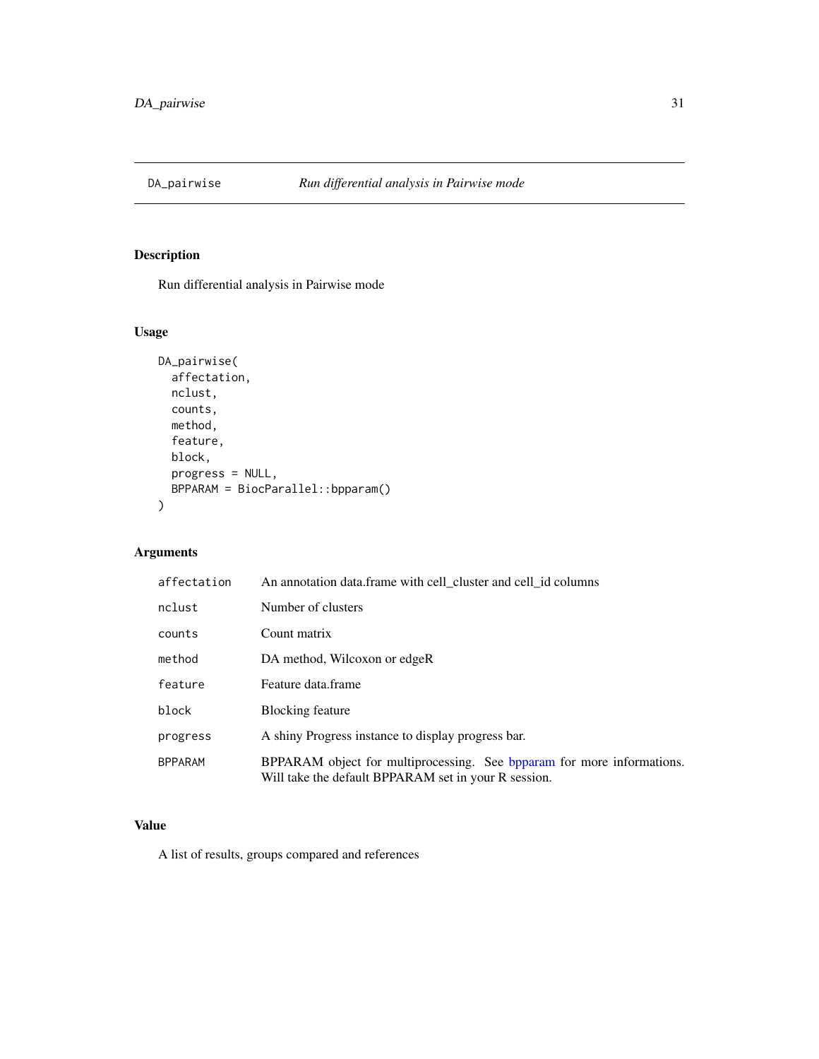# DA_pairwise — *Run differential analysis in Pairwise mode*

## Description

Run differential analysis in Pairwise mode

## Usage

```
DA_pairwise(
  affectation,
  nclust,
  counts,
  method,
  feature,
  block,
  progress = NULL,
  BPPARAM = BiocParallel::bpparam()
)
```

## Arguments

| | |
|---|---|
| `affectation` | An annotation data.frame with cell_cluster and cell_id columns |
| `nclust` | Number of clusters |
| `counts` | Count matrix |
| `method` | DA method, Wilcoxon or edgeR |
| `feature` | Feature data.frame |
| `block` | Blocking feature |
| `progress` | A shiny Progress instance to display progress bar. |
| `BPPARAM` | BPPARAM object for multiprocessing. See bpparam for more informations. Will take the default BPPARAM set in your R session. |

## Value

A list of results, groups compared and references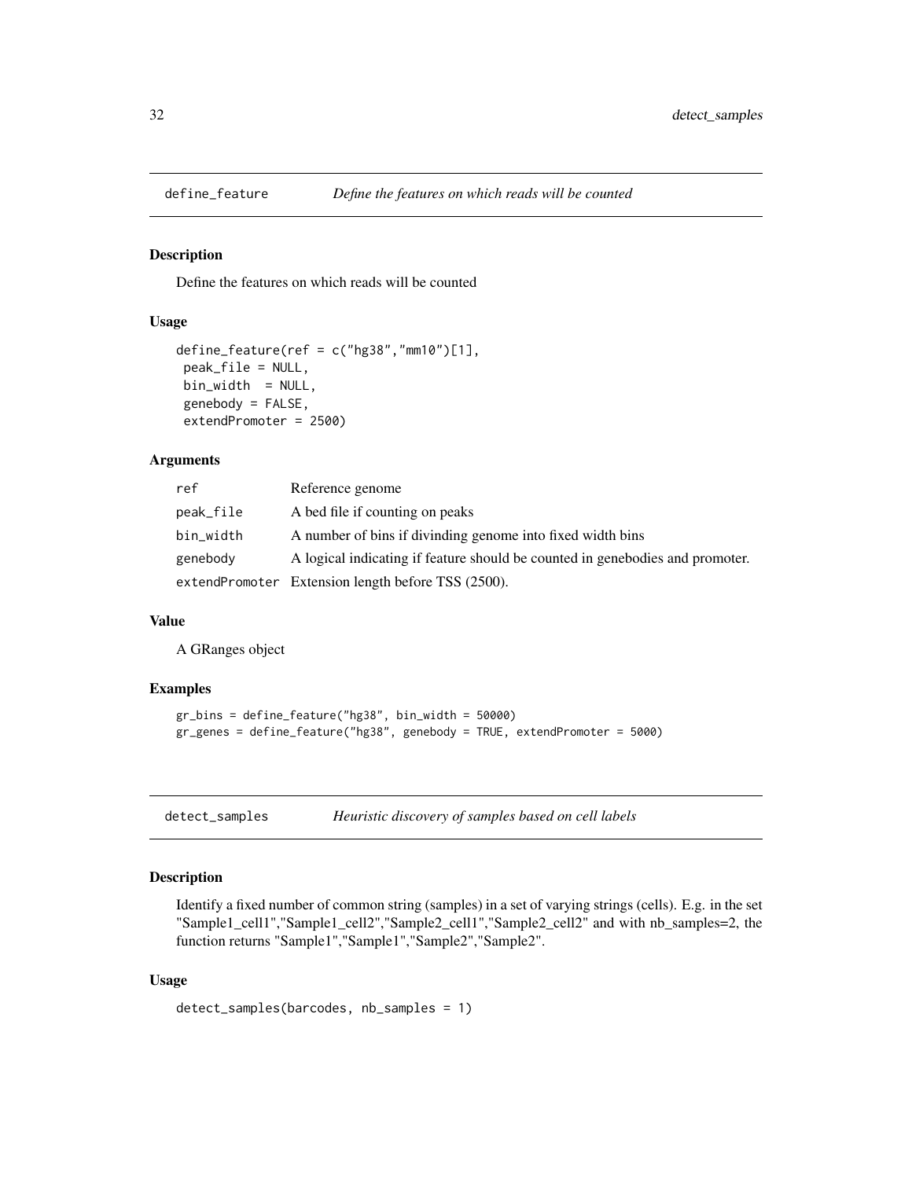## define_feature    *Define the features on which reads will be counted*

### Description

Define the features on which reads will be counted

### Usage

```
define_feature(ref = c("hg38","mm10")[1],
 peak_file = NULL,
 bin_width  = NULL,
 genebody = FALSE,
 extendPromoter = 2500)
```

### Arguments

| | |
|---|---|
| ref | Reference genome |
| peak_file | A bed file if counting on peaks |
| bin_width | A number of bins if divinding genome into fixed width bins |
| genebody | A logical indicating if feature should be counted in genebodies and promoter. |
| extendPromoter | Extension length before TSS (2500). |

### Value

A GRanges object

### Examples

```
gr_bins = define_feature("hg38", bin_width = 50000)
gr_genes = define_feature("hg38", genebody = TRUE, extendPromoter = 5000)
```

## detect_samples    *Heuristic discovery of samples based on cell labels*

### Description

Identify a fixed number of common string (samples) in a set of varying strings (cells). E.g. in the set "Sample1_cell1","Sample1_cell2","Sample2_cell1","Sample2_cell2" and with nb_samples=2, the function returns "Sample1","Sample1","Sample2","Sample2".

### Usage

```
detect_samples(barcodes, nb_samples = 1)
```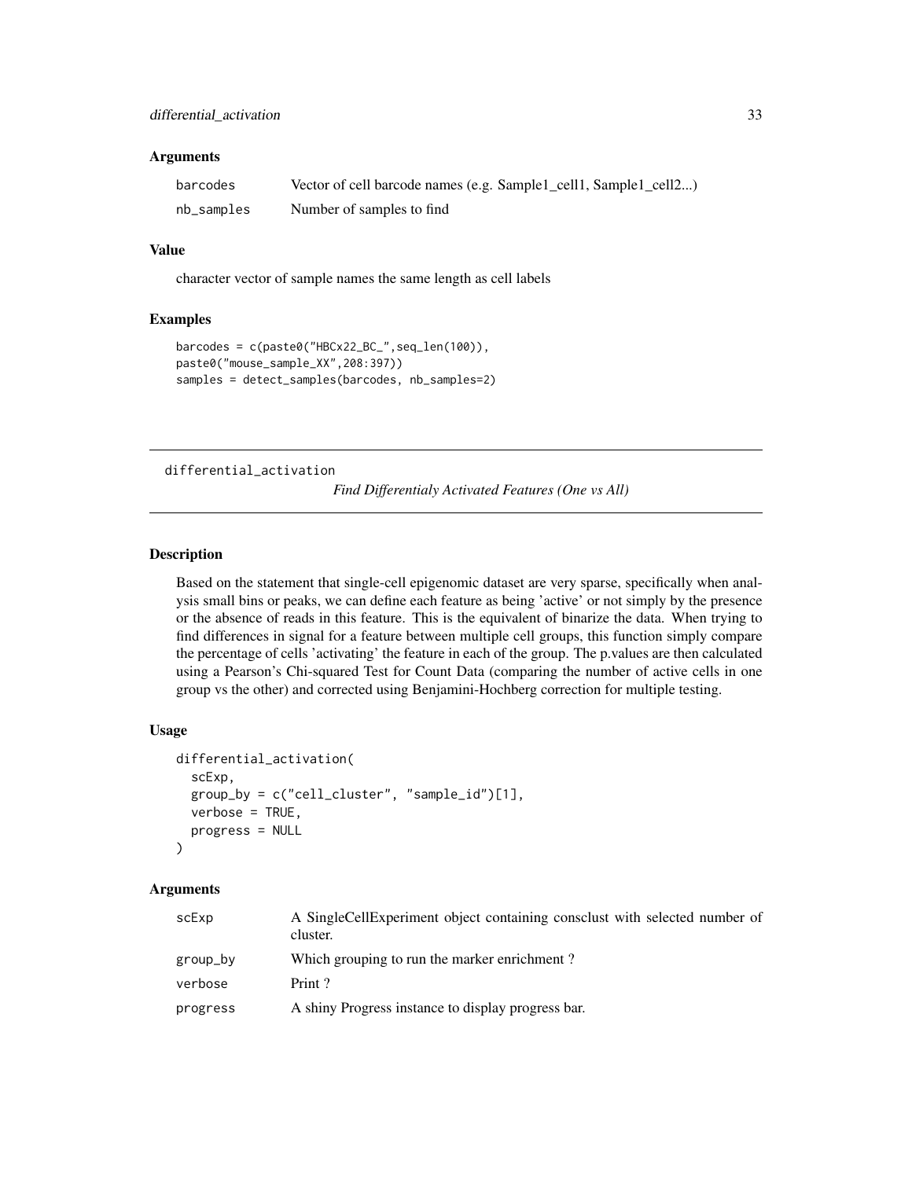### Arguments

| | |
|---|---|
| barcodes | Vector of cell barcode names (e.g. Sample1_cell1, Sample1_cell2...) |
| nb_samples | Number of samples to find |

### Value

character vector of sample names the same length as cell labels

### Examples

```
barcodes = c(paste0("HBCx22_BC_",seq_len(100)),
paste0("mouse_sample_XX",208:397))
samples = detect_samples(barcodes, nb_samples=2)
```

---

## differential_activation

*Find Differentialy Activated Features (One vs All)*

---

### Description

Based on the statement that single-cell epigenomic dataset are very sparse, specifically when analysis small bins or peaks, we can define each feature as being 'active' or not simply by the presence or the absence of reads in this feature. This is the equivalent of binarize the data. When trying to find differences in signal for a feature between multiple cell groups, this function simply compare the percentage of cells 'activating' the feature in each of the group. The p.values are then calculated using a Pearson's Chi-squared Test for Count Data (comparing the number of active cells in one group vs the other) and corrected using Benjamini-Hochberg correction for multiple testing.

### Usage

```
differential_activation(
  scExp,
  group_by = c("cell_cluster", "sample_id")[1],
  verbose = TRUE,
  progress = NULL
)
```

### Arguments

| | |
|---|---|
| scExp | A SingleCellExperiment object containing consclust with selected number of cluster. |
| group_by | Which grouping to run the marker enrichment ? |
| verbose | Print ? |
| progress | A shiny Progress instance to display progress bar. |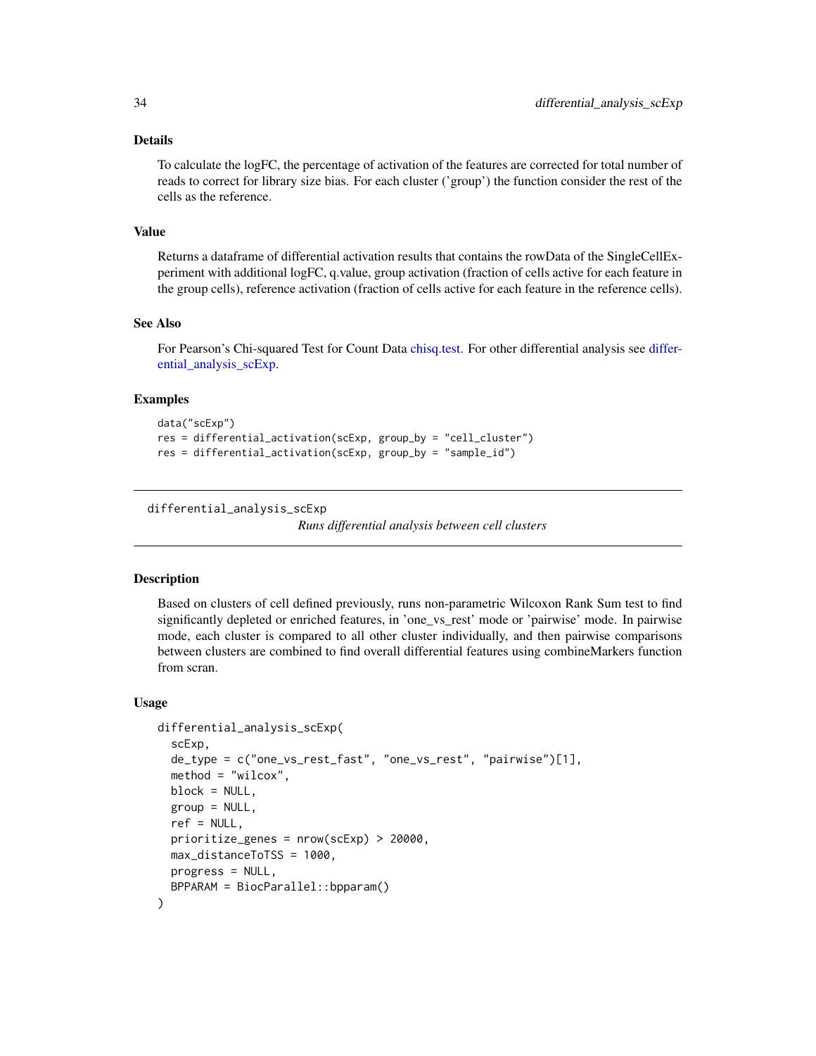### Details

To calculate the logFC, the percentage of activation of the features are corrected for total number of reads to correct for library size bias. For each cluster ('group') the function consider the rest of the cells as the reference.

### Value

Returns a dataframe of differential activation results that contains the rowData of the SingleCellExperiment with additional logFC, q.value, group activation (fraction of cells active for each feature in the group cells), reference activation (fraction of cells active for each feature in the reference cells).

### See Also

For Pearson's Chi-squared Test for Count Data chisq.test. For other differential analysis see differential_analysis_scExp.

### Examples

```
data("scExp")
res = differential_activation(scExp, group_by = "cell_cluster")
res = differential_activation(scExp, group_by = "sample_id")
```

---

## differential_analysis_scExp

*Runs differential analysis between cell clusters*

---

### Description

Based on clusters of cell defined previously, runs non-parametric Wilcoxon Rank Sum test to find significantly depleted or enriched features, in 'one_vs_rest' mode or 'pairwise' mode. In pairwise mode, each cluster is compared to all other cluster individually, and then pairwise comparisons between clusters are combined to find overall differential features using combineMarkers function from scran.

### Usage

```
differential_analysis_scExp(
  scExp,
  de_type = c("one_vs_rest_fast", "one_vs_rest", "pairwise")[1],
  method = "wilcox",
  block = NULL,
  group = NULL,
  ref = NULL,
  prioritize_genes = nrow(scExp) > 20000,
  max_distanceToTSS = 1000,
  progress = NULL,
  BPPARAM = BiocParallel::bpparam()
)
```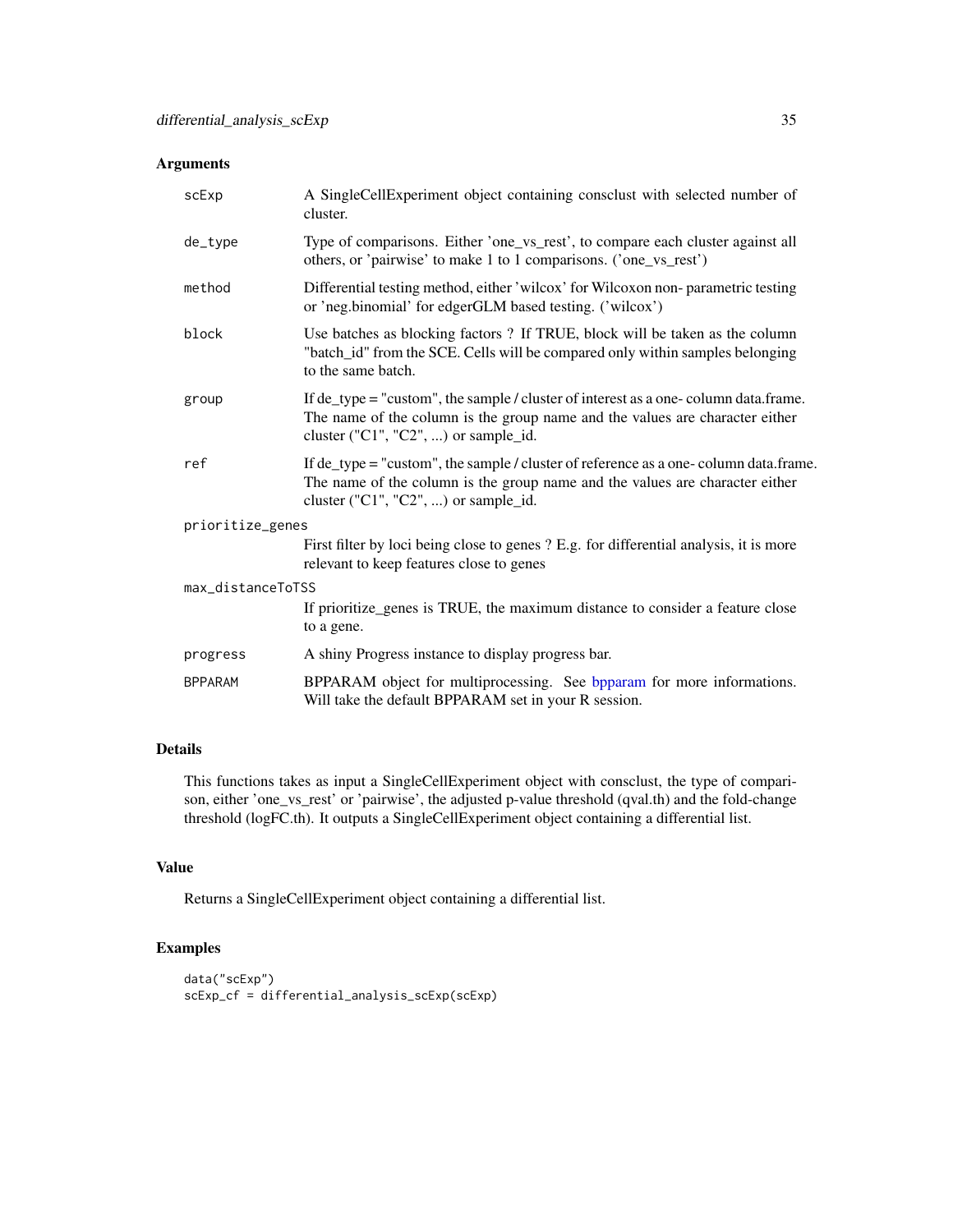## Arguments

| | |
|---|---|
| scExp | A SingleCellExperiment object containing consclust with selected number of cluster. |
| de_type | Type of comparisons. Either 'one_vs_rest', to compare each cluster against all others, or 'pairwise' to make 1 to 1 comparisons. ('one_vs_rest') |
| method | Differential testing method, either 'wilcox' for Wilcoxon non- parametric testing or 'neg.binomial' for edgerGLM based testing. ('wilcox') |
| block | Use batches as blocking factors ? If TRUE, block will be taken as the column "batch_id" from the SCE. Cells will be compared only within samples belonging to the same batch. |
| group | If de_type = "custom", the sample / cluster of interest as a one- column data.frame. The name of the column is the group name and the values are character either cluster ("C1", "C2", ...) or sample_id. |
| ref | If de_type = "custom", the sample / cluster of reference as a one- column data.frame. The name of the column is the group name and the values are character either cluster ("C1", "C2", ...) or sample_id. |
| prioritize_genes | First filter by loci being close to genes ? E.g. for differential analysis, it is more relevant to keep features close to genes |
| max_distanceToTSS | If prioritize_genes is TRUE, the maximum distance to consider a feature close to a gene. |
| progress | A shiny Progress instance to display progress bar. |
| BPPARAM | BPPARAM object for multiprocessing. See bpparam for more informations. Will take the default BPPARAM set in your R session. |

## Details

This functions takes as input a SingleCellExperiment object with consclust, the type of comparison, either 'one_vs_rest' or 'pairwise', the adjusted p-value threshold (qval.th) and the fold-change threshold (logFC.th). It outputs a SingleCellExperiment object containing a differential list.

## Value

Returns a SingleCellExperiment object containing a differential list.

## Examples

```
data("scExp")
scExp_cf = differential_analysis_scExp(scExp)
```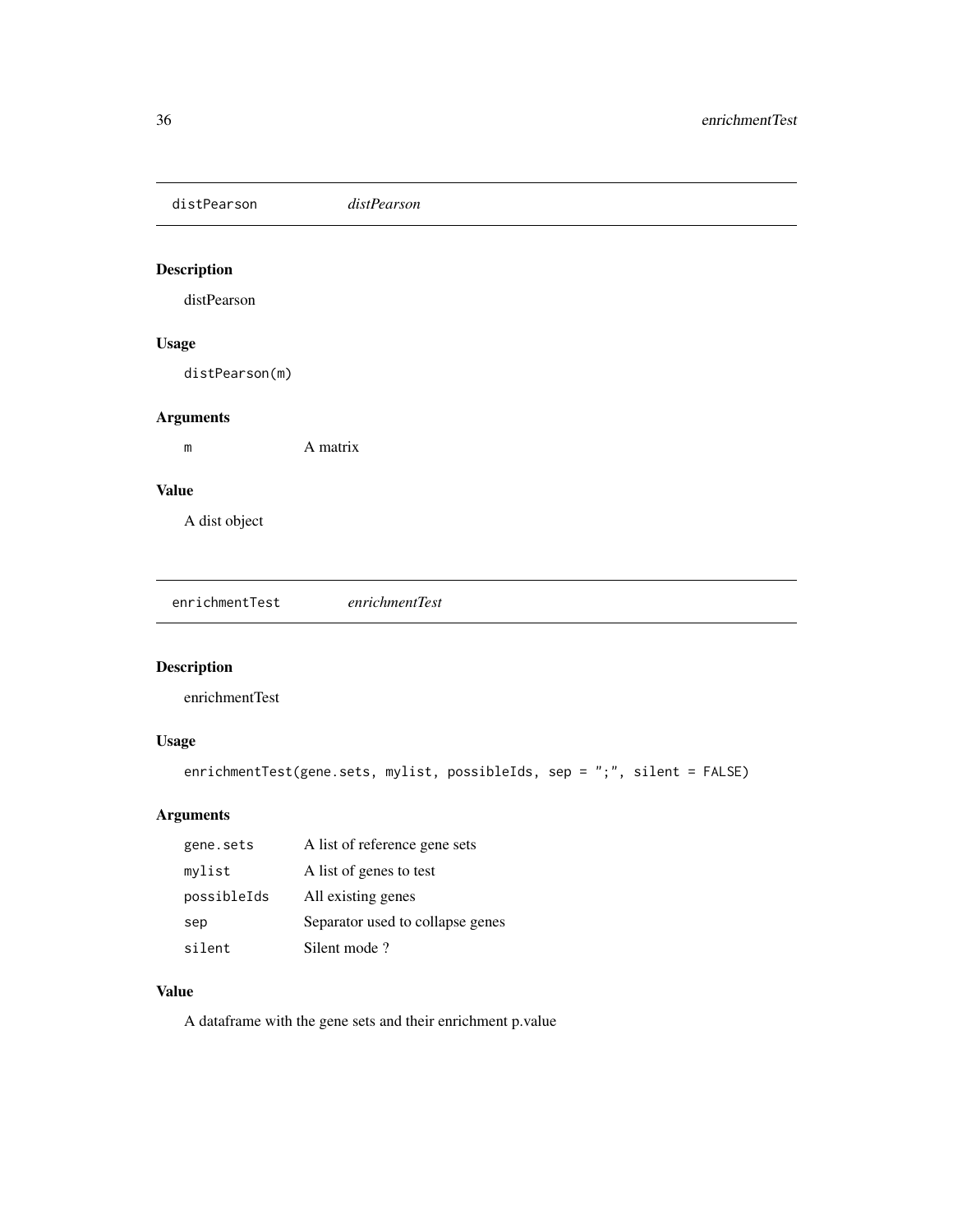## distPearson *distPearson*

### Description

distPearson

### Usage

```
distPearson(m)
```

### Arguments

| | |
|---|---|
| m | A matrix |

### Value

A dist object

## enrichmentTest *enrichmentTest*

### Description

enrichmentTest

### Usage

```
enrichmentTest(gene.sets, mylist, possibleIds, sep = ";", silent = FALSE)
```

### Arguments

| | |
|---|---|
| gene.sets | A list of reference gene sets |
| mylist | A list of genes to test |
| possibleIds | All existing genes |
| sep | Separator used to collapse genes |
| silent | Silent mode ? |

### Value

A dataframe with the gene sets and their enrichment p.value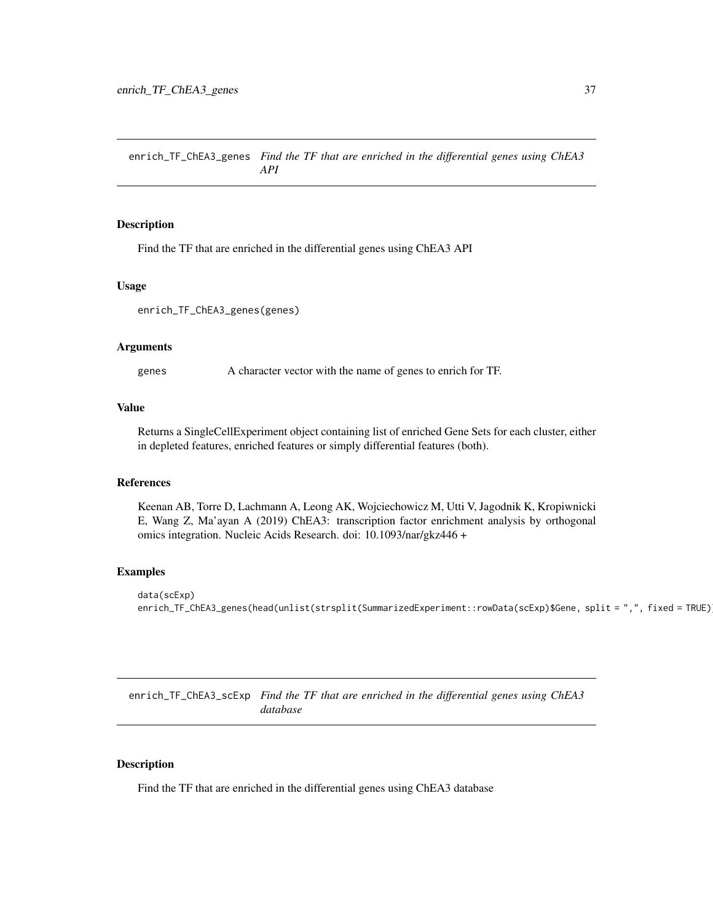## enrich_TF_ChEA3_genes *Find the TF that are enriched in the differential genes using ChEA3 API*

### Description

Find the TF that are enriched in the differential genes using ChEA3 API

### Usage

```
enrich_TF_ChEA3_genes(genes)
```

### Arguments

| | |
|---|---|
| genes | A character vector with the name of genes to enrich for TF. |

### Value

Returns a SingleCellExperiment object containing list of enriched Gene Sets for each cluster, either in depleted features, enriched features or simply differential features (both).

### References

Keenan AB, Torre D, Lachmann A, Leong AK, Wojciechowicz M, Utti V, Jagodnik K, Kropiwnicki E, Wang Z, Ma'ayan A (2019) ChEA3: transcription factor enrichment analysis by orthogonal omics integration. Nucleic Acids Research. doi: 10.1093/nar/gkz446 +

### Examples

```
data(scExp)
enrich_TF_ChEA3_genes(head(unlist(strsplit(SummarizedExperiment::rowData(scExp)$Gene, split = ",", fixed = TRUE)
```

## enrich_TF_ChEA3_scExp *Find the TF that are enriched in the differential genes using ChEA3 database*

### Description

Find the TF that are enriched in the differential genes using ChEA3 database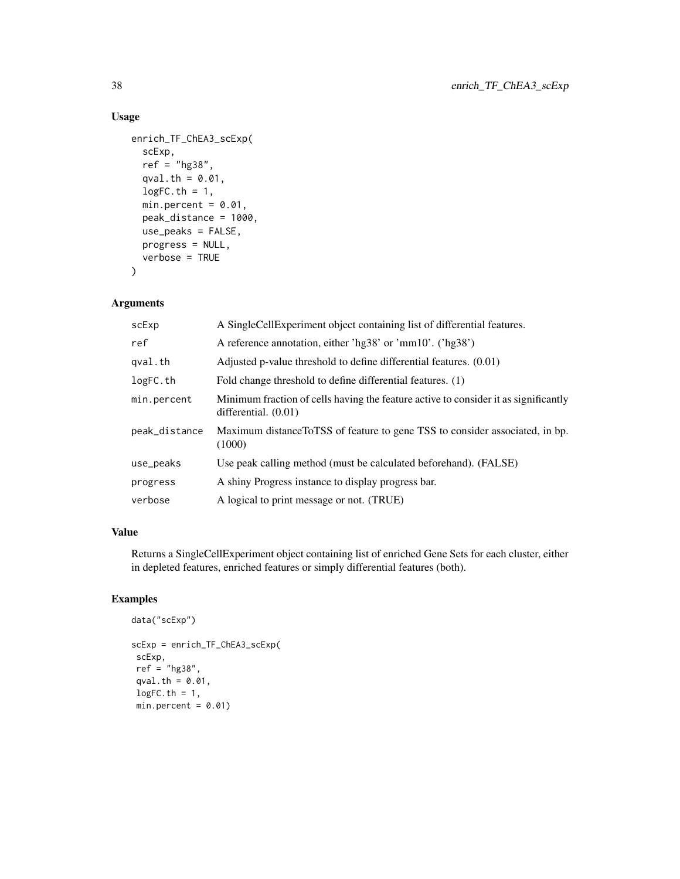## Usage

```
enrich_TF_ChEA3_scExp(
  scExp,
  ref = "hg38",
  qval.th = 0.01,
  logFC.th = 1,
  min.percent = 0.01,
  peak_distance = 1000,
  use_peaks = FALSE,
  progress = NULL,
  verbose = TRUE
)
```

## Arguments

| | |
|---|---|
| scExp | A SingleCellExperiment object containing list of differential features. |
| ref | A reference annotation, either 'hg38' or 'mm10'. ('hg38') |
| qval.th | Adjusted p-value threshold to define differential features. (0.01) |
| logFC.th | Fold change threshold to define differential features. (1) |
| min.percent | Minimum fraction of cells having the feature active to consider it as significantly differential. (0.01) |
| peak_distance | Maximum distanceToTSS of feature to gene TSS to consider associated, in bp. (1000) |
| use_peaks | Use peak calling method (must be calculated beforehand). (FALSE) |
| progress | A shiny Progress instance to display progress bar. |
| verbose | A logical to print message or not. (TRUE) |

## Value

Returns a SingleCellExperiment object containing list of enriched Gene Sets for each cluster, either in depleted features, enriched features or simply differential features (both).

## Examples

```
data("scExp")

scExp = enrich_TF_ChEA3_scExp(
 scExp,
 ref = "hg38",
 qval.th = 0.01,
 logFC.th = 1,
 min.percent = 0.01)
```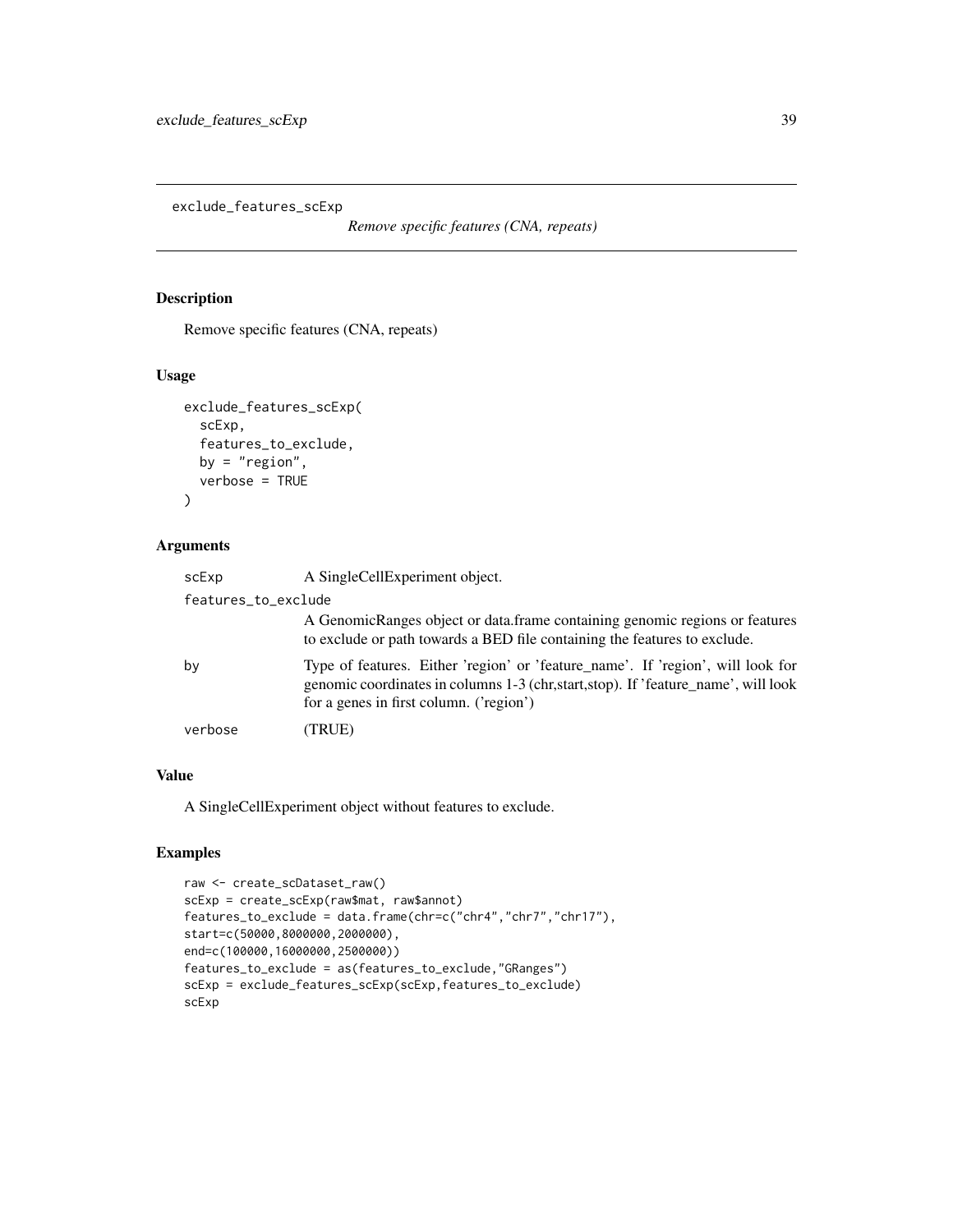exclude_features_scExp

*Remove specific features (CNA, repeats)*

## Description

Remove specific features (CNA, repeats)

## Usage

```
exclude_features_scExp(
  scExp,
  features_to_exclude,
  by = "region",
  verbose = TRUE
)
```

## Arguments

| | |
|---|---|
| scExp | A SingleCellExperiment object. |
| features_to_exclude | A GenomicRanges object or data.frame containing genomic regions or features to exclude or path towards a BED file containing the features to exclude. |
| by | Type of features. Either 'region' or 'feature_name'. If 'region', will look for genomic coordinates in columns 1-3 (chr,start,stop). If 'feature_name', will look for a genes in first column. ('region') |
| verbose | (TRUE) |

## Value

A SingleCellExperiment object without features to exclude.

## Examples

```
raw <- create_scDataset_raw()
scExp = create_scExp(raw$mat, raw$annot)
features_to_exclude = data.frame(chr=c("chr4","chr7","chr17"),
start=c(50000,8000000,2000000),
end=c(100000,16000000,2500000))
features_to_exclude = as(features_to_exclude,"GRanges")
scExp = exclude_features_scExp(scExp,features_to_exclude)
scExp
```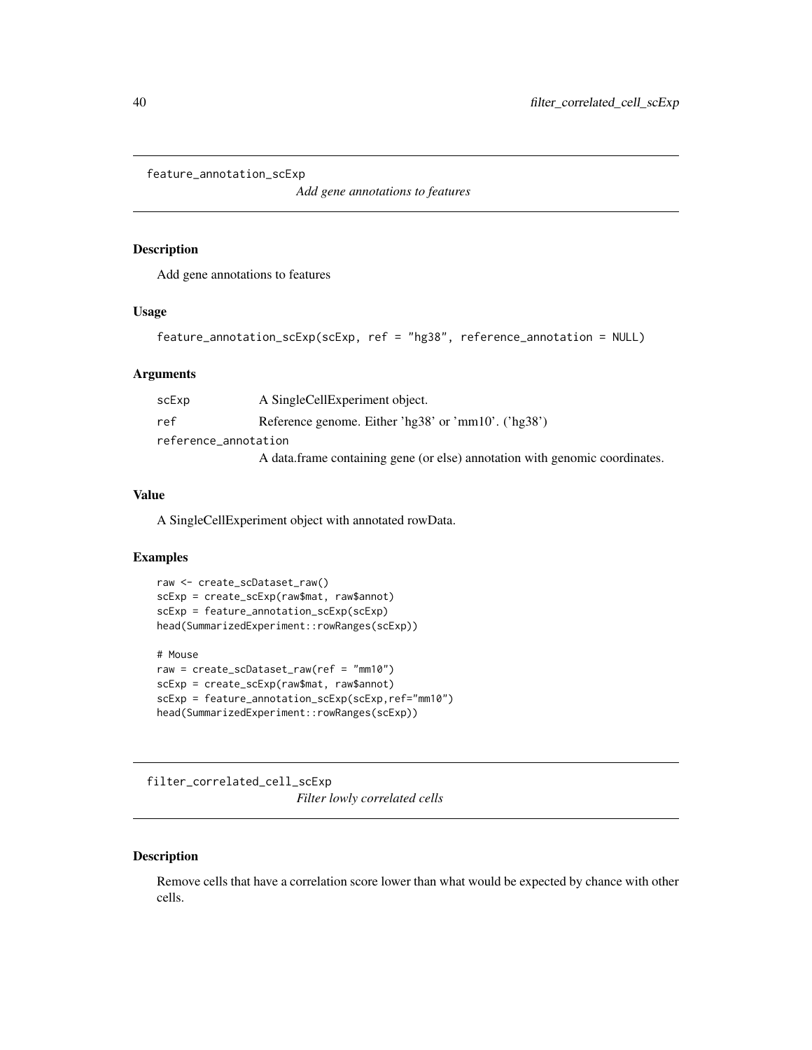## feature_annotation_scExp

*Add gene annotations to features*

### Description

Add gene annotations to features

### Usage

```
feature_annotation_scExp(scExp, ref = "hg38", reference_annotation = NULL)
```

### Arguments

| | |
|---|---|
| scExp | A SingleCellExperiment object. |
| ref | Reference genome. Either 'hg38' or 'mm10'. ('hg38') |
| reference_annotation | A data.frame containing gene (or else) annotation with genomic coordinates. |

### Value

A SingleCellExperiment object with annotated rowData.

### Examples

```
raw <- create_scDataset_raw()
scExp = create_scExp(raw$mat, raw$annot)
scExp = feature_annotation_scExp(scExp)
head(SummarizedExperiment::rowRanges(scExp))

# Mouse
raw = create_scDataset_raw(ref = "mm10")
scExp = create_scExp(raw$mat, raw$annot)
scExp = feature_annotation_scExp(scExp,ref="mm10")
head(SummarizedExperiment::rowRanges(scExp))
```

## filter_correlated_cell_scExp

*Filter lowly correlated cells*

### Description

Remove cells that have a correlation score lower than what would be expected by chance with other cells.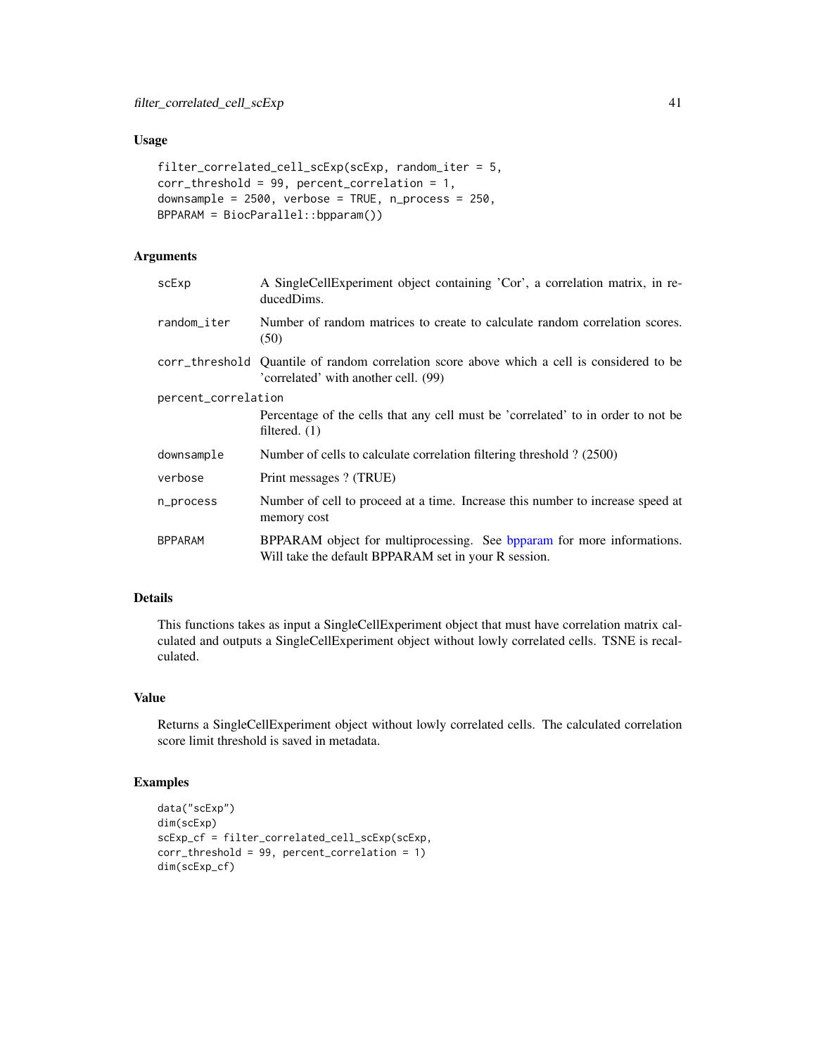## Usage

```
filter_correlated_cell_scExp(scExp, random_iter = 5,
corr_threshold = 99, percent_correlation = 1,
downsample = 2500, verbose = TRUE, n_process = 250,
BPPARAM = BiocParallel::bpparam())
```

## Arguments

| | |
|---|---|
| scExp | A SingleCellExperiment object containing 'Cor', a correlation matrix, in reducedDims. |
| random_iter | Number of random matrices to create to calculate random correlation scores. (50) |
| corr_threshold | Quantile of random correlation score above which a cell is considered to be 'correlated' with another cell. (99) |
| percent_correlation | Percentage of the cells that any cell must be 'correlated' to in order to not be filtered. (1) |
| downsample | Number of cells to calculate correlation filtering threshold ? (2500) |
| verbose | Print messages ? (TRUE) |
| n_process | Number of cell to proceed at a time. Increase this number to increase speed at memory cost |
| BPPARAM | BPPARAM object for multiprocessing. See bpparam for more informations. Will take the default BPPARAM set in your R session. |

## Details

This functions takes as input a SingleCellExperiment object that must have correlation matrix calculated and outputs a SingleCellExperiment object without lowly correlated cells. TSNE is recalculated.

## Value

Returns a SingleCellExperiment object without lowly correlated cells. The calculated correlation score limit threshold is saved in metadata.

## Examples

```
data("scExp")
dim(scExp)
scExp_cf = filter_correlated_cell_scExp(scExp,
corr_threshold = 99, percent_correlation = 1)
dim(scExp_cf)
```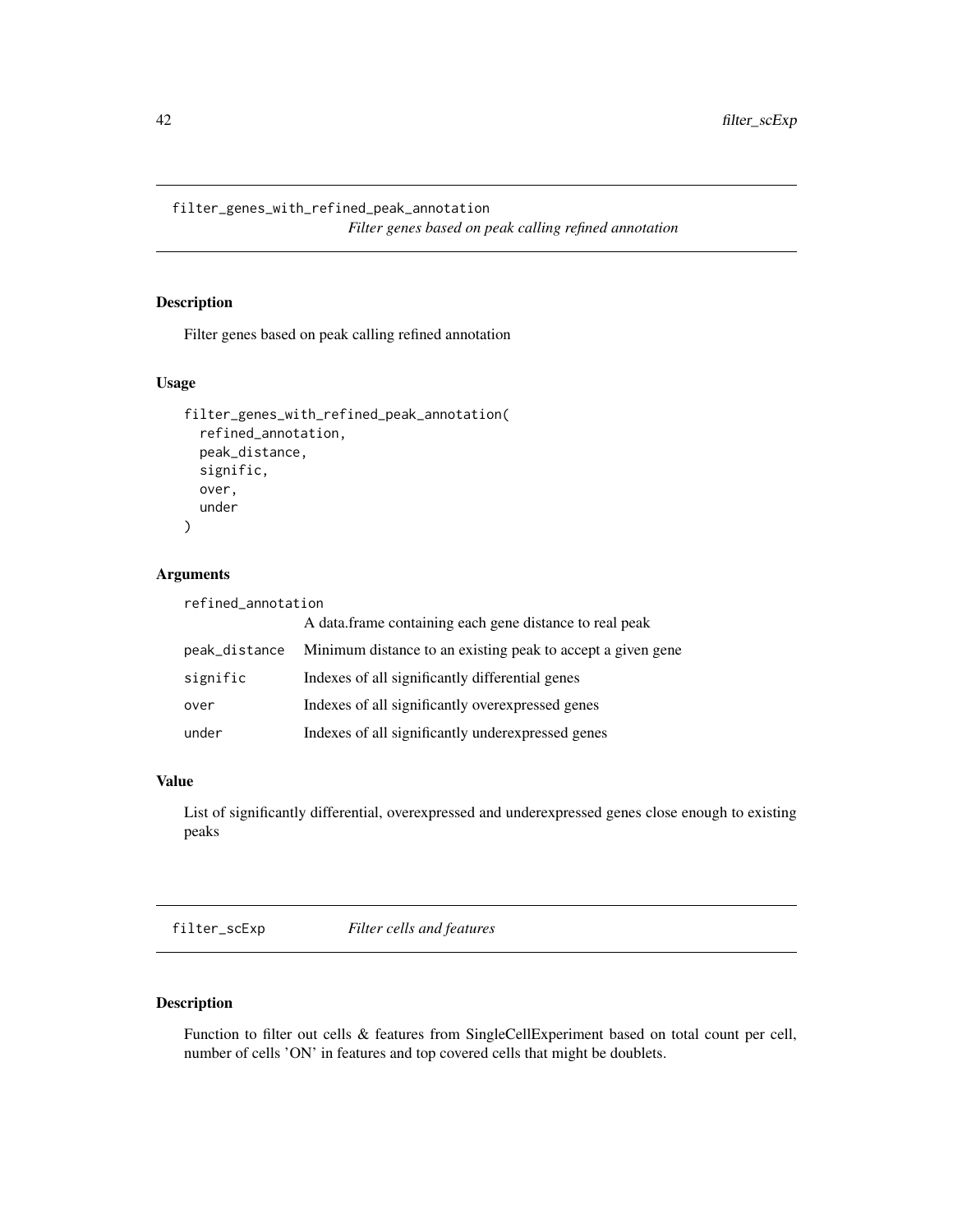## filter_genes_with_refined_peak_annotation

*Filter genes based on peak calling refined annotation*

### Description

Filter genes based on peak calling refined annotation

### Usage

```
filter_genes_with_refined_peak_annotation(
  refined_annotation,
  peak_distance,
  signific,
  over,
  under
)
```

### Arguments

| | |
|---|---|
| refined_annotation | A data.frame containing each gene distance to real peak |
| peak_distance | Minimum distance to an existing peak to accept a given gene |
| signific | Indexes of all significantly differential genes |
| over | Indexes of all significantly overexpressed genes |
| under | Indexes of all significantly underexpressed genes |

### Value

List of significantly differential, overexpressed and underexpressed genes close enough to existing peaks

## filter_scExp

*Filter cells and features*

### Description

Function to filter out cells & features from SingleCellExperiment based on total count per cell, number of cells 'ON' in features and top covered cells that might be doublets.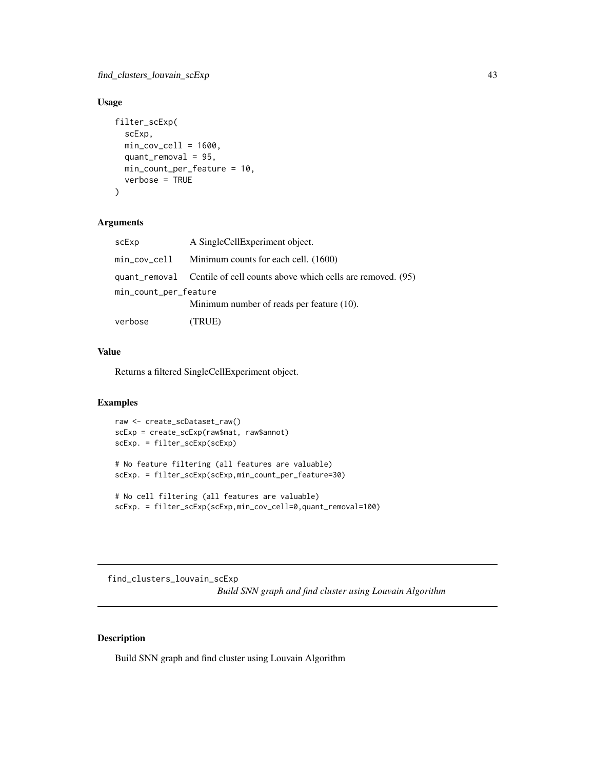## Usage

```
filter_scExp(
  scExp,
  min_cov_cell = 1600,
  quant_removal = 95,
  min_count_per_feature = 10,
  verbose = TRUE
)
```

## Arguments

| | |
|---|---|
| scExp | A SingleCellExperiment object. |
| min_cov_cell | Minimum counts for each cell. (1600) |
| quant_removal | Centile of cell counts above which cells are removed. (95) |
| min_count_per_feature | Minimum number of reads per feature (10). |
| verbose | (TRUE) |

## Value

Returns a filtered SingleCellExperiment object.

## Examples

```
raw <- create_scDataset_raw()
scExp = create_scExp(raw$mat, raw$annot)
scExp. = filter_scExp(scExp)

# No feature filtering (all features are valuable)
scExp. = filter_scExp(scExp,min_count_per_feature=30)

# No cell filtering (all features are valuable)
scExp. = filter_scExp(scExp,min_cov_cell=0,quant_removal=100)
```

---

# find_clusters_louvain_scExp

*Build SNN graph and find cluster using Louvain Algorithm*

---

## Description

Build SNN graph and find cluster using Louvain Algorithm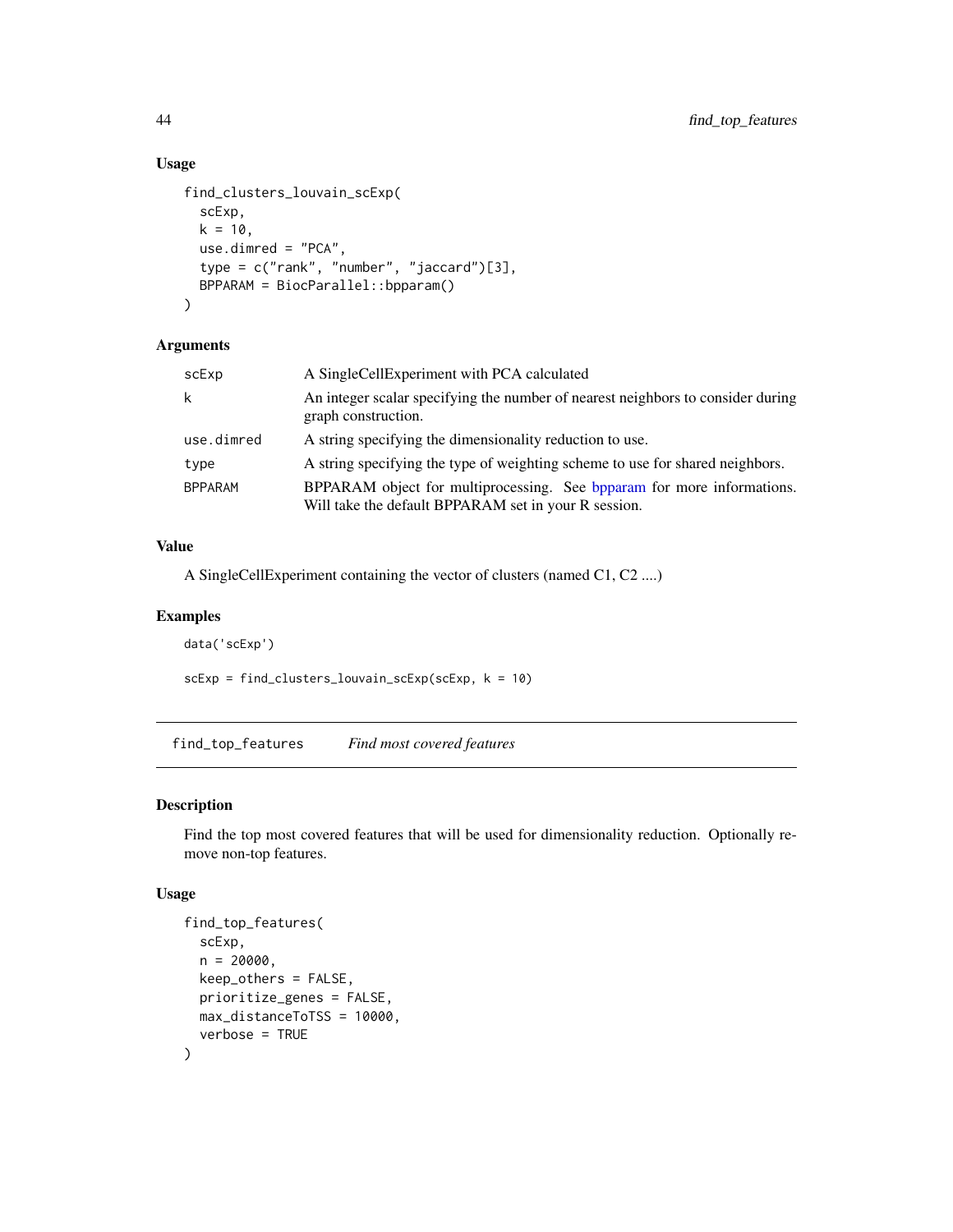### Usage

```
find_clusters_louvain_scExp(
  scExp,
  k = 10,
  use.dimred = "PCA",
  type = c("rank", "number", "jaccard")[3],
  BPPARAM = BiocParallel::bpparam()
)
```

### Arguments

| | |
|---|---|
| scExp | A SingleCellExperiment with PCA calculated |
| k | An integer scalar specifying the number of nearest neighbors to consider during graph construction. |
| use.dimred | A string specifying the dimensionality reduction to use. |
| type | A string specifying the type of weighting scheme to use for shared neighbors. |
| BPPARAM | BPPARAM object for multiprocessing. See bpparam for more informations. Will take the default BPPARAM set in your R session. |

### Value

A SingleCellExperiment containing the vector of clusters (named C1, C2 ....)

### Examples

```
data('scExp')

scExp = find_clusters_louvain_scExp(scExp, k = 10)
```

---

## find_top_features    *Find most covered features*

### Description

Find the top most covered features that will be used for dimensionality reduction. Optionally remove non-top features.

### Usage

```
find_top_features(
  scExp,
  n = 20000,
  keep_others = FALSE,
  prioritize_genes = FALSE,
  max_distanceToTSS = 10000,
  verbose = TRUE
)
```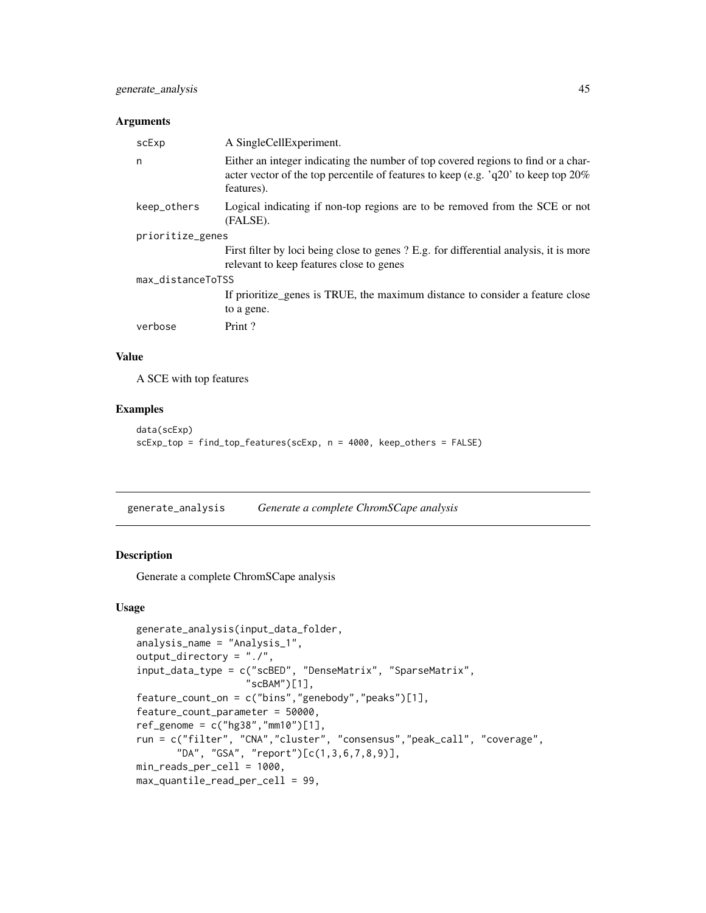### Arguments

| | |
|---|---|
| scExp | A SingleCellExperiment. |
| n | Either an integer indicating the number of top covered regions to find or a character vector of the top percentile of features to keep (e.g. 'q20' to keep top 20% features). |
| keep_others | Logical indicating if non-top regions are to be removed from the SCE or not (FALSE). |
| prioritize_genes | First filter by loci being close to genes ? E.g. for differential analysis, it is more relevant to keep features close to genes |
| max_distanceToTSS | If prioritize_genes is TRUE, the maximum distance to consider a feature close to a gene. |
| verbose | Print ? |

### Value

A SCE with top features

### Examples

```
data(scExp)
scExp_top = find_top_features(scExp, n = 4000, keep_others = FALSE)
```

---

## generate_analysis    *Generate a complete ChromSCape analysis*

---

### Description

Generate a complete ChromSCape analysis

### Usage

```
generate_analysis(input_data_folder,
analysis_name = "Analysis_1",
output_directory = "./",
input_data_type = c("scBED", "DenseMatrix", "SparseMatrix",
                    "scBAM")[1],
feature_count_on = c("bins","genebody","peaks")[1],
feature_count_parameter = 50000,
ref_genome = c("hg38","mm10")[1],
run = c("filter", "CNA","cluster", "consensus","peak_call", "coverage",
       "DA", "GSA", "report")[c(1,3,6,7,8,9)],
min_reads_per_cell = 1000,
max_quantile_read_per_cell = 99,
```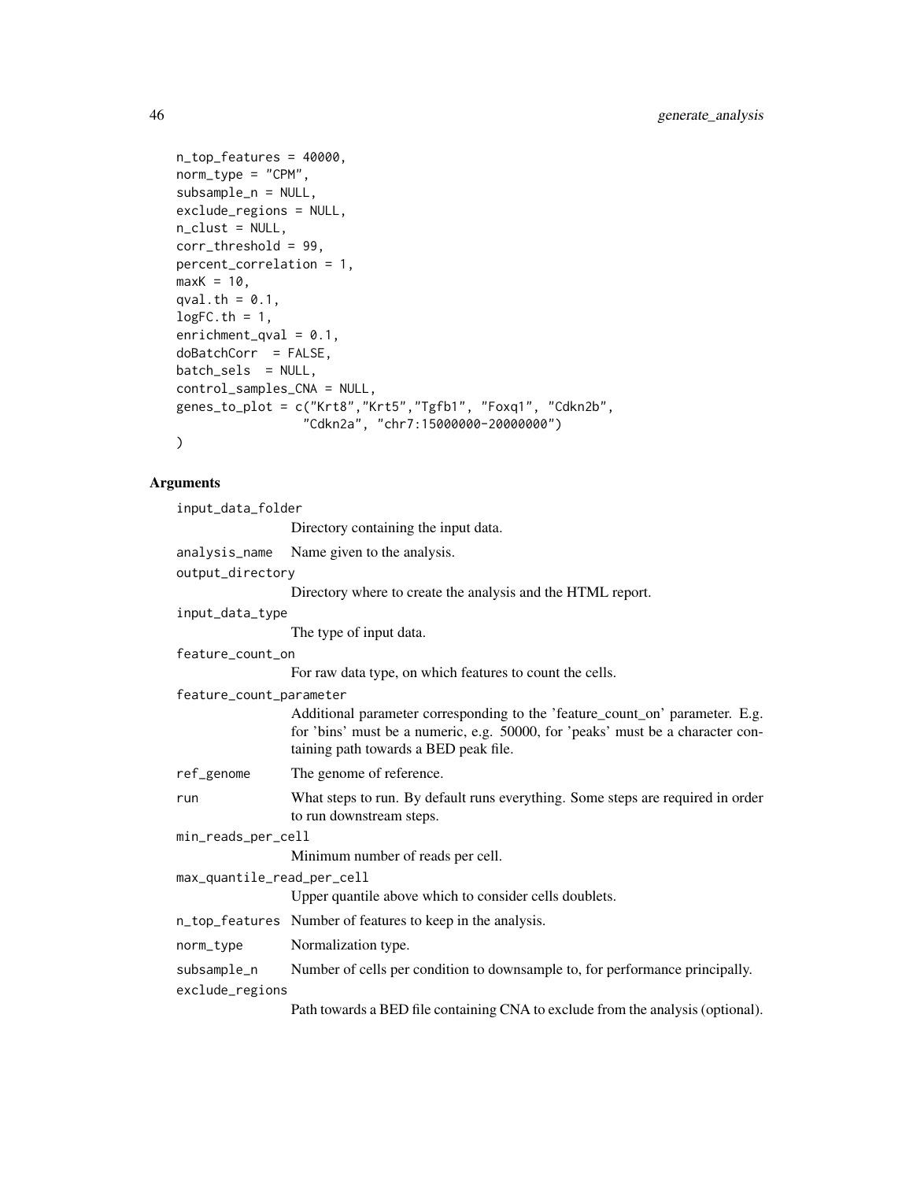```
  n_top_features = 40000,
  norm_type = "CPM",
  subsample_n = NULL,
  exclude_regions = NULL,
  n_clust = NULL,
  corr_threshold = 99,
  percent_correlation = 1,
  maxK = 10,
  qval.th = 0.1,
  logFC.th = 1,
  enrichment_qval = 0.1,
  doBatchCorr  = FALSE,
  batch_sels  = NULL,
  control_samples_CNA = NULL,
  genes_to_plot = c("Krt8","Krt5","Tgfb1", "Foxq1", "Cdkn2b",
                   "Cdkn2a", "chr7:15000000-20000000")
)
```

## Arguments

`input_data_folder`
: Directory containing the input data.

`analysis_name`
: Name given to the analysis.

`output_directory`
: Directory where to create the analysis and the HTML report.

`input_data_type`
: The type of input data.

`feature_count_on`
: For raw data type, on which features to count the cells.

`feature_count_parameter`
: Additional parameter corresponding to the 'feature_count_on' parameter. E.g. for 'bins' must be a numeric, e.g. 50000, for 'peaks' must be a character containing path towards a BED peak file.

`ref_genome`
: The genome of reference.

`run`
: What steps to run. By default runs everything. Some steps are required in order to run downstream steps.

`min_reads_per_cell`
: Minimum number of reads per cell.

`max_quantile_read_per_cell`
: Upper quantile above which to consider cells doublets.

`n_top_features`
: Number of features to keep in the analysis.

`norm_type`
: Normalization type.

`subsample_n`
: Number of cells per condition to downsample to, for performance principally.

`exclude_regions`
: Path towards a BED file containing CNA to exclude from the analysis (optional).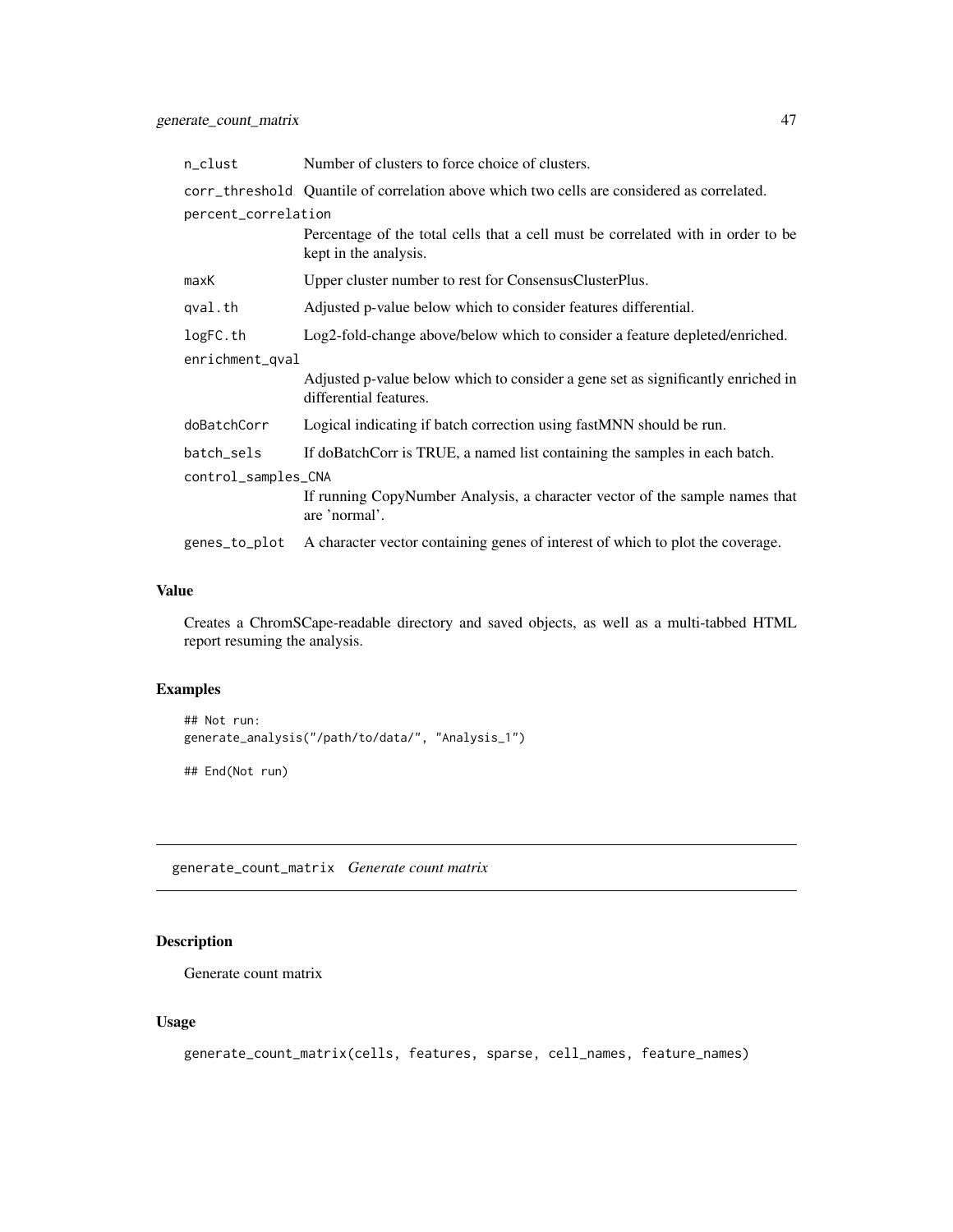| | |
|---|---|
| n_clust | Number of clusters to force choice of clusters. |
| corr_threshold | Quantile of correlation above which two cells are considered as correlated. |
| percent_correlation | Percentage of the total cells that a cell must be correlated with in order to be kept in the analysis. |
| maxK | Upper cluster number to rest for ConsensusClusterPlus. |
| qval.th | Adjusted p-value below which to consider features differential. |
| logFC.th | Log2-fold-change above/below which to consider a feature depleted/enriched. |
| enrichment_qval | Adjusted p-value below which to consider a gene set as significantly enriched in differential features. |
| doBatchCorr | Logical indicating if batch correction using fastMNN should be run. |
| batch_sels | If doBatchCorr is TRUE, a named list containing the samples in each batch. |
| control_samples_CNA | If running CopyNumber Analysis, a character vector of the sample names that are 'normal'. |
| genes_to_plot | A character vector containing genes of interest of which to plot the coverage. |

## Value

Creates a ChromSCape-readable directory and saved objects, as well as a multi-tabbed HTML report resuming the analysis.

## Examples

```
## Not run:
generate_analysis("/path/to/data/", "Analysis_1")

## End(Not run)
```

---

# generate_count_matrix *Generate count matrix*

## Description

Generate count matrix

## Usage

```
generate_count_matrix(cells, features, sparse, cell_names, feature_names)
```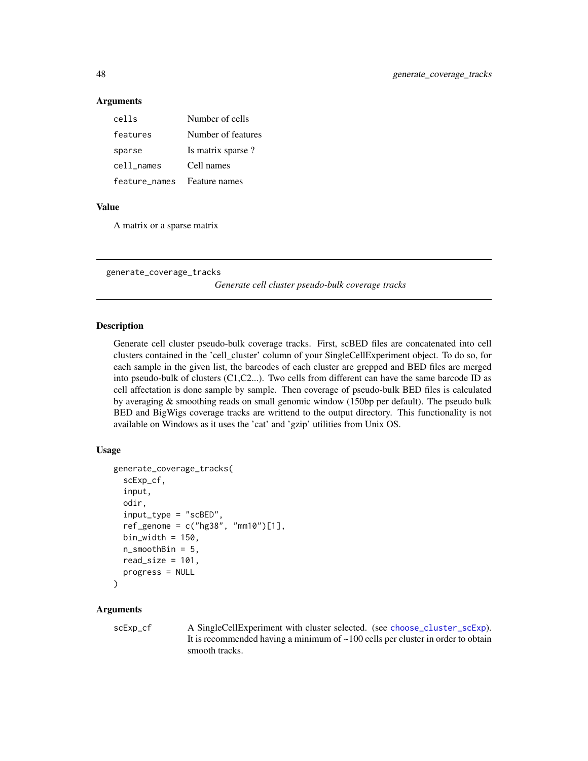### Arguments

| | |
|---|---|
| cells | Number of cells |
| features | Number of features |
| sparse | Is matrix sparse ? |
| cell_names | Cell names |
| feature_names | Feature names |

### Value

A matrix or a sparse matrix

---

## generate_coverage_tracks

*Generate cell cluster pseudo-bulk coverage tracks*

---

### Description

Generate cell cluster pseudo-bulk coverage tracks. First, scBED files are concatenated into cell clusters contained in the 'cell_cluster' column of your SingleCellExperiment object. To do so, for each sample in the given list, the barcodes of each cluster are grepped and BED files are merged into pseudo-bulk of clusters (C1,C2...). Two cells from different can have the same barcode ID as cell affectation is done sample by sample. Then coverage of pseudo-bulk BED files is calculated by averaging & smoothing reads on small genomic window (150bp per default). The pseudo bulk BED and BigWigs coverage tracks are writtend to the output directory. This functionality is not available on Windows as it uses the 'cat' and 'gzip' utilities from Unix OS.

### Usage

```
generate_coverage_tracks(
  scExp_cf,
  input,
  odir,
  input_type = "scBED",
  ref_genome = c("hg38", "mm10")[1],
  bin_width = 150,
  n_smoothBin = 5,
  read_size = 101,
  progress = NULL
)
```

### Arguments

| | |
|---|---|
| scExp_cf | A SingleCellExperiment with cluster selected. (see choose_cluster_scExp). It is recommended having a minimum of ~100 cells per cluster in order to obtain smooth tracks. |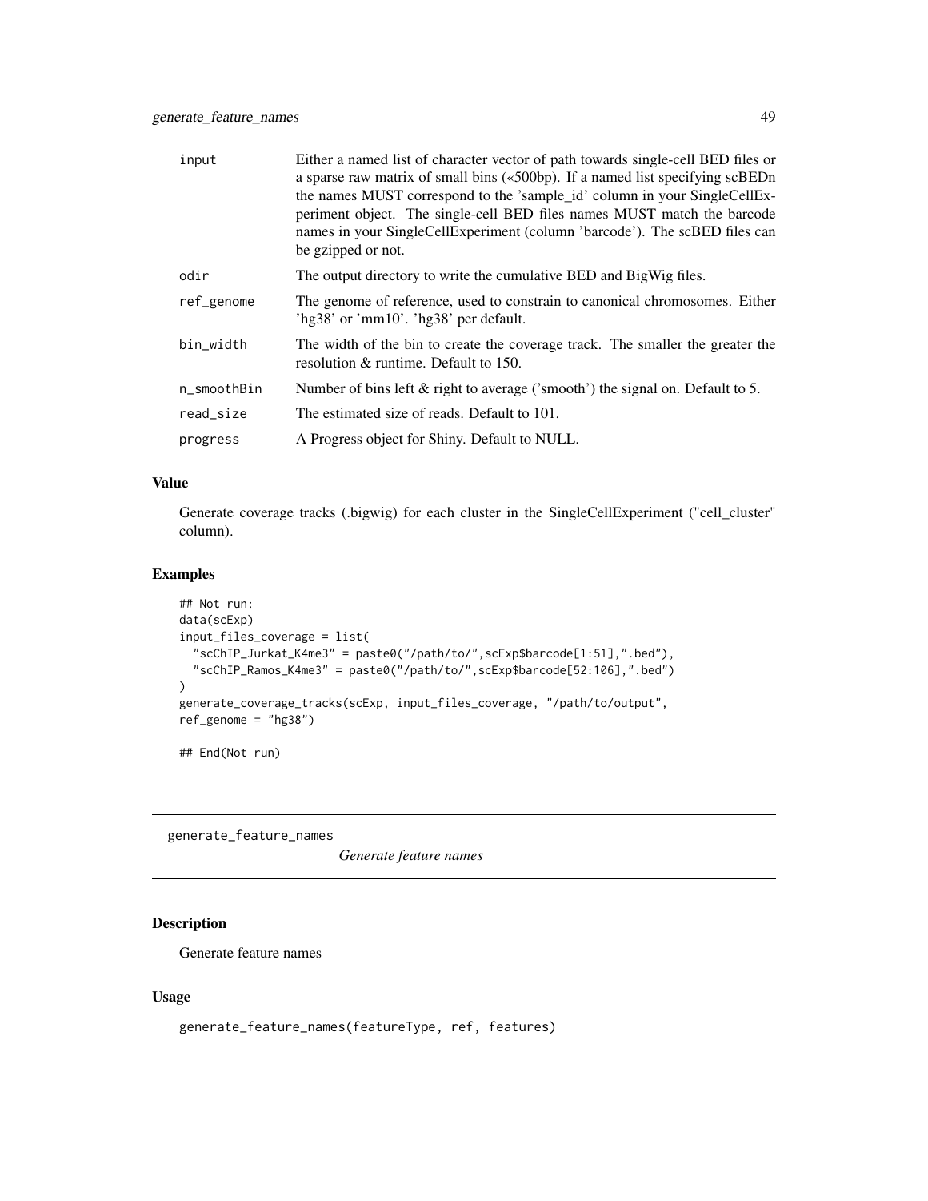| | |
|---|---|
| input | Either a named list of character vector of path towards single-cell BED files or a sparse raw matrix of small bins («500bp). If a named list specifying scBEDn the names MUST correspond to the 'sample_id' column in your SingleCellExperiment object. The single-cell BED files names MUST match the barcode names in your SingleCellExperiment (column 'barcode'). The scBED files can be gzipped or not. |
| odir | The output directory to write the cumulative BED and BigWig files. |
| ref_genome | The genome of reference, used to constrain to canonical chromosomes. Either 'hg38' or 'mm10'. 'hg38' per default. |
| bin_width | The width of the bin to create the coverage track. The smaller the greater the resolution & runtime. Default to 150. |
| n_smoothBin | Number of bins left & right to average ('smooth') the signal on. Default to 5. |
| read_size | The estimated size of reads. Default to 101. |
| progress | A Progress object for Shiny. Default to NULL. |

### Value

Generate coverage tracks (.bigwig) for each cluster in the SingleCellExperiment ("cell_cluster" column).

### Examples

```
## Not run:
data(scExp)
input_files_coverage = list(
  "scChIP_Jurkat_K4me3" = paste0("/path/to/",scExp$barcode[1:51],".bed"),
  "scChIP_Ramos_K4me3" = paste0("/path/to/",scExp$barcode[52:106],".bed")
)
generate_coverage_tracks(scExp, input_files_coverage, "/path/to/output",
ref_genome = "hg38")

## End(Not run)
```

---

## generate_feature_names    *Generate feature names*

### Description

Generate feature names

### Usage

```
generate_feature_names(featureType, ref, features)
```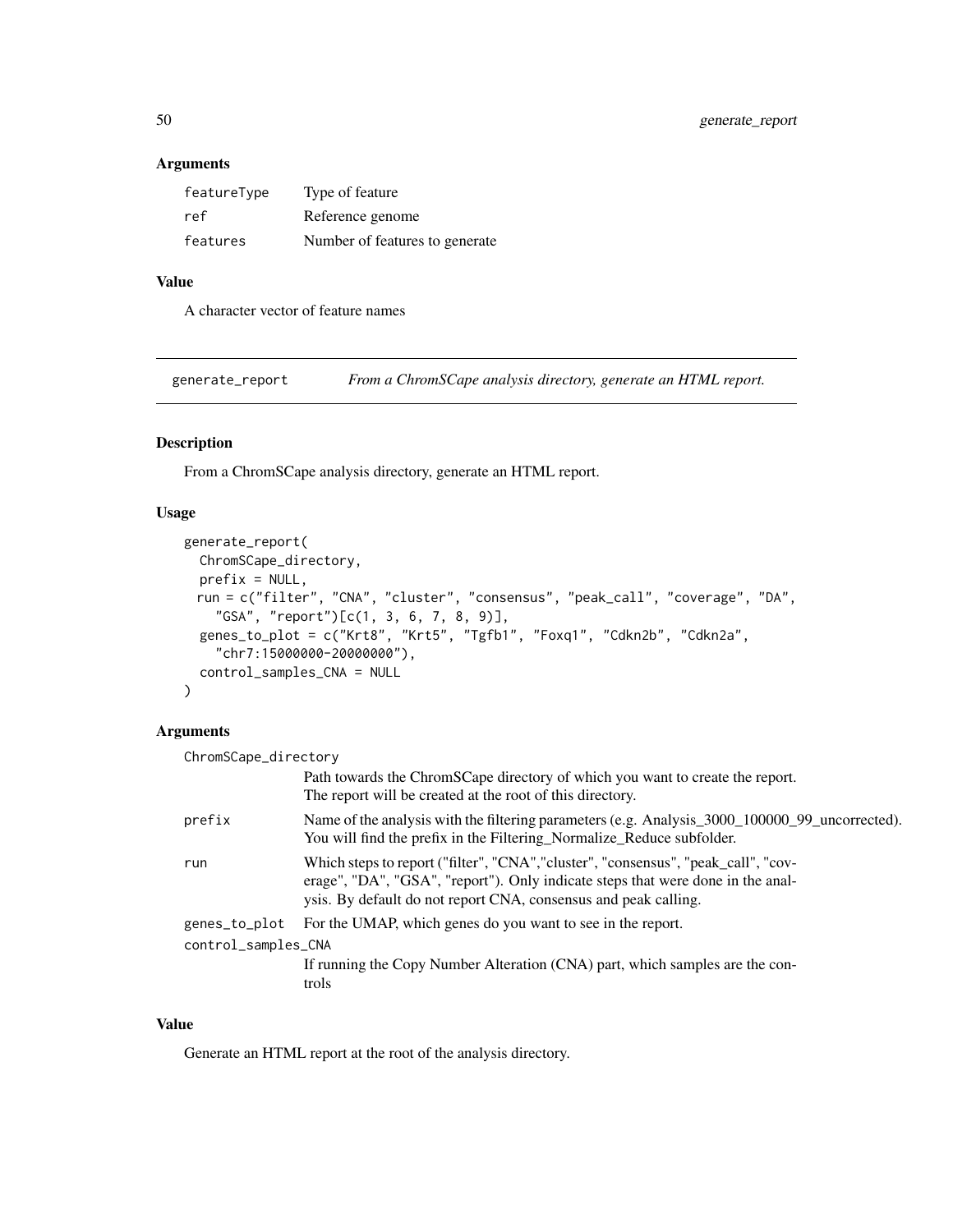## Arguments

| | |
|---|---|
| featureType | Type of feature |
| ref | Reference genome |
| features | Number of features to generate |

## Value

A character vector of feature names

---

`generate_report` *From a ChromSCape analysis directory, generate an HTML report.*

---

## Description

From a ChromSCape analysis directory, generate an HTML report.

## Usage

```
generate_report(
  ChromSCape_directory,
  prefix = NULL,
  run = c("filter", "CNA", "cluster", "consensus", "peak_call", "coverage", "DA",
    "GSA", "report")[c(1, 3, 6, 7, 8, 9)],
  genes_to_plot = c("Krt8", "Krt5", "Tgfb1", "Foxq1", "Cdkn2b", "Cdkn2a",
    "chr7:15000000-20000000"),
  control_samples_CNA = NULL
)
```

## Arguments

| | |
|---|---|
| ChromSCape_directory | Path towards the ChromSCape directory of which you want to create the report. The report will be created at the root of this directory. |
| prefix | Name of the analysis with the filtering parameters (e.g. Analysis_3000_100000_99_uncorrected). You will find the prefix in the Filtering_Normalize_Reduce subfolder. |
| run | Which steps to report ("filter", "CNA","cluster", "consensus", "peak_call", "coverage", "DA", "GSA", "report"). Only indicate steps that were done in the analysis. By default do not report CNA, consensus and peak calling. |
| genes_to_plot | For the UMAP, which genes do you want to see in the report. |
| control_samples_CNA | If running the Copy Number Alteration (CNA) part, which samples are the controls |

## Value

Generate an HTML report at the root of the analysis directory.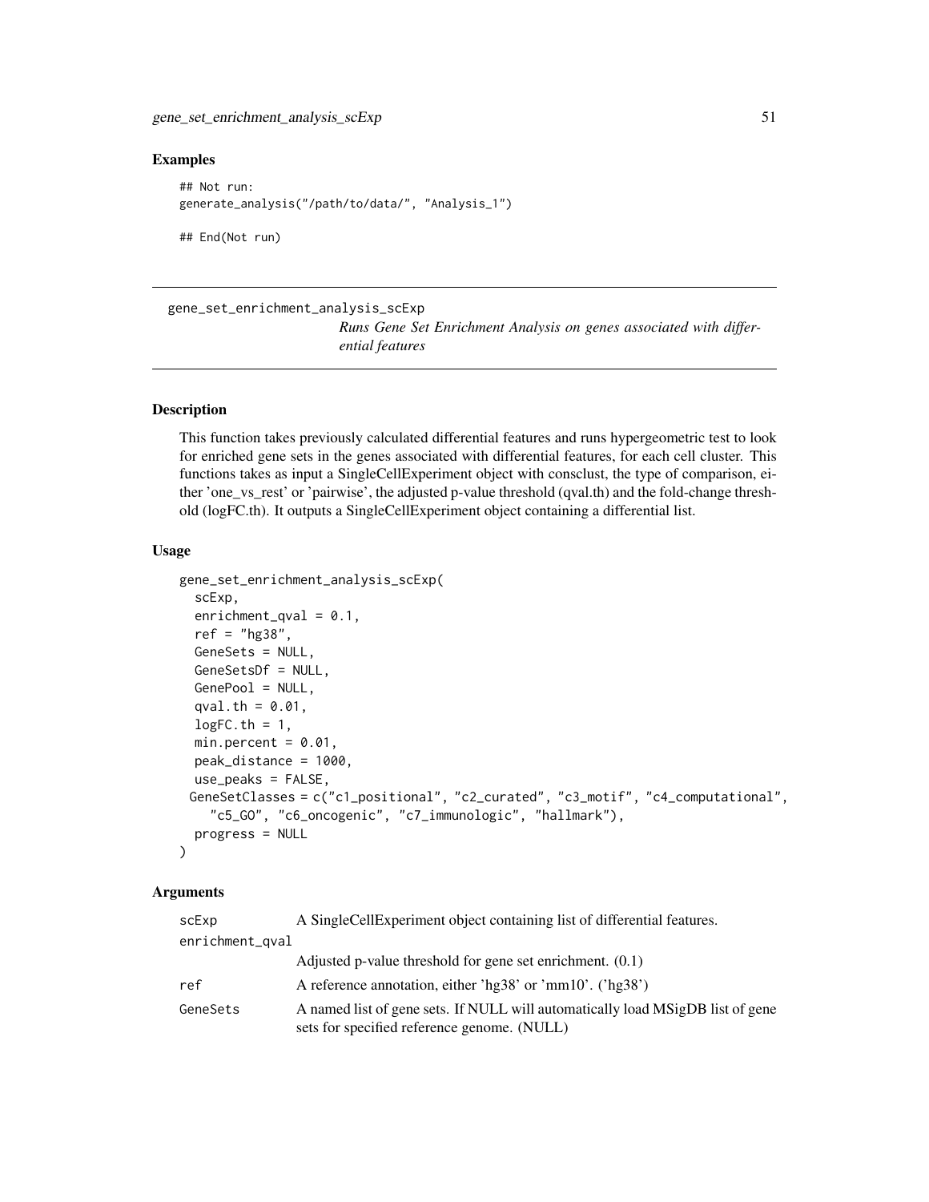## Examples

```
## Not run:
generate_analysis("/path/to/data/", "Analysis_1")

## End(Not run)
```

---

gene_set_enrichment_analysis_scExp

*Runs Gene Set Enrichment Analysis on genes associated with differential features*

---

### Description

This function takes previously calculated differential features and runs hypergeometric test to look for enriched gene sets in the genes associated with differential features, for each cell cluster. This functions takes as input a SingleCellExperiment object with consclust, the type of comparison, either 'one_vs_rest' or 'pairwise', the adjusted p-value threshold (qval.th) and the fold-change threshold (logFC.th). It outputs a SingleCellExperiment object containing a differential list.

### Usage

```
gene_set_enrichment_analysis_scExp(
  scExp,
  enrichment_qval = 0.1,
  ref = "hg38",
  GeneSets = NULL,
  GeneSetsDf = NULL,
  GenePool = NULL,
  qval.th = 0.01,
  logFC.th = 1,
  min.percent = 0.01,
  peak_distance = 1000,
  use_peaks = FALSE,
  GeneSetClasses = c("c1_positional", "c2_curated", "c3_motif", "c4_computational",
    "c5_GO", "c6_oncogenic", "c7_immunologic", "hallmark"),
  progress = NULL
)
```

### Arguments

| | |
|---|---|
| scExp | A SingleCellExperiment object containing list of differential features. |
| enrichment_qval | Adjusted p-value threshold for gene set enrichment. (0.1) |
| ref | A reference annotation, either 'hg38' or 'mm10'. ('hg38') |
| GeneSets | A named list of gene sets. If NULL will automatically load MSigDB list of gene sets for specified reference genome. (NULL) |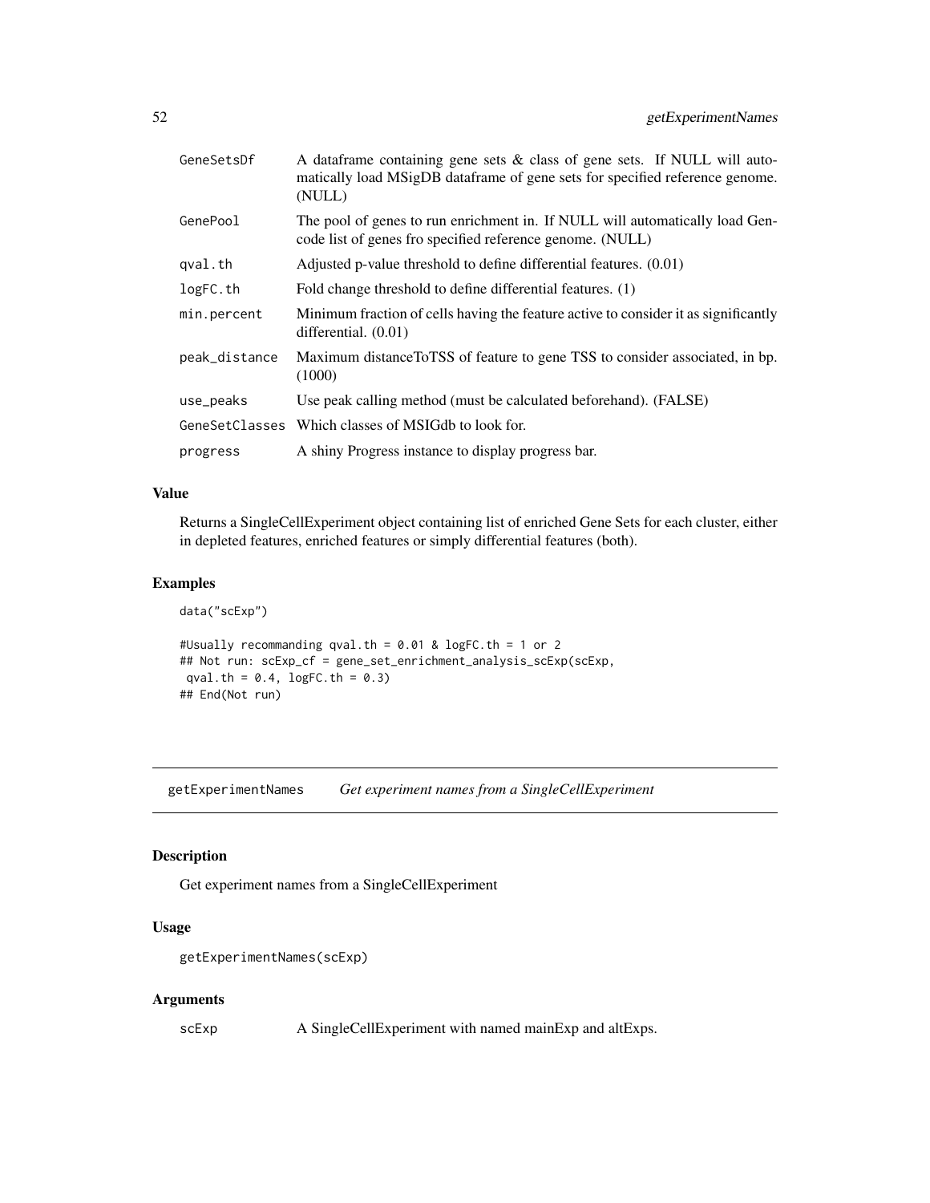| | |
|---|---|
| GeneSetsDf | A dataframe containing gene sets & class of gene sets. If NULL will automatically load MSigDB dataframe of gene sets for specified reference genome. (NULL) |
| GenePool | The pool of genes to run enrichment in. If NULL will automatically load Gencode list of genes fro specified reference genome. (NULL) |
| qval.th | Adjusted p-value threshold to define differential features. (0.01) |
| logFC.th | Fold change threshold to define differential features. (1) |
| min.percent | Minimum fraction of cells having the feature active to consider it as significantly differential. (0.01) |
| peak_distance | Maximum distanceToTSS of feature to gene TSS to consider associated, in bp. (1000) |
| use_peaks | Use peak calling method (must be calculated beforehand). (FALSE) |
| GeneSetClasses | Which classes of MSIGdb to look for. |
| progress | A shiny Progress instance to display progress bar. |

### Value

Returns a SingleCellExperiment object containing list of enriched Gene Sets for each cluster, either in depleted features, enriched features or simply differential features (both).

### Examples

```
data("scExp")

#Usually recommanding qval.th = 0.01 & logFC.th = 1 or 2
## Not run: scExp_cf = gene_set_enrichment_analysis_scExp(scExp,
 qval.th = 0.4, logFC.th = 0.3)
## End(Not run)
```

---

## getExperimentNames *Get experiment names from a SingleCellExperiment*

### Description

Get experiment names from a SingleCellExperiment

### Usage

```
getExperimentNames(scExp)
```

### Arguments

| | |
|---|---|
| scExp | A SingleCellExperiment with named mainExp and altExps. |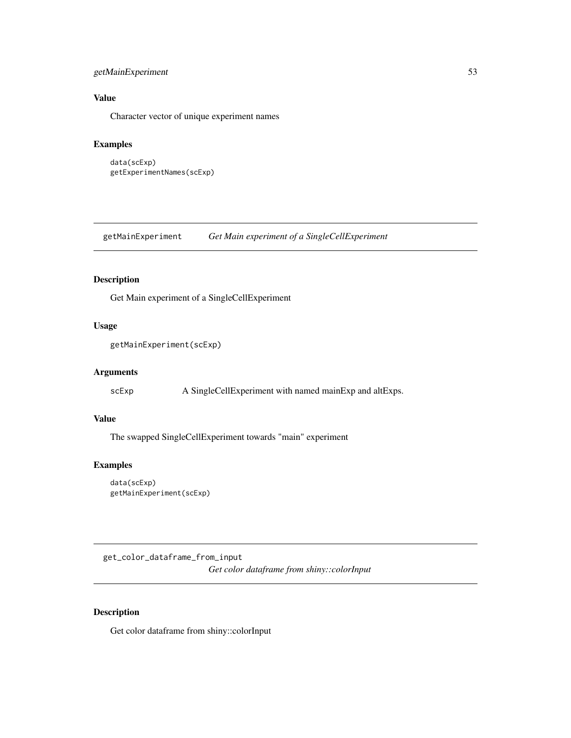### Value

Character vector of unique experiment names

### Examples

```
data(scExp)
getExperimentNames(scExp)
```

---

## getMainExperiment — *Get Main experiment of a SingleCellExperiment*

---

### Description

Get Main experiment of a SingleCellExperiment

### Usage

```
getMainExperiment(scExp)
```

### Arguments

| | |
|---|---|
| scExp | A SingleCellExperiment with named mainExp and altExps. |

### Value

The swapped SingleCellExperiment towards "main" experiment

### Examples

```
data(scExp)
getMainExperiment(scExp)
```

---

## get_color_dataframe_from_input — *Get color dataframe from shiny::colorInput*

---

### Description

Get color dataframe from shiny::colorInput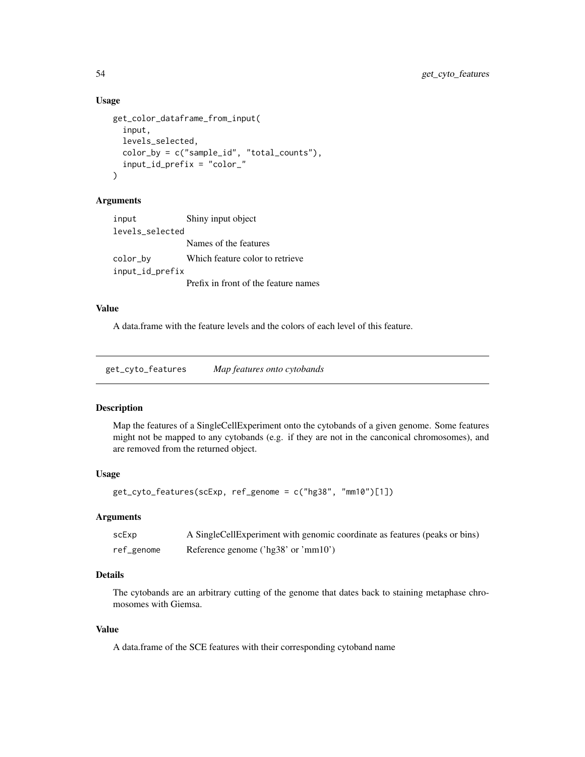### Usage

```
get_color_dataframe_from_input(
  input,
  levels_selected,
  color_by = c("sample_id", "total_counts"),
  input_id_prefix = "color_"
)
```

### Arguments

| | |
|---|---|
| input | Shiny input object |
| levels_selected | Names of the features |
| color_by | Which feature color to retrieve |
| input_id_prefix | Prefix in front of the feature names |

### Value

A data.frame with the feature levels and the colors of each level of this feature.

---

## get_cyto_features — *Map features onto cytobands*

### Description

Map the features of a SingleCellExperiment onto the cytobands of a given genome. Some features might not be mapped to any cytobands (e.g. if they are not in the canconical chromosomes), and are removed from the returned object.

### Usage

```
get_cyto_features(scExp, ref_genome = c("hg38", "mm10")[1])
```

### Arguments

| | |
|---|---|
| scExp | A SingleCellExperiment with genomic coordinate as features (peaks or bins) |
| ref_genome | Reference genome ('hg38' or 'mm10') |

### Details

The cytobands are an arbitrary cutting of the genome that dates back to staining metaphase chromosomes with Giemsa.

### Value

A data.frame of the SCE features with their corresponding cytoband name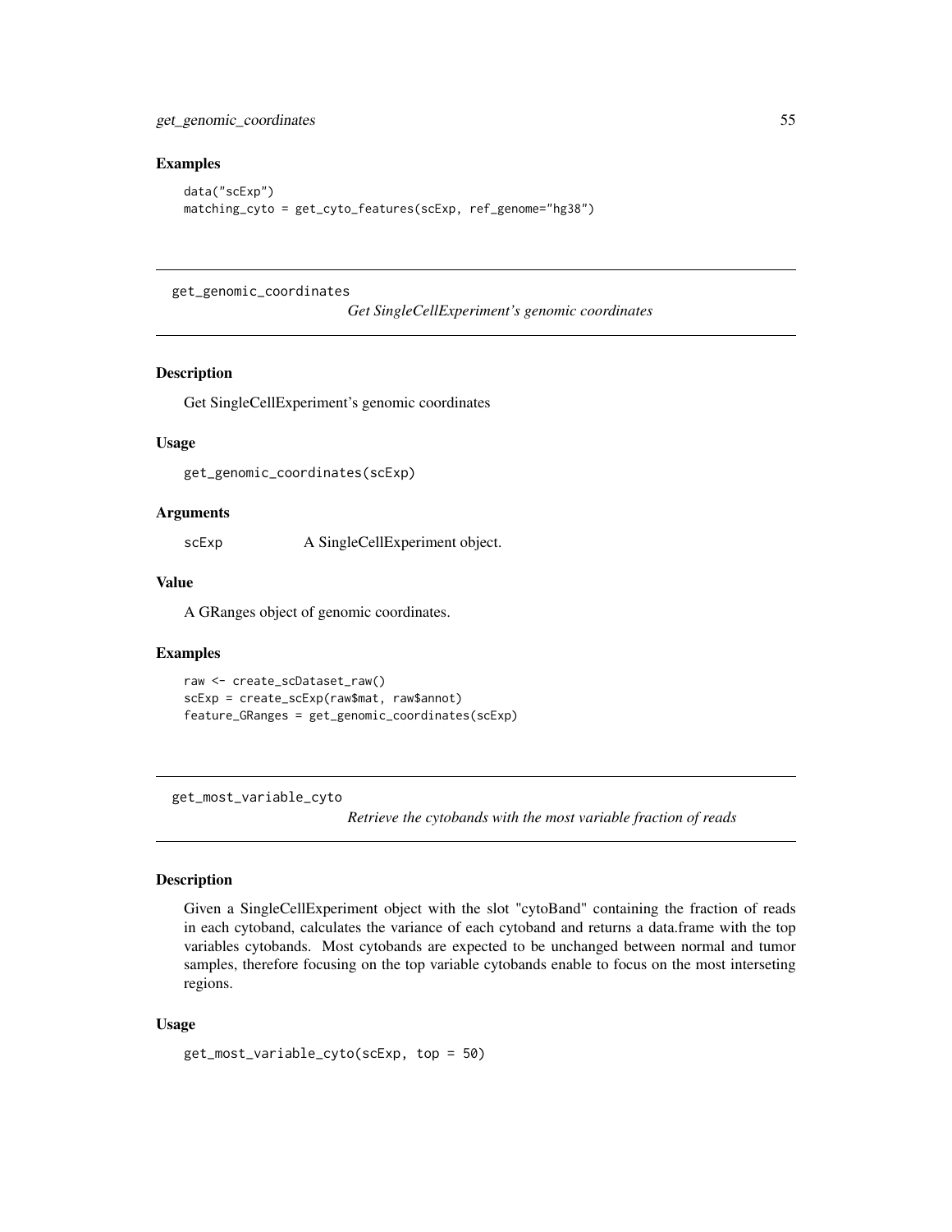### Examples

```
data("scExp")
matching_cyto = get_cyto_features(scExp, ref_genome="hg38")
```

---

## get_genomic_coordinates

*Get SingleCellExperiment's genomic coordinates*

### Description

Get SingleCellExperiment's genomic coordinates

### Usage

```
get_genomic_coordinates(scExp)
```

### Arguments

| | |
|---|---|
| scExp | A SingleCellExperiment object. |

### Value

A GRanges object of genomic coordinates.

### Examples

```
raw <- create_scDataset_raw()
scExp = create_scExp(raw$mat, raw$annot)
feature_GRanges = get_genomic_coordinates(scExp)
```

---

## get_most_variable_cyto

*Retrieve the cytobands with the most variable fraction of reads*

### Description

Given a SingleCellExperiment object with the slot "cytoBand" containing the fraction of reads in each cytoband, calculates the variance of each cytoband and returns a data.frame with the top variables cytobands. Most cytobands are expected to be unchanged between normal and tumor samples, therefore focusing on the top variable cytobands enable to focus on the most interseting regions.

### Usage

```
get_most_variable_cyto(scExp, top = 50)
```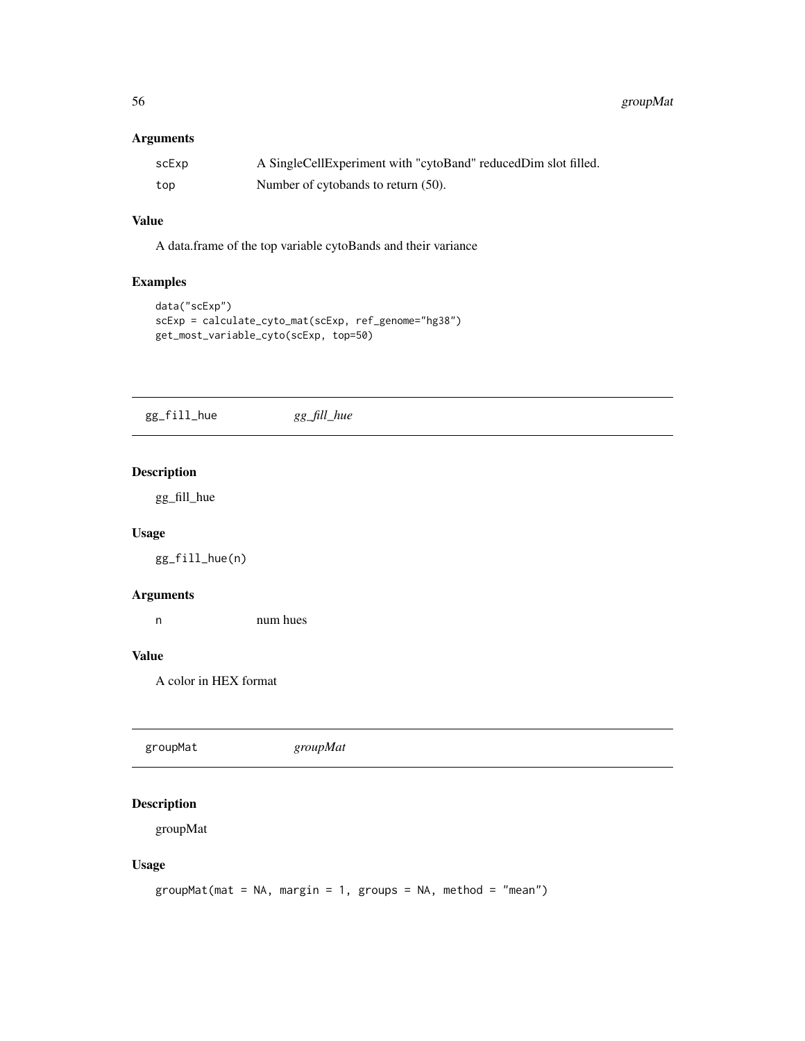## Arguments

| | |
|---|---|
| scExp | A SingleCellExperiment with "cytoBand" reducedDim slot filled. |
| top | Number of cytobands to return (50). |

## Value

A data.frame of the top variable cytoBands and their variance

## Examples

```
data("scExp")
scExp = calculate_cyto_mat(scExp, ref_genome="hg38")
get_most_variable_cyto(scExp, top=50)
```

---

# gg_fill_hue    *gg_fill_hue*

## Description

gg_fill_hue

## Usage

```
gg_fill_hue(n)
```

## Arguments

| | |
|---|---|
| n | num hues |

## Value

A color in HEX format

---

# groupMat    *groupMat*

## Description

groupMat

## Usage

```
groupMat(mat = NA, margin = 1, groups = NA, method = "mean")
```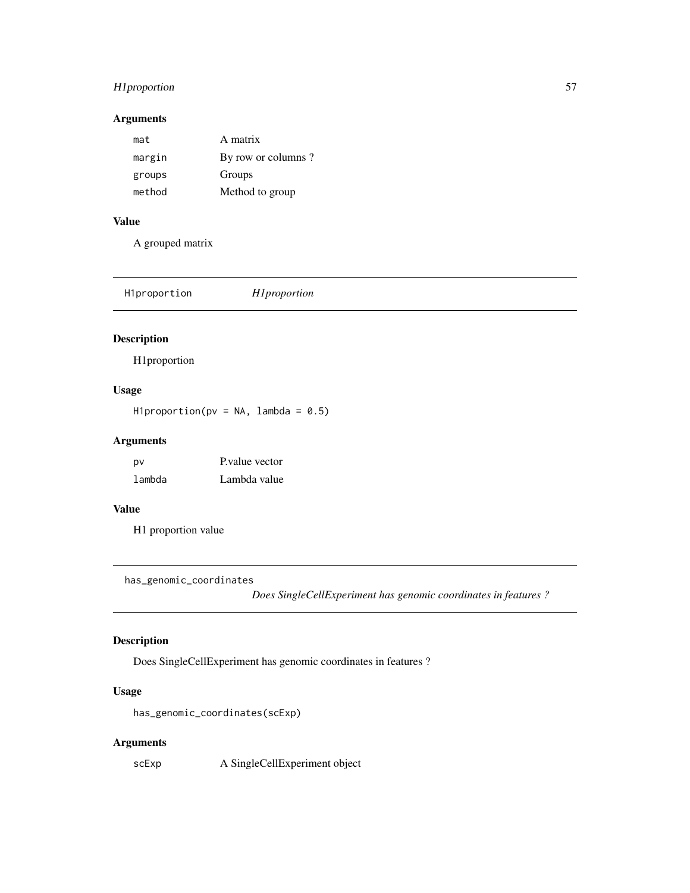## Arguments

| | |
|---|---|
| mat | A matrix |
| margin | By row or columns ? |
| groups | Groups |
| method | Method to group |

## Value

A grouped matrix

---

# H1proportion *H1proportion*

## Description

H1proportion

## Usage

```
H1proportion(pv = NA, lambda = 0.5)
```

## Arguments

| | |
|---|---|
| pv | P.value vector |
| lambda | Lambda value |

## Value

H1 proportion value

---

# has_genomic_coordinates *Does SingleCellExperiment has genomic coordinates in features ?*

## Description

Does SingleCellExperiment has genomic coordinates in features ?

## Usage

```
has_genomic_coordinates(scExp)
```

## Arguments

| | |
|---|---|
| scExp | A SingleCellExperiment object |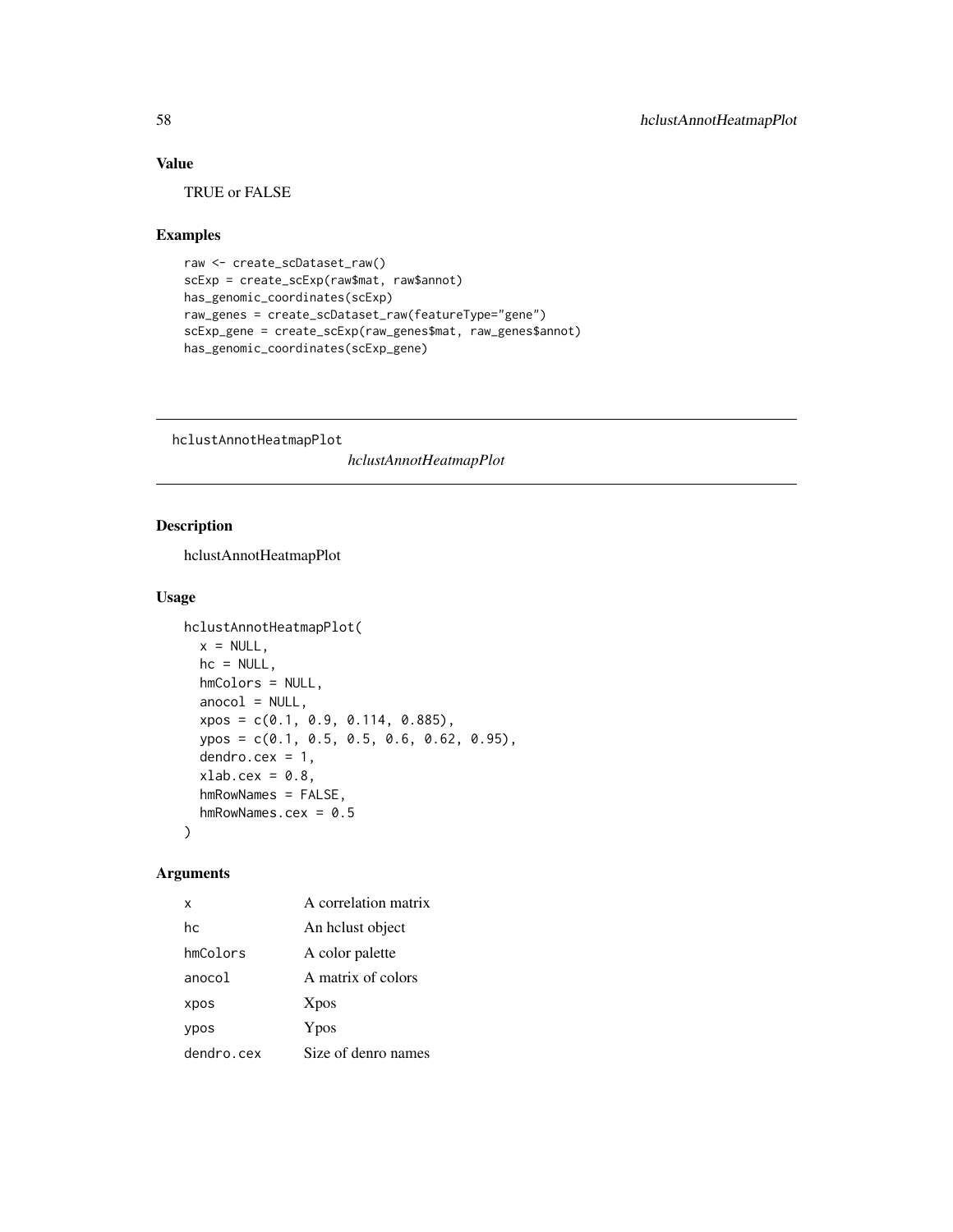## Value

TRUE or FALSE

## Examples

```
raw <- create_scDataset_raw()
scExp = create_scExp(raw$mat, raw$annot)
has_genomic_coordinates(scExp)
raw_genes = create_scDataset_raw(featureType="gene")
scExp_gene = create_scExp(raw_genes$mat, raw_genes$annot)
has_genomic_coordinates(scExp_gene)
```

---

# hclustAnnotHeatmapPlot

*hclustAnnotHeatmapPlot*

## Description

hclustAnnotHeatmapPlot

## Usage

```
hclustAnnotHeatmapPlot(
  x = NULL,
  hc = NULL,
  hmColors = NULL,
  anocol = NULL,
  xpos = c(0.1, 0.9, 0.114, 0.885),
  ypos = c(0.1, 0.5, 0.5, 0.6, 0.62, 0.95),
  dendro.cex = 1,
  xlab.cex = 0.8,
  hmRowNames = FALSE,
  hmRowNames.cex = 0.5
)
```

## Arguments

| | |
|---|---|
| `x` | A correlation matrix |
| `hc` | An hclust object |
| `hmColors` | A color palette |
| `anocol` | A matrix of colors |
| `xpos` | Xpos |
| `ypos` | Ypos |
| `dendro.cex` | Size of denro names |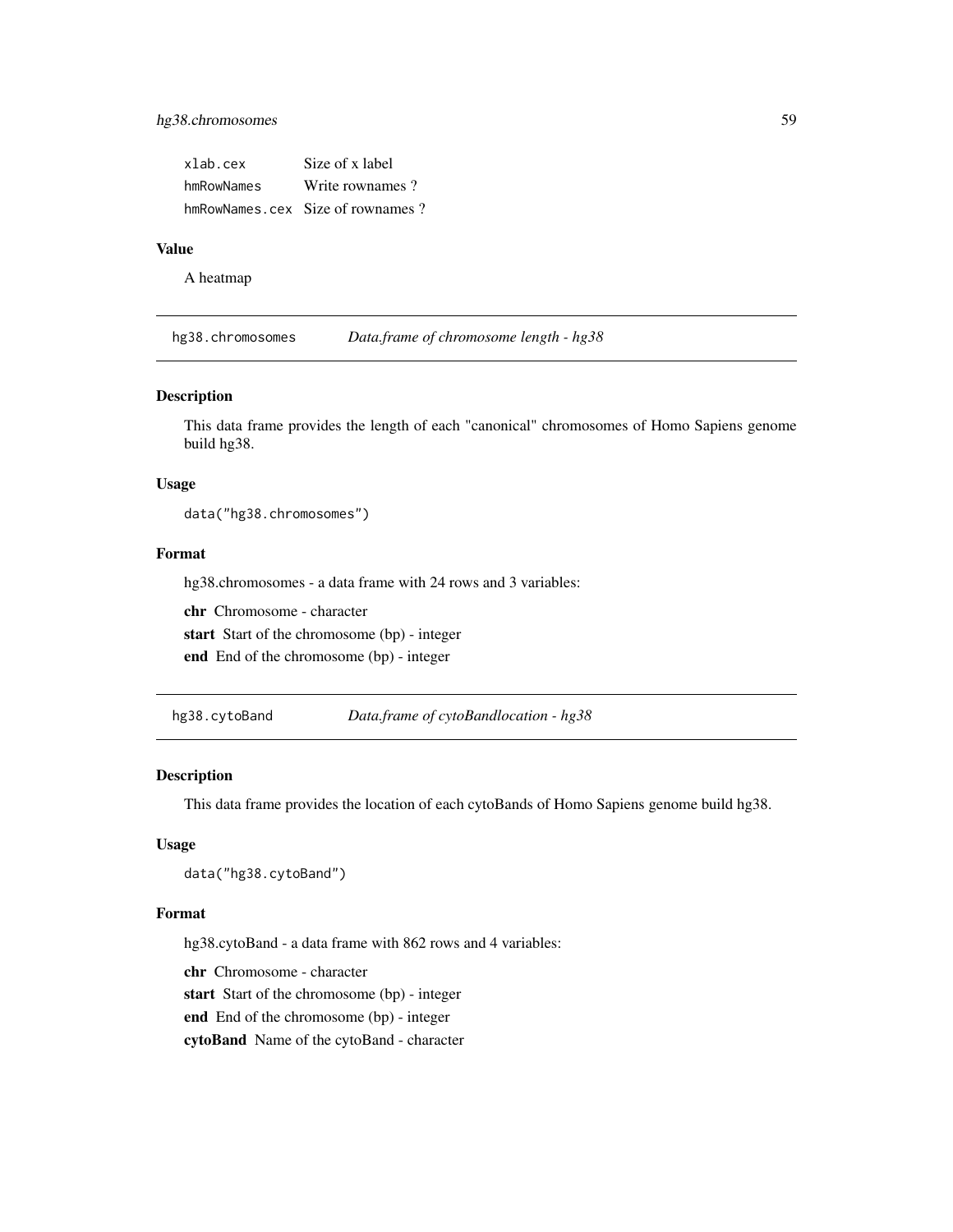| | |
|---|---|
| `xlab.cex` | Size of x label |
| `hmRowNames` | Write rownames ? |
| `hmRowNames.cex` | Size of rownames ? |

### Value

A heatmap

## `hg38.chromosomes` *Data.frame of chromosome length - hg38*

### Description

This data frame provides the length of each "canonical" chromosomes of Homo Sapiens genome build hg38.

### Usage

```
data("hg38.chromosomes")
```

### Format

hg38.chromosomes - a data frame with 24 rows and 3 variables:

**chr** Chromosome - character

**start** Start of the chromosome (bp) - integer

**end** End of the chromosome (bp) - integer

## `hg38.cytoBand` *Data.frame of cytoBandlocation - hg38*

### Description

This data frame provides the location of each cytoBands of Homo Sapiens genome build hg38.

### Usage

```
data("hg38.cytoBand")
```

### Format

hg38.cytoBand - a data frame with 862 rows and 4 variables:

**chr** Chromosome - character

**start** Start of the chromosome (bp) - integer

**end** End of the chromosome (bp) - integer

**cytoBand** Name of the cytoBand - character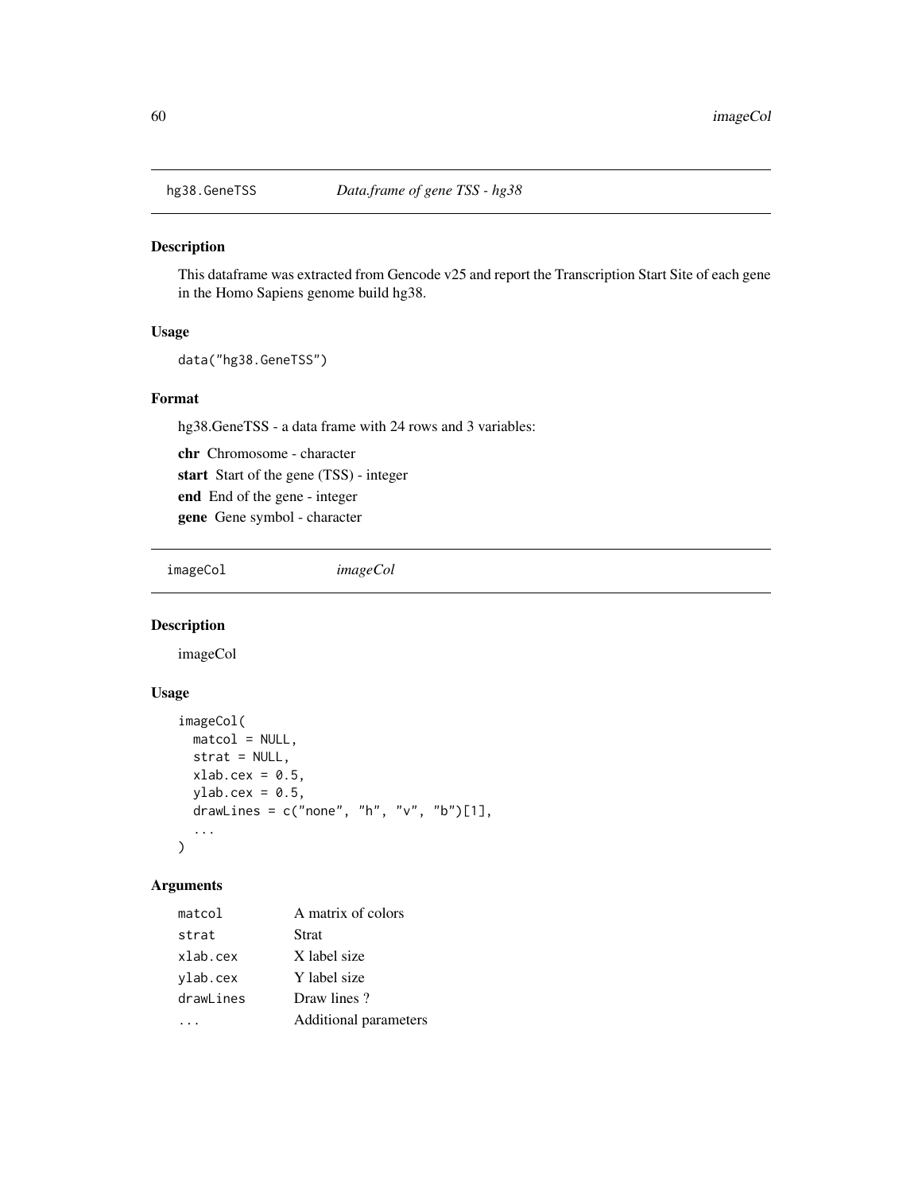## hg38.GeneTSS *Data.frame of gene TSS - hg38*

### Description

This dataframe was extracted from Gencode v25 and report the Transcription Start Site of each gene in the Homo Sapiens genome build hg38.

### Usage

```
data("hg38.GeneTSS")
```

### Format

hg38.GeneTSS - a data frame with 24 rows and 3 variables:

**chr** Chromosome - character

**start** Start of the gene (TSS) - integer

**end** End of the gene - integer

**gene** Gene symbol - character

## imageCol *imageCol*

### Description

imageCol

### Usage

```
imageCol(
  matcol = NULL,
  strat = NULL,
  xlab.cex = 0.5,
  ylab.cex = 0.5,
  drawLines = c("none", "h", "v", "b")[1],
  ...
)
```

### Arguments

| | |
|---|---|
| matcol | A matrix of colors |
| strat | Strat |
| xlab.cex | X label size |
| ylab.cex | Y label size |
| drawLines | Draw lines ? |
| ... | Additional parameters |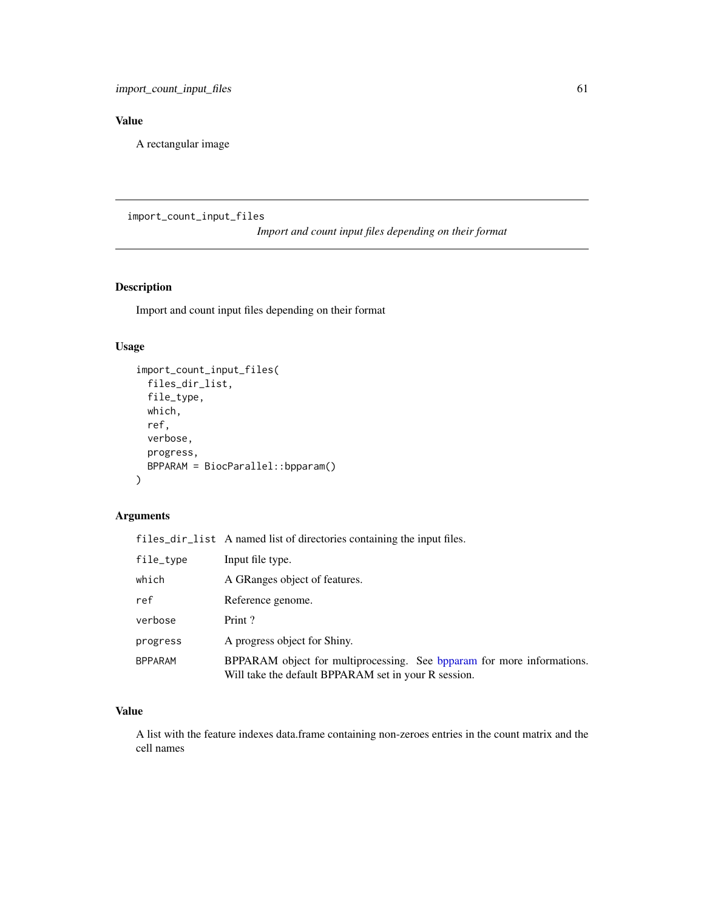## Value

A rectangular image

---

## import_count_input_files

*Import and count input files depending on their format*

---

### Description

Import and count input files depending on their format

### Usage

```
import_count_input_files(
  files_dir_list,
  file_type,
  which,
  ref,
  verbose,
  progress,
  BPPARAM = BiocParallel::bpparam()
)
```

### Arguments

| | |
|---|---|
| files_dir_list | A named list of directories containing the input files. |
| file_type | Input file type. |
| which | A GRanges object of features. |
| ref | Reference genome. |
| verbose | Print ? |
| progress | A progress object for Shiny. |
| BPPARAM | BPPARAM object for multiprocessing. See bpparam for more informations. Will take the default BPPARAM set in your R session. |

### Value

A list with the feature indexes data.frame containing non-zeroes entries in the count matrix and the cell names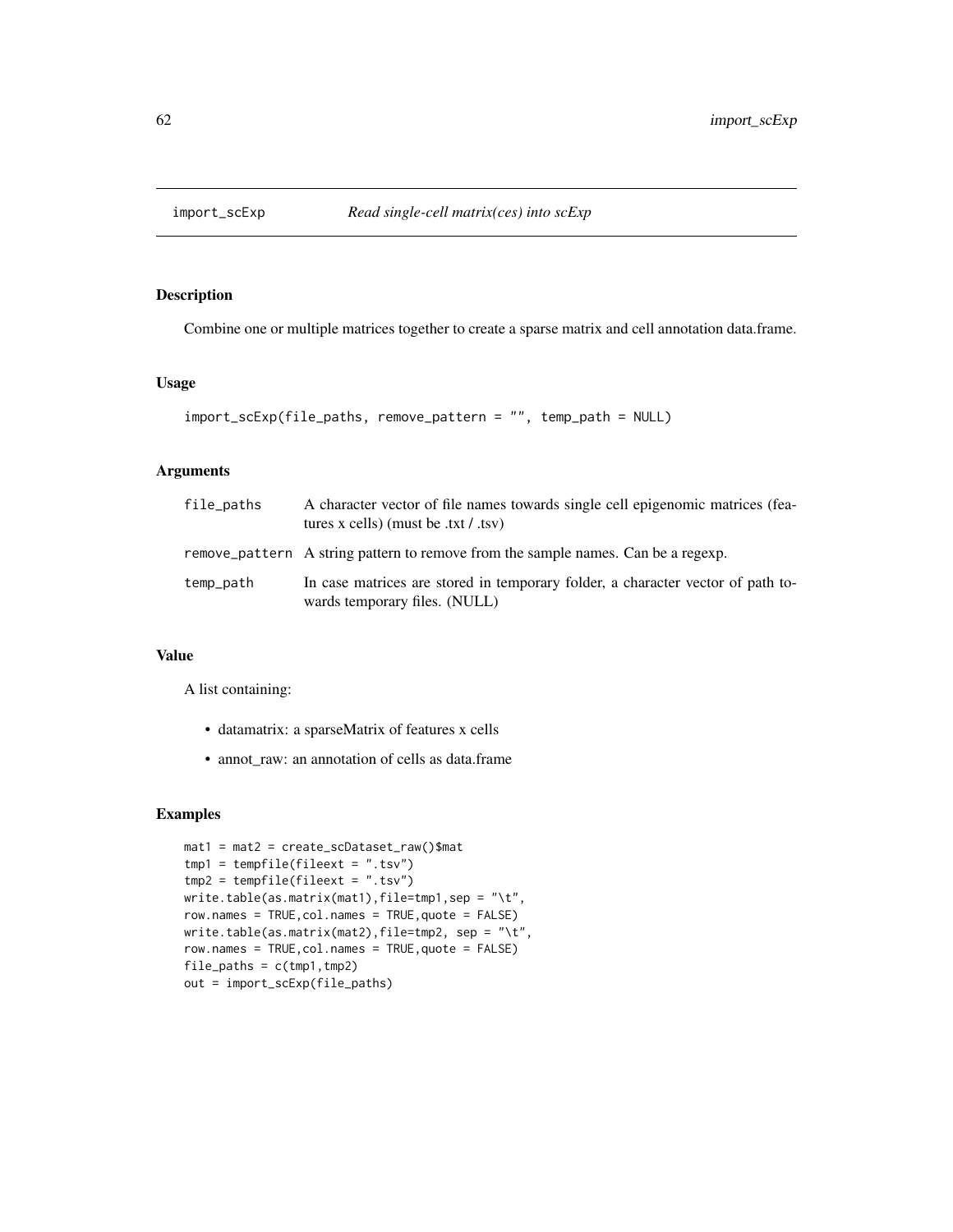# import_scExp — *Read single-cell matrix(ces) into scExp*

## Description

Combine one or multiple matrices together to create a sparse matrix and cell annotation data.frame.

## Usage

```
import_scExp(file_paths, remove_pattern = "", temp_path = NULL)
```

## Arguments

| | |
|---|---|
| file_paths | A character vector of file names towards single cell epigenomic matrices (features x cells) (must be .txt / .tsv) |
| remove_pattern | A string pattern to remove from the sample names. Can be a regexp. |
| temp_path | In case matrices are stored in temporary folder, a character vector of path towards temporary files. (NULL) |

## Value

A list containing:

- datamatrix: a sparseMatrix of features x cells
- annot_raw: an annotation of cells as data.frame

## Examples

```
mat1 = mat2 = create_scDataset_raw()$mat
tmp1 = tempfile(fileext = ".tsv")
tmp2 = tempfile(fileext = ".tsv")
write.table(as.matrix(mat1),file=tmp1,sep = "\t",
row.names = TRUE,col.names = TRUE,quote = FALSE)
write.table(as.matrix(mat2),file=tmp2, sep = "\t",
row.names = TRUE,col.names = TRUE,quote = FALSE)
file_paths = c(tmp1,tmp2)
out = import_scExp(file_paths)
```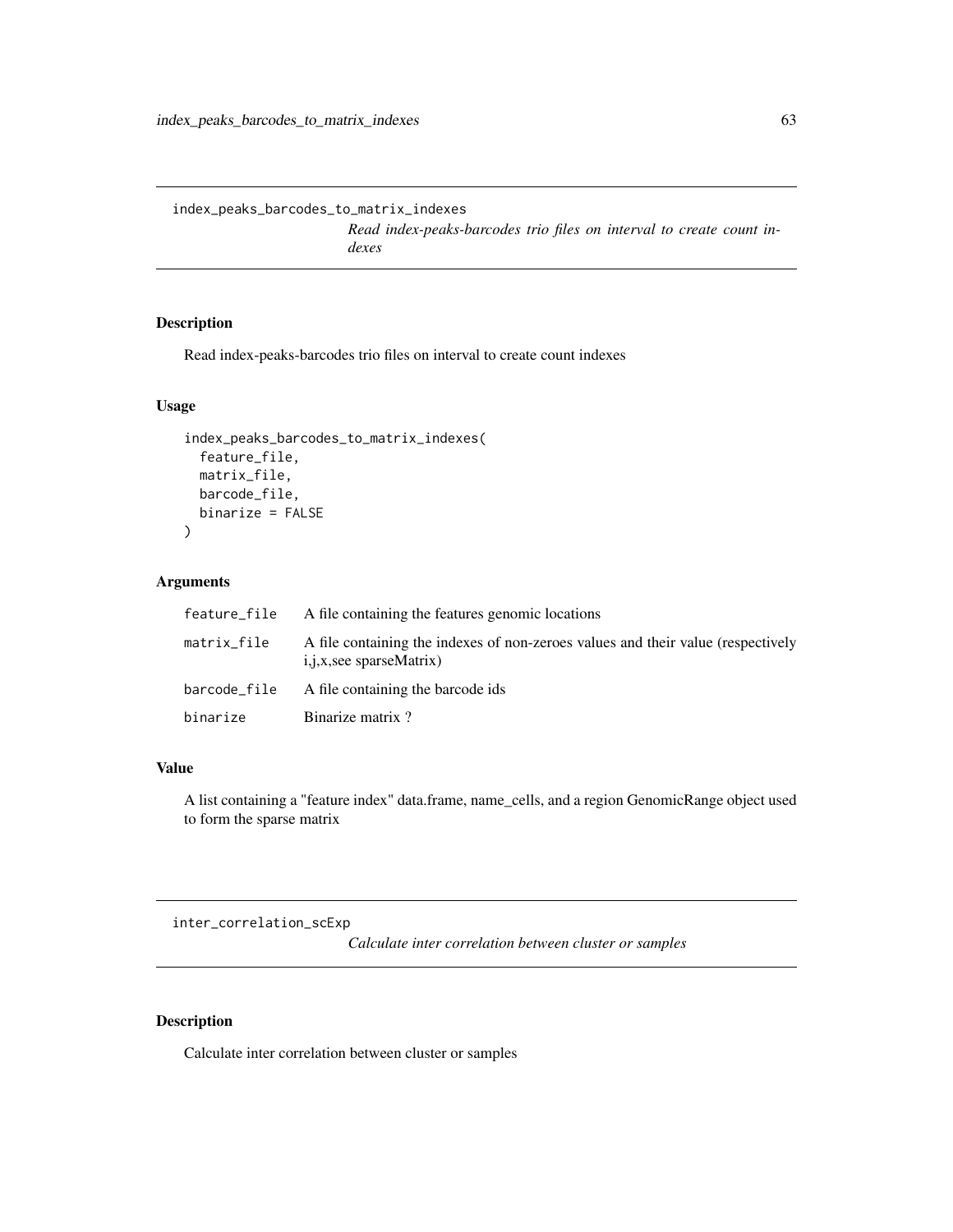## index_peaks_barcodes_to_matrix_indexes

*Read index-peaks-barcodes trio files on interval to create count indexes*

### Description

Read index-peaks-barcodes trio files on interval to create count indexes

### Usage

```
index_peaks_barcodes_to_matrix_indexes(
  feature_file,
  matrix_file,
  barcode_file,
  binarize = FALSE
)
```

### Arguments

| | |
|---|---|
| feature_file | A file containing the features genomic locations |
| matrix_file | A file containing the indexes of non-zeroes values and their value (respectively i,j,x,see sparseMatrix) |
| barcode_file | A file containing the barcode ids |
| binarize | Binarize matrix ? |

### Value

A list containing a "feature index" data.frame, name_cells, and a region GenomicRange object used to form the sparse matrix

## inter_correlation_scExp

*Calculate inter correlation between cluster or samples*

### Description

Calculate inter correlation between cluster or samples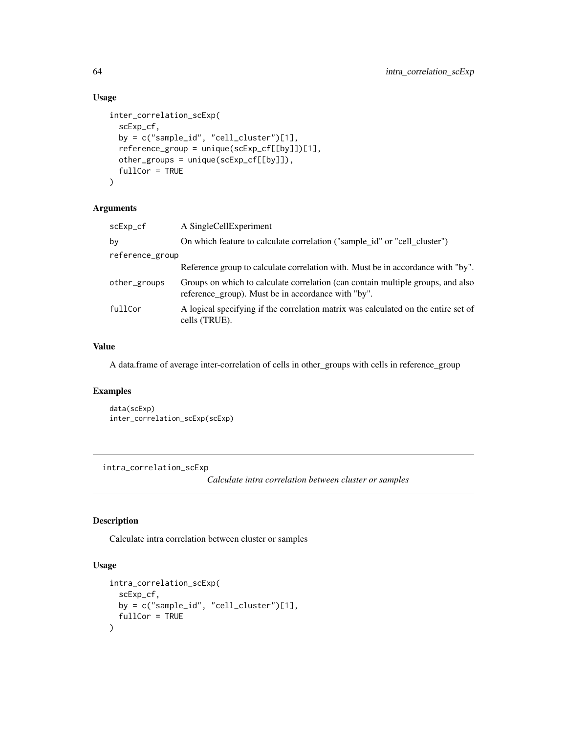### Usage

```
inter_correlation_scExp(
  scExp_cf,
  by = c("sample_id", "cell_cluster")[1],
  reference_group = unique(scExp_cf[[by]])[1],
  other_groups = unique(scExp_cf[[by]]),
  fullCor = TRUE
)
```

### Arguments

| | |
|---|---|
| scExp_cf | A SingleCellExperiment |
| by | On which feature to calculate correlation ("sample_id" or "cell_cluster") |
| reference_group | Reference group to calculate correlation with. Must be in accordance with "by". |
| other_groups | Groups on which to calculate correlation (can contain multiple groups, and also reference_group). Must be in accordance with "by". |
| fullCor | A logical specifying if the correlation matrix was calculated on the entire set of cells (TRUE). |

### Value

A data.frame of average inter-correlation of cells in other_groups with cells in reference_group

### Examples

```
data(scExp)
inter_correlation_scExp(scExp)
```

---

## intra_correlation_scExp

*Calculate intra correlation between cluster or samples*

---

### Description

Calculate intra correlation between cluster or samples

### Usage

```
intra_correlation_scExp(
  scExp_cf,
  by = c("sample_id", "cell_cluster")[1],
  fullCor = TRUE
)
```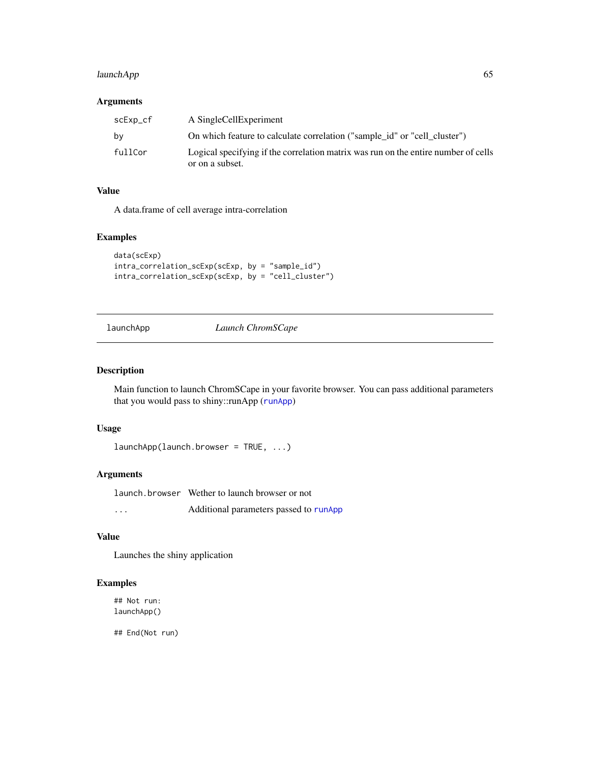### Arguments

| | |
|---|---|
| scExp_cf | A SingleCellExperiment |
| by | On which feature to calculate correlation ("sample_id" or "cell_cluster") |
| fullCor | Logical specifying if the correlation matrix was run on the entire number of cells or on a subset. |

### Value

A data.frame of cell average intra-correlation

### Examples

```
data(scExp)
intra_correlation_scExp(scExp, by = "sample_id")
intra_correlation_scExp(scExp, by = "cell_cluster")
```

---

## launchApp *Launch ChromSCape*

---

### Description

Main function to launch ChromSCape in your favorite browser. You can pass additional parameters that you would pass to shiny::runApp (runApp)

### Usage

```
launchApp(launch.browser = TRUE, ...)
```

### Arguments

| | |
|---|---|
| launch.browser | Wether to launch browser or not |
| ... | Additional parameters passed to runApp |

### Value

Launches the shiny application

### Examples

```
## Not run:
launchApp()

## End(Not run)
```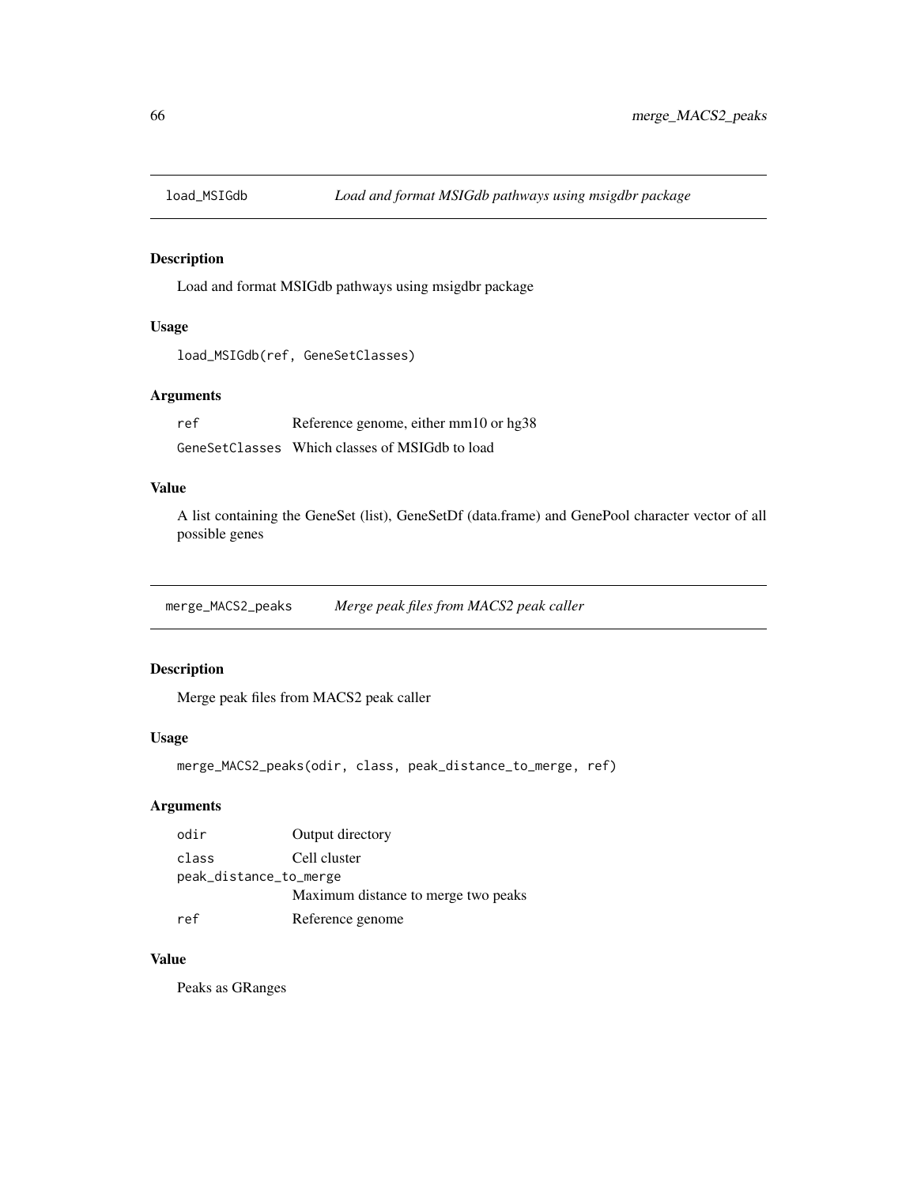## load_MSIGdb *Load and format MSIGdb pathways using msigdbr package*

### Description

Load and format MSIGdb pathways using msigdbr package

### Usage

```
load_MSIGdb(ref, GeneSetClasses)
```

### Arguments

| | |
|---|---|
| ref | Reference genome, either mm10 or hg38 |
| GeneSetClasses | Which classes of MSIGdb to load |

### Value

A list containing the GeneSet (list), GeneSetDf (data.frame) and GenePool character vector of all possible genes

## merge_MACS2_peaks *Merge peak files from MACS2 peak caller*

### Description

Merge peak files from MACS2 peak caller

### Usage

```
merge_MACS2_peaks(odir, class, peak_distance_to_merge, ref)
```

### Arguments

| | |
|---|---|
| odir | Output directory |
| class | Cell cluster |
| peak_distance_to_merge | Maximum distance to merge two peaks |
| ref | Reference genome |

### Value

Peaks as GRanges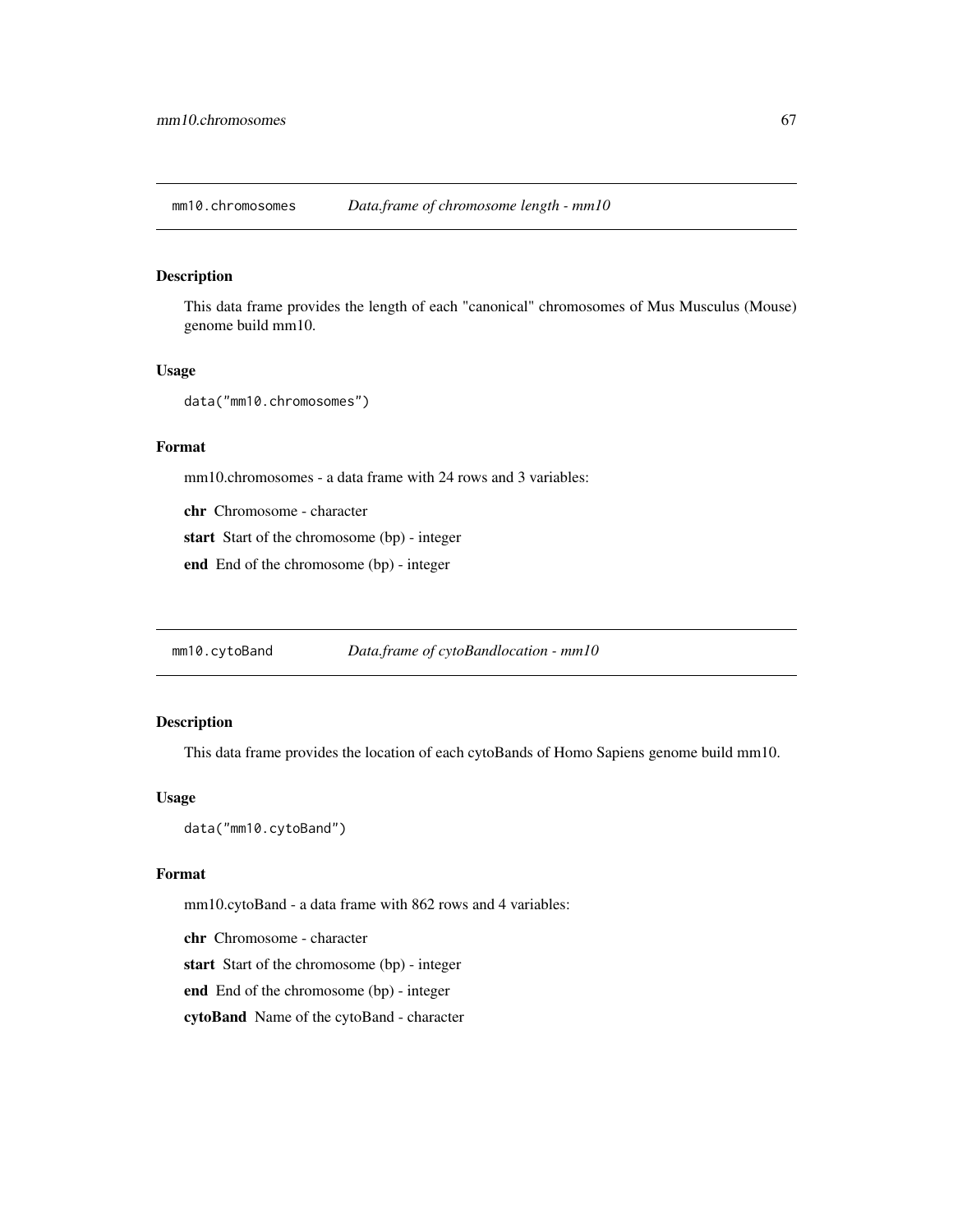## mm10.chromosomes *Data.frame of chromosome length - mm10*

### Description

This data frame provides the length of each "canonical" chromosomes of Mus Musculus (Mouse) genome build mm10.

### Usage

```
data("mm10.chromosomes")
```

### Format

mm10.chromosomes - a data frame with 24 rows and 3 variables:

**chr** Chromosome - character

**start** Start of the chromosome (bp) - integer

**end** End of the chromosome (bp) - integer

## mm10.cytoBand *Data.frame of cytoBandlocation - mm10*

### Description

This data frame provides the location of each cytoBands of Homo Sapiens genome build mm10.

### Usage

```
data("mm10.cytoBand")
```

### Format

mm10.cytoBand - a data frame with 862 rows and 4 variables:

**chr** Chromosome - character

**start** Start of the chromosome (bp) - integer

**end** End of the chromosome (bp) - integer

**cytoBand** Name of the cytoBand - character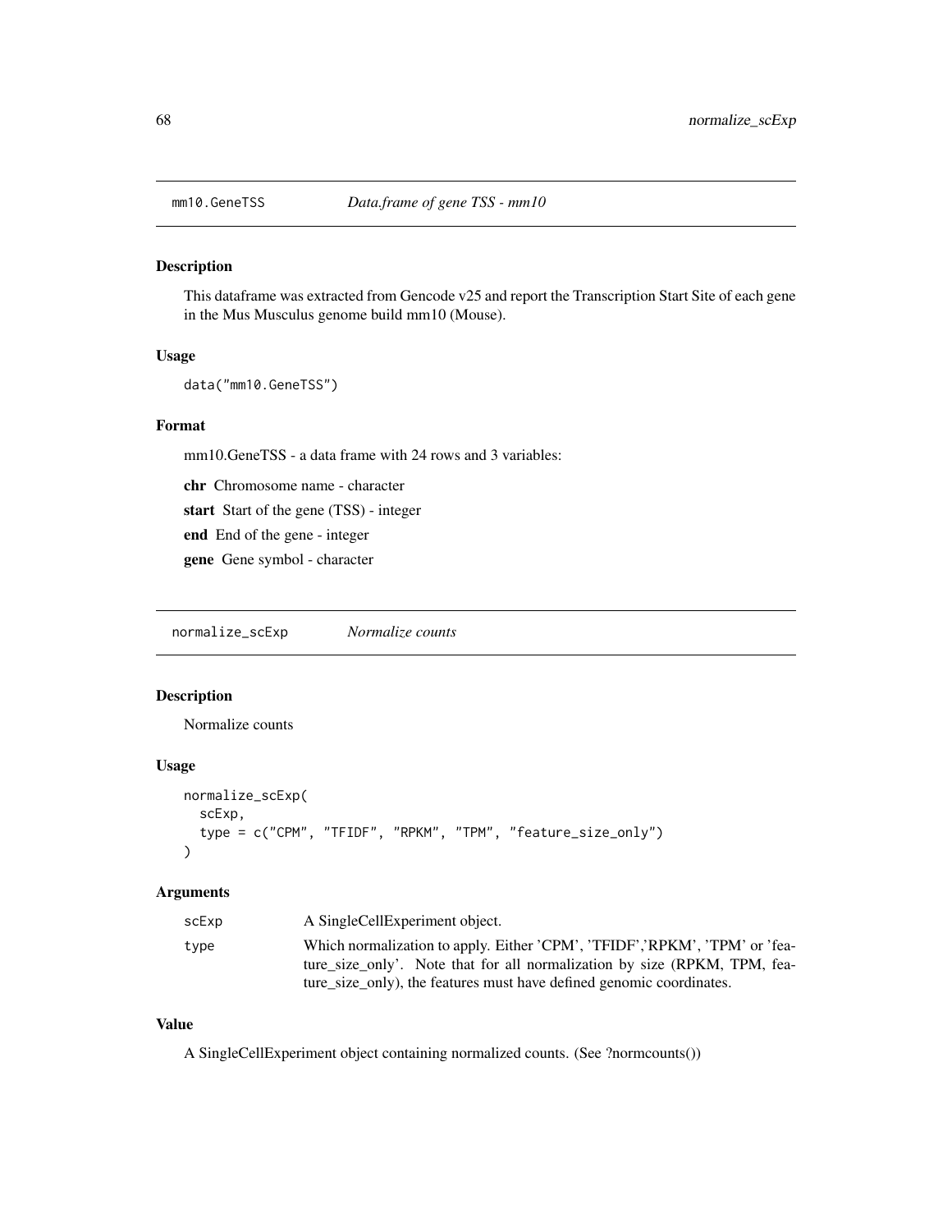## mm10.GeneTSS *Data.frame of gene TSS - mm10*

### Description

This dataframe was extracted from Gencode v25 and report the Transcription Start Site of each gene in the Mus Musculus genome build mm10 (Mouse).

### Usage

```
data("mm10.GeneTSS")
```

### Format

mm10.GeneTSS - a data frame with 24 rows and 3 variables:

**chr** Chromosome name - character

**start** Start of the gene (TSS) - integer

**end** End of the gene - integer

**gene** Gene symbol - character

## normalize_scExp *Normalize counts*

### Description

Normalize counts

### Usage

```
normalize_scExp(
  scExp,
  type = c("CPM", "TFIDF", "RPKM", "TPM", "feature_size_only")
)
```

### Arguments

| | |
|---|---|
| scExp | A SingleCellExperiment object. |
| type | Which normalization to apply. Either 'CPM', 'TFIDF','RPKM', 'TPM' or 'feature_size_only'. Note that for all normalization by size (RPKM, TPM, feature_size_only), the features must have defined genomic coordinates. |

### Value

A SingleCellExperiment object containing normalized counts. (See ?normcounts())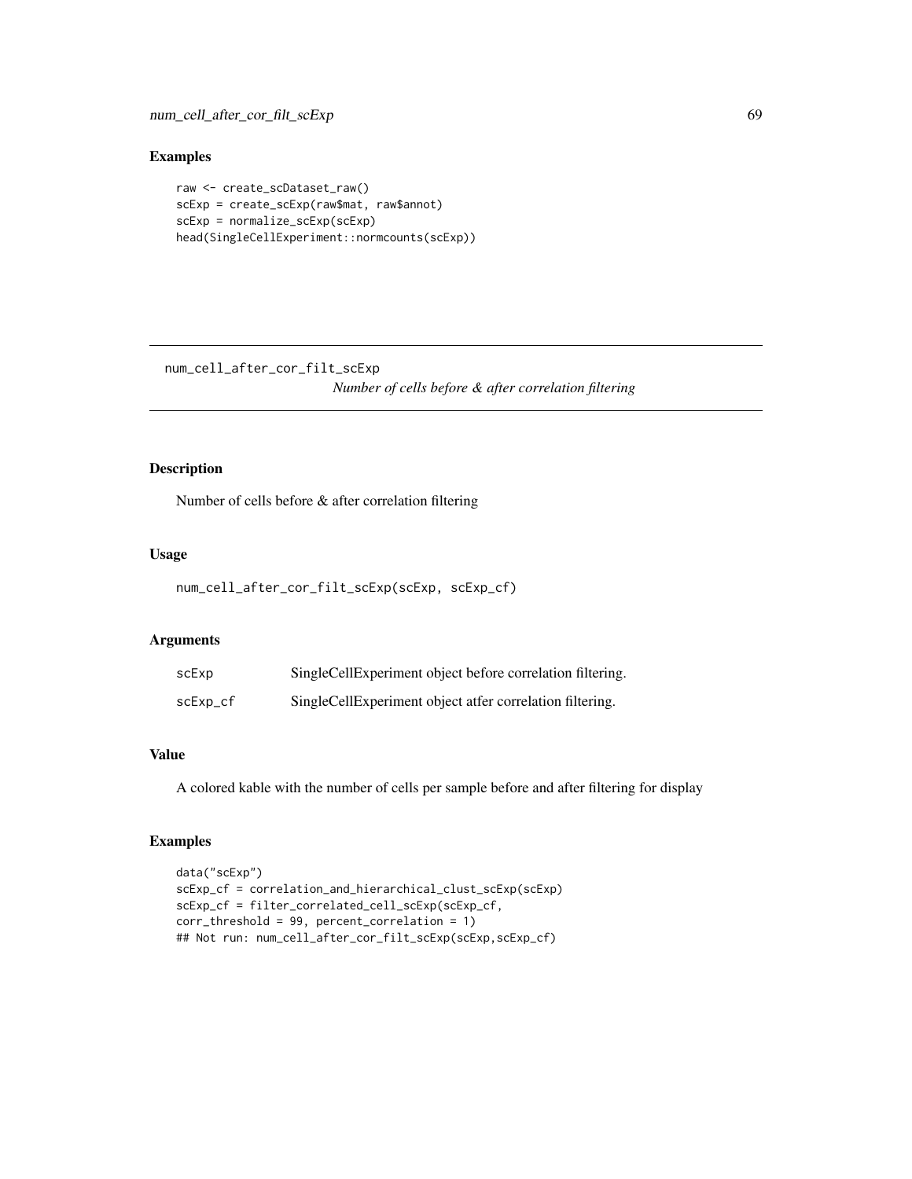## Examples

```
raw <- create_scDataset_raw()
scExp = create_scExp(raw$mat, raw$annot)
scExp = normalize_scExp(scExp)
head(SingleCellExperiment::normcounts(scExp))
```

---

# num_cell_after_cor_filt_scExp

*Number of cells before & after correlation filtering*

---

## Description

Number of cells before & after correlation filtering

## Usage

```
num_cell_after_cor_filt_scExp(scExp, scExp_cf)
```

## Arguments

| | |
|---|---|
| scExp | SingleCellExperiment object before correlation filtering. |
| scExp_cf | SingleCellExperiment object atfer correlation filtering. |

## Value

A colored kable with the number of cells per sample before and after filtering for display

## Examples

```
data("scExp")
scExp_cf = correlation_and_hierarchical_clust_scExp(scExp)
scExp_cf = filter_correlated_cell_scExp(scExp_cf,
corr_threshold = 99, percent_correlation = 1)
## Not run: num_cell_after_cor_filt_scExp(scExp,scExp_cf)
```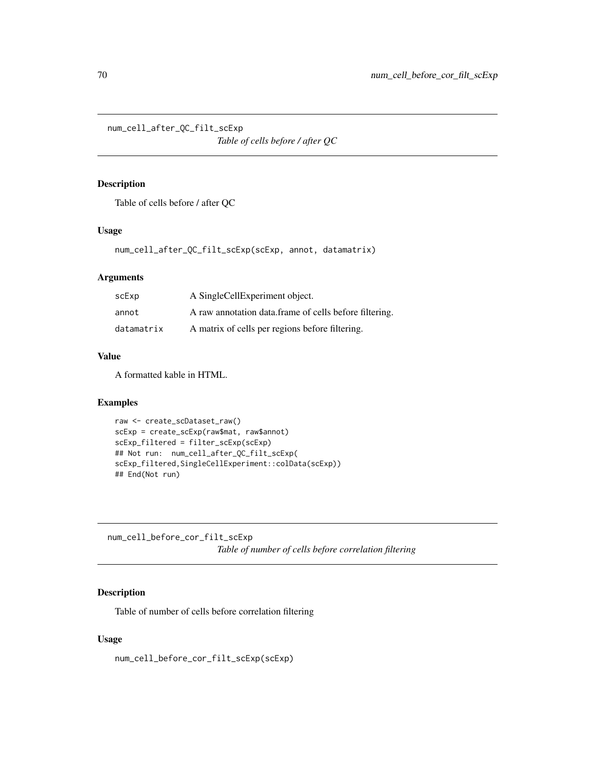## num_cell_after_QC_filt_scExp

*Table of cells before / after QC*

### Description

Table of cells before / after QC

### Usage

```
num_cell_after_QC_filt_scExp(scExp, annot, datamatrix)
```

### Arguments

| | |
|---|---|
| scExp | A SingleCellExperiment object. |
| annot | A raw annotation data.frame of cells before filtering. |
| datamatrix | A matrix of cells per regions before filtering. |

### Value

A formatted kable in HTML.

### Examples

```
raw <- create_scDataset_raw()
scExp = create_scExp(raw$mat, raw$annot)
scExp_filtered = filter_scExp(scExp)
## Not run:  num_cell_after_QC_filt_scExp(
scExp_filtered,SingleCellExperiment::colData(scExp))
## End(Not run)
```

## num_cell_before_cor_filt_scExp

*Table of number of cells before correlation filtering*

### Description

Table of number of cells before correlation filtering

### Usage

```
num_cell_before_cor_filt_scExp(scExp)
```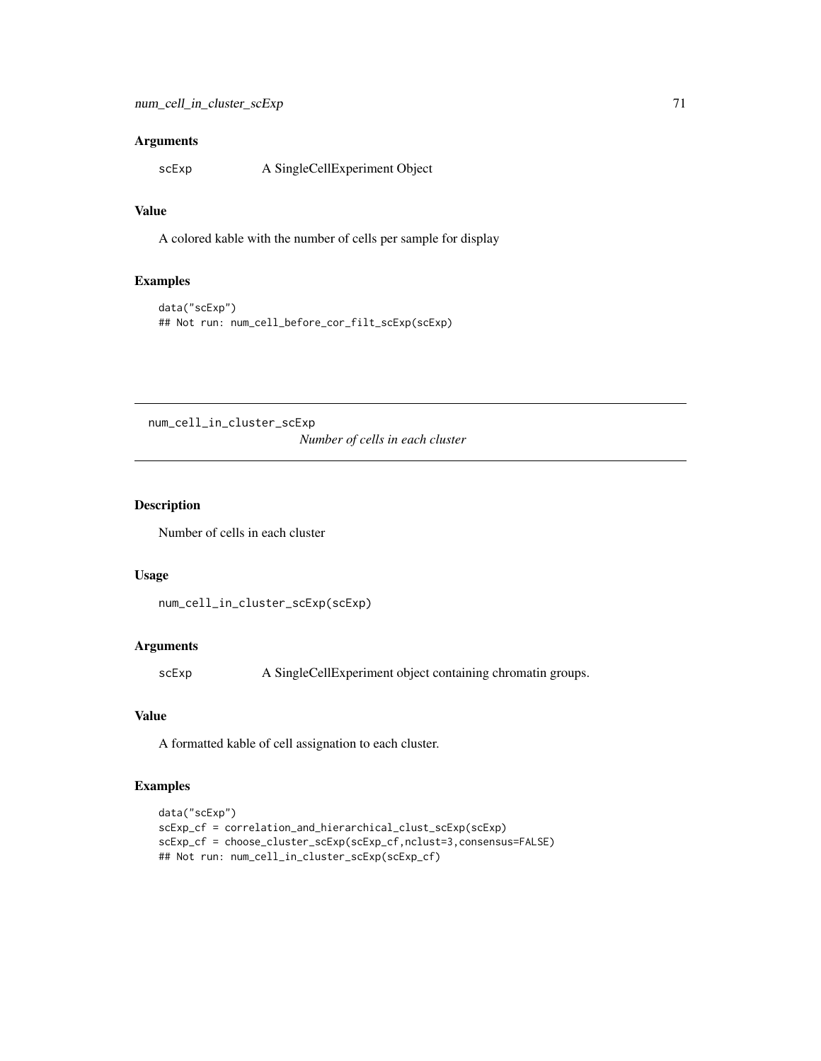### Arguments

scExp A SingleCellExperiment Object

### Value

A colored kable with the number of cells per sample for display

### Examples

```
data("scExp")
## Not run: num_cell_before_cor_filt_scExp(scExp)
```

---

## num_cell_in_cluster_scExp

*Number of cells in each cluster*

---

### Description

Number of cells in each cluster

### Usage

```
num_cell_in_cluster_scExp(scExp)
```

### Arguments

scExp A SingleCellExperiment object containing chromatin groups.

### Value

A formatted kable of cell assignation to each cluster.

### Examples

```
data("scExp")
scExp_cf = correlation_and_hierarchical_clust_scExp(scExp)
scExp_cf = choose_cluster_scExp(scExp_cf,nclust=3,consensus=FALSE)
## Not run: num_cell_in_cluster_scExp(scExp_cf)
```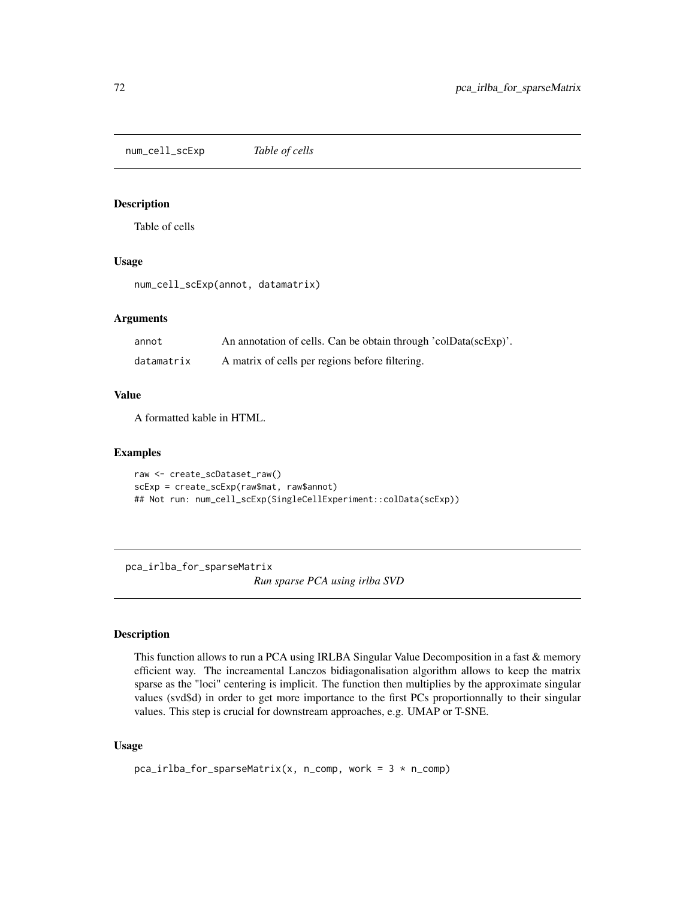## num_cell_scExp    *Table of cells*

### Description

Table of cells

### Usage

```
num_cell_scExp(annot, datamatrix)
```

### Arguments

| | |
|---|---|
| annot | An annotation of cells. Can be obtain through 'colData(scExp)'. |
| datamatrix | A matrix of cells per regions before filtering. |

### Value

A formatted kable in HTML.

### Examples

```
raw <- create_scDataset_raw()
scExp = create_scExp(raw$mat, raw$annot)
## Not run: num_cell_scExp(SingleCellExperiment::colData(scExp))
```

## pca_irlba_for_sparseMatrix    *Run sparse PCA using irlba SVD*

### Description

This function allows to run a PCA using IRLBA Singular Value Decomposition in a fast & memory efficient way. The increamental Lanczos bidiagonalisation algorithm allows to keep the matrix sparse as the "loci" centering is implicit. The function then multiplies by the approximate singular values (svd$d) in order to get more importance to the first PCs proportionnally to their singular values. This step is crucial for downstream approaches, e.g. UMAP or T-SNE.

### Usage

```
pca_irlba_for_sparseMatrix(x, n_comp, work = 3 * n_comp)
```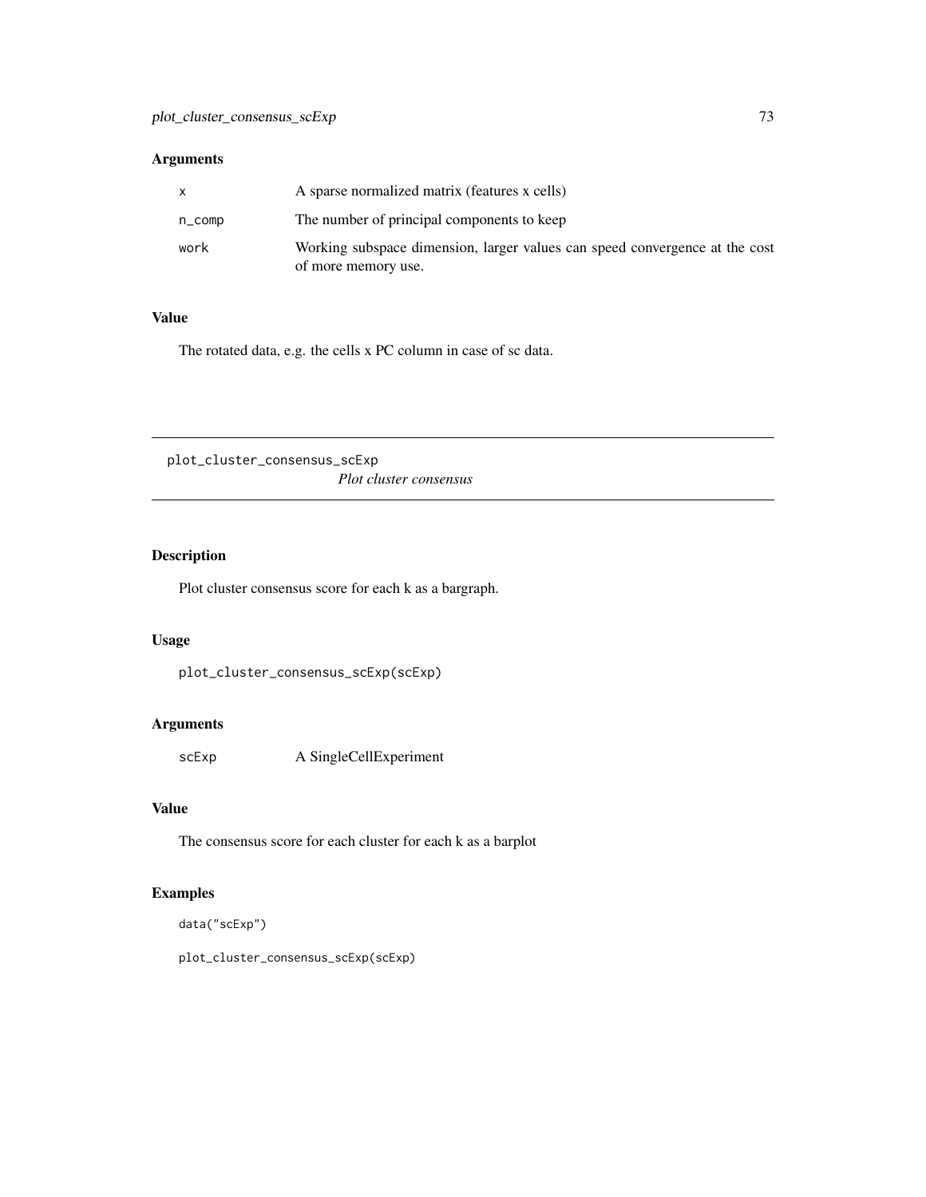## Arguments

| | |
|---|---|
| x | A sparse normalized matrix (features x cells) |
| n_comp | The number of principal components to keep |
| work | Working subspace dimension, larger values can speed convergence at the cost of more memory use. |

## Value

The rotated data, e.g. the cells x PC column in case of sc data.

---

plot_cluster_consensus_scExp     *Plot cluster consensus*

---

## Description

Plot cluster consensus score for each k as a bargraph.

## Usage

```
plot_cluster_consensus_scExp(scExp)
```

## Arguments

| | |
|---|---|
| scExp | A SingleCellExperiment |

## Value

The consensus score for each cluster for each k as a barplot

## Examples

```
data("scExp")

plot_cluster_consensus_scExp(scExp)
```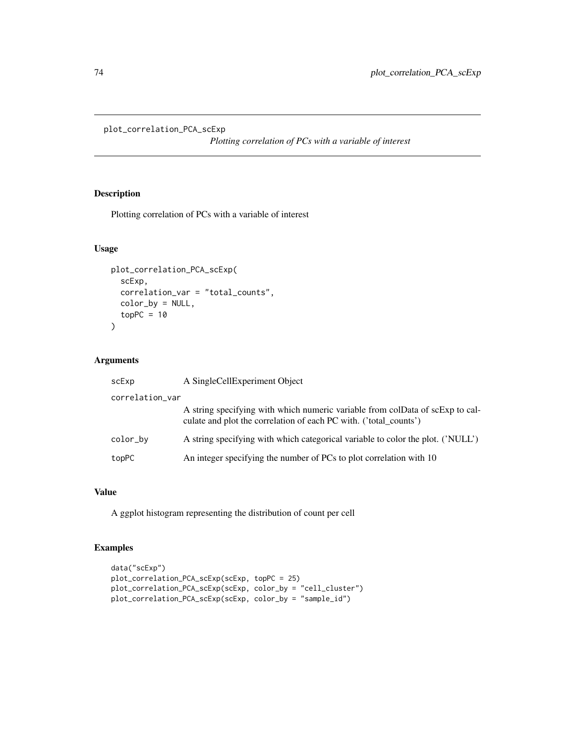`plot_correlation_PCA_scExp`
*Plotting correlation of PCs with a variable of interest*

## Description

Plotting correlation of PCs with a variable of interest

## Usage

```
plot_correlation_PCA_scExp(
  scExp,
  correlation_var = "total_counts",
  color_by = NULL,
  topPC = 10
)
```

## Arguments

| | |
|---|---|
| scExp | A SingleCellExperiment Object |
| correlation_var | A string specifying with which numeric variable from colData of scExp to calculate and plot the correlation of each PC with. ('total_counts') |
| color_by | A string specifying with which categorical variable to color the plot. ('NULL') |
| topPC | An integer specifying the number of PCs to plot correlation with 10 |

## Value

A ggplot histogram representing the distribution of count per cell

## Examples

```
data("scExp")
plot_correlation_PCA_scExp(scExp, topPC = 25)
plot_correlation_PCA_scExp(scExp, color_by = "cell_cluster")
plot_correlation_PCA_scExp(scExp, color_by = "sample_id")
```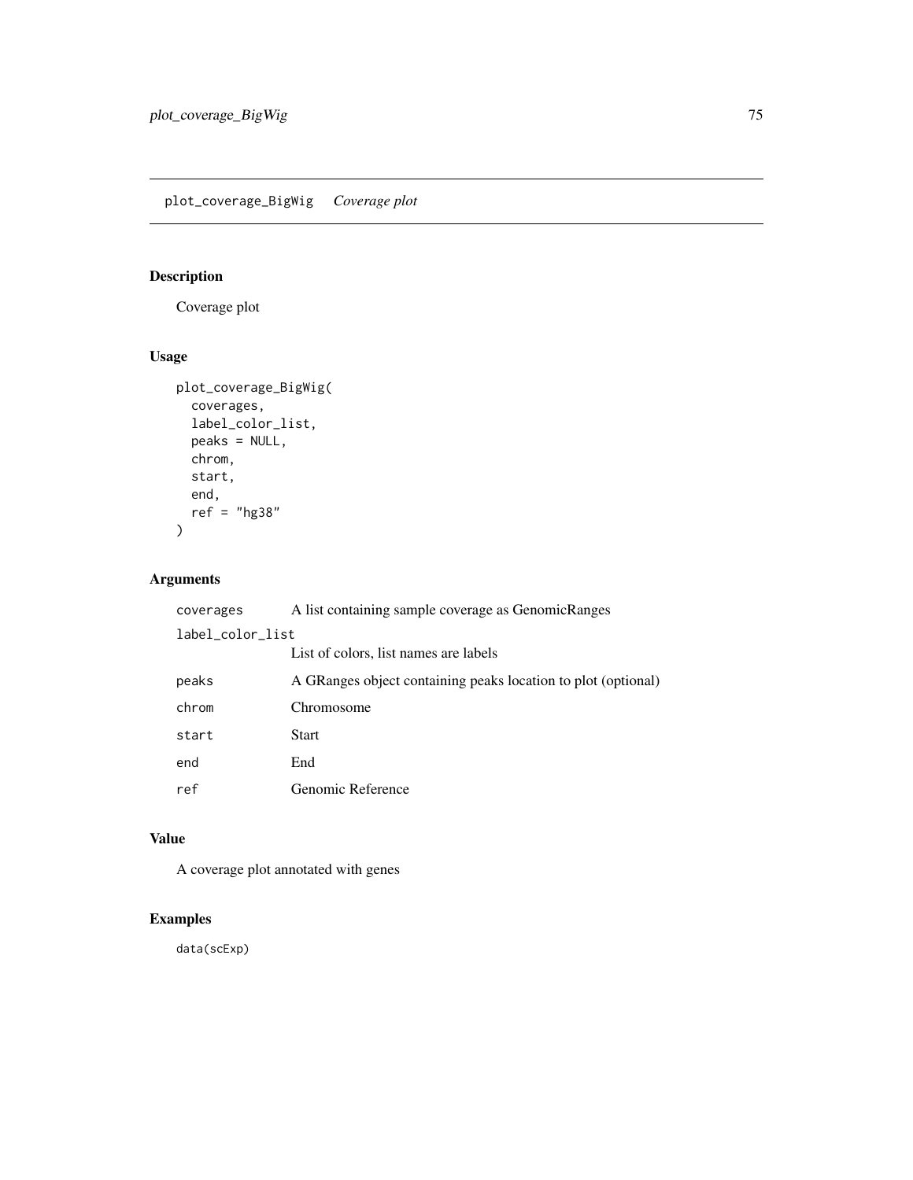plot_coverage_BigWig *Coverage plot*

## Description

Coverage plot

## Usage

```
plot_coverage_BigWig(
  coverages,
  label_color_list,
  peaks = NULL,
  chrom,
  start,
  end,
  ref = "hg38"
)
```

## Arguments

| | |
|---|---|
| coverages | A list containing sample coverage as GenomicRanges |
| label_color_list | List of colors, list names are labels |
| peaks | A GRanges object containing peaks location to plot (optional) |
| chrom | Chromosome |
| start | Start |
| end | End |
| ref | Genomic Reference |

## Value

A coverage plot annotated with genes

## Examples

```
data(scExp)
```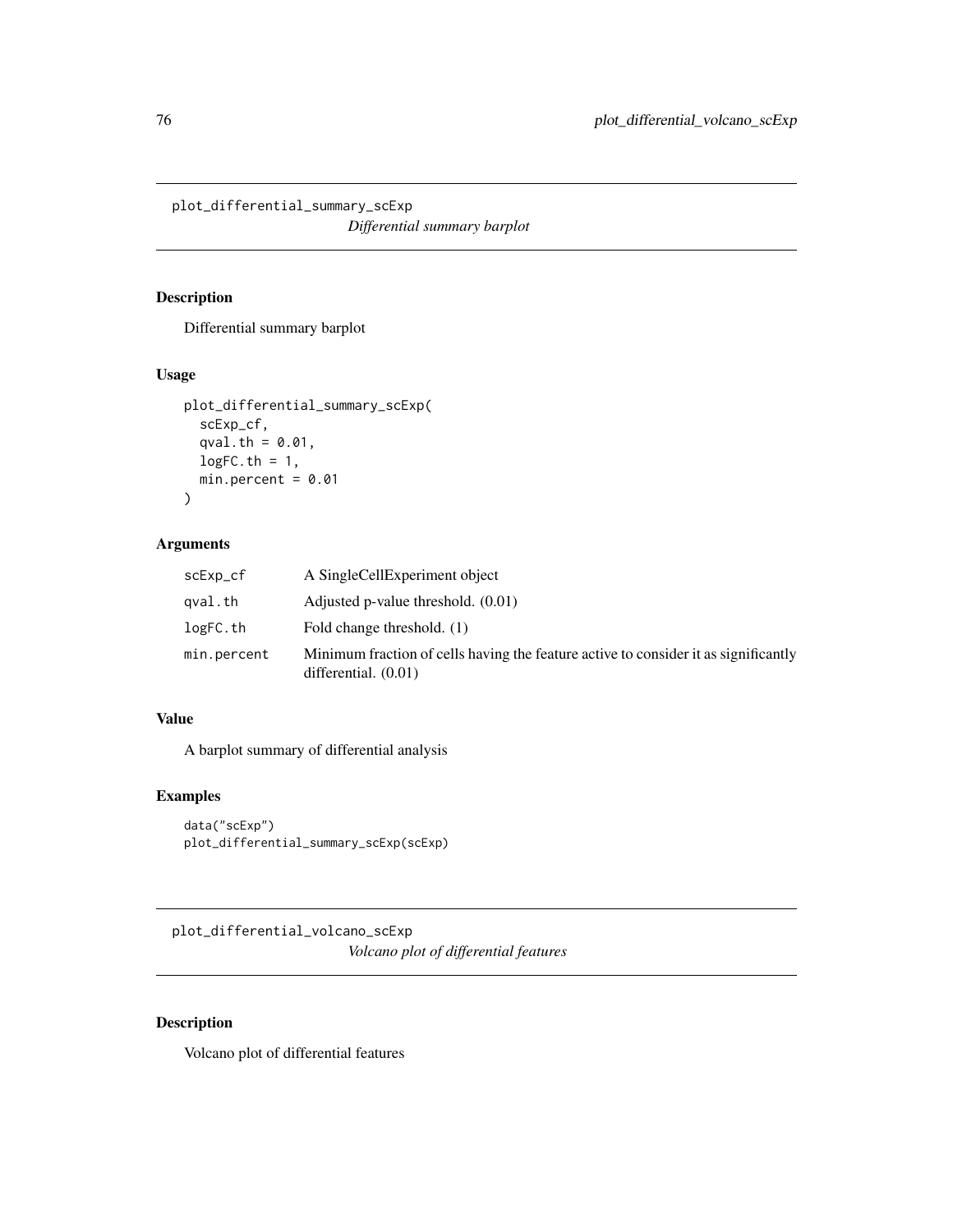## plot_differential_summary_scExp

*Differential summary barplot*

### Description

Differential summary barplot

### Usage

```
plot_differential_summary_scExp(
  scExp_cf,
  qval.th = 0.01,
  logFC.th = 1,
  min.percent = 0.01
)
```

### Arguments

| | |
|---|---|
| scExp_cf | A SingleCellExperiment object |
| qval.th | Adjusted p-value threshold. (0.01) |
| logFC.th | Fold change threshold. (1) |
| min.percent | Minimum fraction of cells having the feature active to consider it as significantly differential. (0.01) |

### Value

A barplot summary of differential analysis

### Examples

```
data("scExp")
plot_differential_summary_scExp(scExp)
```

## plot_differential_volcano_scExp

*Volcano plot of differential features*

### Description

Volcano plot of differential features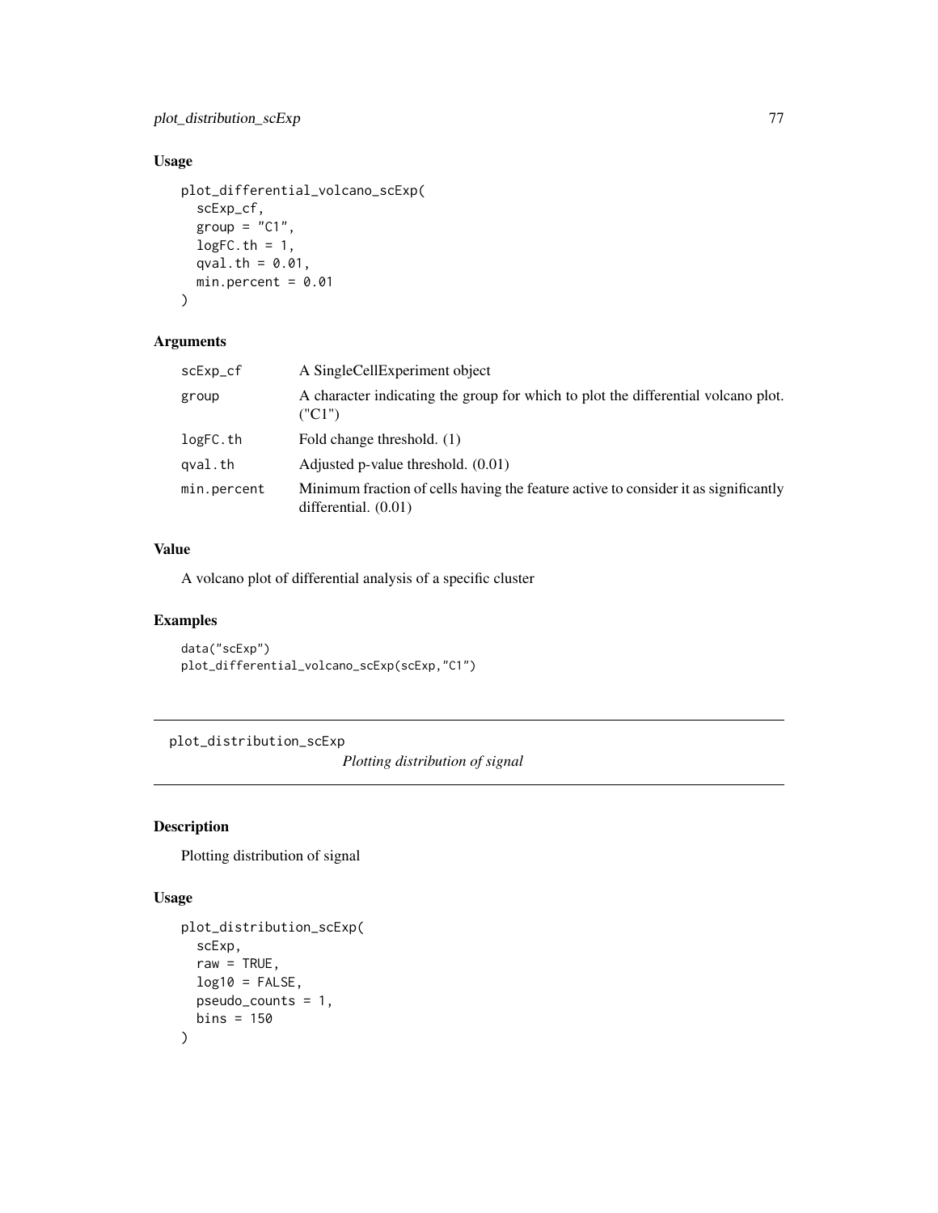### Usage

```
plot_differential_volcano_scExp(
  scExp_cf,
  group = "C1",
  logFC.th = 1,
  qval.th = 0.01,
  min.percent = 0.01
)
```

### Arguments

| | |
|---|---|
| scExp_cf | A SingleCellExperiment object |
| group | A character indicating the group for which to plot the differential volcano plot. ("C1") |
| logFC.th | Fold change threshold. (1) |
| qval.th | Adjusted p-value threshold. (0.01) |
| min.percent | Minimum fraction of cells having the feature active to consider it as significantly differential. (0.01) |

### Value

A volcano plot of differential analysis of a specific cluster

### Examples

```
data("scExp")
plot_differential_volcano_scExp(scExp,"C1")
```

## plot_distribution_scExp

*Plotting distribution of signal*

### Description

Plotting distribution of signal

### Usage

```
plot_distribution_scExp(
  scExp,
  raw = TRUE,
  log10 = FALSE,
  pseudo_counts = 1,
  bins = 150
)
```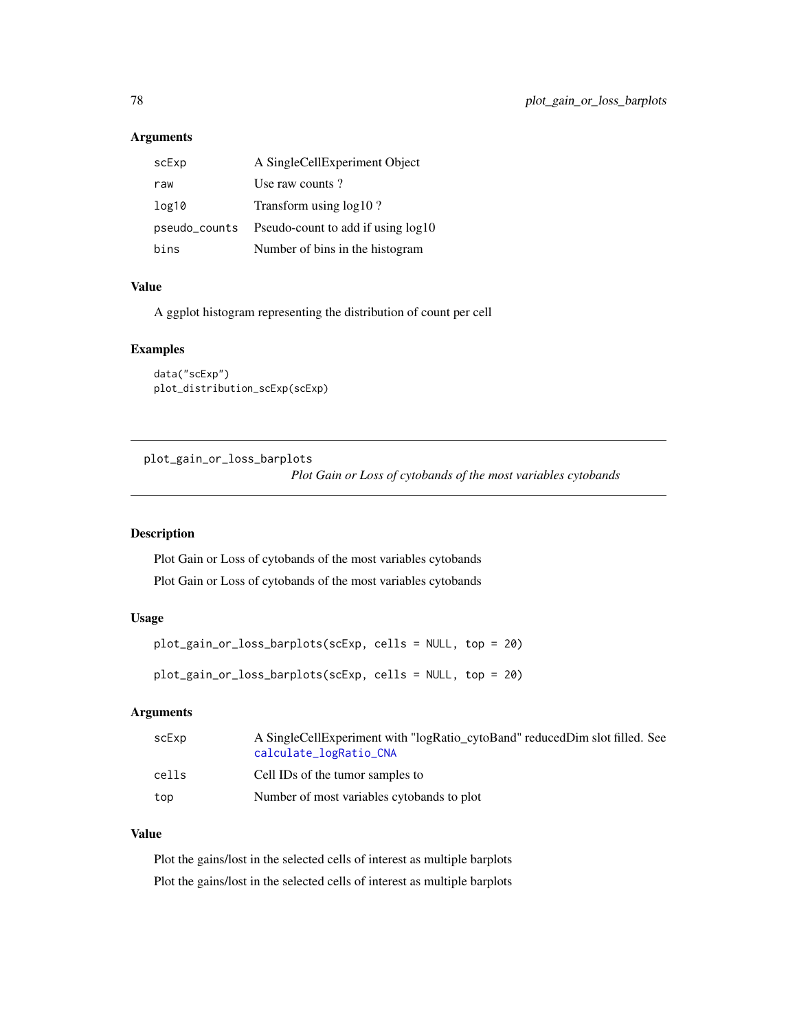### Arguments

| | |
|---|---|
| scExp | A SingleCellExperiment Object |
| raw | Use raw counts ? |
| log10 | Transform using log10 ? |
| pseudo_counts | Pseudo-count to add if using log10 |
| bins | Number of bins in the histogram |

### Value

A ggplot histogram representing the distribution of count per cell

### Examples

```
data("scExp")
plot_distribution_scExp(scExp)
```

---

## plot_gain_or_loss_barplots

*Plot Gain or Loss of cytobands of the most variables cytobands*

---

### Description

Plot Gain or Loss of cytobands of the most variables cytobands

Plot Gain or Loss of cytobands of the most variables cytobands

### Usage

```
plot_gain_or_loss_barplots(scExp, cells = NULL, top = 20)

plot_gain_or_loss_barplots(scExp, cells = NULL, top = 20)
```

### Arguments

| | |
|---|---|
| scExp | A SingleCellExperiment with "logRatio_cytoBand" reducedDim slot filled. See calculate_logRatio_CNA |
| cells | Cell IDs of the tumor samples to |
| top | Number of most variables cytobands to plot |

### Value

Plot the gains/lost in the selected cells of interest as multiple barplots

Plot the gains/lost in the selected cells of interest as multiple barplots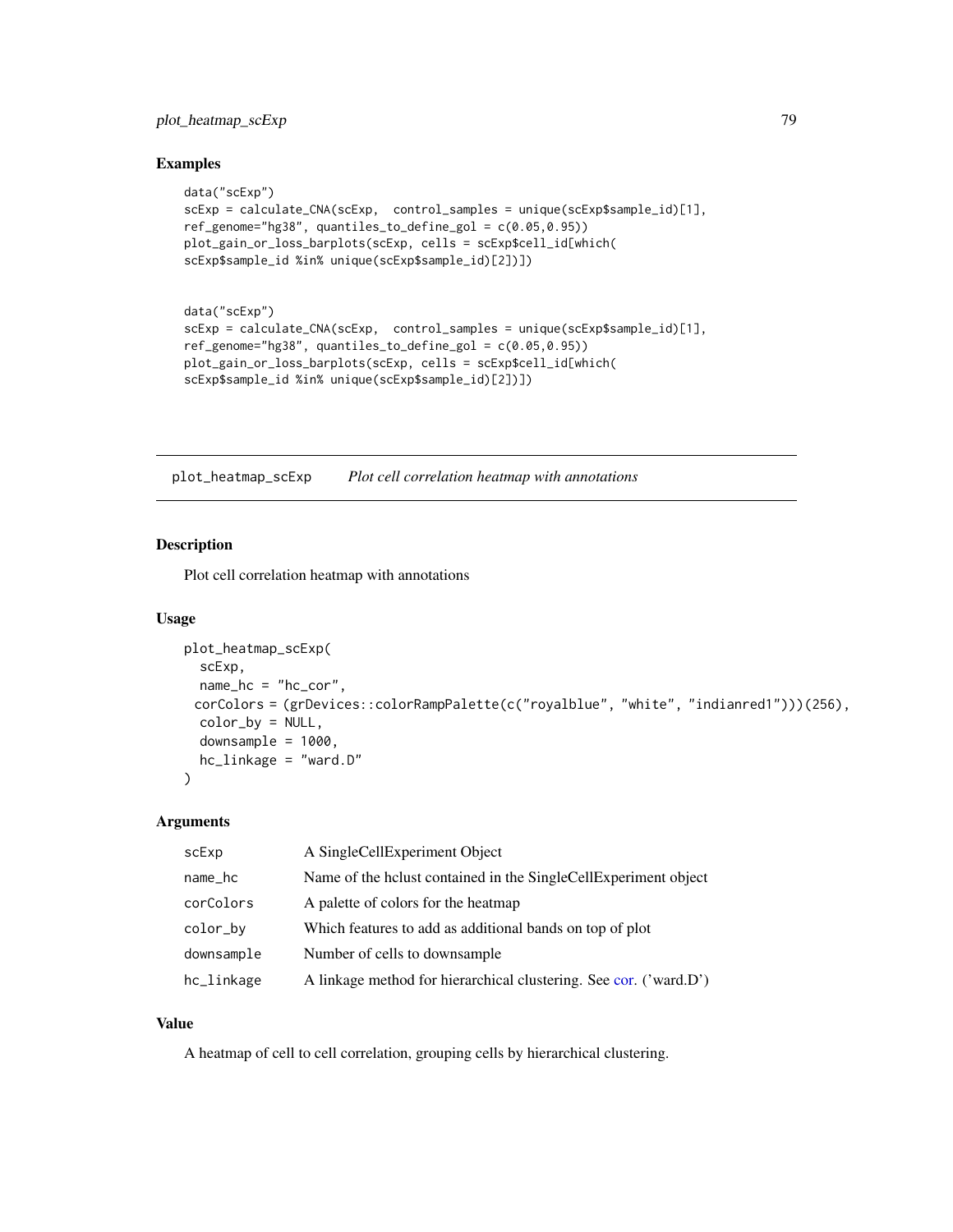## Examples

```
data("scExp")
scExp = calculate_CNA(scExp,  control_samples = unique(scExp$sample_id)[1],
ref_genome="hg38", quantiles_to_define_gol = c(0.05,0.95))
plot_gain_or_loss_barplots(scExp, cells = scExp$cell_id[which(
scExp$sample_id %in% unique(scExp$sample_id)[2])])


data("scExp")
scExp = calculate_CNA(scExp,  control_samples = unique(scExp$sample_id)[1],
ref_genome="hg38", quantiles_to_define_gol = c(0.05,0.95))
plot_gain_or_loss_barplots(scExp, cells = scExp$cell_id[which(
scExp$sample_id %in% unique(scExp$sample_id)[2])])
```

---

# plot_heatmap_scExp    *Plot cell correlation heatmap with annotations*

---

## Description

Plot cell correlation heatmap with annotations

## Usage

```
plot_heatmap_scExp(
  scExp,
  name_hc = "hc_cor",
  corColors = (grDevices::colorRampPalette(c("royalblue", "white", "indianred1")))(256),
  color_by = NULL,
  downsample = 1000,
  hc_linkage = "ward.D"
)
```

## Arguments

| | |
|---|---|
| scExp | A SingleCellExperiment Object |
| name_hc | Name of the hclust contained in the SingleCellExperiment object |
| corColors | A palette of colors for the heatmap |
| color_by | Which features to add as additional bands on top of plot |
| downsample | Number of cells to downsample |
| hc_linkage | A linkage method for hierarchical clustering. See cor. ('ward.D') |

## Value

A heatmap of cell to cell correlation, grouping cells by hierarchical clustering.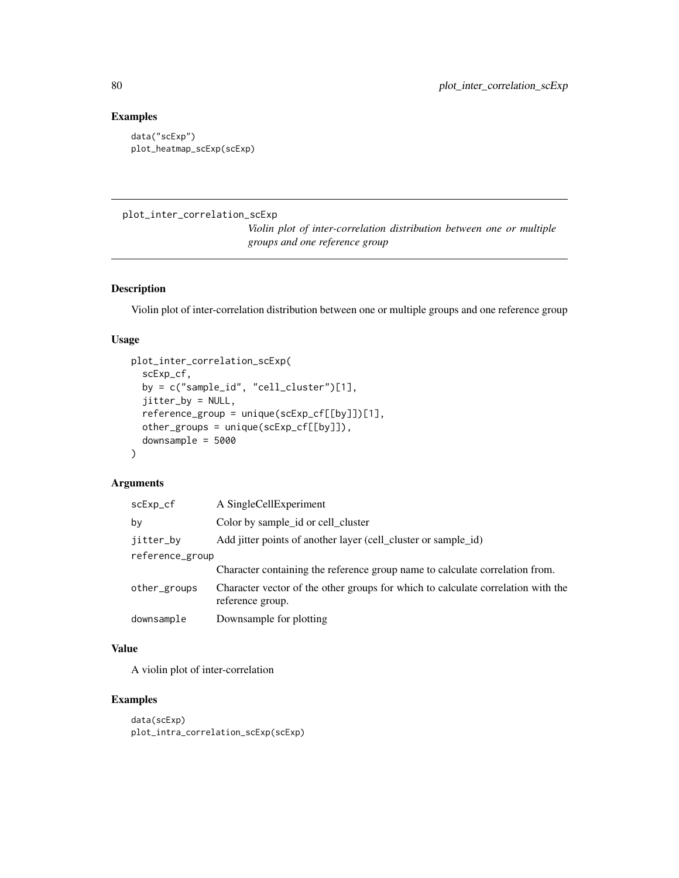## Examples

```
data("scExp")
plot_heatmap_scExp(scExp)
```

---

plot_inter_correlation_scExp

*Violin plot of inter-correlation distribution between one or multiple groups and one reference group*

---

## Description

Violin plot of inter-correlation distribution between one or multiple groups and one reference group

## Usage

```
plot_inter_correlation_scExp(
  scExp_cf,
  by = c("sample_id", "cell_cluster")[1],
  jitter_by = NULL,
  reference_group = unique(scExp_cf[[by]])[1],
  other_groups = unique(scExp_cf[[by]]),
  downsample = 5000
)
```

## Arguments

| | |
|---|---|
| scExp_cf | A SingleCellExperiment |
| by | Color by sample_id or cell_cluster |
| jitter_by | Add jitter points of another layer (cell_cluster or sample_id) |
| reference_group | Character containing the reference group name to calculate correlation from. |
| other_groups | Character vector of the other groups for which to calculate correlation with the reference group. |
| downsample | Downsample for plotting |

## Value

A violin plot of inter-correlation

## Examples

```
data(scExp)
plot_intra_correlation_scExp(scExp)
```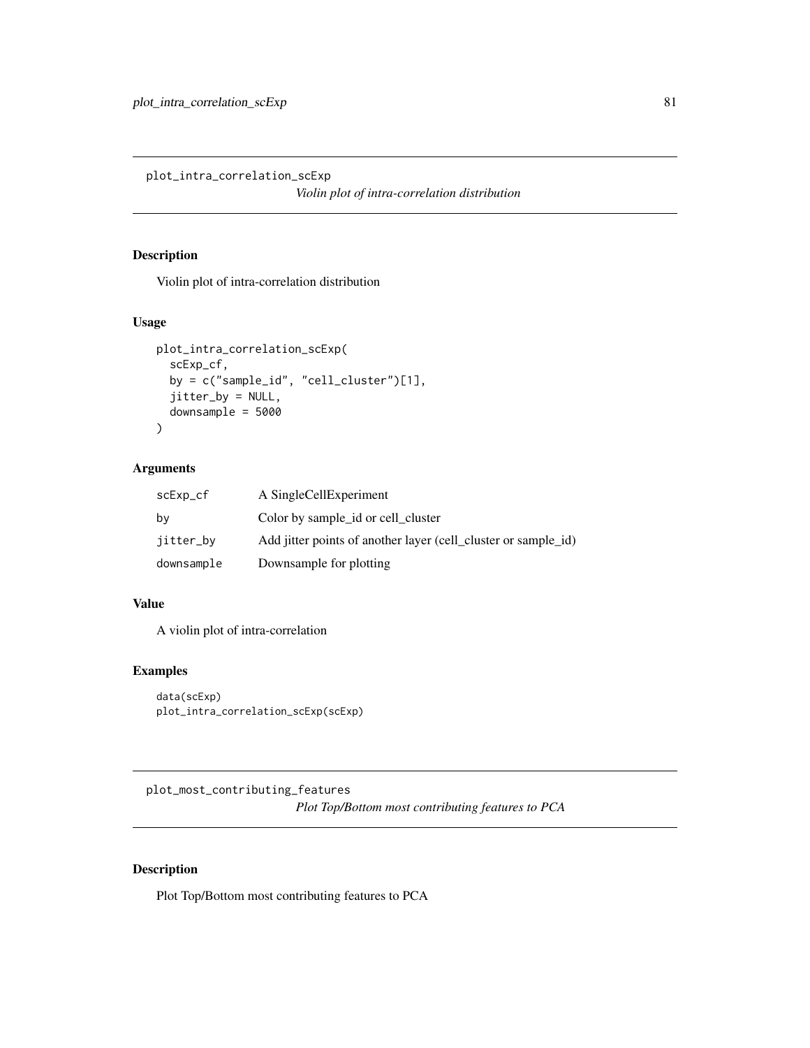## plot_intra_correlation_scExp

*Violin plot of intra-correlation distribution*

### Description

Violin plot of intra-correlation distribution

### Usage

```
plot_intra_correlation_scExp(
  scExp_cf,
  by = c("sample_id", "cell_cluster")[1],
  jitter_by = NULL,
  downsample = 5000
)
```

### Arguments

| | |
|---|---|
| scExp_cf | A SingleCellExperiment |
| by | Color by sample_id or cell_cluster |
| jitter_by | Add jitter points of another layer (cell_cluster or sample_id) |
| downsample | Downsample for plotting |

### Value

A violin plot of intra-correlation

### Examples

```
data(scExp)
plot_intra_correlation_scExp(scExp)
```

## plot_most_contributing_features

*Plot Top/Bottom most contributing features to PCA*

### Description

Plot Top/Bottom most contributing features to PCA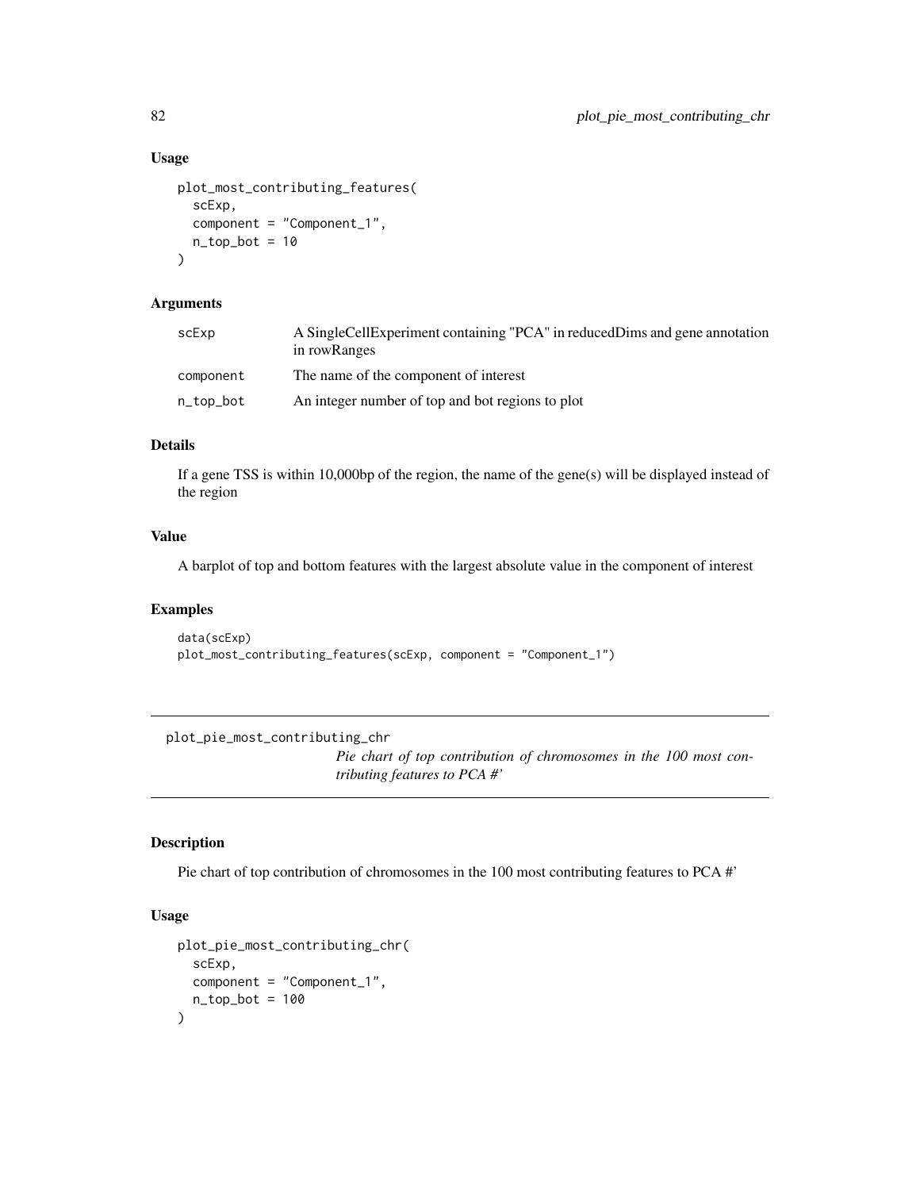### Usage

```
plot_most_contributing_features(
  scExp,
  component = "Component_1",
  n_top_bot = 10
)
```

### Arguments

| | |
|---|---|
| scExp | A SingleCellExperiment containing "PCA" in reducedDims and gene annotation in rowRanges |
| component | The name of the component of interest |
| n_top_bot | An integer number of top and bot regions to plot |

### Details

If a gene TSS is within 10,000bp of the region, the name of the gene(s) will be displayed instead of the region

### Value

A barplot of top and bottom features with the largest absolute value in the component of interest

### Examples

```
data(scExp)
plot_most_contributing_features(scExp, component = "Component_1")
```

---

## plot_pie_most_contributing_chr

*Pie chart of top contribution of chromosomes in the 100 most contributing features to PCA #'*

---

### Description

Pie chart of top contribution of chromosomes in the 100 most contributing features to PCA #'

### Usage

```
plot_pie_most_contributing_chr(
  scExp,
  component = "Component_1",
  n_top_bot = 100
)
```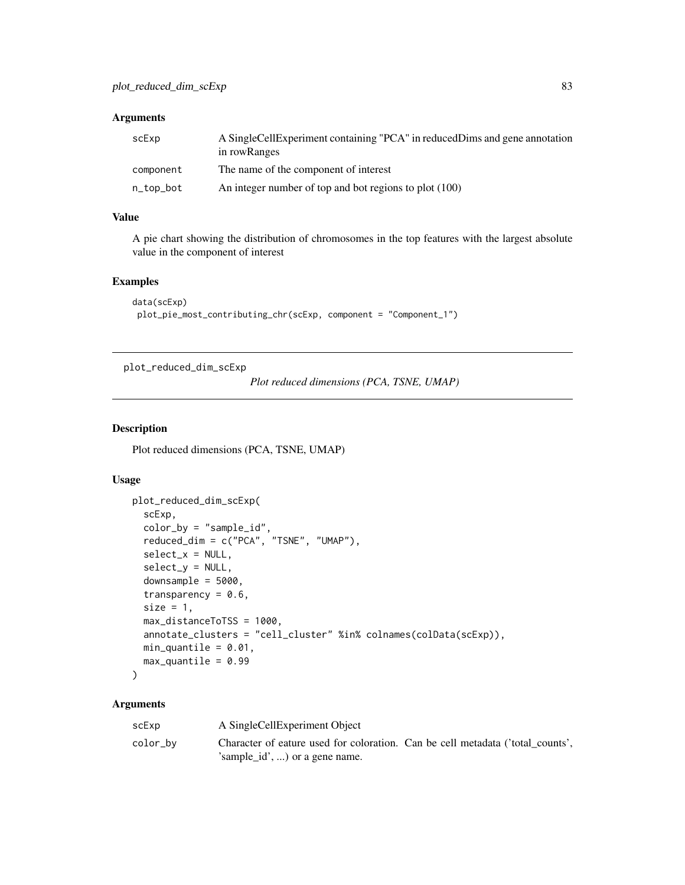### Arguments

| | |
|---|---|
| scExp | A SingleCellExperiment containing "PCA" in reducedDims and gene annotation in rowRanges |
| component | The name of the component of interest |
| n_top_bot | An integer number of top and bot regions to plot (100) |

### Value

A pie chart showing the distribution of chromosomes in the top features with the largest absolute value in the component of interest

### Examples

```
data(scExp)
 plot_pie_most_contributing_chr(scExp, component = "Component_1")
```

---

## plot_reduced_dim_scExp

*Plot reduced dimensions (PCA, TSNE, UMAP)*

---

### Description

Plot reduced dimensions (PCA, TSNE, UMAP)

### Usage

```
plot_reduced_dim_scExp(
  scExp,
  color_by = "sample_id",
  reduced_dim = c("PCA", "TSNE", "UMAP"),
  select_x = NULL,
  select_y = NULL,
  downsample = 5000,
  transparency = 0.6,
  size = 1,
  max_distanceToTSS = 1000,
  annotate_clusters = "cell_cluster" %in% colnames(colData(scExp)),
  min_quantile = 0.01,
  max_quantile = 0.99
)
```

### Arguments

| | |
|---|---|
| scExp | A SingleCellExperiment Object |
| color_by | Character of eature used for coloration. Can be cell metadata ('total_counts', 'sample_id', ...) or a gene name. |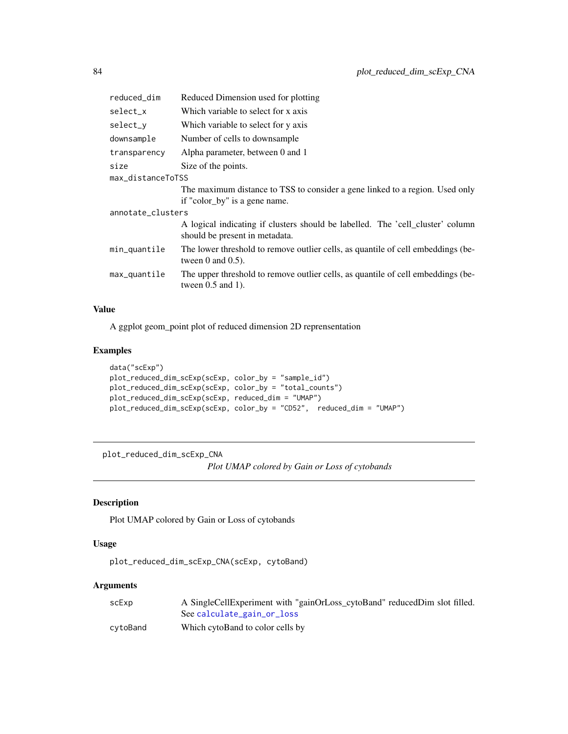| | |
|---|---|
| reduced_dim | Reduced Dimension used for plotting |
| select_x | Which variable to select for x axis |
| select_y | Which variable to select for y axis |
| downsample | Number of cells to downsample |
| transparency | Alpha parameter, between 0 and 1 |
| size | Size of the points. |
| max_distanceToTSS | The maximum distance to TSS to consider a gene linked to a region. Used only if "color_by" is a gene name. |
| annotate_clusters | A logical indicating if clusters should be labelled. The 'cell_cluster' column should be present in metadata. |
| min_quantile | The lower threshold to remove outlier cells, as quantile of cell embeddings (between 0 and 0.5). |
| max_quantile | The upper threshold to remove outlier cells, as quantile of cell embeddings (between 0.5 and 1). |

### Value

A ggplot geom_point plot of reduced dimension 2D reprensentation

### Examples

```
data("scExp")
plot_reduced_dim_scExp(scExp, color_by = "sample_id")
plot_reduced_dim_scExp(scExp, color_by = "total_counts")
plot_reduced_dim_scExp(scExp, reduced_dim = "UMAP")
plot_reduced_dim_scExp(scExp, color_by = "CD52",  reduced_dim = "UMAP")
```

---

## plot_reduced_dim_scExp_CNA

*Plot UMAP colored by Gain or Loss of cytobands*

---

### Description

Plot UMAP colored by Gain or Loss of cytobands

### Usage

```
plot_reduced_dim_scExp_CNA(scExp, cytoBand)
```

### Arguments

| | |
|---|---|
| scExp | A SingleCellExperiment with "gainOrLoss_cytoBand" reducedDim slot filled. See calculate_gain_or_loss |
| cytoBand | Which cytoBand to color cells by |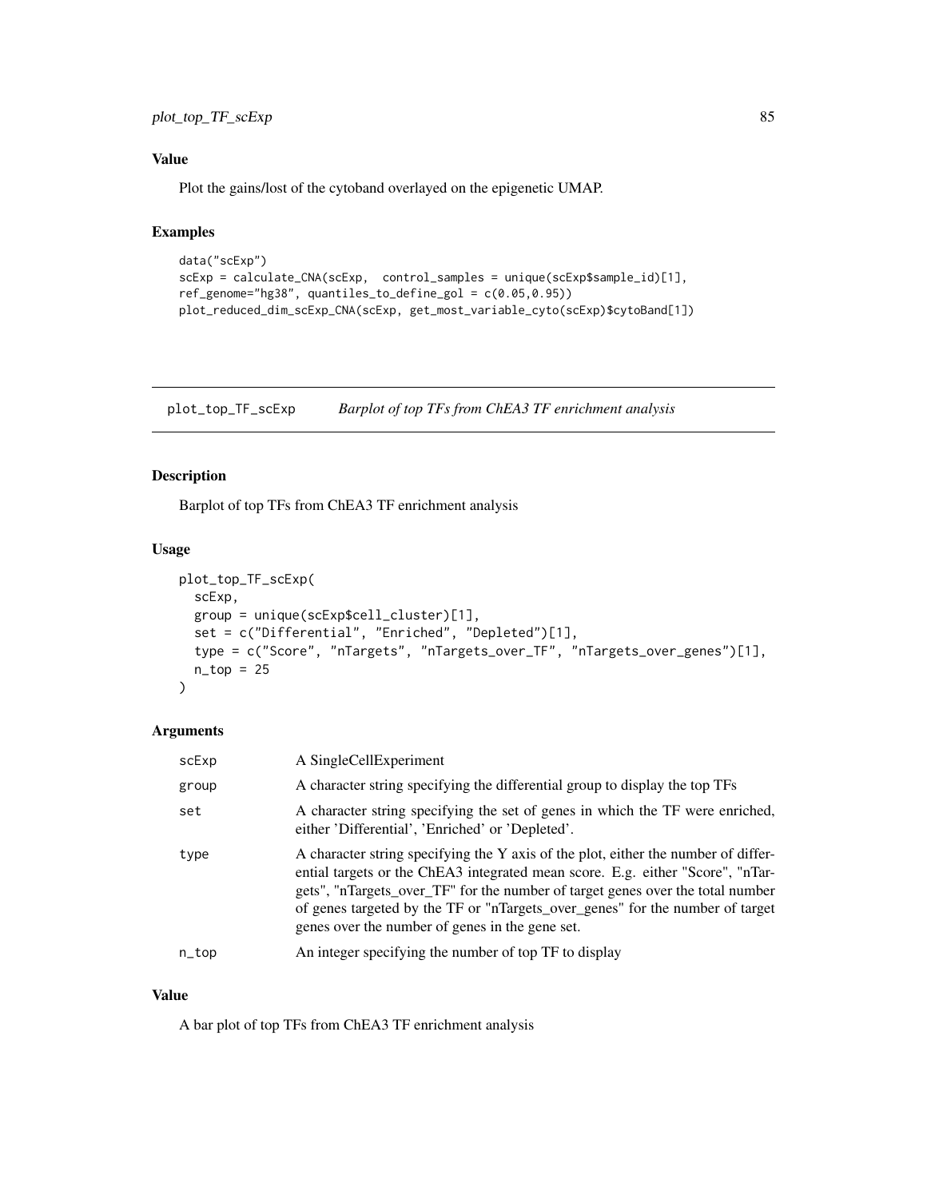### Value

Plot the gains/lost of the cytoband overlayed on the epigenetic UMAP.

### Examples

```
data("scExp")
scExp = calculate_CNA(scExp,  control_samples = unique(scExp$sample_id)[1],
ref_genome="hg38", quantiles_to_define_gol = c(0.05,0.95))
plot_reduced_dim_scExp_CNA(scExp, get_most_variable_cyto(scExp)$cytoBand[1])
```

---

## plot_top_TF_scExp    *Barplot of top TFs from ChEA3 TF enrichment analysis*

### Description

Barplot of top TFs from ChEA3 TF enrichment analysis

### Usage

```
plot_top_TF_scExp(
  scExp,
  group = unique(scExp$cell_cluster)[1],
  set = c("Differential", "Enriched", "Depleted")[1],
  type = c("Score", "nTargets", "nTargets_over_TF", "nTargets_over_genes")[1],
  n_top = 25
)
```

### Arguments

| | |
|---|---|
| scExp | A SingleCellExperiment |
| group | A character string specifying the differential group to display the top TFs |
| set | A character string specifying the set of genes in which the TF were enriched, either 'Differential', 'Enriched' or 'Depleted'. |
| type | A character string specifying the Y axis of the plot, either the number of differential targets or the ChEA3 integrated mean score. E.g. either "Score", "nTargets", "nTargets_over_TF" for the number of target genes over the total number of genes targeted by the TF or "nTargets_over_genes" for the number of target genes over the number of genes in the gene set. |
| n_top | An integer specifying the number of top TF to display |

### Value

A bar plot of top TFs from ChEA3 TF enrichment analysis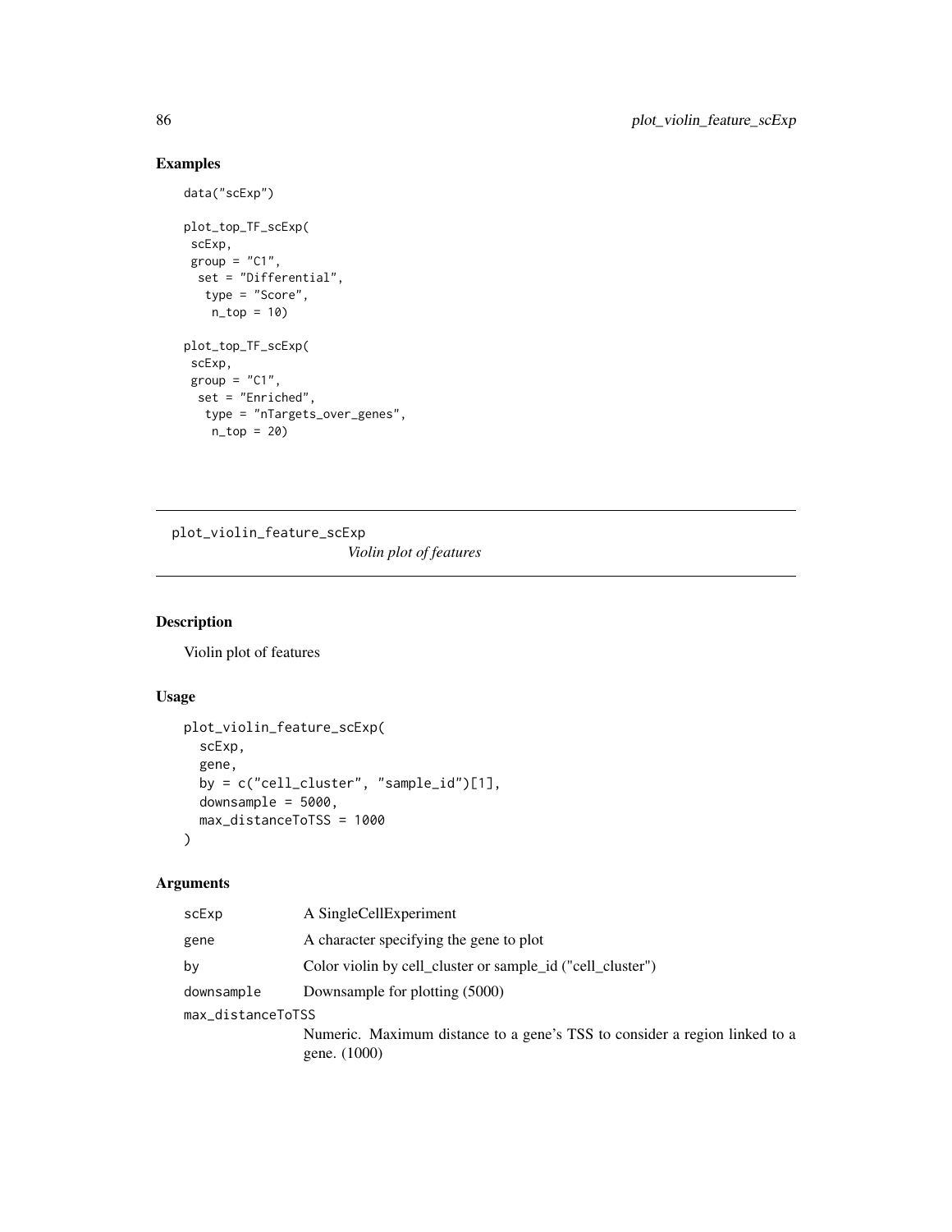## Examples

```
data("scExp")

plot_top_TF_scExp(
 scExp,
 group = "C1",
  set = "Differential",
   type = "Score",
    n_top = 10)

plot_top_TF_scExp(
 scExp,
 group = "C1",
  set = "Enriched",
   type = "nTargets_over_genes",
    n_top = 20)
```

---

plot_violin_feature_scExp *Violin plot of features*

---

## Description

Violin plot of features

## Usage

```
plot_violin_feature_scExp(
  scExp,
  gene,
  by = c("cell_cluster", "sample_id")[1],
  downsample = 5000,
  max_distanceToTSS = 1000
)
```

## Arguments

| | |
|---|---|
| scExp | A SingleCellExperiment |
| gene | A character specifying the gene to plot |
| by | Color violin by cell_cluster or sample_id ("cell_cluster") |
| downsample | Downsample for plotting (5000) |
| max_distanceToTSS | Numeric. Maximum distance to a gene's TSS to consider a region linked to a gene. (1000) |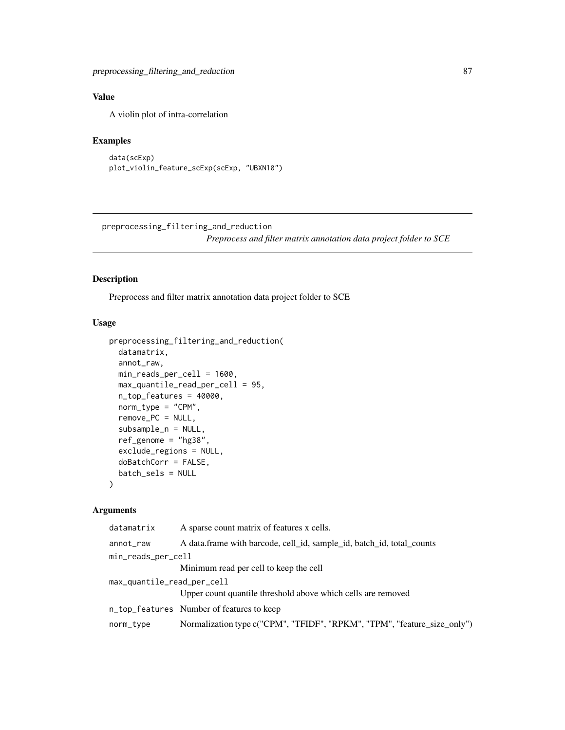### Value

A violin plot of intra-correlation

### Examples

```
data(scExp)
plot_violin_feature_scExp(scExp, "UBXN10")
```

---

## preprocessing_filtering_and_reduction

*Preprocess and filter matrix annotation data project folder to SCE*

---

### Description

Preprocess and filter matrix annotation data project folder to SCE

### Usage

```
preprocessing_filtering_and_reduction(
  datamatrix,
  annot_raw,
  min_reads_per_cell = 1600,
  max_quantile_read_per_cell = 95,
  n_top_features = 40000,
  norm_type = "CPM",
  remove_PC = NULL,
  subsample_n = NULL,
  ref_genome = "hg38",
  exclude_regions = NULL,
  doBatchCorr = FALSE,
  batch_sels = NULL
)
```

### Arguments

| | |
|---|---|
| datamatrix | A sparse count matrix of features x cells. |
| annot_raw | A data.frame with barcode, cell_id, sample_id, batch_id, total_counts |
| min_reads_per_cell | Minimum read per cell to keep the cell |
| max_quantile_read_per_cell | Upper count quantile threshold above which cells are removed |
| n_top_features | Number of features to keep |
| norm_type | Normalization type c("CPM", "TFIDF", "RPKM", "TPM", "feature_size_only") |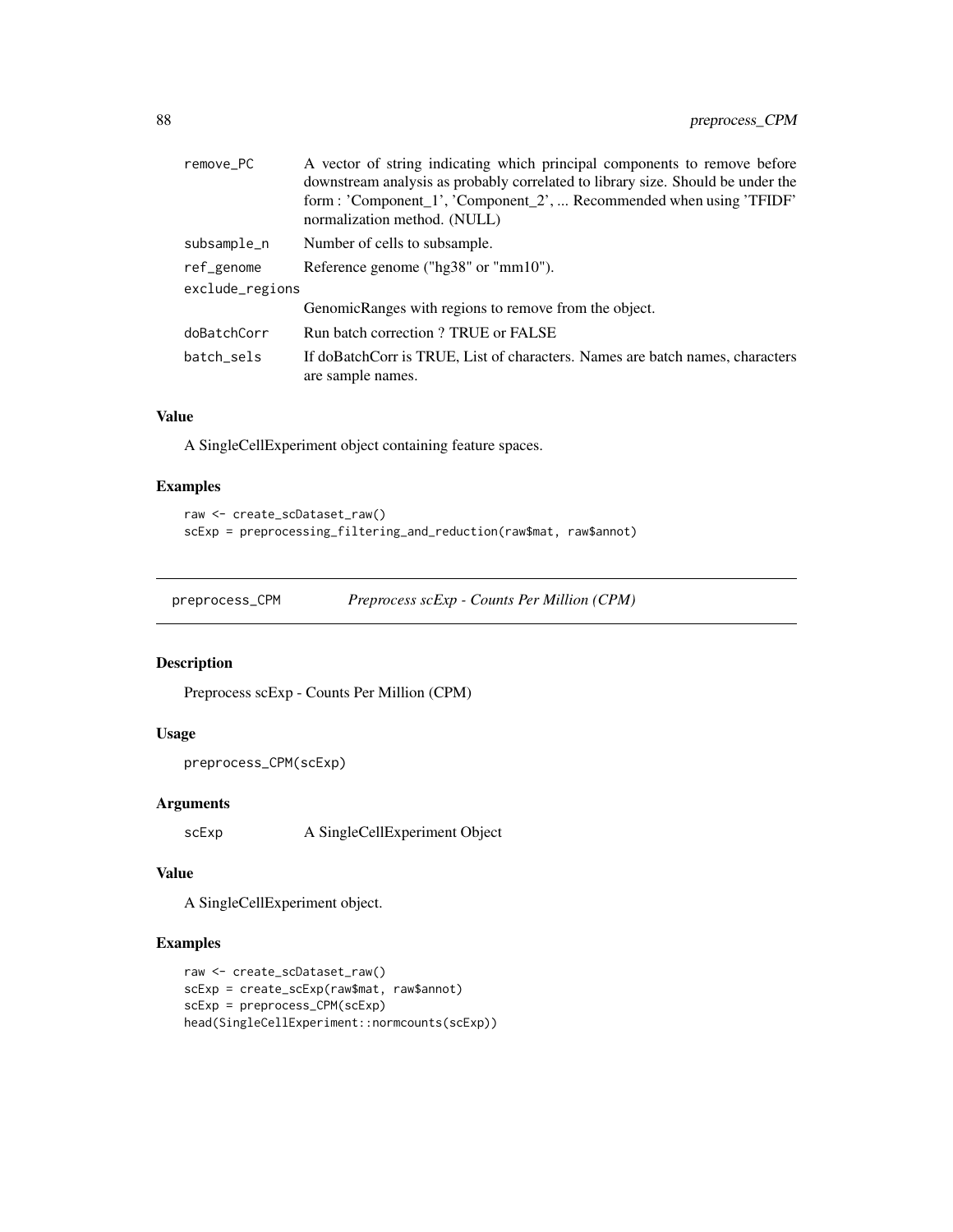| | |
|---|---|
| remove_PC | A vector of string indicating which principal components to remove before downstream analysis as probably correlated to library size. Should be under the form : 'Component_1', 'Component_2', ... Recommended when using 'TFIDF' normalization method. (NULL) |
| subsample_n | Number of cells to subsample. |
| ref_genome | Reference genome ("hg38" or "mm10"). |
| exclude_regions | GenomicRanges with regions to remove from the object. |
| doBatchCorr | Run batch correction ? TRUE or FALSE |
| batch_sels | If doBatchCorr is TRUE, List of characters. Names are batch names, characters are sample names. |

## Value

A SingleCellExperiment object containing feature spaces.

## Examples

```
raw <- create_scDataset_raw()
scExp = preprocessing_filtering_and_reduction(raw$mat, raw$annot)
```

# preprocess_CPM *Preprocess scExp - Counts Per Million (CPM)*

## Description

Preprocess scExp - Counts Per Million (CPM)

## Usage

```
preprocess_CPM(scExp)
```

## Arguments

| | |
|---|---|
| scExp | A SingleCellExperiment Object |

## Value

A SingleCellExperiment object.

## Examples

```
raw <- create_scDataset_raw()
scExp = create_scExp(raw$mat, raw$annot)
scExp = preprocess_CPM(scExp)
head(SingleCellExperiment::normcounts(scExp))
```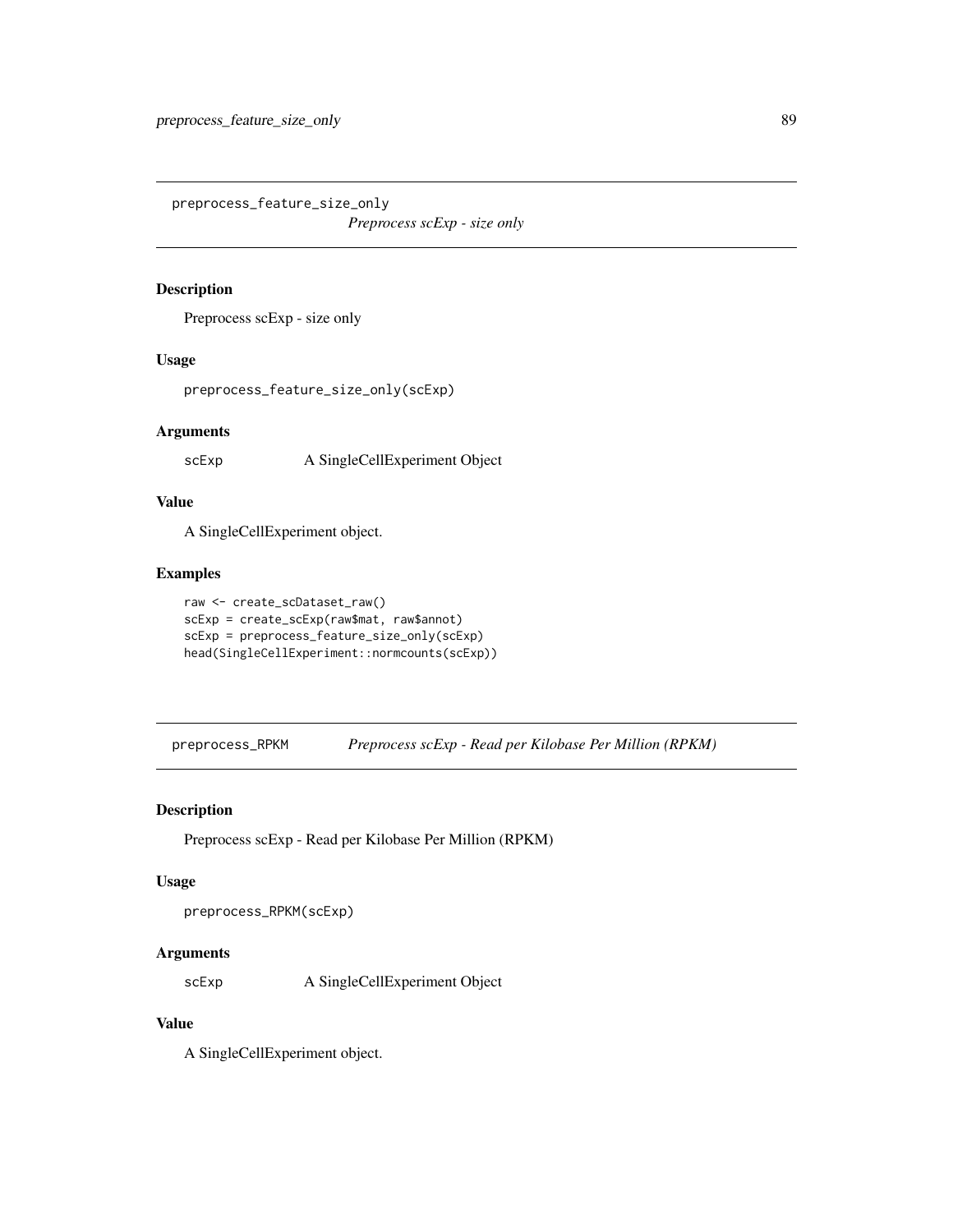## preprocess_feature_size_only

*Preprocess scExp - size only*

### Description

Preprocess scExp - size only

### Usage

```
preprocess_feature_size_only(scExp)
```

### Arguments

| | |
|---|---|
| scExp | A SingleCellExperiment Object |

### Value

A SingleCellExperiment object.

### Examples

```
raw <- create_scDataset_raw()
scExp = create_scExp(raw$mat, raw$annot)
scExp = preprocess_feature_size_only(scExp)
head(SingleCellExperiment::normcounts(scExp))
```

## preprocess_RPKM

*Preprocess scExp - Read per Kilobase Per Million (RPKM)*

### Description

Preprocess scExp - Read per Kilobase Per Million (RPKM)

### Usage

```
preprocess_RPKM(scExp)
```

### Arguments

| | |
|---|---|
| scExp | A SingleCellExperiment Object |

### Value

A SingleCellExperiment object.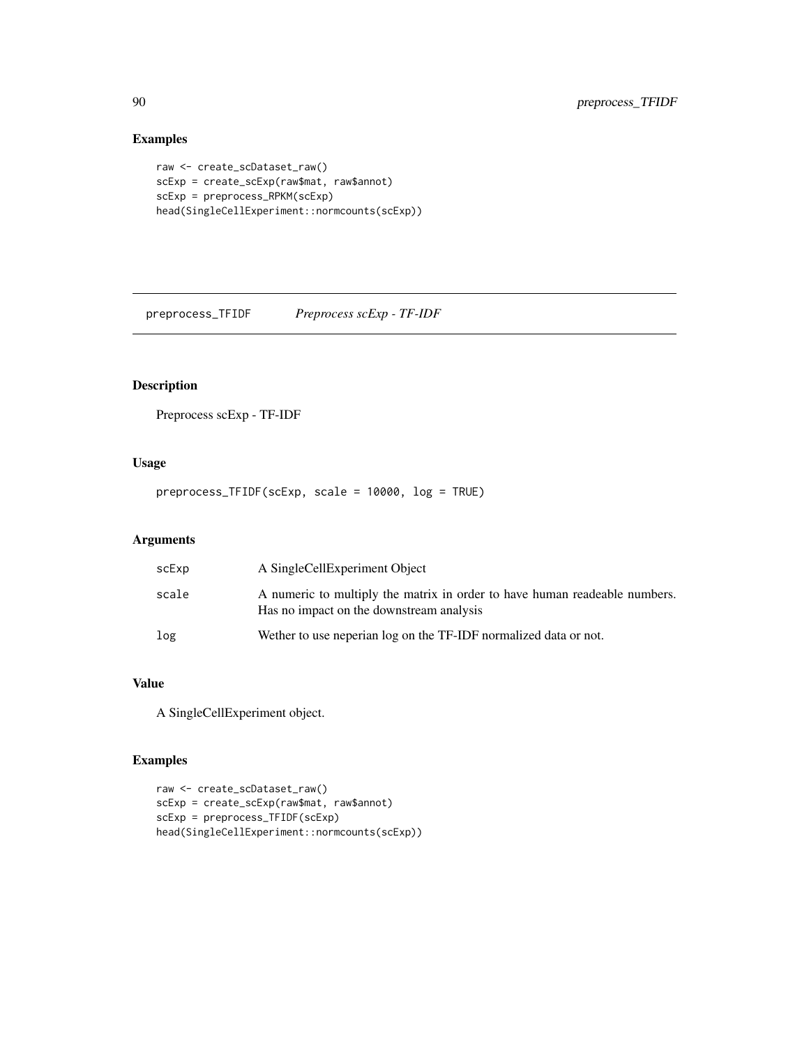## Examples

```
raw <- create_scDataset_raw()
scExp = create_scExp(raw$mat, raw$annot)
scExp = preprocess_RPKM(scExp)
head(SingleCellExperiment::normcounts(scExp))
```

---

# preprocess_TFIDF *Preprocess scExp - TF-IDF*

## Description

Preprocess scExp - TF-IDF

## Usage

```
preprocess_TFIDF(scExp, scale = 10000, log = TRUE)
```

## Arguments

| | |
|---|---|
| scExp | A SingleCellExperiment Object |
| scale | A numeric to multiply the matrix in order to have human readeable numbers. Has no impact on the downstream analysis |
| log | Wether to use neperian log on the TF-IDF normalized data or not. |

## Value

A SingleCellExperiment object.

## Examples

```
raw <- create_scDataset_raw()
scExp = create_scExp(raw$mat, raw$annot)
scExp = preprocess_TFIDF(scExp)
head(SingleCellExperiment::normcounts(scExp))
```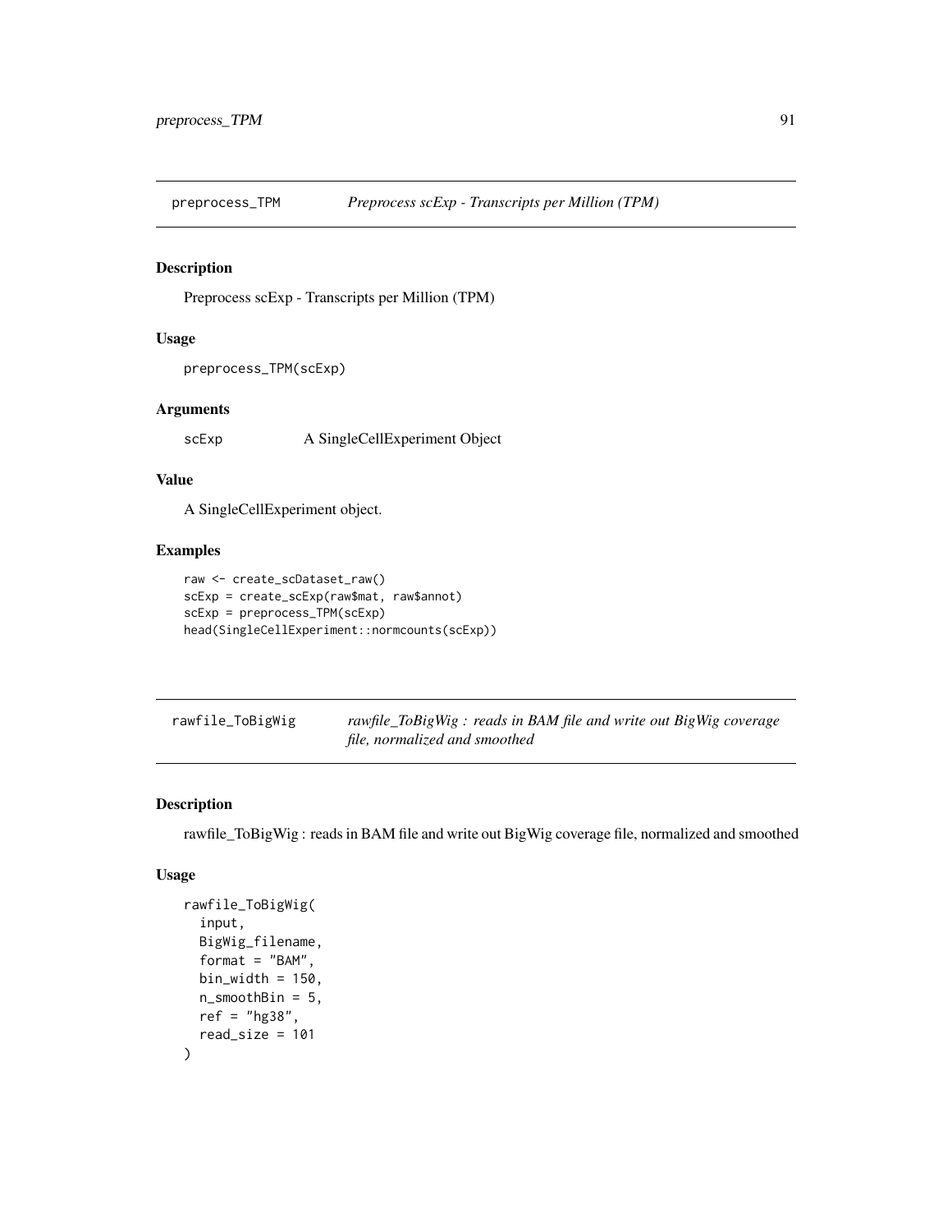## preprocess_TPM — *Preprocess scExp - Transcripts per Million (TPM)*

### Description

Preprocess scExp - Transcripts per Million (TPM)

### Usage

```
preprocess_TPM(scExp)
```

### Arguments

| | |
|---|---|
| scExp | A SingleCellExperiment Object |

### Value

A SingleCellExperiment object.

### Examples

```
raw <- create_scDataset_raw()
scExp = create_scExp(raw$mat, raw$annot)
scExp = preprocess_TPM(scExp)
head(SingleCellExperiment::normcounts(scExp))
```

## rawfile_ToBigWig — *rawfile_ToBigWig : reads in BAM file and write out BigWig coverage file, normalized and smoothed*

### Description

rawfile_ToBigWig : reads in BAM file and write out BigWig coverage file, normalized and smoothed

### Usage

```
rawfile_ToBigWig(
  input,
  BigWig_filename,
  format = "BAM",
  bin_width = 150,
  n_smoothBin = 5,
  ref = "hg38",
  read_size = 101
)
```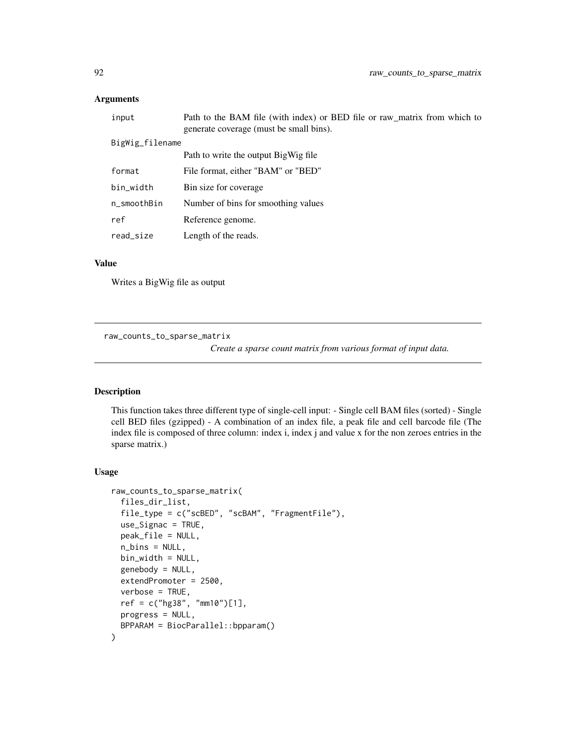### Arguments

| | |
|---|---|
| input | Path to the BAM file (with index) or BED file or raw_matrix from which to generate coverage (must be small bins). |
| BigWig_filename | Path to write the output BigWig file |
| format | File format, either "BAM" or "BED" |
| bin_width | Bin size for coverage |
| n_smoothBin | Number of bins for smoothing values |
| ref | Reference genome. |
| read_size | Length of the reads. |

### Value

Writes a BigWig file as output

---

## raw_counts_to_sparse_matrix

*Create a sparse count matrix from various format of input data.*

---

### Description

This function takes three different type of single-cell input: - Single cell BAM files (sorted) - Single cell BED files (gzipped) - A combination of an index file, a peak file and cell barcode file (The index file is composed of three column: index i, index j and value x for the non zeroes entries in the sparse matrix.)

### Usage

```
raw_counts_to_sparse_matrix(
  files_dir_list,
  file_type = c("scBED", "scBAM", "FragmentFile"),
  use_Signac = TRUE,
  peak_file = NULL,
  n_bins = NULL,
  bin_width = NULL,
  genebody = NULL,
  extendPromoter = 2500,
  verbose = TRUE,
  ref = c("hg38", "mm10")[1],
  progress = NULL,
  BPPARAM = BiocParallel::bpparam()
)
```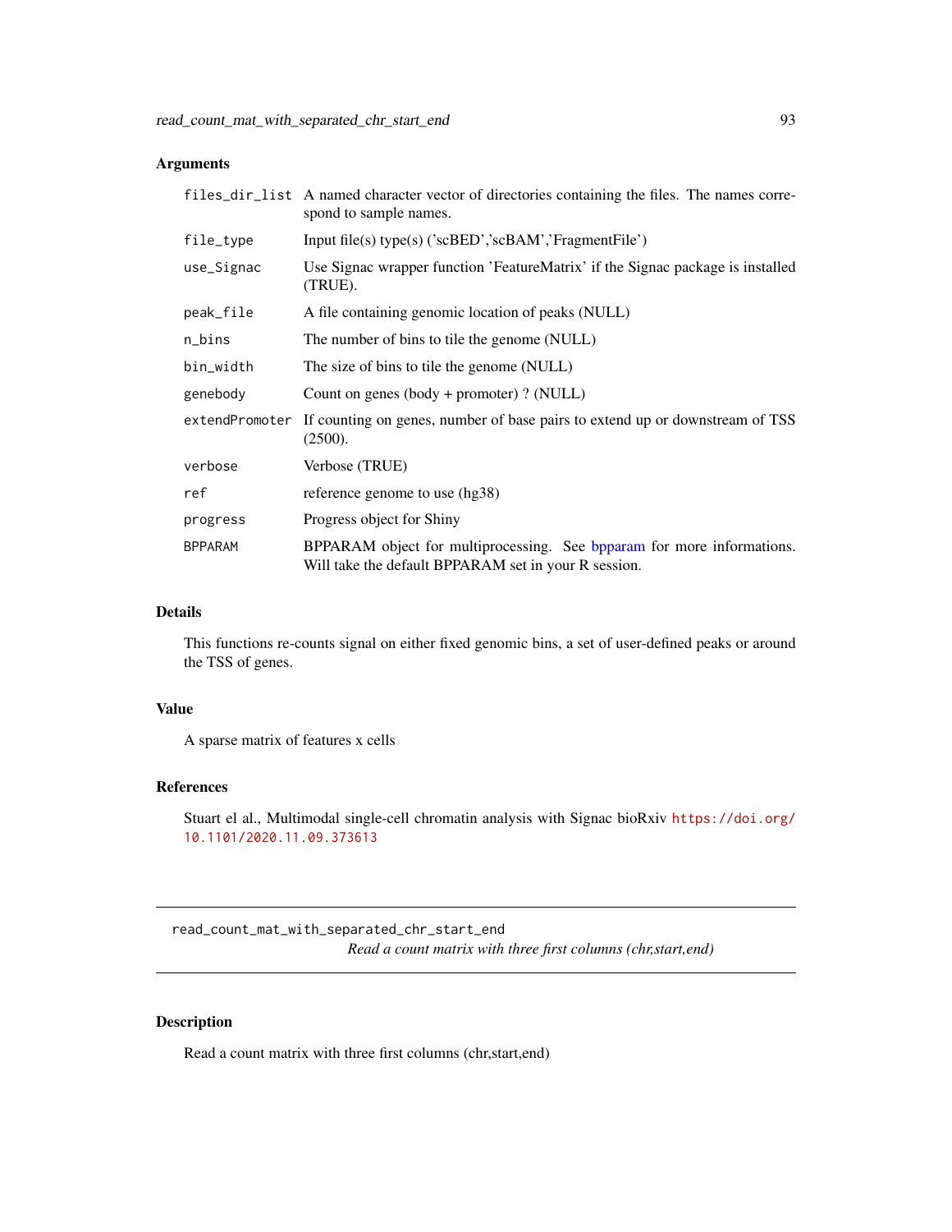## Arguments

| | |
|---|---|
| files_dir_list | A named character vector of directories containing the files. The names correspond to sample names. |
| file_type | Input file(s) type(s) ('scBED','scBAM','FragmentFile') |
| use_Signac | Use Signac wrapper function 'FeatureMatrix' if the Signac package is installed (TRUE). |
| peak_file | A file containing genomic location of peaks (NULL) |
| n_bins | The number of bins to tile the genome (NULL) |
| bin_width | The size of bins to tile the genome (NULL) |
| genebody | Count on genes (body + promoter) ? (NULL) |
| extendPromoter | If counting on genes, number of base pairs to extend up or downstream of TSS (2500). |
| verbose | Verbose (TRUE) |
| ref | reference genome to use (hg38) |
| progress | Progress object for Shiny |
| BPPARAM | BPPARAM object for multiprocessing. See bpparam for more informations. Will take the default BPPARAM set in your R session. |

## Details

This functions re-counts signal on either fixed genomic bins, a set of user-defined peaks or around the TSS of genes.

## Value

A sparse matrix of features x cells

## References

Stuart el al., Multimodal single-cell chromatin analysis with Signac bioRxiv https://doi.org/10.1101/2020.11.09.373613

---

# read_count_mat_with_separated_chr_start_end

*Read a count matrix with three first columns (chr,start,end)*

## Description

Read a count matrix with three first columns (chr,start,end)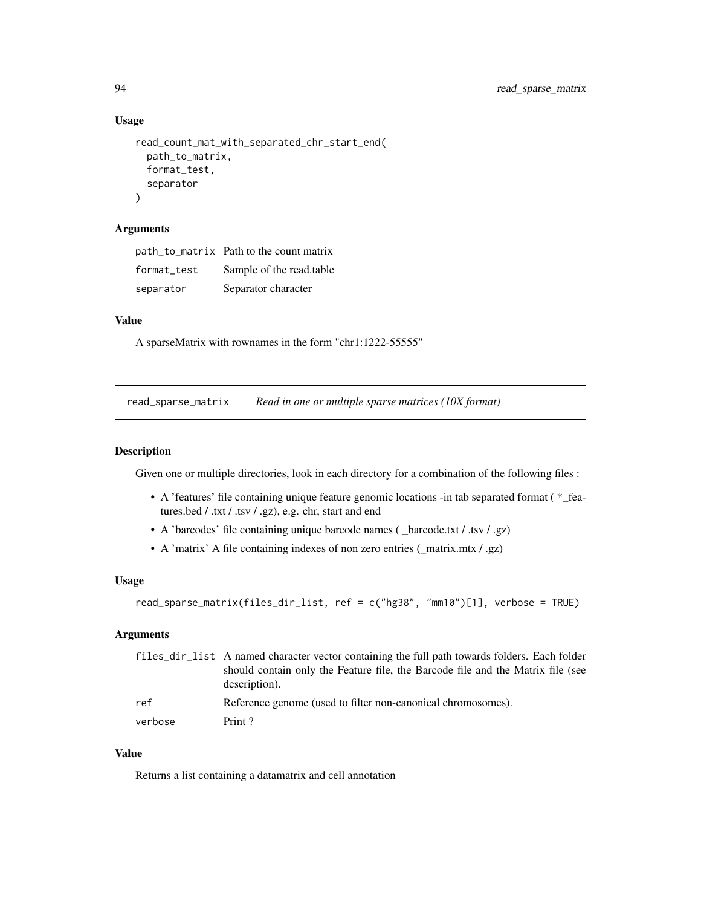### Usage

```
read_count_mat_with_separated_chr_start_end(
  path_to_matrix,
  format_test,
  separator
)
```

### Arguments

| | |
|---|---|
| path_to_matrix | Path to the count matrix |
| format_test | Sample of the read.table |
| separator | Separator character |

### Value

A sparseMatrix with rownames in the form "chr1:1222-55555"

---

## read_sparse_matrix &nbsp;&nbsp;&nbsp; *Read in one or multiple sparse matrices (10X format)*

### Description

Given one or multiple directories, look in each directory for a combination of the following files :

- A 'features' file containing unique feature genomic locations -in tab separated format ( *_features.bed / .txt / .tsv / .gz), e.g. chr, start and end
- A 'barcodes' file containing unique barcode names ( _barcode.txt / .tsv / .gz)
- A 'matrix' A file containing indexes of non zero entries (_matrix.mtx / .gz)

### Usage

```
read_sparse_matrix(files_dir_list, ref = c("hg38", "mm10")[1], verbose = TRUE)
```

### Arguments

| | |
|---|---|
| files_dir_list | A named character vector containing the full path towards folders. Each folder should contain only the Feature file, the Barcode file and the Matrix file (see description). |
| ref | Reference genome (used to filter non-canonical chromosomes). |
| verbose | Print ? |

### Value

Returns a list containing a datamatrix and cell annotation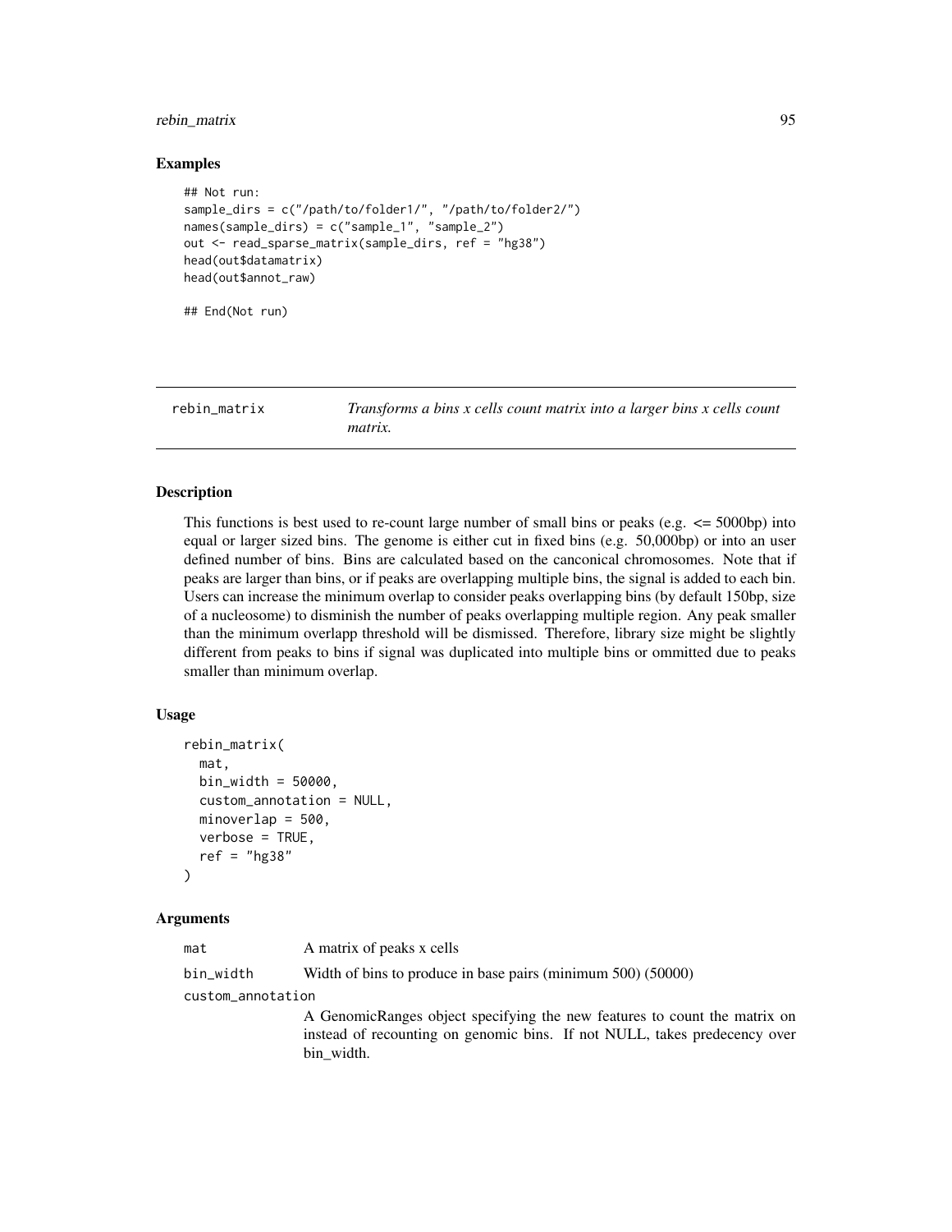## Examples

```
## Not run:
sample_dirs = c("/path/to/folder1/", "/path/to/folder2/")
names(sample_dirs) = c("sample_1", "sample_2")
out <- read_sparse_matrix(sample_dirs, ref = "hg38")
head(out$datamatrix)
head(out$annot_raw)

## End(Not run)
```

---

rebin_matrix — *Transforms a bins x cells count matrix into a larger bins x cells count matrix.*

---

## Description

This functions is best used to re-count large number of small bins or peaks (e.g. <= 5000bp) into equal or larger sized bins. The genome is either cut in fixed bins (e.g. 50,000bp) or into an user defined number of bins. Bins are calculated based on the canconical chromosomes. Note that if peaks are larger than bins, or if peaks are overlapping multiple bins, the signal is added to each bin. Users can increase the minimum overlap to consider peaks overlapping bins (by default 150bp, size of a nucleosome) to disminish the number of peaks overlapping multiple region. Any peak smaller than the minimum overlapp threshold will be dismissed. Therefore, library size might be slightly different from peaks to bins if signal was duplicated into multiple bins or ommitted due to peaks smaller than minimum overlap.

## Usage

```
rebin_matrix(
  mat,
  bin_width = 50000,
  custom_annotation = NULL,
  minoverlap = 500,
  verbose = TRUE,
  ref = "hg38"
)
```

## Arguments

- `mat` — A matrix of peaks x cells
- `bin_width` — Width of bins to produce in base pairs (minimum 500) (50000)
- `custom_annotation` — A GenomicRanges object specifying the new features to count the matrix on instead of recounting on genomic bins. If not NULL, takes predecency over bin_width.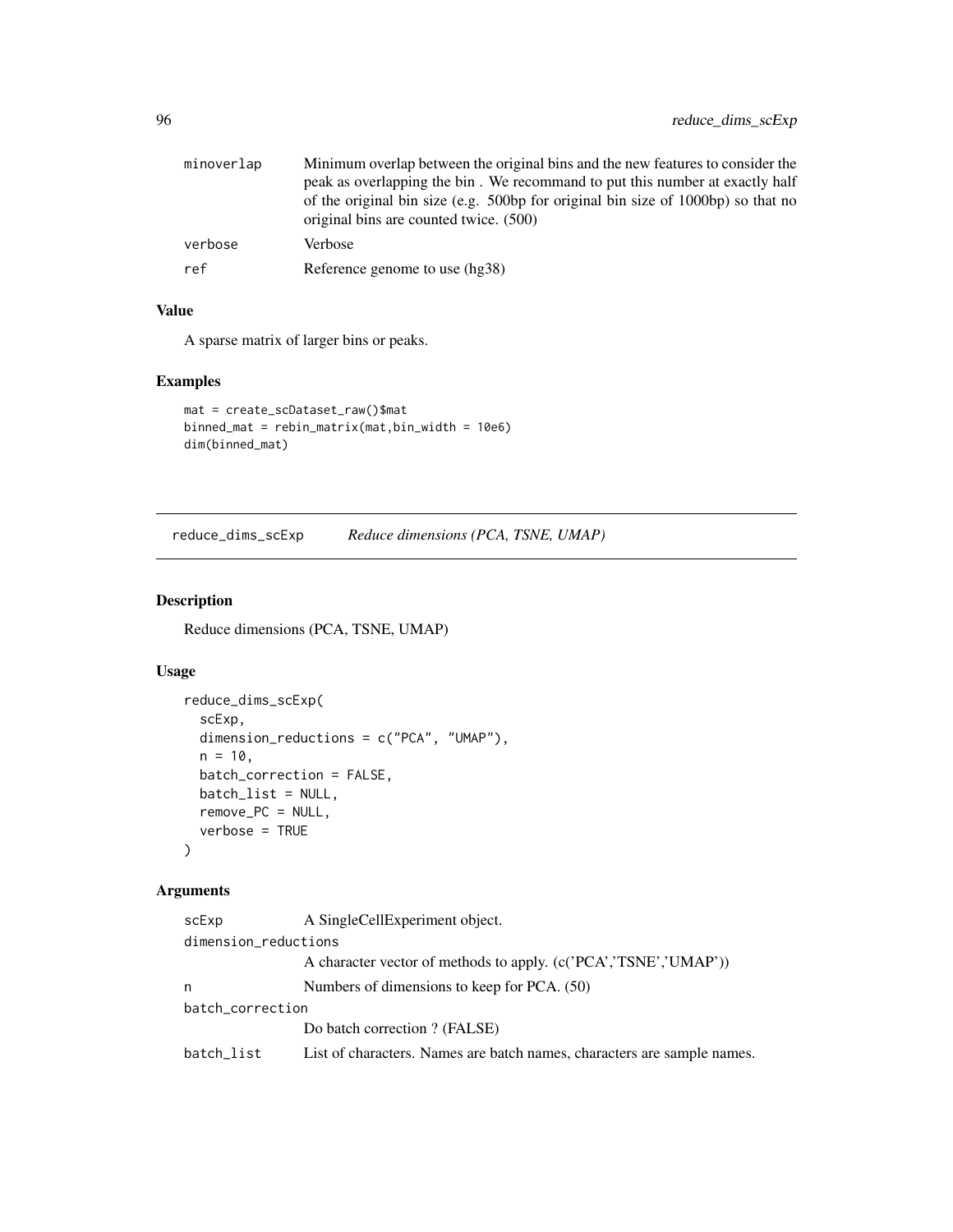| | |
|---|---|
| minoverlap | Minimum overlap between the original bins and the new features to consider the peak as overlapping the bin . We recommand to put this number at exactly half of the original bin size (e.g. 500bp for original bin size of 1000bp) so that no original bins are counted twice. (500) |
| verbose | Verbose |
| ref | Reference genome to use (hg38) |

### Value

A sparse matrix of larger bins or peaks.

### Examples

```
mat = create_scDataset_raw()$mat
binned_mat = rebin_matrix(mat,bin_width = 10e6)
dim(binned_mat)
```

---

## reduce_dims_scExp    *Reduce dimensions (PCA, TSNE, UMAP)*

---

### Description

Reduce dimensions (PCA, TSNE, UMAP)

### Usage

```
reduce_dims_scExp(
  scExp,
  dimension_reductions = c("PCA", "UMAP"),
  n = 10,
  batch_correction = FALSE,
  batch_list = NULL,
  remove_PC = NULL,
  verbose = TRUE
)
```

### Arguments

| | |
|---|---|
| scExp | A SingleCellExperiment object. |
| dimension_reductions | A character vector of methods to apply. (c('PCA','TSNE','UMAP')) |
| n | Numbers of dimensions to keep for PCA. (50) |
| batch_correction | Do batch correction ? (FALSE) |
| batch_list | List of characters. Names are batch names, characters are sample names. |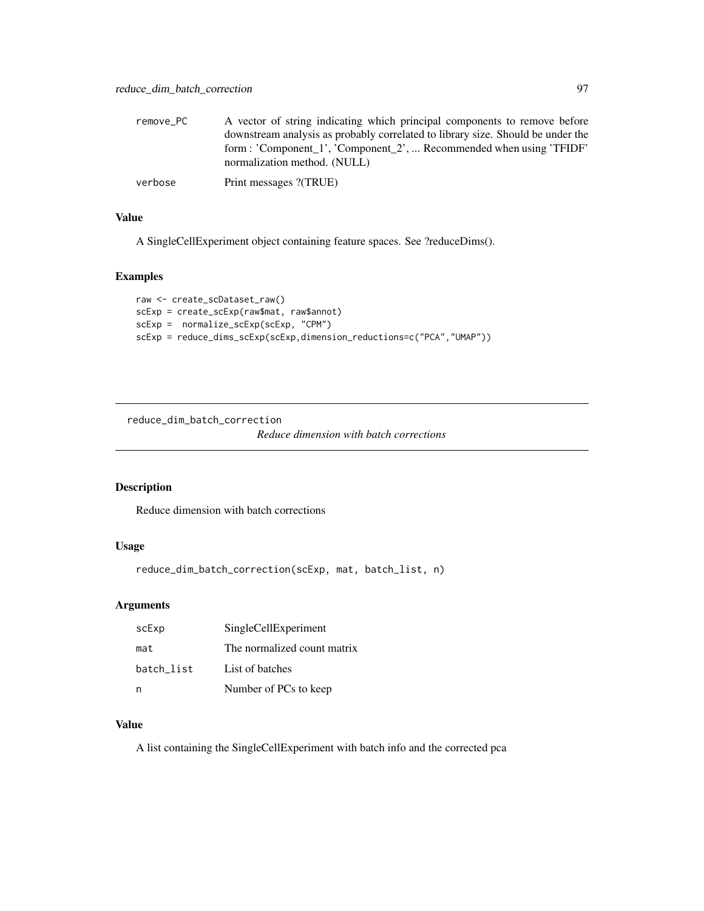| | |
|---|---|
| remove_PC | A vector of string indicating which principal components to remove before downstream analysis as probably correlated to library size. Should be under the form : 'Component_1', 'Component_2', ... Recommended when using 'TFIDF' normalization method. (NULL) |
| verbose | Print messages ?(TRUE) |

### Value

A SingleCellExperiment object containing feature spaces. See ?reduceDims().

### Examples

```
raw <- create_scDataset_raw()
scExp = create_scExp(raw$mat, raw$annot)
scExp =  normalize_scExp(scExp, "CPM")
scExp = reduce_dims_scExp(scExp,dimension_reductions=c("PCA","UMAP"))
```

---

## reduce_dim_batch_correction

*Reduce dimension with batch corrections*

---

### Description

Reduce dimension with batch corrections

### Usage

```
reduce_dim_batch_correction(scExp, mat, batch_list, n)
```

### Arguments

| | |
|---|---|
| scExp | SingleCellExperiment |
| mat | The normalized count matrix |
| batch_list | List of batches |
| n | Number of PCs to keep |

### Value

A list containing the SingleCellExperiment with batch info and the corrected pca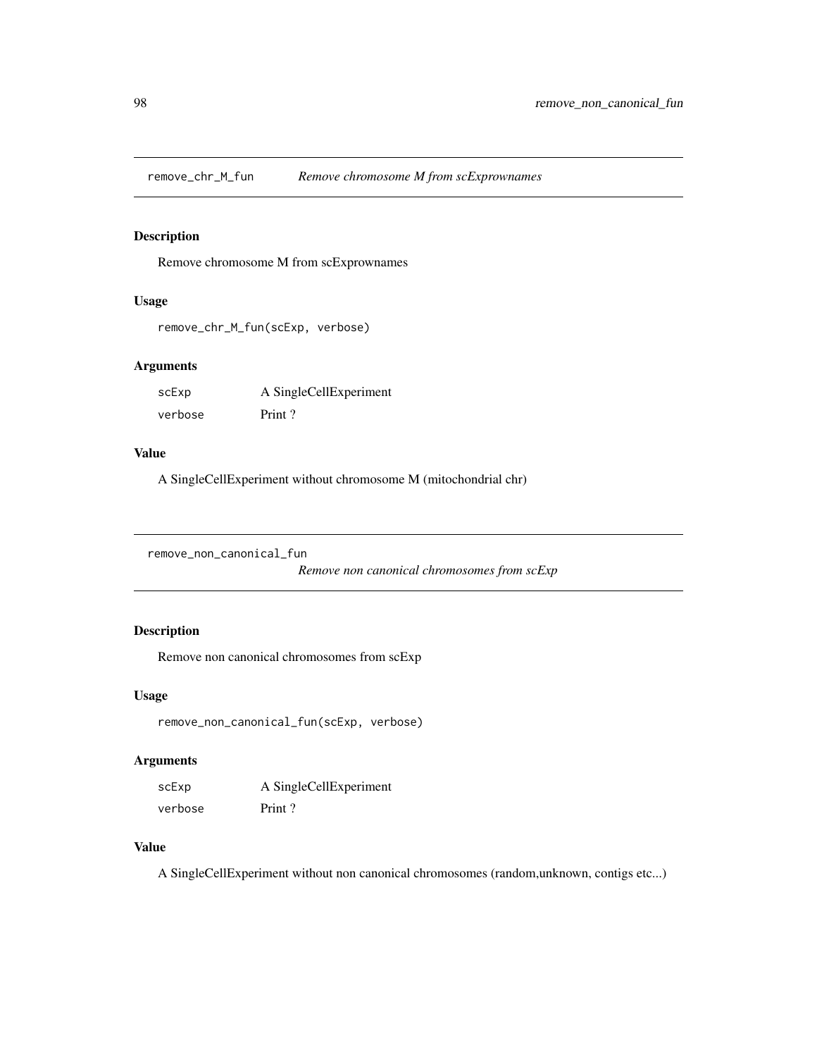## remove_chr_M_fun — *Remove chromosome M from scExprownames*

### Description

Remove chromosome M from scExprownames

### Usage

```
remove_chr_M_fun(scExp, verbose)
```

### Arguments

| | |
|---|---|
| scExp | A SingleCellExperiment |
| verbose | Print ? |

### Value

A SingleCellExperiment without chromosome M (mitochondrial chr)

## remove_non_canonical_fun — *Remove non canonical chromosomes from scExp*

### Description

Remove non canonical chromosomes from scExp

### Usage

```
remove_non_canonical_fun(scExp, verbose)
```

### Arguments

| | |
|---|---|
| scExp | A SingleCellExperiment |
| verbose | Print ? |

### Value

A SingleCellExperiment without non canonical chromosomes (random,unknown, contigs etc...)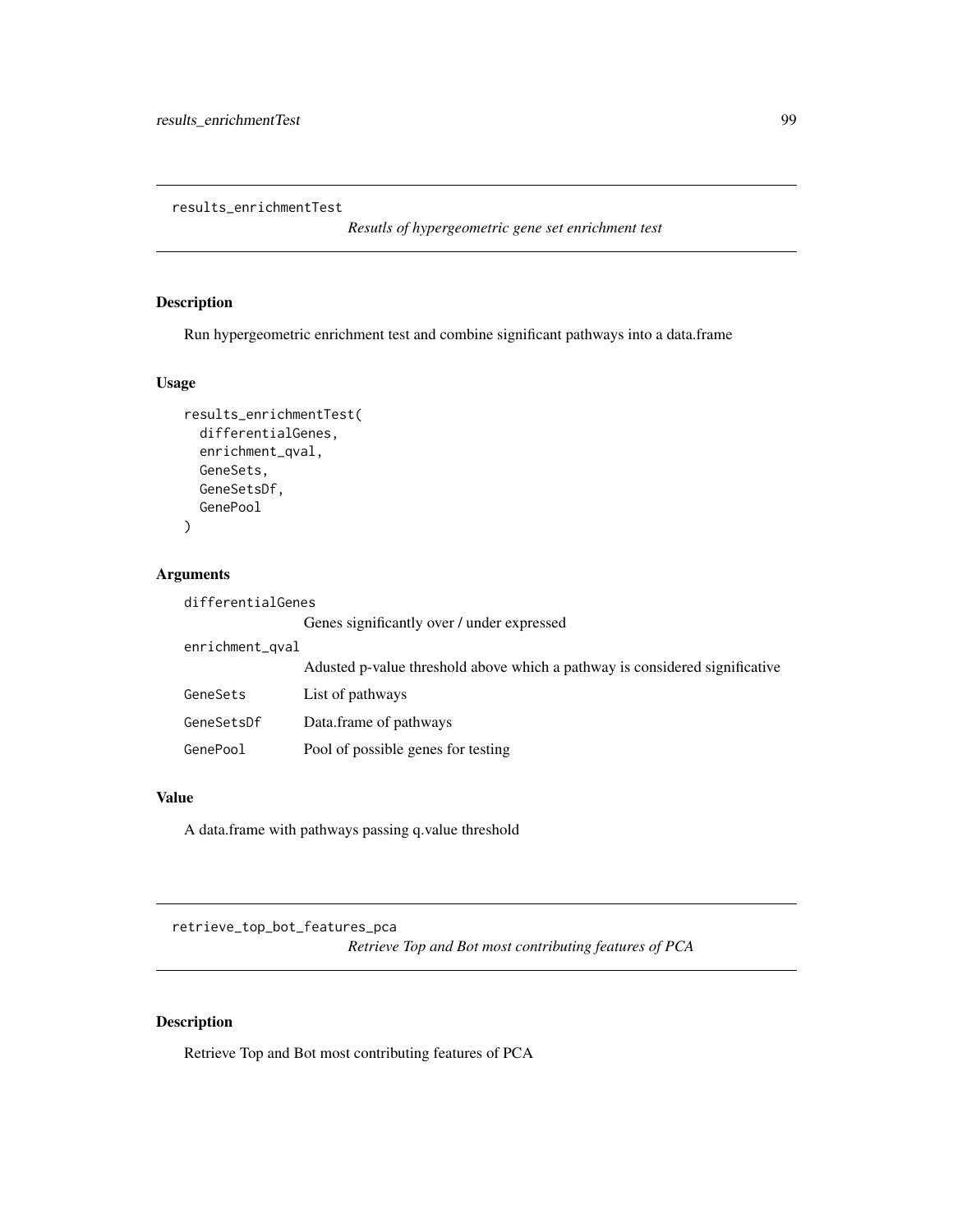## results_enrichmentTest

*Resutls of hypergeometric gene set enrichment test*

### Description

Run hypergeometric enrichment test and combine significant pathways into a data.frame

### Usage

```
results_enrichmentTest(
  differentialGenes,
  enrichment_qval,
  GeneSets,
  GeneSetsDf,
  GenePool
)
```

### Arguments

| | |
|---|---|
| differentialGenes | Genes significantly over / under expressed |
| enrichment_qval | Adusted p-value threshold above which a pathway is considered significative |
| GeneSets | List of pathways |
| GeneSetsDf | Data.frame of pathways |
| GenePool | Pool of possible genes for testing |

### Value

A data.frame with pathways passing q.value threshold

## retrieve_top_bot_features_pca

*Retrieve Top and Bot most contributing features of PCA*

### Description

Retrieve Top and Bot most contributing features of PCA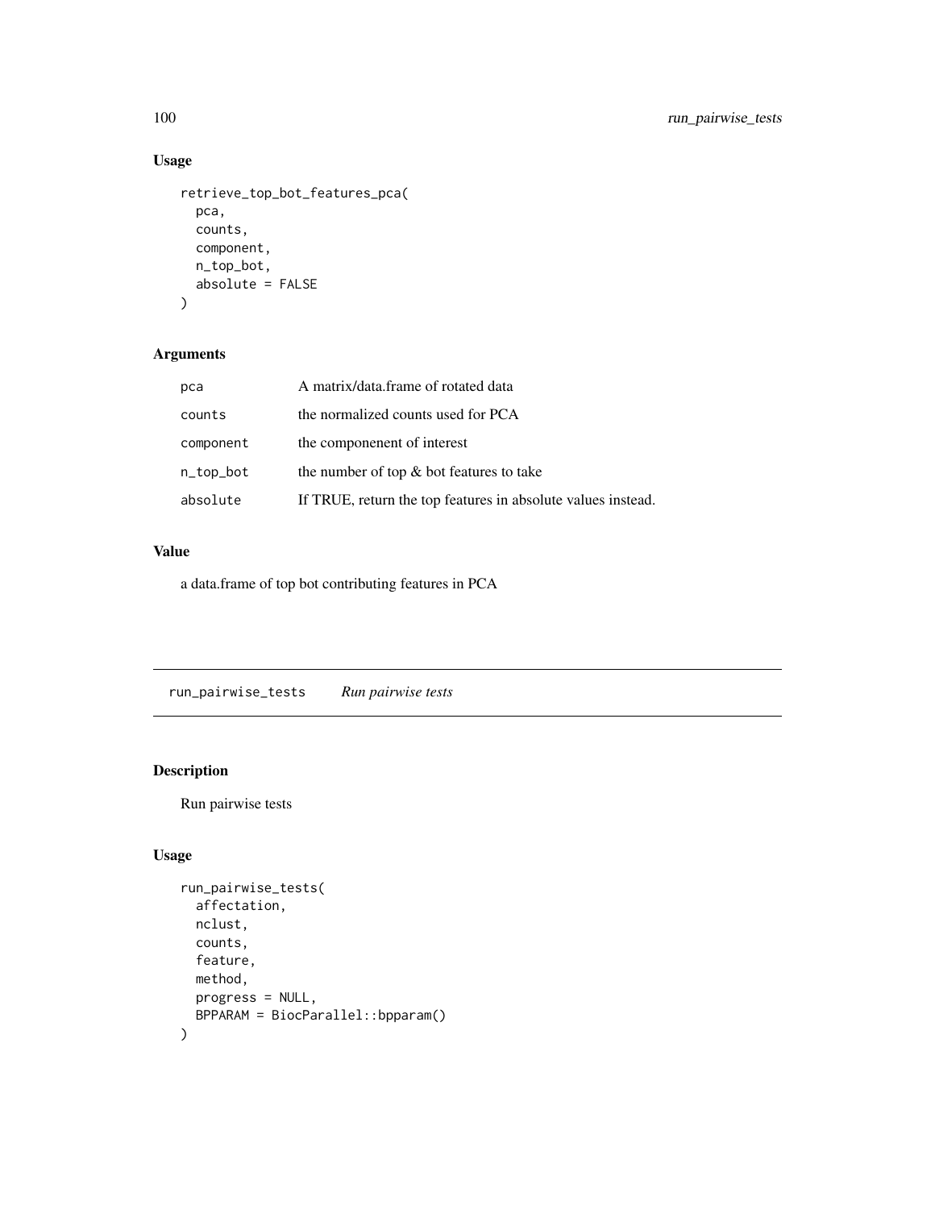## Usage

```
retrieve_top_bot_features_pca(
  pca,
  counts,
  component,
  n_top_bot,
  absolute = FALSE
)
```

## Arguments

| | |
|---|---|
| pca | A matrix/data.frame of rotated data |
| counts | the normalized counts used for PCA |
| component | the componenent of interest |
| n_top_bot | the number of top & bot features to take |
| absolute | If TRUE, return the top features in absolute values instead. |

## Value

a data.frame of top bot contributing features in PCA

---

# run_pairwise_tests *Run pairwise tests*

## Description

Run pairwise tests

## Usage

```
run_pairwise_tests(
  affectation,
  nclust,
  counts,
  feature,
  method,
  progress = NULL,
  BPPARAM = BiocParallel::bpparam()
)
```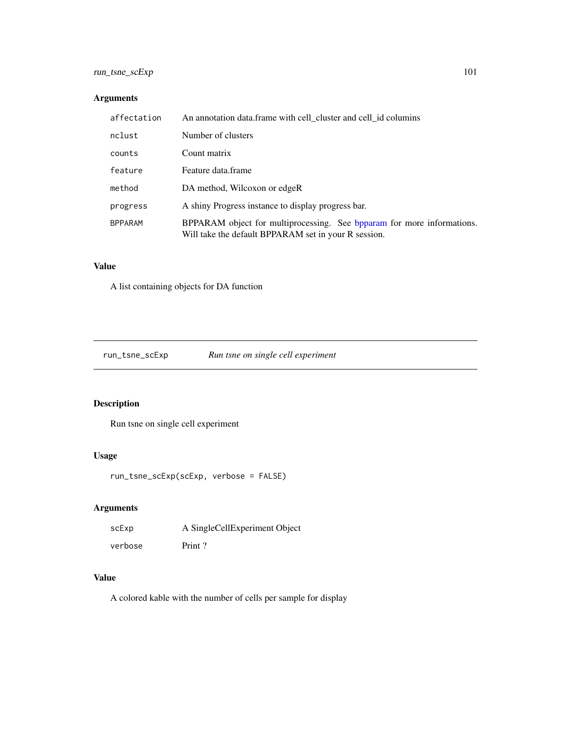## Arguments

| | |
|---|---|
| `affectation` | An annotation data.frame with cell_cluster and cell_id columins |
| `nclust` | Number of clusters |
| `counts` | Count matrix |
| `feature` | Feature data.frame |
| `method` | DA method, Wilcoxon or edgeR |
| `progress` | A shiny Progress instance to display progress bar. |
| `BPPARAM` | BPPARAM object for multiprocessing. See bpparam for more informations. Will take the default BPPARAM set in your R session. |

## Value

A list containing objects for DA function

---

# `run_tsne_scExp` *Run tsne on single cell experiment*

---

## Description

Run tsne on single cell experiment

## Usage

```
run_tsne_scExp(scExp, verbose = FALSE)
```

## Arguments

| | |
|---|---|
| `scExp` | A SingleCellExperiment Object |
| `verbose` | Print ? |

## Value

A colored kable with the number of cells per sample for display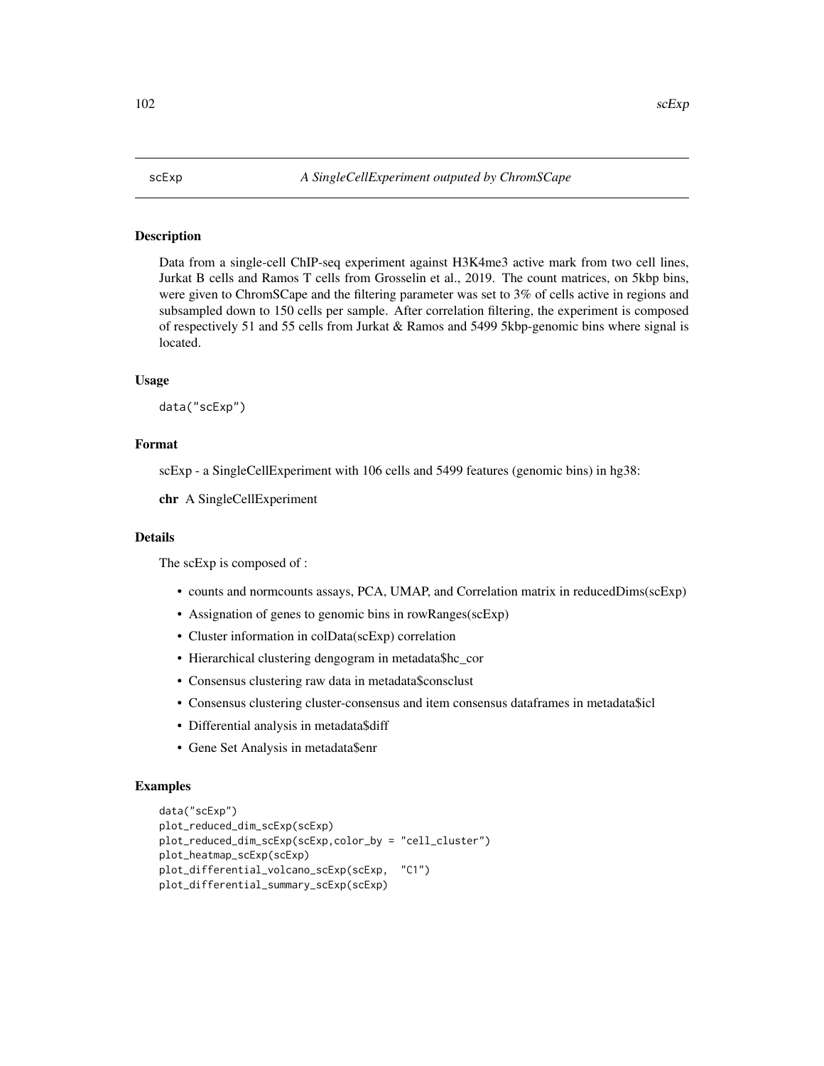scExp    *A SingleCellExperiment outputed by ChromSCape*

## Description

Data from a single-cell ChIP-seq experiment against H3K4me3 active mark from two cell lines, Jurkat B cells and Ramos T cells from Grosselin et al., 2019. The count matrices, on 5kbp bins, were given to ChromSCape and the filtering parameter was set to 3% of cells active in regions and subsampled down to 150 cells per sample. After correlation filtering, the experiment is composed of respectively 51 and 55 cells from Jurkat & Ramos and 5499 5kbp-genomic bins where signal is located.

## Usage

```
data("scExp")
```

## Format

scExp - a SingleCellExperiment with 106 cells and 5499 features (genomic bins) in hg38:

**chr** A SingleCellExperiment

## Details

The scExp is composed of :

- counts and normcounts assays, PCA, UMAP, and Correlation matrix in reducedDims(scExp)
- Assignation of genes to genomic bins in rowRanges(scExp)
- Cluster information in colData(scExp) correlation
- Hierarchical clustering dengogram in metadata$hc_cor
- Consensus clustering raw data in metadata$consclust
- Consensus clustering cluster-consensus and item consensus dataframes in metadata$icl
- Differential analysis in metadata$diff
- Gene Set Analysis in metadata$enr

## Examples

```
data("scExp")
plot_reduced_dim_scExp(scExp)
plot_reduced_dim_scExp(scExp,color_by = "cell_cluster")
plot_heatmap_scExp(scExp)
plot_differential_volcano_scExp(scExp,  "C1")
plot_differential_summary_scExp(scExp)
```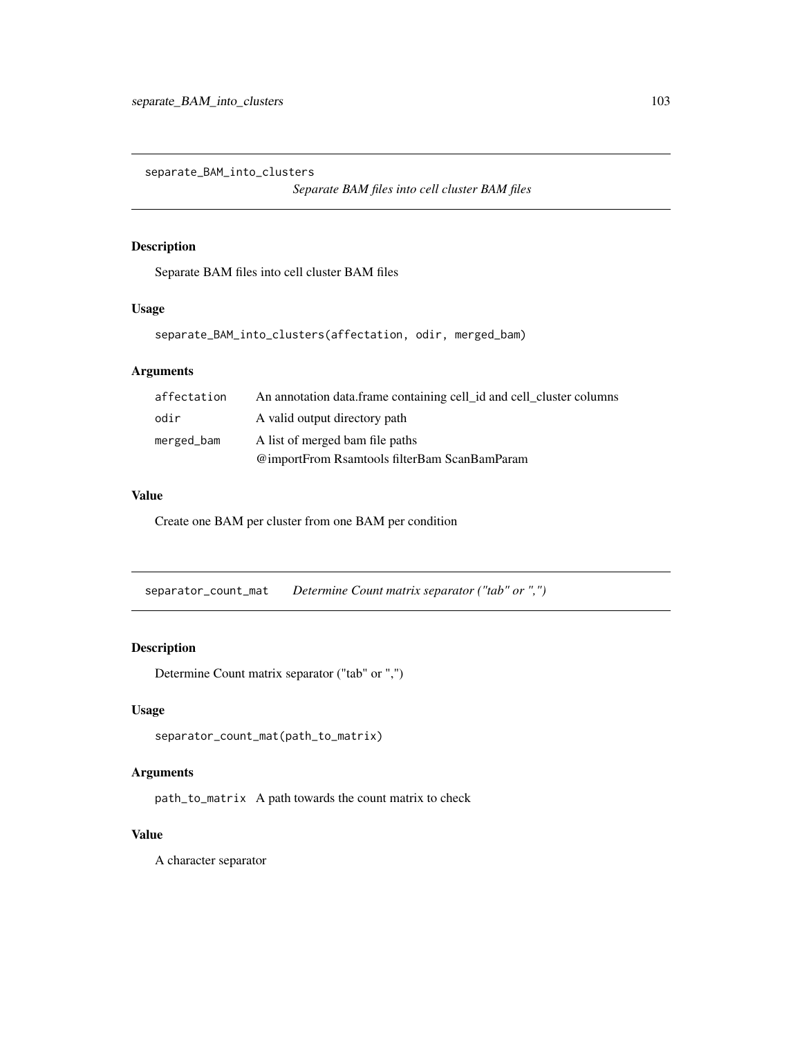## separate_BAM_into_clusters

*Separate BAM files into cell cluster BAM files*

### Description

Separate BAM files into cell cluster BAM files

### Usage

```
separate_BAM_into_clusters(affectation, odir, merged_bam)
```

### Arguments

| | |
|---|---|
| affectation | An annotation data.frame containing cell_id and cell_cluster columns |
| odir | A valid output directory path |
| merged_bam | A list of merged bam file paths<br>@importFrom Rsamtools filterBam ScanBamParam |

### Value

Create one BAM per cluster from one BAM per condition

## separator_count_mat

*Determine Count matrix separator ("tab" or ",")*

### Description

Determine Count matrix separator ("tab" or ",")

### Usage

```
separator_count_mat(path_to_matrix)
```

### Arguments

| | |
|---|---|
| path_to_matrix | A path towards the count matrix to check |

### Value

A character separator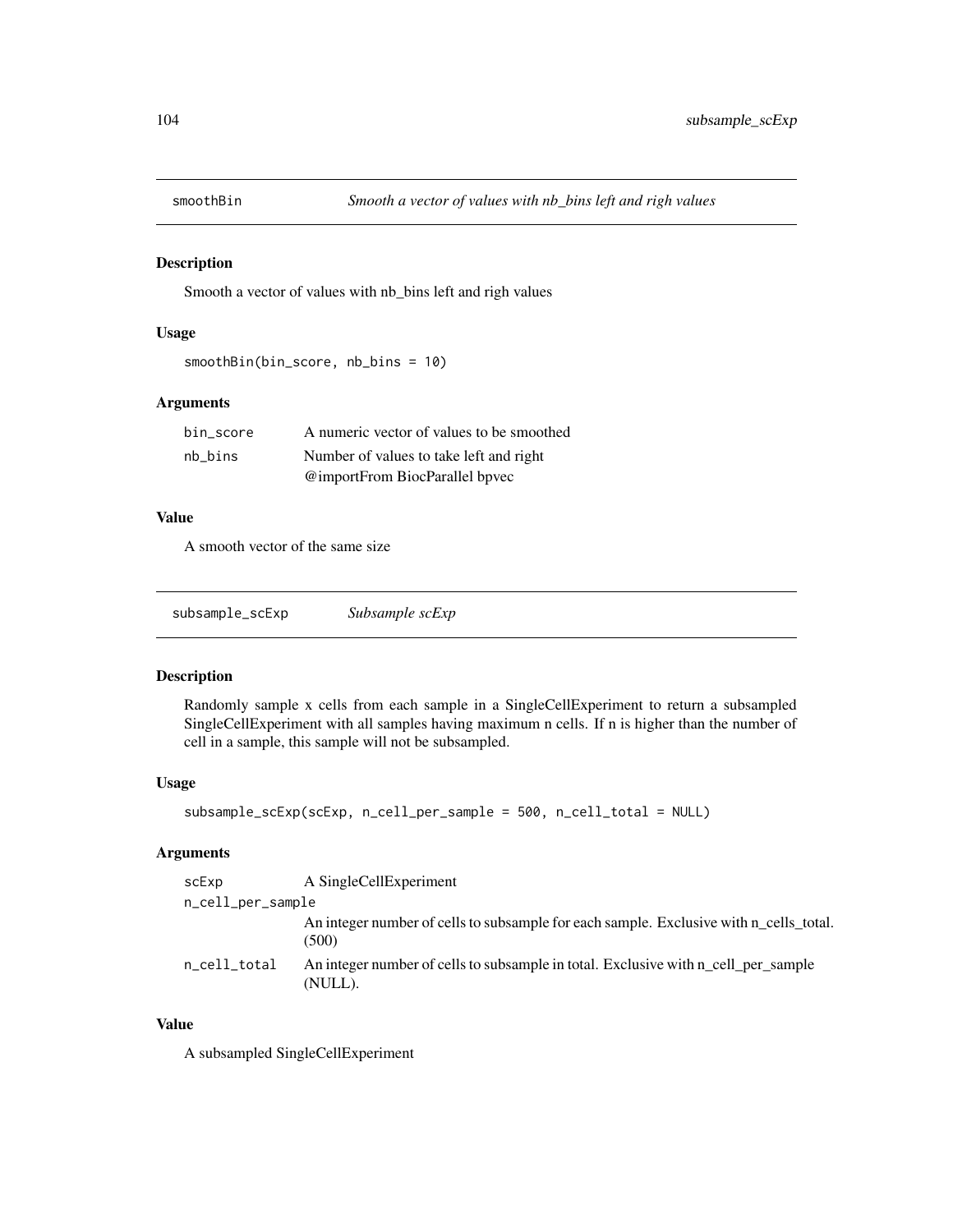## smoothBin *Smooth a vector of values with nb_bins left and righ values*

### Description

Smooth a vector of values with nb_bins left and righ values

### Usage

```
smoothBin(bin_score, nb_bins = 10)
```

### Arguments

| | |
|---|---|
| bin_score | A numeric vector of values to be smoothed |
| nb_bins | Number of values to take left and right @importFrom BiocParallel bpvec |

### Value

A smooth vector of the same size

## subsample_scExp *Subsample scExp*

### Description

Randomly sample x cells from each sample in a SingleCellExperiment to return a subsampled SingleCellExperiment with all samples having maximum n cells. If n is higher than the number of cell in a sample, this sample will not be subsampled.

### Usage

```
subsample_scExp(scExp, n_cell_per_sample = 500, n_cell_total = NULL)
```

### Arguments

| | |
|---|---|
| scExp | A SingleCellExperiment |
| n_cell_per_sample | An integer number of cells to subsample for each sample. Exclusive with n_cells_total. (500) |
| n_cell_total | An integer number of cells to subsample in total. Exclusive with n_cell_per_sample (NULL). |

### Value

A subsampled SingleCellExperiment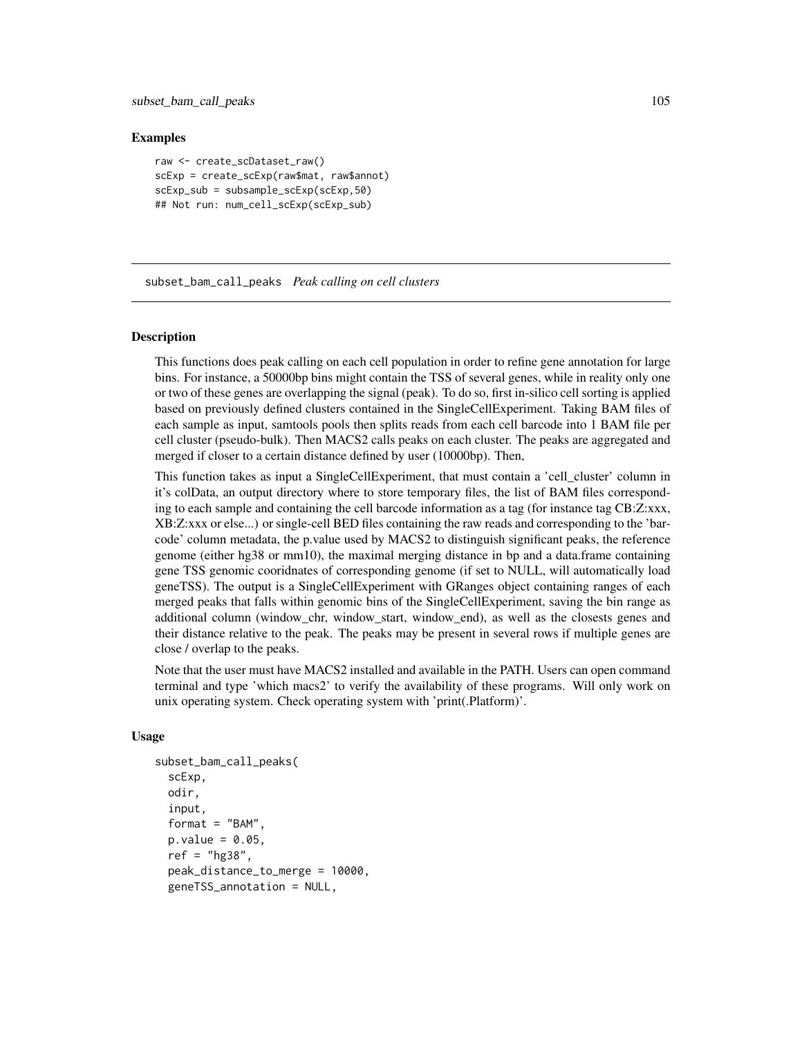### Examples

```
raw <- create_scDataset_raw()
scExp = create_scExp(raw$mat, raw$annot)
scExp_sub = subsample_scExp(scExp,50)
## Not run: num_cell_scExp(scExp_sub)
```

## subset_bam_call_peaks *Peak calling on cell clusters*

### Description

This functions does peak calling on each cell population in order to refine gene annotation for large bins. For instance, a 50000bp bins might contain the TSS of several genes, while in reality only one or two of these genes are overlapping the signal (peak). To do so, first in-silico cell sorting is applied based on previously defined clusters contained in the SingleCellExperiment. Taking BAM files of each sample as input, samtools pools then splits reads from each cell barcode into 1 BAM file per cell cluster (pseudo-bulk). Then MACS2 calls peaks on each cluster. The peaks are aggregated and merged if closer to a certain distance defined by user (10000bp). Then,

This function takes as input a SingleCellExperiment, that must contain a 'cell_cluster' column in it's colData, an output directory where to store temporary files, the list of BAM files corresponding to each sample and containing the cell barcode information as a tag (for instance tag CB:Z:xxx, XB:Z:xxx or else...) or single-cell BED files containing the raw reads and corresponding to the 'barcode' column metadata, the p.value used by MACS2 to distinguish significant peaks, the reference genome (either hg38 or mm10), the maximal merging distance in bp and a data.frame containing gene TSS genomic cooridnates of corresponding genome (if set to NULL, will automatically load geneTSS). The output is a SingleCellExperiment with GRanges object containing ranges of each merged peaks that falls within genomic bins of the SingleCellExperiment, saving the bin range as additional column (window_chr, window_start, window_end), as well as the closests genes and their distance relative to the peak. The peaks may be present in several rows if multiple genes are close / overlap to the peaks.

Note that the user must have MACS2 installed and available in the PATH. Users can open command terminal and type 'which macs2' to verify the availability of these programs. Will only work on unix operating system. Check operating system with 'print(.Platform)'.

### Usage

```
subset_bam_call_peaks(
  scExp,
  odir,
  input,
  format = "BAM",
  p.value = 0.05,
  ref = "hg38",
  peak_distance_to_merge = 10000,
  geneTSS_annotation = NULL,
```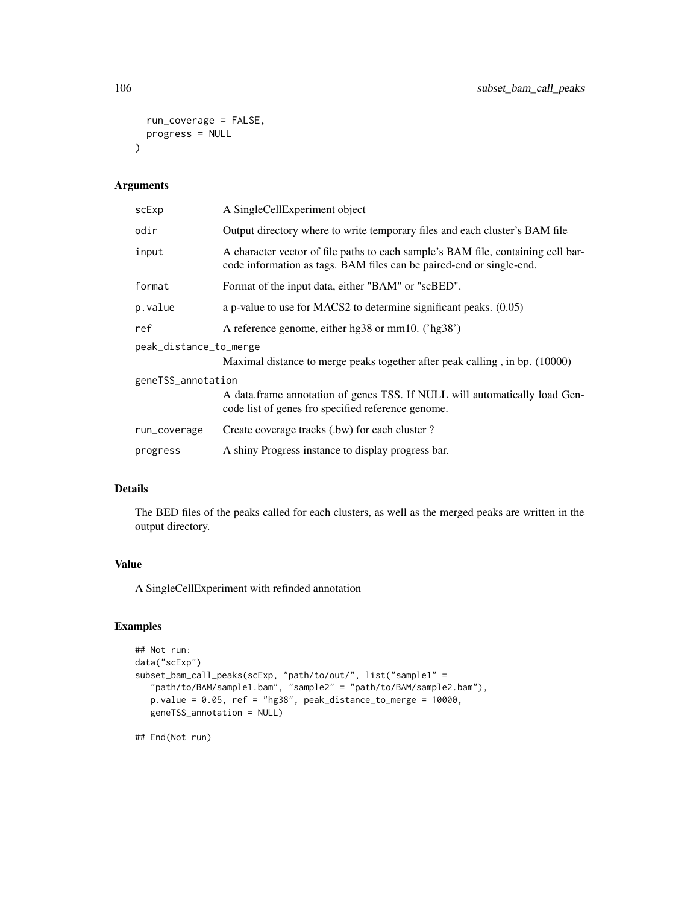```
  run_coverage = FALSE,
  progress = NULL
)
```

## Arguments

| | |
|---|---|
| scExp | A SingleCellExperiment object |
| odir | Output directory where to write temporary files and each cluster's BAM file |
| input | A character vector of file paths to each sample's BAM file, containing cell barcode information as tags. BAM files can be paired-end or single-end. |
| format | Format of the input data, either "BAM" or "scBED". |
| p.value | a p-value to use for MACS2 to determine significant peaks. (0.05) |
| ref | A reference genome, either hg38 or mm10. ('hg38') |
| peak_distance_to_merge | Maximal distance to merge peaks together after peak calling , in bp. (10000) |
| geneTSS_annotation | A data.frame annotation of genes TSS. If NULL will automatically load Gencode list of genes fro specified reference genome. |
| run_coverage | Create coverage tracks (.bw) for each cluster ? |
| progress | A shiny Progress instance to display progress bar. |

## Details

The BED files of the peaks called for each clusters, as well as the merged peaks are written in the output directory.

## Value

A SingleCellExperiment with refinded annotation

## Examples

```
## Not run:
data("scExp")
subset_bam_call_peaks(scExp, "path/to/out/", list("sample1" =
   "path/to/BAM/sample1.bam", "sample2" = "path/to/BAM/sample2.bam"),
   p.value = 0.05, ref = "hg38", peak_distance_to_merge = 10000,
   geneTSS_annotation = NULL)

## End(Not run)
```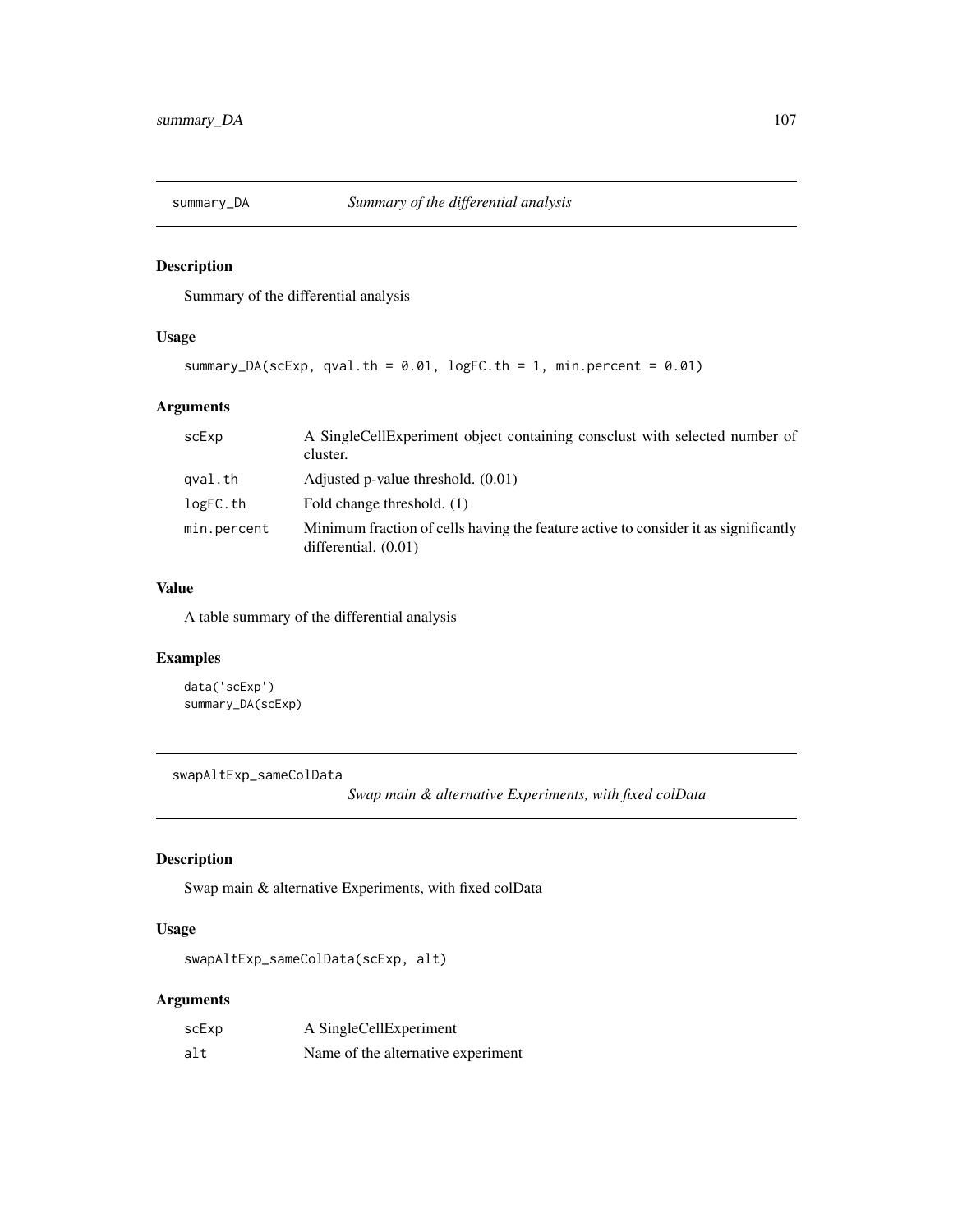## summary_DA *Summary of the differential analysis*

### Description

Summary of the differential analysis

### Usage

```
summary_DA(scExp, qval.th = 0.01, logFC.th = 1, min.percent = 0.01)
```

### Arguments

| | |
|---|---|
| scExp | A SingleCellExperiment object containing consclust with selected number of cluster. |
| qval.th | Adjusted p-value threshold. (0.01) |
| logFC.th | Fold change threshold. (1) |
| min.percent | Minimum fraction of cells having the feature active to consider it as significantly differential. (0.01) |

### Value

A table summary of the differential analysis

### Examples

```
data('scExp')
summary_DA(scExp)
```

## swapAltExp_sameColData *Swap main & alternative Experiments, with fixed colData*

### Description

Swap main & alternative Experiments, with fixed colData

### Usage

```
swapAltExp_sameColData(scExp, alt)
```

### Arguments

| | |
|---|---|
| scExp | A SingleCellExperiment |
| alt | Name of the alternative experiment |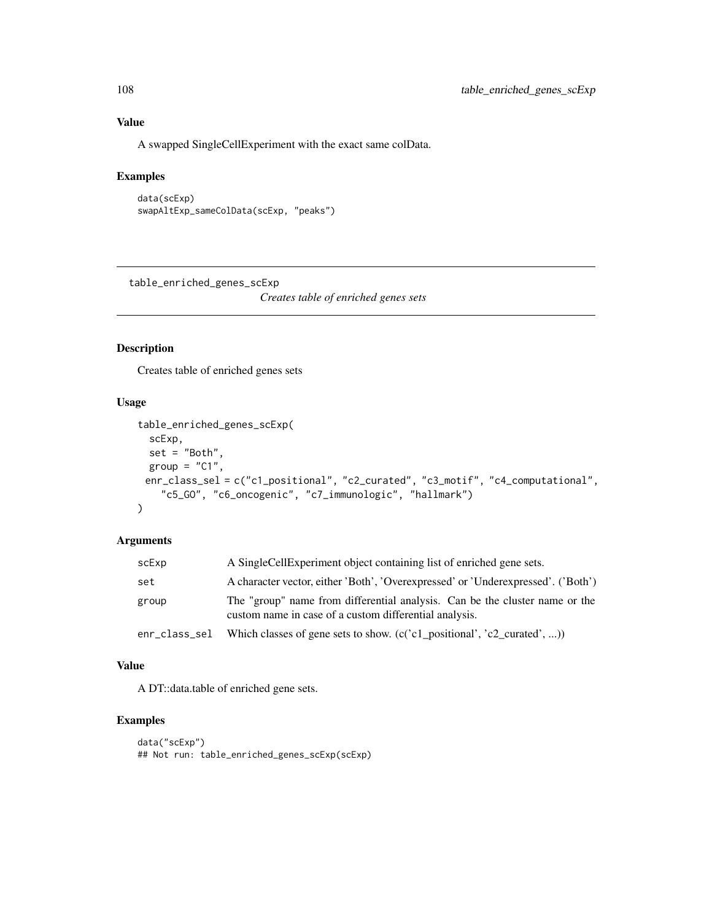## Value

A swapped SingleCellExperiment with the exact same colData.

## Examples

```
data(scExp)
swapAltExp_sameColData(scExp, "peaks")
```

---

# table_enriched_genes_scExp

*Creates table of enriched genes sets*

## Description

Creates table of enriched genes sets

## Usage

```
table_enriched_genes_scExp(
  scExp,
  set = "Both",
  group = "C1",
 enr_class_sel = c("c1_positional", "c2_curated", "c3_motif", "c4_computational",
    "c5_GO", "c6_oncogenic", "c7_immunologic", "hallmark")
)
```

## Arguments

| | |
|---|---|
| scExp | A SingleCellExperiment object containing list of enriched gene sets. |
| set | A character vector, either 'Both', 'Overexpressed' or 'Underexpressed'. ('Both') |
| group | The "group" name from differential analysis. Can be the cluster name or the custom name in case of a custom differential analysis. |
| enr_class_sel | Which classes of gene sets to show. (c('c1_positional', 'c2_curated', ...)) |

## Value

A DT::data.table of enriched gene sets.

## Examples

```
data("scExp")
## Not run: table_enriched_genes_scExp(scExp)
```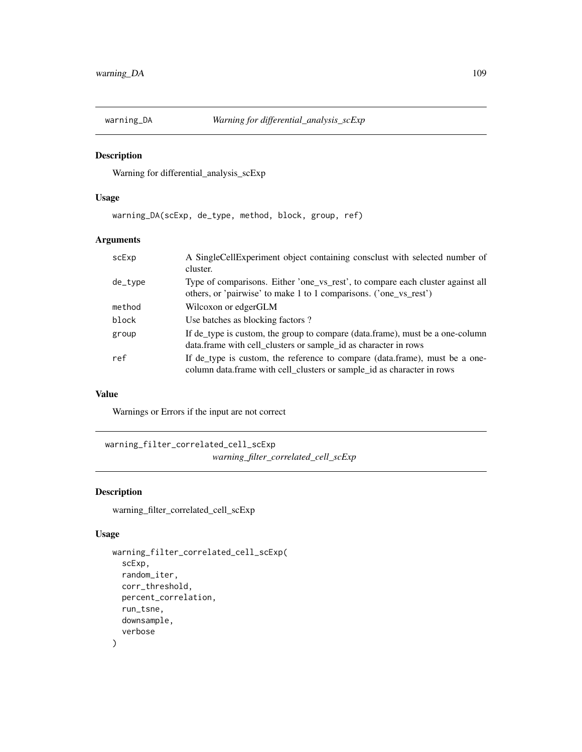## warning_DA *Warning for differential_analysis_scExp*

### Description

Warning for differential_analysis_scExp

### Usage

```
warning_DA(scExp, de_type, method, block, group, ref)
```

### Arguments

| | |
|---|---|
| scExp | A SingleCellExperiment object containing consclust with selected number of cluster. |
| de_type | Type of comparisons. Either 'one_vs_rest', to compare each cluster against all others, or 'pairwise' to make 1 to 1 comparisons. ('one_vs_rest') |
| method | Wilcoxon or edgerGLM |
| block | Use batches as blocking factors ? |
| group | If de_type is custom, the group to compare (data.frame), must be a one-column data.frame with cell_clusters or sample_id as character in rows |
| ref | If de_type is custom, the reference to compare (data.frame), must be a one-column data.frame with cell_clusters or sample_id as character in rows |

### Value

Warnings or Errors if the input are not correct

## warning_filter_correlated_cell_scExp *warning_filter_correlated_cell_scExp*

### Description

warning_filter_correlated_cell_scExp

### Usage

```
warning_filter_correlated_cell_scExp(
  scExp,
  random_iter,
  corr_threshold,
  percent_correlation,
  run_tsne,
  downsample,
  verbose
)
```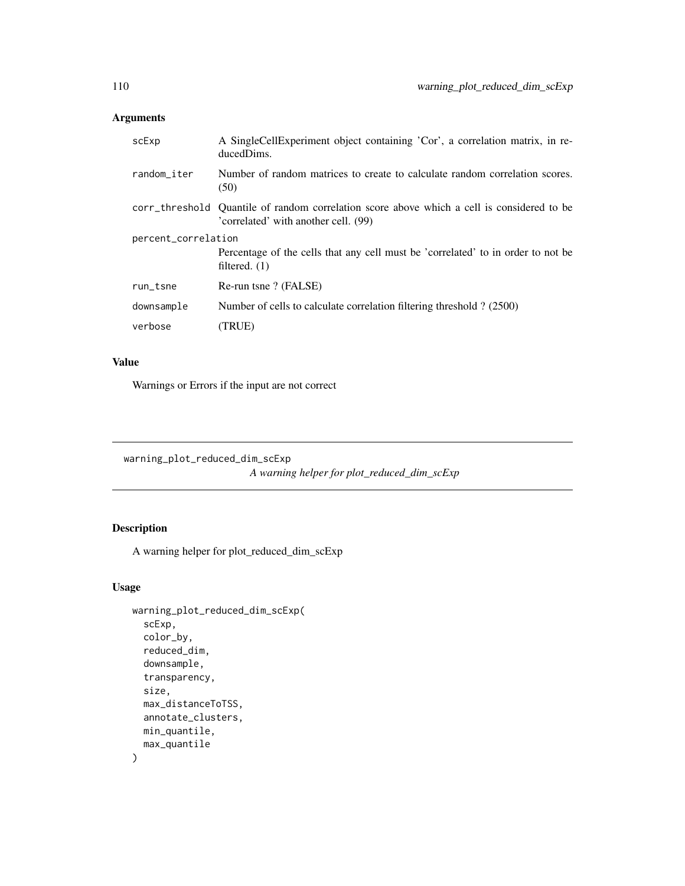## Arguments

| | |
|---|---|
| scExp | A SingleCellExperiment object containing 'Cor', a correlation matrix, in reducedDims. |
| random_iter | Number of random matrices to create to calculate random correlation scores. (50) |
| corr_threshold | Quantile of random correlation score above which a cell is considered to be 'correlated' with another cell. (99) |
| percent_correlation | Percentage of the cells that any cell must be 'correlated' to in order to not be filtered. (1) |
| run_tsne | Re-run tsne ? (FALSE) |
| downsample | Number of cells to calculate correlation filtering threshold ? (2500) |
| verbose | (TRUE) |

## Value

Warnings or Errors if the input are not correct

---

warning_plot_reduced_dim_scExp    *A warning helper for plot_reduced_dim_scExp*

---

## Description

A warning helper for plot_reduced_dim_scExp

## Usage

```
warning_plot_reduced_dim_scExp(
  scExp,
  color_by,
  reduced_dim,
  downsample,
  transparency,
  size,
  max_distanceToTSS,
  annotate_clusters,
  min_quantile,
  max_quantile
)
```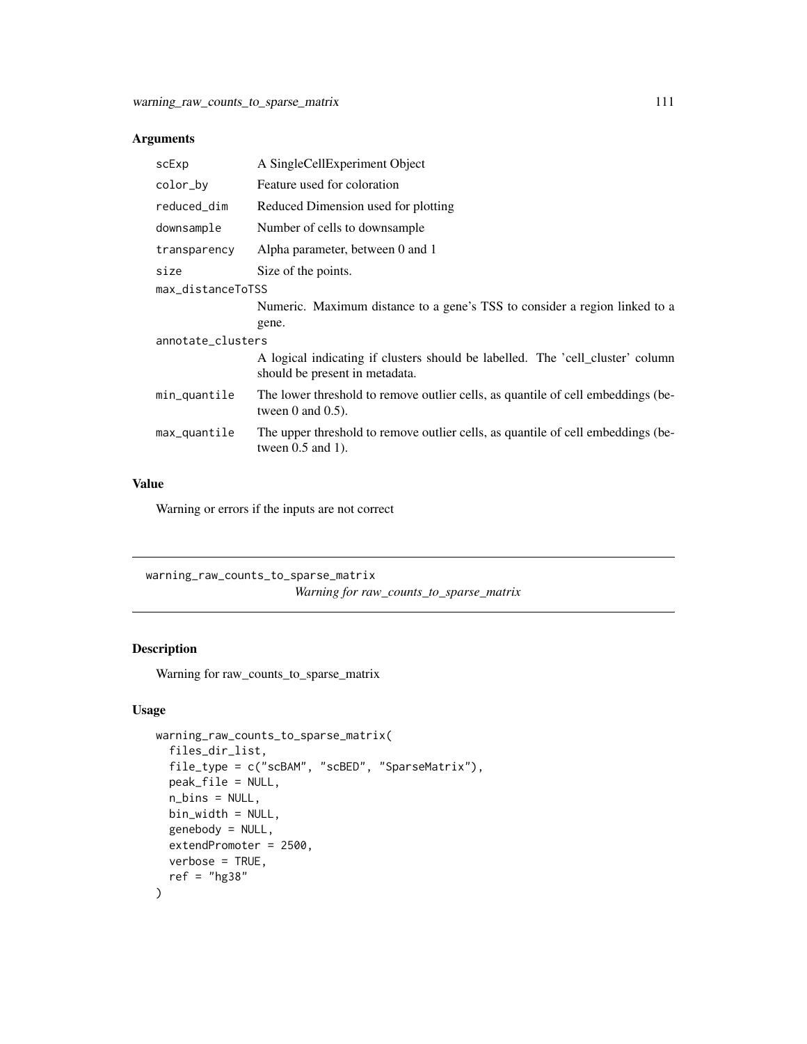## Arguments

| | |
|---|---|
| scExp | A SingleCellExperiment Object |
| color_by | Feature used for coloration |
| reduced_dim | Reduced Dimension used for plotting |
| downsample | Number of cells to downsample |
| transparency | Alpha parameter, between 0 and 1 |
| size | Size of the points. |
| max_distanceToTSS | Numeric. Maximum distance to a gene's TSS to consider a region linked to a gene. |
| annotate_clusters | A logical indicating if clusters should be labelled. The 'cell_cluster' column should be present in metadata. |
| min_quantile | The lower threshold to remove outlier cells, as quantile of cell embeddings (between 0 and 0.5). |
| max_quantile | The upper threshold to remove outlier cells, as quantile of cell embeddings (between 0.5 and 1). |

## Value

Warning or errors if the inputs are not correct

---

# warning_raw_counts_to_sparse_matrix

*Warning for raw_counts_to_sparse_matrix*

## Description

Warning for raw_counts_to_sparse_matrix

## Usage

```
warning_raw_counts_to_sparse_matrix(
  files_dir_list,
  file_type = c("scBAM", "scBED", "SparseMatrix"),
  peak_file = NULL,
  n_bins = NULL,
  bin_width = NULL,
  genebody = NULL,
  extendPromoter = 2500,
  verbose = TRUE,
  ref = "hg38"
)
```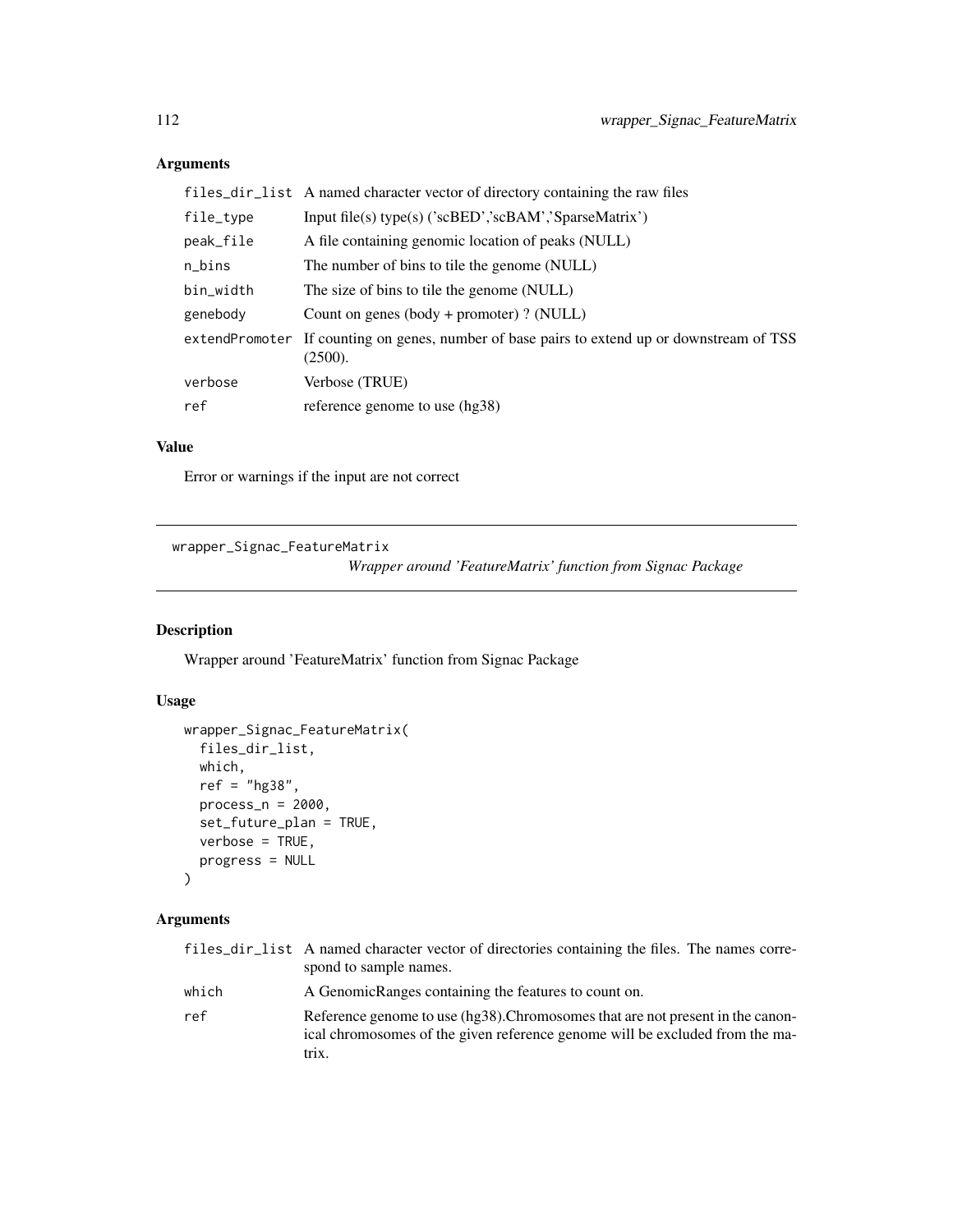## Arguments

| | |
|---|---|
| files_dir_list | A named character vector of directory containing the raw files |
| file_type | Input file(s) type(s) ('scBED','scBAM','SparseMatrix') |
| peak_file | A file containing genomic location of peaks (NULL) |
| n_bins | The number of bins to tile the genome (NULL) |
| bin_width | The size of bins to tile the genome (NULL) |
| genebody | Count on genes (body + promoter) ? (NULL) |
| extendPromoter | If counting on genes, number of base pairs to extend up or downstream of TSS (2500). |
| verbose | Verbose (TRUE) |
| ref | reference genome to use (hg38) |

## Value

Error or warnings if the input are not correct

---

# wrapper_Signac_FeatureMatrix

*Wrapper around 'FeatureMatrix' function from Signac Package*

## Description

Wrapper around 'FeatureMatrix' function from Signac Package

## Usage

```
wrapper_Signac_FeatureMatrix(
  files_dir_list,
  which,
  ref = "hg38",
  process_n = 2000,
  set_future_plan = TRUE,
  verbose = TRUE,
  progress = NULL
)
```

## Arguments

| | |
|---|---|
| files_dir_list | A named character vector of directories containing the files. The names correspond to sample names. |
| which | A GenomicRanges containing the features to count on. |
| ref | Reference genome to use (hg38).Chromosomes that are not present in the canonical chromosomes of the given reference genome will be excluded from the matrix. |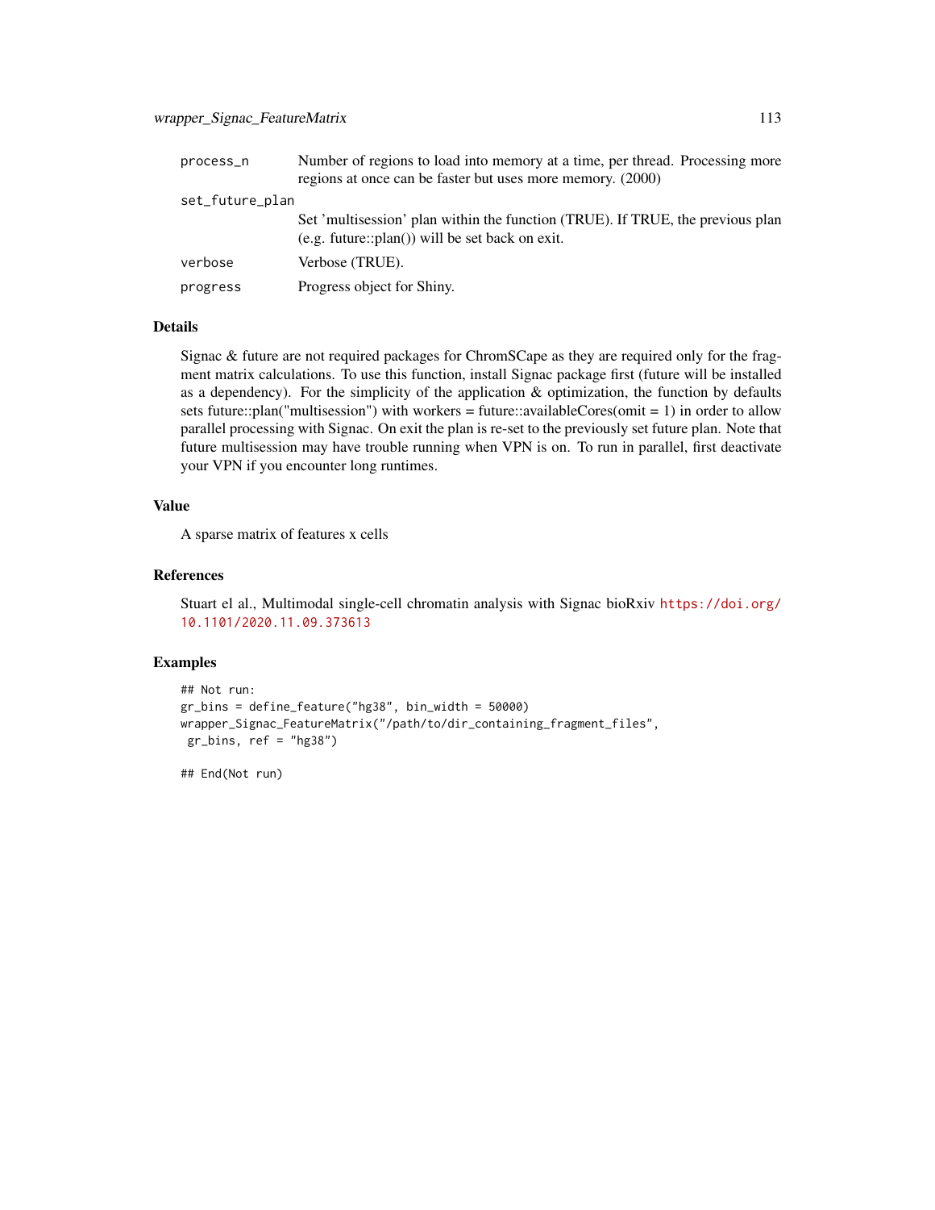| | |
|---|---|
| process_n | Number of regions to load into memory at a time, per thread. Processing more regions at once can be faster but uses more memory. (2000) |
| set_future_plan | Set 'multisession' plan within the function (TRUE). If TRUE, the previous plan (e.g. future::plan()) will be set back on exit. |
| verbose | Verbose (TRUE). |
| progress | Progress object for Shiny. |

## Details

Signac & future are not required packages for ChromSCape as they are required only for the fragment matrix calculations. To use this function, install Signac package first (future will be installed as a dependency). For the simplicity of the application & optimization, the function by defaults sets future::plan("multisession") with workers = future::availableCores(omit = 1) in order to allow parallel processing with Signac. On exit the plan is re-set to the previously set future plan. Note that future multisession may have trouble running when VPN is on. To run in parallel, first deactivate your VPN if you encounter long runtimes.

## Value

A sparse matrix of features x cells

## References

Stuart el al., Multimodal single-cell chromatin analysis with Signac bioRxiv https://doi.org/10.1101/2020.11.09.373613

## Examples

```
## Not run:
gr_bins = define_feature("hg38", bin_width = 50000)
wrapper_Signac_FeatureMatrix("/path/to/dir_containing_fragment_files",
 gr_bins, ref = "hg38")

## End(Not run)
```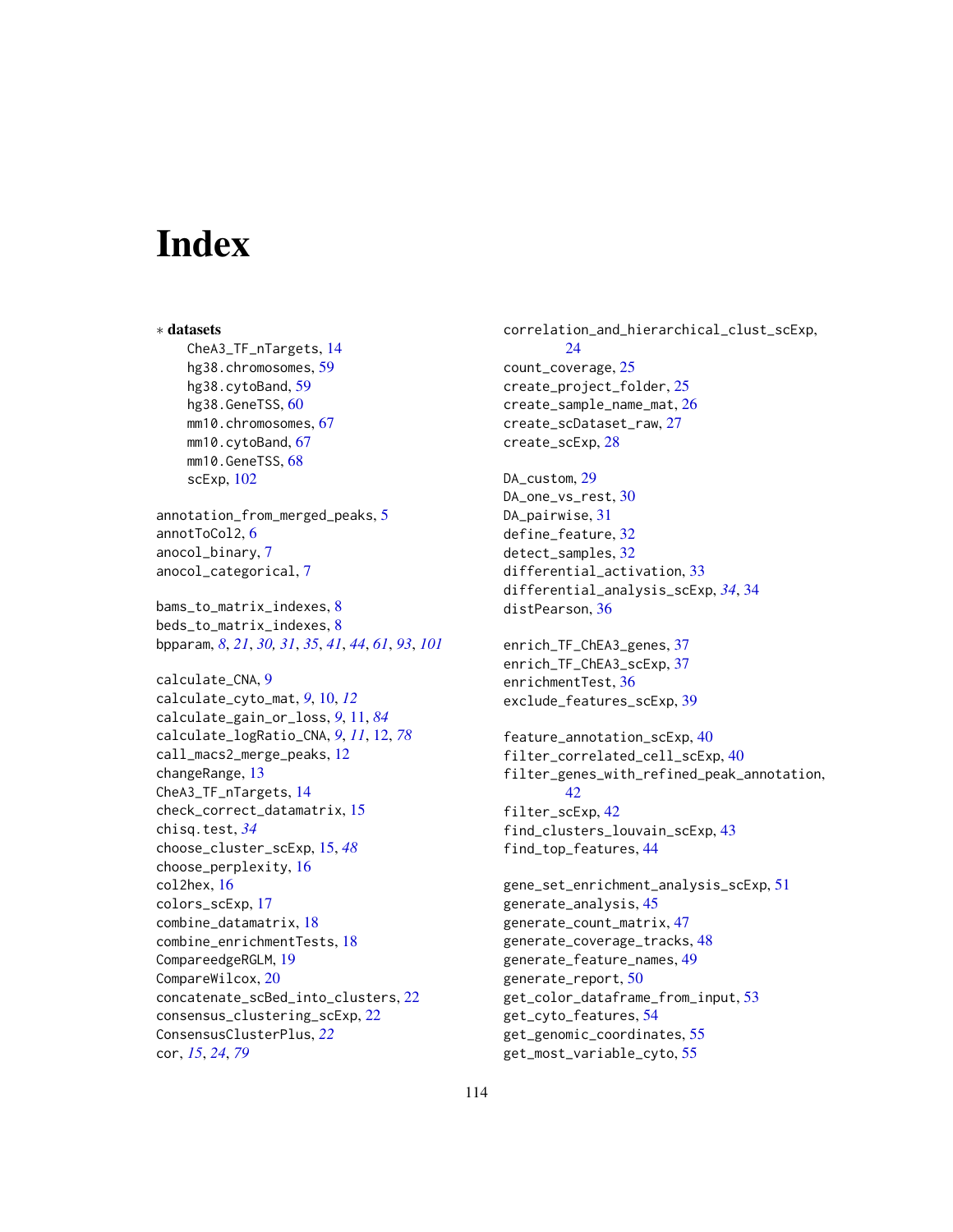# Index

∗ **datasets**

CheA3_TF_nTargets, 14
hg38.chromosomes, 59
hg38.cytoBand, 59
hg38.GeneTSS, 60
mm10.chromosomes, 67
mm10.cytoBand, 67
mm10.GeneTSS, 68
scExp, 102

annotation_from_merged_peaks, 5
annotToCol2, 6
anocol_binary, 7
anocol_categorical, 7

bams_to_matrix_indexes, 8
beds_to_matrix_indexes, 8
bpparam, *8*, *21*, *30, 31*, *35*, *41*, *44*, *61*, *93*, *101*

calculate_CNA, 9
calculate_cyto_mat, *9*, 10, *12*
calculate_gain_or_loss, *9*, 11, *84*
calculate_logRatio_CNA, *9*, *11*, 12, *78*
call_macs2_merge_peaks, 12
changeRange, 13
CheA3_TF_nTargets, 14
check_correct_datamatrix, 15
chisq.test, *34*
choose_cluster_scExp, 15, *48*
choose_perplexity, 16
col2hex, 16
colors_scExp, 17
combine_datamatrix, 18
combine_enrichmentTests, 18
CompareedgeRGLM, 19
CompareWilcox, 20
concatenate_scBed_into_clusters, 22
consensus_clustering_scExp, 22
ConsensusClusterPlus, *22*
cor, *15*, *24*, *79*

correlation_and_hierarchical_clust_scExp, 24
count_coverage, 25
create_project_folder, 25
create_sample_name_mat, 26
create_scDataset_raw, 27
create_scExp, 28

DA_custom, 29
DA_one_vs_rest, 30
DA_pairwise, 31
define_feature, 32
detect_samples, 32
differential_activation, 33
differential_analysis_scExp, *34*, 34
distPearson, 36

enrich_TF_ChEA3_genes, 37
enrich_TF_ChEA3_scExp, 37
enrichmentTest, 36
exclude_features_scExp, 39

feature_annotation_scExp, 40
filter_correlated_cell_scExp, 40
filter_genes_with_refined_peak_annotation, 42
filter_scExp, 42
find_clusters_louvain_scExp, 43
find_top_features, 44

gene_set_enrichment_analysis_scExp, 51
generate_analysis, 45
generate_count_matrix, 47
generate_coverage_tracks, 48
generate_feature_names, 49
generate_report, 50
get_color_dataframe_from_input, 53
get_cyto_features, 54
get_genomic_coordinates, 55
get_most_variable_cyto, 55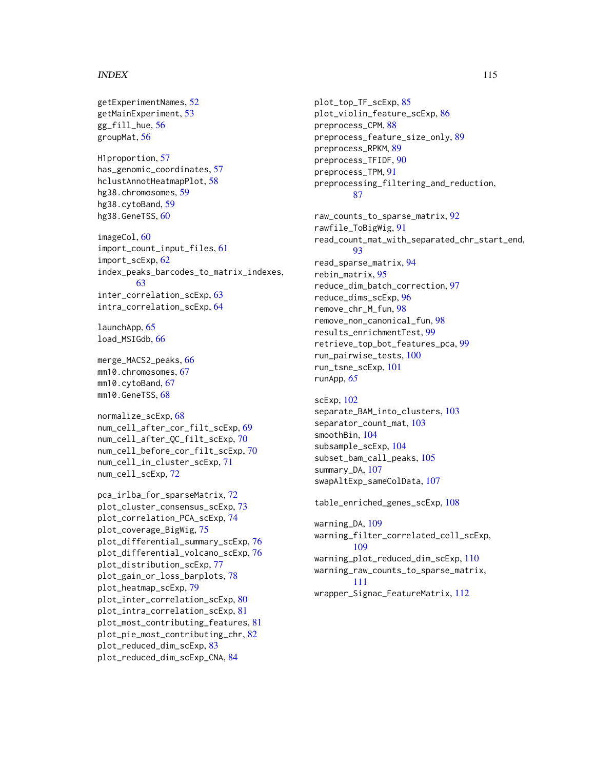getExperimentNames, 52
getMainExperiment, 53
gg_fill_hue, 56
groupMat, 56

H1proportion, 57
has_genomic_coordinates, 57
hclustAnnotHeatmapPlot, 58
hg38.chromosomes, 59
hg38.cytoBand, 59
hg38.GeneTSS, 60

imageCol, 60
import_count_input_files, 61
import_scExp, 62
index_peaks_barcodes_to_matrix_indexes, 63
inter_correlation_scExp, 63
intra_correlation_scExp, 64

launchApp, 65
load_MSIGdb, 66

merge_MACS2_peaks, 66
mm10.chromosomes, 67
mm10.cytoBand, 67
mm10.GeneTSS, 68

normalize_scExp, 68
num_cell_after_cor_filt_scExp, 69
num_cell_after_QC_filt_scExp, 70
num_cell_before_cor_filt_scExp, 70
num_cell_in_cluster_scExp, 71
num_cell_scExp, 72

pca_irlba_for_sparseMatrix, 72
plot_cluster_consensus_scExp, 73
plot_correlation_PCA_scExp, 74
plot_coverage_BigWig, 75
plot_differential_summary_scExp, 76
plot_differential_volcano_scExp, 76
plot_distribution_scExp, 77
plot_gain_or_loss_barplots, 78
plot_heatmap_scExp, 79
plot_inter_correlation_scExp, 80
plot_intra_correlation_scExp, 81
plot_most_contributing_features, 81
plot_pie_most_contributing_chr, 82
plot_reduced_dim_scExp, 83
plot_reduced_dim_scExp_CNA, 84
plot_top_TF_scExp, 85
plot_violin_feature_scExp, 86
preprocess_CPM, 88
preprocess_feature_size_only, 89
preprocess_RPKM, 89
preprocess_TFIDF, 90
preprocess_TPM, 91
preprocessing_filtering_and_reduction, 87

raw_counts_to_sparse_matrix, 92
rawfile_ToBigWig, 91
read_count_mat_with_separated_chr_start_end, 93
read_sparse_matrix, 94
rebin_matrix, 95
reduce_dim_batch_correction, 97
reduce_dims_scExp, 96
remove_chr_M_fun, 98
remove_non_canonical_fun, 98
results_enrichmentTest, 99
retrieve_top_bot_features_pca, 99
run_pairwise_tests, 100
run_tsne_scExp, 101
runApp, *65*

scExp, 102
separate_BAM_into_clusters, 103
separator_count_mat, 103
smoothBin, 104
subsample_scExp, 104
subset_bam_call_peaks, 105
summary_DA, 107
swapAltExp_sameColData, 107

table_enriched_genes_scExp, 108

warning_DA, 109
warning_filter_correlated_cell_scExp, 109
warning_plot_reduced_dim_scExp, 110
warning_raw_counts_to_sparse_matrix, 111
wrapper_Signac_FeatureMatrix, 112